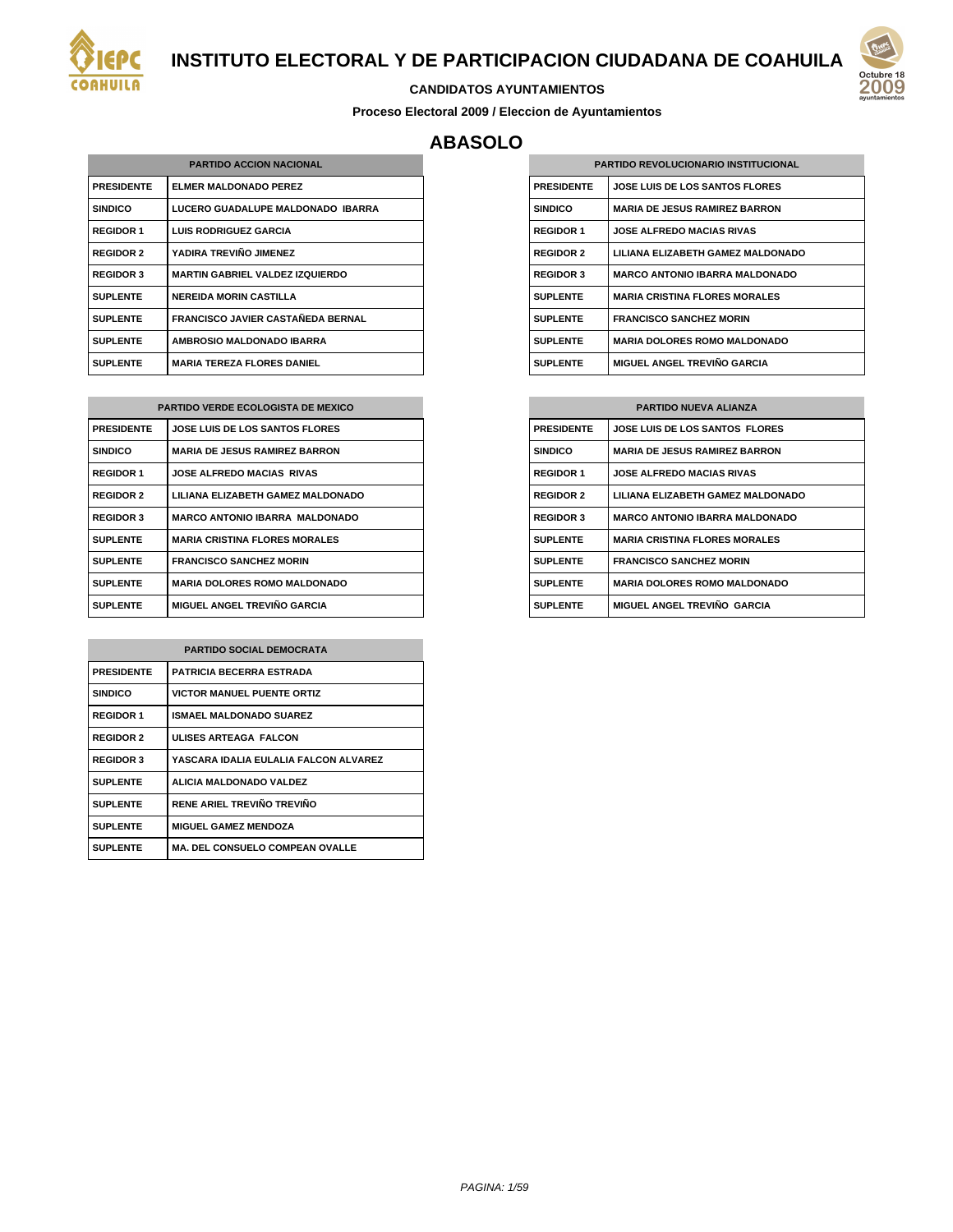# INSTITUTO ELECTORAL Y DE PARTICIPACION CIUDADANA DE COAHUILA

**CANDIDATOS AYUNTAMIENTOS**

**Proceso Electoral 2009 / Eleccion de Ayuntamientos**

## ABASOLO

| PARTIDO ACCION NACIONAL | |
|---|---|
| PRESIDENTE | ELMER MALDONADO PEREZ |
| SINDICO | LUCERO GUADALUPE MALDONADO IBARRA |
| REGIDOR 1 | LUIS RODRIGUEZ GARCIA |
| REGIDOR 2 | YADIRA TREVIÑO JIMENEZ |
| REGIDOR 3 | MARTIN GABRIEL VALDEZ IZQUIERDO |
| SUPLENTE | NEREIDA MORIN CASTILLA |
| SUPLENTE | FRANCISCO JAVIER CASTAÑEDA BERNAL |
| SUPLENTE | AMBROSIO MALDONADO IBARRA |
| SUPLENTE | MARIA TEREZA FLORES DANIEL |

| PARTIDO REVOLUCIONARIO INSTITUCIONAL | |
|---|---|
| PRESIDENTE | JOSE LUIS DE LOS SANTOS FLORES |
| SINDICO | MARIA DE JESUS RAMIREZ BARRON |
| REGIDOR 1 | JOSE ALFREDO MACIAS RIVAS |
| REGIDOR 2 | LILIANA ELIZABETH GAMEZ MALDONADO |
| REGIDOR 3 | MARCO ANTONIO IBARRA MALDONADO |
| SUPLENTE | MARIA CRISTINA FLORES MORALES |
| SUPLENTE | FRANCISCO SANCHEZ MORIN |
| SUPLENTE | MARIA DOLORES ROMO MALDONADO |
| SUPLENTE | MIGUEL ANGEL TREVIÑO GARCIA |

| PARTIDO VERDE ECOLOGISTA DE MEXICO | |
|---|---|
| PRESIDENTE | JOSE LUIS DE LOS SANTOS FLORES |
| SINDICO | MARIA DE JESUS RAMIREZ BARRON |
| REGIDOR 1 | JOSE ALFREDO MACIAS RIVAS |
| REGIDOR 2 | LILIANA ELIZABETH GAMEZ MALDONADO |
| REGIDOR 3 | MARCO ANTONIO IBARRA MALDONADO |
| SUPLENTE | MARIA CRISTINA FLORES MORALES |
| SUPLENTE | FRANCISCO SANCHEZ MORIN |
| SUPLENTE | MARIA DOLORES ROMO MALDONADO |
| SUPLENTE | MIGUEL ANGEL TREVIÑO GARCIA |

| PARTIDO NUEVA ALIANZA | |
|---|---|
| PRESIDENTE | JOSE LUIS DE LOS SANTOS FLORES |
| SINDICO | MARIA DE JESUS RAMIREZ BARRON |
| REGIDOR 1 | JOSE ALFREDO MACIAS RIVAS |
| REGIDOR 2 | LILIANA ELIZABETH GAMEZ MALDONADO |
| REGIDOR 3 | MARCO ANTONIO IBARRA MALDONADO |
| SUPLENTE | MARIA CRISTINA FLORES MORALES |
| SUPLENTE | FRANCISCO SANCHEZ MORIN |
| SUPLENTE | MARIA DOLORES ROMO MALDONADO |
| SUPLENTE | MIGUEL ANGEL TREVIÑO GARCIA |

| PARTIDO SOCIAL DEMOCRATA | |
|---|---|
| PRESIDENTE | PATRICIA BECERRA ESTRADA |
| SINDICO | VICTOR MANUEL PUENTE ORTIZ |
| REGIDOR 1 | ISMAEL MALDONADO SUAREZ |
| REGIDOR 2 | ULISES ARTEAGA FALCON |
| REGIDOR 3 | YASCARA IDALIA EULALIA FALCON ALVAREZ |
| SUPLENTE | ALICIA MALDONADO VALDEZ |
| SUPLENTE | RENE ARIEL TREVIÑO TREVIÑO |
| SUPLENTE | MIGUEL GAMEZ MENDOZA |
| SUPLENTE | MA. DEL CONSUELO COMPEAN OVALLE |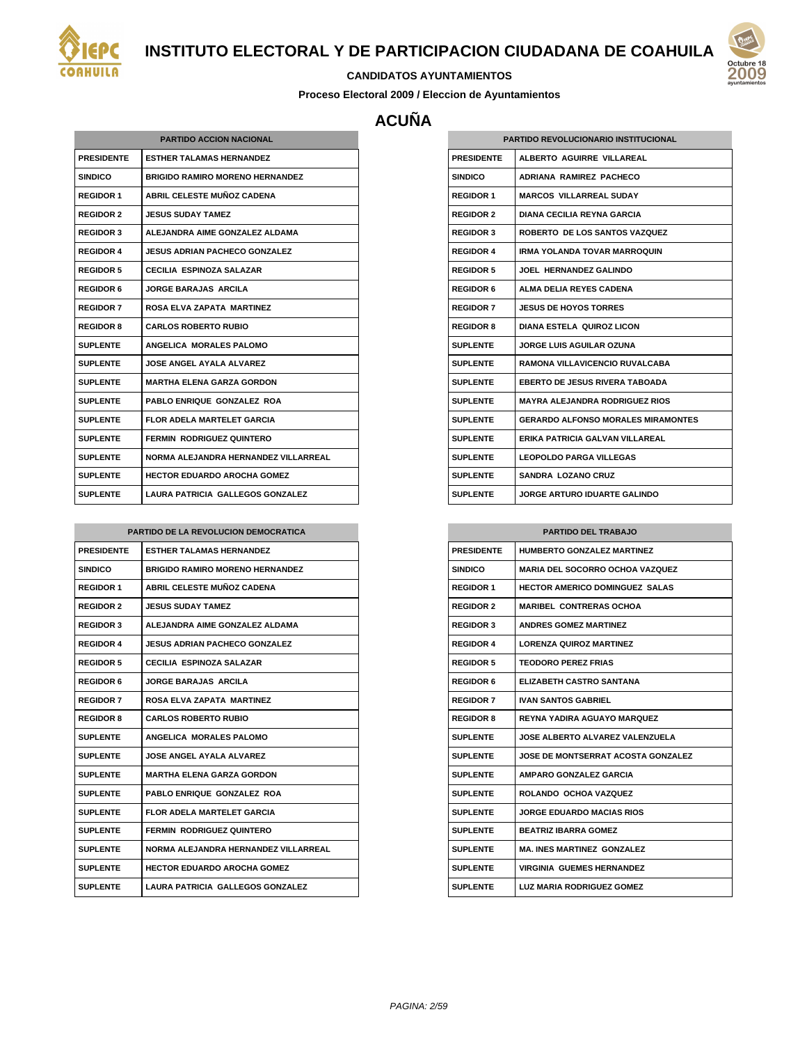# INSTITUTO ELECTORAL Y DE PARTICIPACION CIUDADANA DE COAHUILA

**CANDIDATOS AYUNTAMIENTOS**

**Proceso Electoral 2009 / Eleccion de Ayuntamientos**

## ACUÑA

| PARTIDO ACCION NACIONAL | |
|---|---|
| PRESIDENTE | ESTHER TALAMAS HERNANDEZ |
| SINDICO | BRIGIDO RAMIRO MORENO HERNANDEZ |
| REGIDOR 1 | ABRIL CELESTE MUÑOZ CADENA |
| REGIDOR 2 | JESUS SUDAY TAMEZ |
| REGIDOR 3 | ALEJANDRA AIME GONZALEZ ALDAMA |
| REGIDOR 4 | JESUS ADRIAN PACHECO GONZALEZ |
| REGIDOR 5 | CECILIA ESPINOZA SALAZAR |
| REGIDOR 6 | JORGE BARAJAS ARCILA |
| REGIDOR 7 | ROSA ELVA ZAPATA MARTINEZ |
| REGIDOR 8 | CARLOS ROBERTO RUBIO |
| SUPLENTE | ANGELICA MORALES PALOMO |
| SUPLENTE | JOSE ANGEL AYALA ALVAREZ |
| SUPLENTE | MARTHA ELENA GARZA GORDON |
| SUPLENTE | PABLO ENRIQUE GONZALEZ ROA |
| SUPLENTE | FLOR ADELA MARTELET GARCIA |
| SUPLENTE | FERMIN RODRIGUEZ QUINTERO |
| SUPLENTE | NORMA ALEJANDRA HERNANDEZ VILLARREAL |
| SUPLENTE | HECTOR EDUARDO AROCHA GOMEZ |
| SUPLENTE | LAURA PATRICIA GALLEGOS GONZALEZ |

| PARTIDO REVOLUCIONARIO INSTITUCIONAL | |
|---|---|
| PRESIDENTE | ALBERTO AGUIRRE VILLAREAL |
| SINDICO | ADRIANA RAMIREZ PACHECO |
| REGIDOR 1 | MARCOS VILLARREAL SUDAY |
| REGIDOR 2 | DIANA CECILIA REYNA GARCIA |
| REGIDOR 3 | ROBERTO DE LOS SANTOS VAZQUEZ |
| REGIDOR 4 | IRMA YOLANDA TOVAR MARROQUIN |
| REGIDOR 5 | JOEL HERNANDEZ GALINDO |
| REGIDOR 6 | ALMA DELIA REYES CADENA |
| REGIDOR 7 | JESUS DE HOYOS TORRES |
| REGIDOR 8 | DIANA ESTELA QUIROZ LICON |
| SUPLENTE | JORGE LUIS AGUILAR OZUNA |
| SUPLENTE | RAMONA VILLAVICENCIO RUVALCABA |
| SUPLENTE | EBERTO DE JESUS RIVERA TABOADA |
| SUPLENTE | MAYRA ALEJANDRA RODRIGUEZ RIOS |
| SUPLENTE | GERARDO ALFONSO MORALES MIRAMONTES |
| SUPLENTE | ERIKA PATRICIA GALVAN VILLAREAL |
| SUPLENTE | LEOPOLDO PARGA VILLEGAS |
| SUPLENTE | SANDRA LOZANO CRUZ |
| SUPLENTE | JORGE ARTURO IDUARTE GALINDO |

| PARTIDO DE LA REVOLUCION DEMOCRATICA | |
|---|---|
| PRESIDENTE | ESTHER TALAMAS HERNANDEZ |
| SINDICO | BRIGIDO RAMIRO MORENO HERNANDEZ |
| REGIDOR 1 | ABRIL CELESTE MUÑOZ CADENA |
| REGIDOR 2 | JESUS SUDAY TAMEZ |
| REGIDOR 3 | ALEJANDRA AIME GONZALEZ ALDAMA |
| REGIDOR 4 | JESUS ADRIAN PACHECO GONZALEZ |
| REGIDOR 5 | CECILIA ESPINOZA SALAZAR |
| REGIDOR 6 | JORGE BARAJAS ARCILA |
| REGIDOR 7 | ROSA ELVA ZAPATA MARTINEZ |
| REGIDOR 8 | CARLOS ROBERTO RUBIO |
| SUPLENTE | ANGELICA MORALES PALOMO |
| SUPLENTE | JOSE ANGEL AYALA ALVAREZ |
| SUPLENTE | MARTHA ELENA GARZA GORDON |
| SUPLENTE | PABLO ENRIQUE GONZALEZ ROA |
| SUPLENTE | FLOR ADELA MARTELET GARCIA |
| SUPLENTE | FERMIN RODRIGUEZ QUINTERO |
| SUPLENTE | NORMA ALEJANDRA HERNANDEZ VILLARREAL |
| SUPLENTE | HECTOR EDUARDO AROCHA GOMEZ |
| SUPLENTE | LAURA PATRICIA GALLEGOS GONZALEZ |

| PARTIDO DEL TRABAJO | |
|---|---|
| PRESIDENTE | HUMBERTO GONZALEZ MARTINEZ |
| SINDICO | MARIA DEL SOCORRO OCHOA VAZQUEZ |
| REGIDOR 1 | HECTOR AMERICO DOMINGUEZ SALAS |
| REGIDOR 2 | MARIBEL CONTRERAS OCHOA |
| REGIDOR 3 | ANDRES GOMEZ MARTINEZ |
| REGIDOR 4 | LORENZA QUIROZ MARTINEZ |
| REGIDOR 5 | TEODORO PEREZ FRIAS |
| REGIDOR 6 | ELIZABETH CASTRO SANTANA |
| REGIDOR 7 | IVAN SANTOS GABRIEL |
| REGIDOR 8 | REYNA YADIRA AGUAYO MARQUEZ |
| SUPLENTE | JOSE ALBERTO ALVAREZ VALENZUELA |
| SUPLENTE | JOSE DE MONTSERRAT ACOSTA GONZALEZ |
| SUPLENTE | AMPARO GONZALEZ GARCIA |
| SUPLENTE | ROLANDO OCHOA VAZQUEZ |
| SUPLENTE | JORGE EDUARDO MACIAS RIOS |
| SUPLENTE | BEATRIZ IBARRA GOMEZ |
| SUPLENTE | MA. INES MARTINEZ GONZALEZ |
| SUPLENTE | VIRGINIA GUEMES HERNANDEZ |
| SUPLENTE | LUZ MARIA RODRIGUEZ GOMEZ |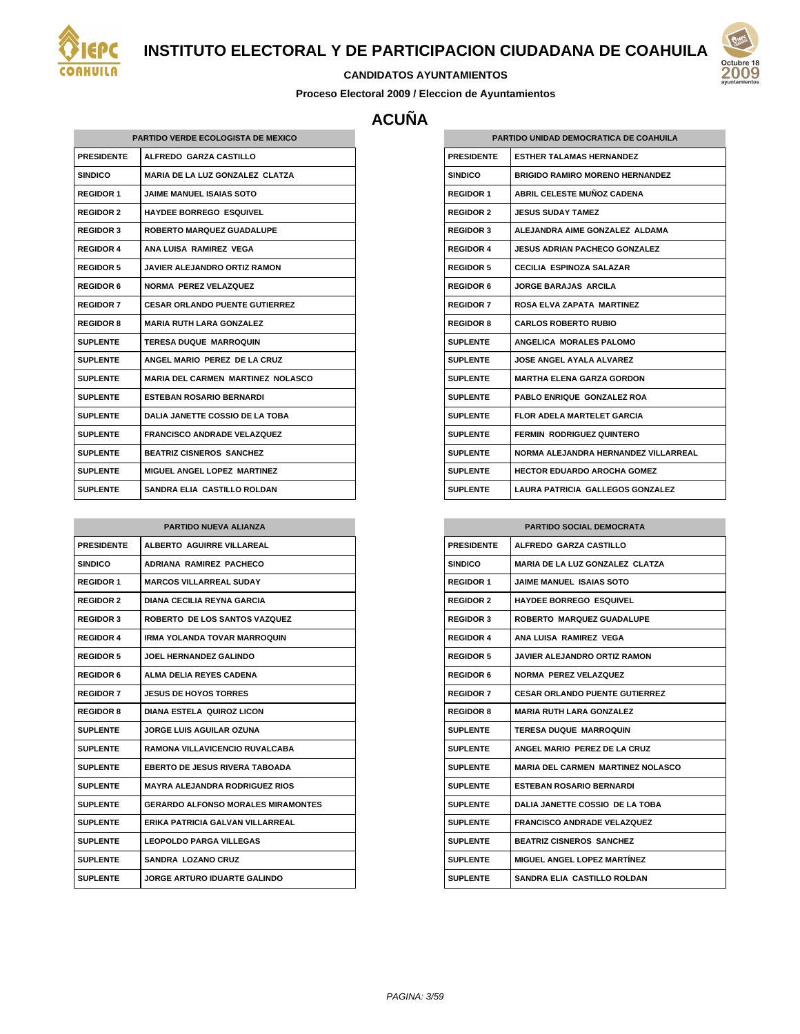# INSTITUTO ELECTORAL Y DE PARTICIPACION CIUDADANA DE COAHUILA

**CANDIDATOS AYUNTAMIENTOS**

**Proceso Electoral 2009 / Eleccion de Ayuntamientos**

## ACUÑA

| PARTIDO VERDE ECOLOGISTA DE MEXICO | |
|---|---|
| PRESIDENTE | ALFREDO GARZA CASTILLO |
| SINDICO | MARIA DE LA LUZ GONZALEZ CLATZA |
| REGIDOR 1 | JAIME MANUEL ISAIAS SOTO |
| REGIDOR 2 | HAYDEE BORREGO ESQUIVEL |
| REGIDOR 3 | ROBERTO MARQUEZ GUADALUPE |
| REGIDOR 4 | ANA LUISA RAMIREZ VEGA |
| REGIDOR 5 | JAVIER ALEJANDRO ORTIZ RAMON |
| REGIDOR 6 | NORMA PEREZ VELAZQUEZ |
| REGIDOR 7 | CESAR ORLANDO PUENTE GUTIERREZ |
| REGIDOR 8 | MARIA RUTH LARA GONZALEZ |
| SUPLENTE | TERESA DUQUE MARROQUIN |
| SUPLENTE | ANGEL MARIO PEREZ DE LA CRUZ |
| SUPLENTE | MARIA DEL CARMEN MARTINEZ NOLASCO |
| SUPLENTE | ESTEBAN ROSARIO BERNARDI |
| SUPLENTE | DALIA JANETTE COSSIO DE LA TOBA |
| SUPLENTE | FRANCISCO ANDRADE VELAZQUEZ |
| SUPLENTE | BEATRIZ CISNEROS SANCHEZ |
| SUPLENTE | MIGUEL ANGEL LOPEZ MARTINEZ |
| SUPLENTE | SANDRA ELIA CASTILLO ROLDAN |

| PARTIDO UNIDAD DEMOCRATICA DE COAHUILA | |
|---|---|
| PRESIDENTE | ESTHER TALAMAS HERNANDEZ |
| SINDICO | BRIGIDO RAMIRO MORENO HERNANDEZ |
| REGIDOR 1 | ABRIL CELESTE MUÑOZ CADENA |
| REGIDOR 2 | JESUS SUDAY TAMEZ |
| REGIDOR 3 | ALEJANDRA AIME GONZALEZ ALDAMA |
| REGIDOR 4 | JESUS ADRIAN PACHECO GONZALEZ |
| REGIDOR 5 | CECILIA ESPINOZA SALAZAR |
| REGIDOR 6 | JORGE BARAJAS ARCILA |
| REGIDOR 7 | ROSA ELVA ZAPATA MARTINEZ |
| REGIDOR 8 | CARLOS ROBERTO RUBIO |
| SUPLENTE | ANGELICA MORALES PALOMO |
| SUPLENTE | JOSE ANGEL AYALA ALVAREZ |
| SUPLENTE | MARTHA ELENA GARZA GORDON |
| SUPLENTE | PABLO ENRIQUE GONZALEZ ROA |
| SUPLENTE | FLOR ADELA MARTELET GARCIA |
| SUPLENTE | FERMIN RODRIGUEZ QUINTERO |
| SUPLENTE | NORMA ALEJANDRA HERNANDEZ VILLARREAL |
| SUPLENTE | HECTOR EDUARDO AROCHA GOMEZ |
| SUPLENTE | LAURA PATRICIA GALLEGOS GONZALEZ |

| PARTIDO NUEVA ALIANZA | |
|---|---|
| PRESIDENTE | ALBERTO AGUIRRE VILLAREAL |
| SINDICO | ADRIANA RAMIREZ PACHECO |
| REGIDOR 1 | MARCOS VILLARREAL SUDAY |
| REGIDOR 2 | DIANA CECILIA REYNA GARCIA |
| REGIDOR 3 | ROBERTO DE LOS SANTOS VAZQUEZ |
| REGIDOR 4 | IRMA YOLANDA TOVAR MARROQUIN |
| REGIDOR 5 | JOEL HERNANDEZ GALINDO |
| REGIDOR 6 | ALMA DELIA REYES CADENA |
| REGIDOR 7 | JESUS DE HOYOS TORRES |
| REGIDOR 8 | DIANA ESTELA QUIROZ LICON |
| SUPLENTE | JORGE LUIS AGUILAR OZUNA |
| SUPLENTE | RAMONA VILLAVICENCIO RUVALCABA |
| SUPLENTE | EBERTO DE JESUS RIVERA TABOADA |
| SUPLENTE | MAYRA ALEJANDRA RODRIGUEZ RIOS |
| SUPLENTE | GERARDO ALFONSO MORALES MIRAMONTES |
| SUPLENTE | ERIKA PATRICIA GALVAN VILLARREAL |
| SUPLENTE | LEOPOLDO PARGA VILLEGAS |
| SUPLENTE | SANDRA LOZANO CRUZ |
| SUPLENTE | JORGE ARTURO IDUARTE GALINDO |

| PARTIDO SOCIAL DEMOCRATA | |
|---|---|
| PRESIDENTE | ALFREDO GARZA CASTILLO |
| SINDICO | MARIA DE LA LUZ GONZALEZ CLATZA |
| REGIDOR 1 | JAIME MANUEL ISAIAS SOTO |
| REGIDOR 2 | HAYDEE BORREGO ESQUIVEL |
| REGIDOR 3 | ROBERTO MARQUEZ GUADALUPE |
| REGIDOR 4 | ANA LUISA RAMIREZ VEGA |
| REGIDOR 5 | JAVIER ALEJANDRO ORTIZ RAMON |
| REGIDOR 6 | NORMA PEREZ VELAZQUEZ |
| REGIDOR 7 | CESAR ORLANDO PUENTE GUTIERREZ |
| REGIDOR 8 | MARIA RUTH LARA GONZALEZ |
| SUPLENTE | TERESA DUQUE MARROQUIN |
| SUPLENTE | ANGEL MARIO PEREZ DE LA CRUZ |
| SUPLENTE | MARIA DEL CARMEN MARTINEZ NOLASCO |
| SUPLENTE | ESTEBAN ROSARIO BERNARDI |
| SUPLENTE | DALIA JANETTE COSSIO DE LA TOBA |
| SUPLENTE | FRANCISCO ANDRADE VELAZQUEZ |
| SUPLENTE | BEATRIZ CISNEROS SANCHEZ |
| SUPLENTE | MIGUEL ANGEL LOPEZ MARTÍNEZ |
| SUPLENTE | SANDRA ELIA CASTILLO ROLDAN |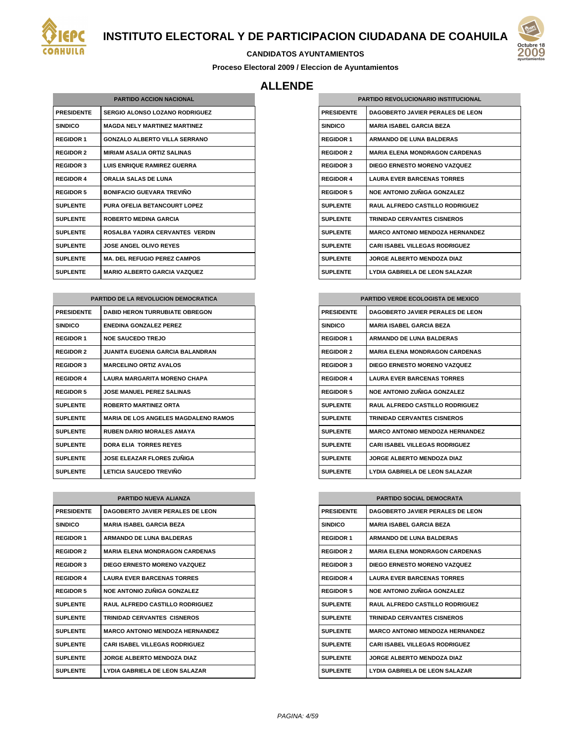# INSTITUTO ELECTORAL Y DE PARTICIPACION CIUDADANA DE COAHUILA

**CANDIDATOS AYUNTAMIENTOS**

**Proceso Electoral 2009 / Eleccion de Ayuntamientos**

## ALLENDE

| PARTIDO ACCION NACIONAL | |
|---|---|
| PRESIDENTE | SERGIO ALONSO LOZANO RODRIGUEZ |
| SINDICO | MAGDA NELY MARTINEZ MARTINEZ |
| REGIDOR 1 | GONZALO ALBERTO VILLA SERRANO |
| REGIDOR 2 | MIRIAM ASALIA ORTIZ SALINAS |
| REGIDOR 3 | LUIS ENRIQUE RAMIREZ GUERRA |
| REGIDOR 4 | ORALIA SALAS DE LUNA |
| REGIDOR 5 | BONIFACIO GUEVARA TREVIÑO |
| SUPLENTE | PURA OFELIA BETANCOURT LOPEZ |
| SUPLENTE | ROBERTO MEDINA GARCIA |
| SUPLENTE | ROSALBA YADIRA CERVANTES VERDIN |
| SUPLENTE | JOSE ANGEL OLIVO REYES |
| SUPLENTE | MA. DEL REFUGIO PEREZ CAMPOS |
| SUPLENTE | MARIO ALBERTO GARCIA VAZQUEZ |

| PARTIDO DE LA REVOLUCION DEMOCRATICA | |
|---|---|
| PRESIDENTE | DABID HERON TURRUBIATE OBREGON |
| SINDICO | ENEDINA GONZALEZ PEREZ |
| REGIDOR 1 | NOE SAUCEDO TREJO |
| REGIDOR 2 | JUANITA EUGENIA GARCIA BALANDRAN |
| REGIDOR 3 | MARCELINO ORTIZ AVALOS |
| REGIDOR 4 | LAURA MARGARITA MORENO CHAPA |
| REGIDOR 5 | JOSE MANUEL PEREZ SALINAS |
| SUPLENTE | ROBERTO MARTINEZ ORTA |
| SUPLENTE | MARIA DE LOS ANGELES MAGDALENO RAMOS |
| SUPLENTE | RUBEN DARIO MORALES AMAYA |
| SUPLENTE | DORA ELIA TORRES REYES |
| SUPLENTE | JOSE ELEAZAR FLORES ZUÑIGA |
| SUPLENTE | LETICIA SAUCEDO TREVIÑO |

| PARTIDO NUEVA ALIANZA | |
|---|---|
| PRESIDENTE | DAGOBERTO JAVIER PERALES DE LEON |
| SINDICO | MARIA ISABEL GARCIA BEZA |
| REGIDOR 1 | ARMANDO DE LUNA BALDERAS |
| REGIDOR 2 | MARIA ELENA MONDRAGON CARDENAS |
| REGIDOR 3 | DIEGO ERNESTO MORENO VAZQUEZ |
| REGIDOR 4 | LAURA EVER BARCENAS TORRES |
| REGIDOR 5 | NOE ANTONIO ZUÑIGA GONZALEZ |
| SUPLENTE | RAUL ALFREDO CASTILLO RODRIGUEZ |
| SUPLENTE | TRINIDAD CERVANTES CISNEROS |
| SUPLENTE | MARCO ANTONIO MENDOZA HERNANDEZ |
| SUPLENTE | CARI ISABEL VILLEGAS RODRIGUEZ |
| SUPLENTE | JORGE ALBERTO MENDOZA DIAZ |
| SUPLENTE | LYDIA GABRIELA DE LEON SALAZAR |

| PARTIDO REVOLUCIONARIO INSTITUCIONAL | |
|---|---|
| PRESIDENTE | DAGOBERTO JAVIER PERALES DE LEON |
| SINDICO | MARIA ISABEL GARCIA BEZA |
| REGIDOR 1 | ARMANDO DE LUNA BALDERAS |
| REGIDOR 2 | MARIA ELENA MONDRAGON CARDENAS |
| REGIDOR 3 | DIEGO ERNESTO MORENO VAZQUEZ |
| REGIDOR 4 | LAURA EVER BARCENAS TORRES |
| REGIDOR 5 | NOE ANTONIO ZUÑIGA GONZALEZ |
| SUPLENTE | RAUL ALFREDO CASTILLO RODRIGUEZ |
| SUPLENTE | TRINIDAD CERVANTES CISNEROS |
| SUPLENTE | MARCO ANTONIO MENDOZA HERNANDEZ |
| SUPLENTE | CARI ISABEL VILLEGAS RODRIGUEZ |
| SUPLENTE | JORGE ALBERTO MENDOZA DIAZ |
| SUPLENTE | LYDIA GABRIELA DE LEON SALAZAR |

| PARTIDO VERDE ECOLOGISTA DE MEXICO | |
|---|---|
| PRESIDENTE | DAGOBERTO JAVIER PERALES DE LEON |
| SINDICO | MARIA ISABEL GARCIA BEZA |
| REGIDOR 1 | ARMANDO DE LUNA BALDERAS |
| REGIDOR 2 | MARIA ELENA MONDRAGON CARDENAS |
| REGIDOR 3 | DIEGO ERNESTO MORENO VAZQUEZ |
| REGIDOR 4 | LAURA EVER BARCENAS TORRES |
| REGIDOR 5 | NOE ANTONIO ZUÑIGA GONZALEZ |
| SUPLENTE | RAUL ALFREDO CASTILLO RODRIGUEZ |
| SUPLENTE | TRINIDAD CERVANTES CISNEROS |
| SUPLENTE | MARCO ANTONIO MENDOZA HERNANDEZ |
| SUPLENTE | CARI ISABEL VILLEGAS RODRIGUEZ |
| SUPLENTE | JORGE ALBERTO MENDOZA DIAZ |
| SUPLENTE | LYDIA GABRIELA DE LEON SALAZAR |

| PARTIDO SOCIAL DEMOCRATA | |
|---|---|
| PRESIDENTE | DAGOBERTO JAVIER PERALES DE LEON |
| SINDICO | MARIA ISABEL GARCIA BEZA |
| REGIDOR 1 | ARMANDO DE LUNA BALDERAS |
| REGIDOR 2 | MARIA ELENA MONDRAGON CARDENAS |
| REGIDOR 3 | DIEGO ERNESTO MORENO VAZQUEZ |
| REGIDOR 4 | LAURA EVER BARCENAS TORRES |
| REGIDOR 5 | NOE ANTONIO ZUÑIGA GONZALEZ |
| SUPLENTE | RAUL ALFREDO CASTILLO RODRIGUEZ |
| SUPLENTE | TRINIDAD CERVANTES CISNEROS |
| SUPLENTE | MARCO ANTONIO MENDOZA HERNANDEZ |
| SUPLENTE | CARI ISABEL VILLEGAS RODRIGUEZ |
| SUPLENTE | JORGE ALBERTO MENDOZA DIAZ |
| SUPLENTE | LYDIA GABRIELA DE LEON SALAZAR |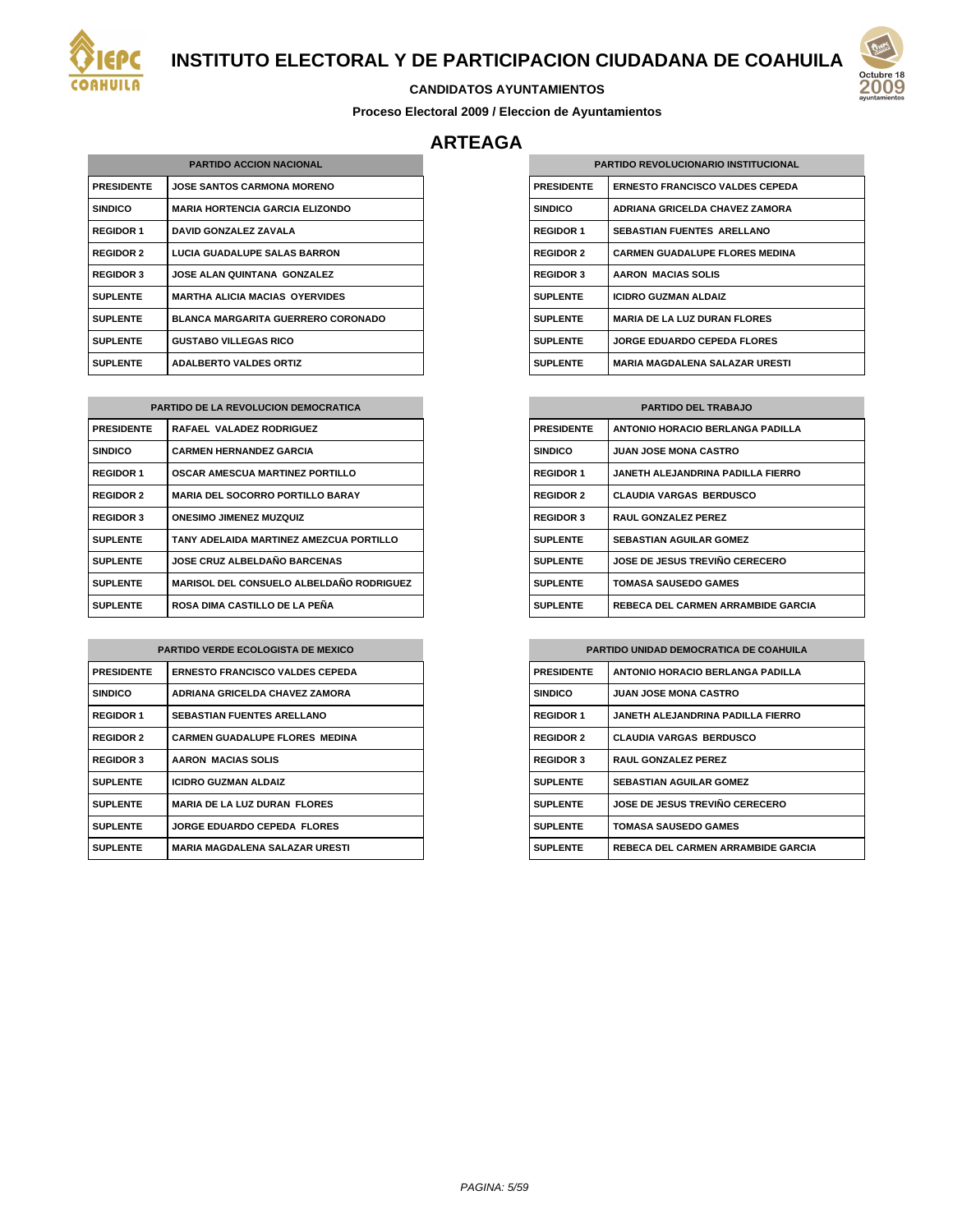# INSTITUTO ELECTORAL Y DE PARTICIPACION CIUDADANA DE COAHUILA

**CANDIDATOS AYUNTAMIENTOS**

**Proceso Electoral 2009 / Eleccion de Ayuntamientos**

## ARTEAGA

| PARTIDO ACCION NACIONAL | |
|---|---|
| PRESIDENTE | JOSE SANTOS CARMONA MORENO |
| SINDICO | MARIA HORTENCIA GARCIA ELIZONDO |
| REGIDOR 1 | DAVID GONZALEZ ZAVALA |
| REGIDOR 2 | LUCIA GUADALUPE SALAS BARRON |
| REGIDOR 3 | JOSE ALAN QUINTANA GONZALEZ |
| SUPLENTE | MARTHA ALICIA MACIAS OYERVIDES |
| SUPLENTE | BLANCA MARGARITA GUERRERO CORONADO |
| SUPLENTE | GUSTABO VILLEGAS RICO |
| SUPLENTE | ADALBERTO VALDES ORTIZ |

| PARTIDO REVOLUCIONARIO INSTITUCIONAL | |
|---|---|
| PRESIDENTE | ERNESTO FRANCISCO VALDES CEPEDA |
| SINDICO | ADRIANA GRICELDA CHAVEZ ZAMORA |
| REGIDOR 1 | SEBASTIAN FUENTES ARELLANO |
| REGIDOR 2 | CARMEN GUADALUPE FLORES MEDINA |
| REGIDOR 3 | AARON MACIAS SOLIS |
| SUPLENTE | ICIDRO GUZMAN ALDAIZ |
| SUPLENTE | MARIA DE LA LUZ DURAN FLORES |
| SUPLENTE | JORGE EDUARDO CEPEDA FLORES |
| SUPLENTE | MARIA MAGDALENA SALAZAR URESTI |

| PARTIDO DE LA REVOLUCION DEMOCRATICA | |
|---|---|
| PRESIDENTE | RAFAEL VALADEZ RODRIGUEZ |
| SINDICO | CARMEN HERNANDEZ GARCIA |
| REGIDOR 1 | OSCAR AMESCUA MARTINEZ PORTILLO |
| REGIDOR 2 | MARIA DEL SOCORRO PORTILLO BARAY |
| REGIDOR 3 | ONESIMO JIMENEZ MUZQUIZ |
| SUPLENTE | TANY ADELAIDA MARTINEZ AMEZCUA PORTILLO |
| SUPLENTE | JOSE CRUZ ALBELDAÑO BARCENAS |
| SUPLENTE | MARISOL DEL CONSUELO ALBELDAÑO RODRIGUEZ |
| SUPLENTE | ROSA DIMA CASTILLO DE LA PEÑA |

| PARTIDO DEL TRABAJO | |
|---|---|
| PRESIDENTE | ANTONIO HORACIO BERLANGA PADILLA |
| SINDICO | JUAN JOSE MONA CASTRO |
| REGIDOR 1 | JANETH ALEJANDRINA PADILLA FIERRO |
| REGIDOR 2 | CLAUDIA VARGAS BERDUSCO |
| REGIDOR 3 | RAUL GONZALEZ PEREZ |
| SUPLENTE | SEBASTIAN AGUILAR GOMEZ |
| SUPLENTE | JOSE DE JESUS TREVIÑO CERECERO |
| SUPLENTE | TOMASA SAUSEDO GAMES |
| SUPLENTE | REBECA DEL CARMEN ARRAMBIDE GARCIA |

| PARTIDO VERDE ECOLOGISTA DE MEXICO | |
|---|---|
| PRESIDENTE | ERNESTO FRANCISCO VALDES CEPEDA |
| SINDICO | ADRIANA GRICELDA CHAVEZ ZAMORA |
| REGIDOR 1 | SEBASTIAN FUENTES ARELLANO |
| REGIDOR 2 | CARMEN GUADALUPE FLORES MEDINA |
| REGIDOR 3 | AARON MACIAS SOLIS |
| SUPLENTE | ICIDRO GUZMAN ALDAIZ |
| SUPLENTE | MARIA DE LA LUZ DURAN FLORES |
| SUPLENTE | JORGE EDUARDO CEPEDA FLORES |
| SUPLENTE | MARIA MAGDALENA SALAZAR URESTI |

| PARTIDO UNIDAD DEMOCRATICA DE COAHUILA | |
|---|---|
| PRESIDENTE | ANTONIO HORACIO BERLANGA PADILLA |
| SINDICO | JUAN JOSE MONA CASTRO |
| REGIDOR 1 | JANETH ALEJANDRINA PADILLA FIERRO |
| REGIDOR 2 | CLAUDIA VARGAS BERDUSCO |
| REGIDOR 3 | RAUL GONZALEZ PEREZ |
| SUPLENTE | SEBASTIAN AGUILAR GOMEZ |
| SUPLENTE | JOSE DE JESUS TREVIÑO CERECERO |
| SUPLENTE | TOMASA SAUSEDO GAMES |
| SUPLENTE | REBECA DEL CARMEN ARRAMBIDE GARCIA |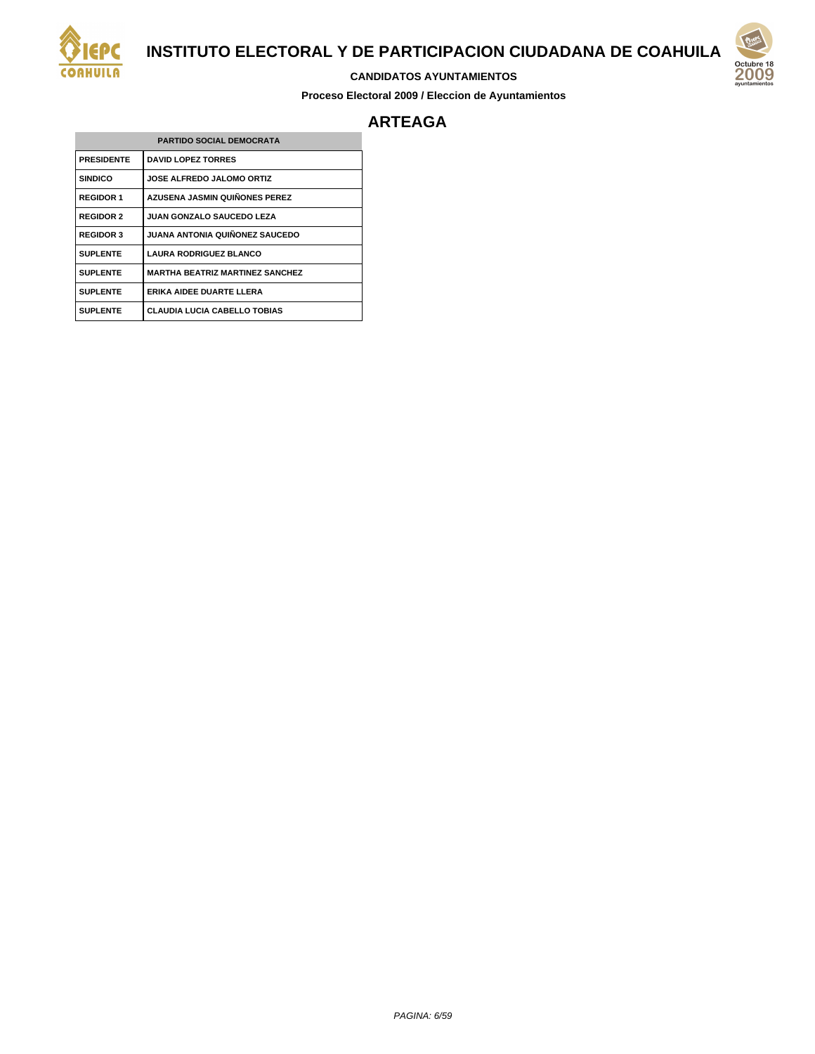# INSTITUTO ELECTORAL Y DE PARTICIPACION CIUDADANA DE COAHUILA

**CANDIDATOS AYUNTAMIENTOS**

**Proceso Electoral 2009 / Eleccion de Ayuntamientos**

## ARTEAGA

| PARTIDO SOCIAL DEMOCRATA | |
|---|---|
| PRESIDENTE | DAVID LOPEZ TORRES |
| SINDICO | JOSE ALFREDO JALOMO ORTIZ |
| REGIDOR 1 | AZUSENA JASMIN QUIÑONES PEREZ |
| REGIDOR 2 | JUAN GONZALO SAUCEDO LEZA |
| REGIDOR 3 | JUANA ANTONIA QUIÑONEZ SAUCEDO |
| SUPLENTE | LAURA RODRIGUEZ BLANCO |
| SUPLENTE | MARTHA BEATRIZ MARTINEZ SANCHEZ |
| SUPLENTE | ERIKA AIDEE DUARTE LLERA |
| SUPLENTE | CLAUDIA LUCIA CABELLO TOBIAS |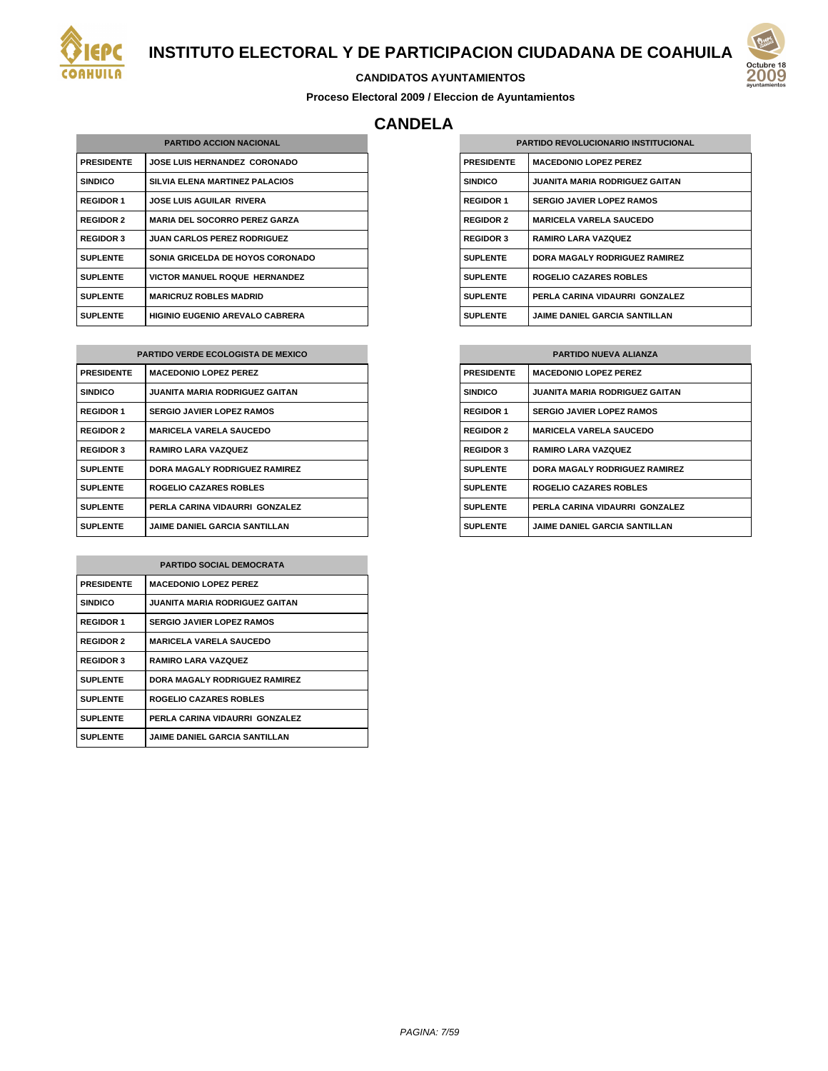# INSTITUTO ELECTORAL Y DE PARTICIPACION CIUDADANA DE COAHUILA

**CANDIDATOS AYUNTAMIENTOS**

**Proceso Electoral 2009 / Eleccion de Ayuntamientos**

## CANDELA

| PARTIDO ACCION NACIONAL | |
|---|---|
| PRESIDENTE | JOSE LUIS HERNANDEZ CORONADO |
| SINDICO | SILVIA ELENA MARTINEZ PALACIOS |
| REGIDOR 1 | JOSE LUIS AGUILAR RIVERA |
| REGIDOR 2 | MARIA DEL SOCORRO PEREZ GARZA |
| REGIDOR 3 | JUAN CARLOS PEREZ RODRIGUEZ |
| SUPLENTE | SONIA GRICELDA DE HOYOS CORONADO |
| SUPLENTE | VICTOR MANUEL ROQUE HERNANDEZ |
| SUPLENTE | MARICRUZ ROBLES MADRID |
| SUPLENTE | HIGINIO EUGENIO AREVALO CABRERA |

| PARTIDO REVOLUCIONARIO INSTITUCIONAL | |
|---|---|
| PRESIDENTE | MACEDONIO LOPEZ PEREZ |
| SINDICO | JUANITA MARIA RODRIGUEZ GAITAN |
| REGIDOR 1 | SERGIO JAVIER LOPEZ RAMOS |
| REGIDOR 2 | MARICELA VARELA SAUCEDO |
| REGIDOR 3 | RAMIRO LARA VAZQUEZ |
| SUPLENTE | DORA MAGALY RODRIGUEZ RAMIREZ |
| SUPLENTE | ROGELIO CAZARES ROBLES |
| SUPLENTE | PERLA CARINA VIDAURRI GONZALEZ |
| SUPLENTE | JAIME DANIEL GARCIA SANTILLAN |

| PARTIDO VERDE ECOLOGISTA DE MEXICO | |
|---|---|
| PRESIDENTE | MACEDONIO LOPEZ PEREZ |
| SINDICO | JUANITA MARIA RODRIGUEZ GAITAN |
| REGIDOR 1 | SERGIO JAVIER LOPEZ RAMOS |
| REGIDOR 2 | MARICELA VARELA SAUCEDO |
| REGIDOR 3 | RAMIRO LARA VAZQUEZ |
| SUPLENTE | DORA MAGALY RODRIGUEZ RAMIREZ |
| SUPLENTE | ROGELIO CAZARES ROBLES |
| SUPLENTE | PERLA CARINA VIDAURRI GONZALEZ |
| SUPLENTE | JAIME DANIEL GARCIA SANTILLAN |

| PARTIDO NUEVA ALIANZA | |
|---|---|
| PRESIDENTE | MACEDONIO LOPEZ PEREZ |
| SINDICO | JUANITA MARIA RODRIGUEZ GAITAN |
| REGIDOR 1 | SERGIO JAVIER LOPEZ RAMOS |
| REGIDOR 2 | MARICELA VARELA SAUCEDO |
| REGIDOR 3 | RAMIRO LARA VAZQUEZ |
| SUPLENTE | DORA MAGALY RODRIGUEZ RAMIREZ |
| SUPLENTE | ROGELIO CAZARES ROBLES |
| SUPLENTE | PERLA CARINA VIDAURRI GONZALEZ |
| SUPLENTE | JAIME DANIEL GARCIA SANTILLAN |

| PARTIDO SOCIAL DEMOCRATA | |
|---|---|
| PRESIDENTE | MACEDONIO LOPEZ PEREZ |
| SINDICO | JUANITA MARIA RODRIGUEZ GAITAN |
| REGIDOR 1 | SERGIO JAVIER LOPEZ RAMOS |
| REGIDOR 2 | MARICELA VARELA SAUCEDO |
| REGIDOR 3 | RAMIRO LARA VAZQUEZ |
| SUPLENTE | DORA MAGALY RODRIGUEZ RAMIREZ |
| SUPLENTE | ROGELIO CAZARES ROBLES |
| SUPLENTE | PERLA CARINA VIDAURRI GONZALEZ |
| SUPLENTE | JAIME DANIEL GARCIA SANTILLAN |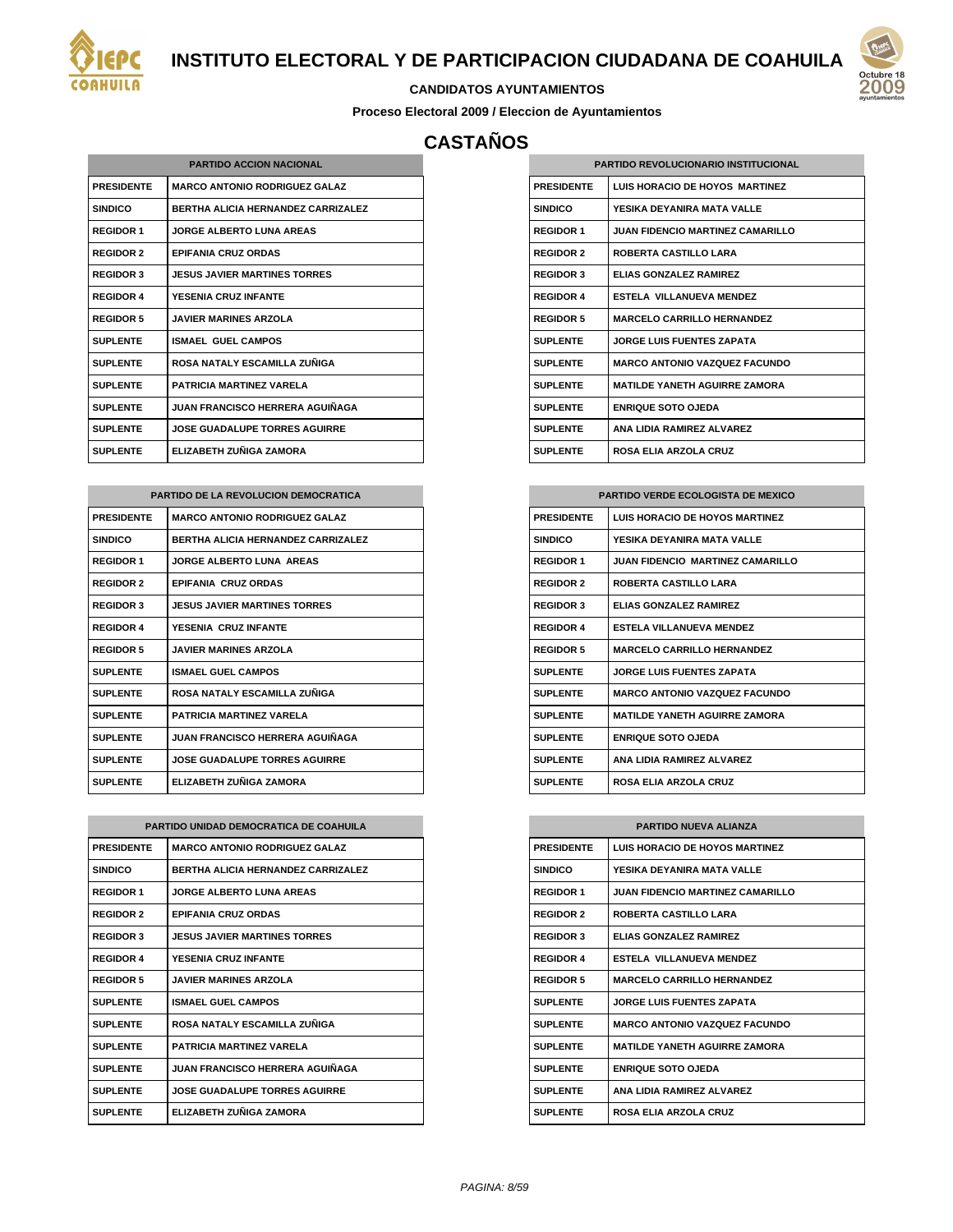# INSTITUTO ELECTORAL Y DE PARTICIPACION CIUDADANA DE COAHUILA

**CANDIDATOS AYUNTAMIENTOS**

**Proceso Electoral 2009 / Eleccion de Ayuntamientos**

## CASTAÑOS

| PARTIDO ACCION NACIONAL | |
|---|---|
| PRESIDENTE | MARCO ANTONIO RODRIGUEZ GALAZ |
| SINDICO | BERTHA ALICIA HERNANDEZ CARRIZALEZ |
| REGIDOR 1 | JORGE ALBERTO LUNA AREAS |
| REGIDOR 2 | EPIFANIA CRUZ ORDAS |
| REGIDOR 3 | JESUS JAVIER MARTINES TORRES |
| REGIDOR 4 | YESENIA CRUZ INFANTE |
| REGIDOR 5 | JAVIER MARINES ARZOLA |
| SUPLENTE | ISMAEL GUEL CAMPOS |
| SUPLENTE | ROSA NATALY ESCAMILLA ZUÑIGA |
| SUPLENTE | PATRICIA MARTINEZ VARELA |
| SUPLENTE | JUAN FRANCISCO HERRERA AGUIÑAGA |
| SUPLENTE | JOSE GUADALUPE TORRES AGUIRRE |
| SUPLENTE | ELIZABETH ZUÑIGA ZAMORA |

| PARTIDO DE LA REVOLUCION DEMOCRATICA | |
|---|---|
| PRESIDENTE | MARCO ANTONIO RODRIGUEZ GALAZ |
| SINDICO | BERTHA ALICIA HERNANDEZ CARRIZALEZ |
| REGIDOR 1 | JORGE ALBERTO LUNA AREAS |
| REGIDOR 2 | EPIFANIA CRUZ ORDAS |
| REGIDOR 3 | JESUS JAVIER MARTINES TORRES |
| REGIDOR 4 | YESENIA CRUZ INFANTE |
| REGIDOR 5 | JAVIER MARINES ARZOLA |
| SUPLENTE | ISMAEL GUEL CAMPOS |
| SUPLENTE | ROSA NATALY ESCAMILLA ZUÑIGA |
| SUPLENTE | PATRICIA MARTINEZ VARELA |
| SUPLENTE | JUAN FRANCISCO HERRERA AGUIÑAGA |
| SUPLENTE | JOSE GUADALUPE TORRES AGUIRRE |
| SUPLENTE | ELIZABETH ZUÑIGA ZAMORA |

| PARTIDO UNIDAD DEMOCRATICA DE COAHUILA | |
|---|---|
| PRESIDENTE | MARCO ANTONIO RODRIGUEZ GALAZ |
| SINDICO | BERTHA ALICIA HERNANDEZ CARRIZALEZ |
| REGIDOR 1 | JORGE ALBERTO LUNA AREAS |
| REGIDOR 2 | EPIFANIA CRUZ ORDAS |
| REGIDOR 3 | JESUS JAVIER MARTINES TORRES |
| REGIDOR 4 | YESENIA CRUZ INFANTE |
| REGIDOR 5 | JAVIER MARINES ARZOLA |
| SUPLENTE | ISMAEL GUEL CAMPOS |
| SUPLENTE | ROSA NATALY ESCAMILLA ZUÑIGA |
| SUPLENTE | PATRICIA MARTINEZ VARELA |
| SUPLENTE | JUAN FRANCISCO HERRERA AGUIÑAGA |
| SUPLENTE | JOSE GUADALUPE TORRES AGUIRRE |
| SUPLENTE | ELIZABETH ZUÑIGA ZAMORA |

| PARTIDO REVOLUCIONARIO INSTITUCIONAL | |
|---|---|
| PRESIDENTE | LUIS HORACIO DE HOYOS MARTINEZ |
| SINDICO | YESIKA DEYANIRA MATA VALLE |
| REGIDOR 1 | JUAN FIDENCIO MARTINEZ CAMARILLO |
| REGIDOR 2 | ROBERTA CASTILLO LARA |
| REGIDOR 3 | ELIAS GONZALEZ RAMIREZ |
| REGIDOR 4 | ESTELA VILLANUEVA MENDEZ |
| REGIDOR 5 | MARCELO CARRILLO HERNANDEZ |
| SUPLENTE | JORGE LUIS FUENTES ZAPATA |
| SUPLENTE | MARCO ANTONIO VAZQUEZ FACUNDO |
| SUPLENTE | MATILDE YANETH AGUIRRE ZAMORA |
| SUPLENTE | ENRIQUE SOTO OJEDA |
| SUPLENTE | ANA LIDIA RAMIREZ ALVAREZ |
| SUPLENTE | ROSA ELIA ARZOLA CRUZ |

| PARTIDO VERDE ECOLOGISTA DE MEXICO | |
|---|---|
| PRESIDENTE | LUIS HORACIO DE HOYOS MARTINEZ |
| SINDICO | YESIKA DEYANIRA MATA VALLE |
| REGIDOR 1 | JUAN FIDENCIO MARTINEZ CAMARILLO |
| REGIDOR 2 | ROBERTA CASTILLO LARA |
| REGIDOR 3 | ELIAS GONZALEZ RAMIREZ |
| REGIDOR 4 | ESTELA VILLANUEVA MENDEZ |
| REGIDOR 5 | MARCELO CARRILLO HERNANDEZ |
| SUPLENTE | JORGE LUIS FUENTES ZAPATA |
| SUPLENTE | MARCO ANTONIO VAZQUEZ FACUNDO |
| SUPLENTE | MATILDE YANETH AGUIRRE ZAMORA |
| SUPLENTE | ENRIQUE SOTO OJEDA |
| SUPLENTE | ANA LIDIA RAMIREZ ALVAREZ |
| SUPLENTE | ROSA ELIA ARZOLA CRUZ |

| PARTIDO NUEVA ALIANZA | |
|---|---|
| PRESIDENTE | LUIS HORACIO DE HOYOS MARTINEZ |
| SINDICO | YESIKA DEYANIRA MATA VALLE |
| REGIDOR 1 | JUAN FIDENCIO MARTINEZ CAMARILLO |
| REGIDOR 2 | ROBERTA CASTILLO LARA |
| REGIDOR 3 | ELIAS GONZALEZ RAMIREZ |
| REGIDOR 4 | ESTELA VILLANUEVA MENDEZ |
| REGIDOR 5 | MARCELO CARRILLO HERNANDEZ |
| SUPLENTE | JORGE LUIS FUENTES ZAPATA |
| SUPLENTE | MARCO ANTONIO VAZQUEZ FACUNDO |
| SUPLENTE | MATILDE YANETH AGUIRRE ZAMORA |
| SUPLENTE | ENRIQUE SOTO OJEDA |
| SUPLENTE | ANA LIDIA RAMIREZ ALVAREZ |
| SUPLENTE | ROSA ELIA ARZOLA CRUZ |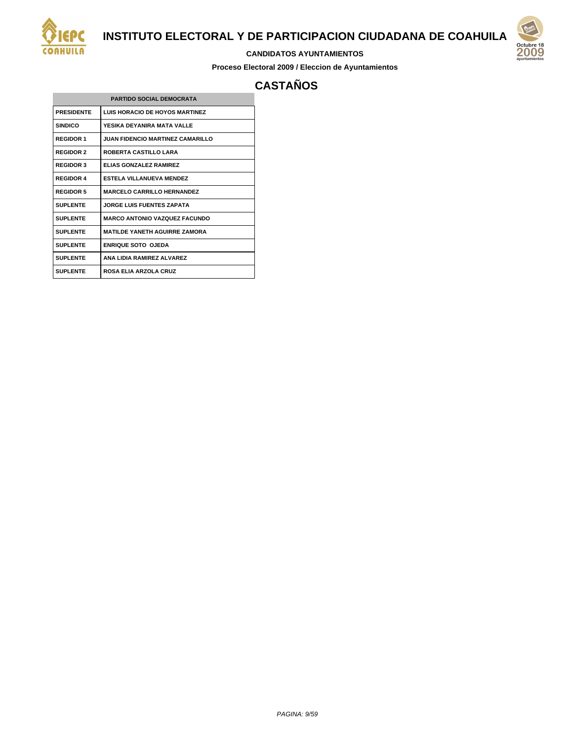# INSTITUTO ELECTORAL Y DE PARTICIPACION CIUDADANA DE COAHUILA

**CANDIDATOS AYUNTAMIENTOS**

**Proceso Electoral 2009 / Eleccion de Ayuntamientos**

## CASTAÑOS

| PARTIDO SOCIAL DEMOCRATA | |
|---|---|
| PRESIDENTE | LUIS HORACIO DE HOYOS MARTINEZ |
| SINDICO | YESIKA DEYANIRA MATA VALLE |
| REGIDOR 1 | JUAN FIDENCIO MARTINEZ CAMARILLO |
| REGIDOR 2 | ROBERTA CASTILLO LARA |
| REGIDOR 3 | ELIAS GONZALEZ RAMIREZ |
| REGIDOR 4 | ESTELA VILLANUEVA MENDEZ |
| REGIDOR 5 | MARCELO CARRILLO HERNANDEZ |
| SUPLENTE | JORGE LUIS FUENTES ZAPATA |
| SUPLENTE | MARCO ANTONIO VAZQUEZ FACUNDO |
| SUPLENTE | MATILDE YANETH AGUIRRE ZAMORA |
| SUPLENTE | ENRIQUE SOTO OJEDA |
| SUPLENTE | ANA LIDIA RAMIREZ ALVAREZ |
| SUPLENTE | ROSA ELIA ARZOLA CRUZ |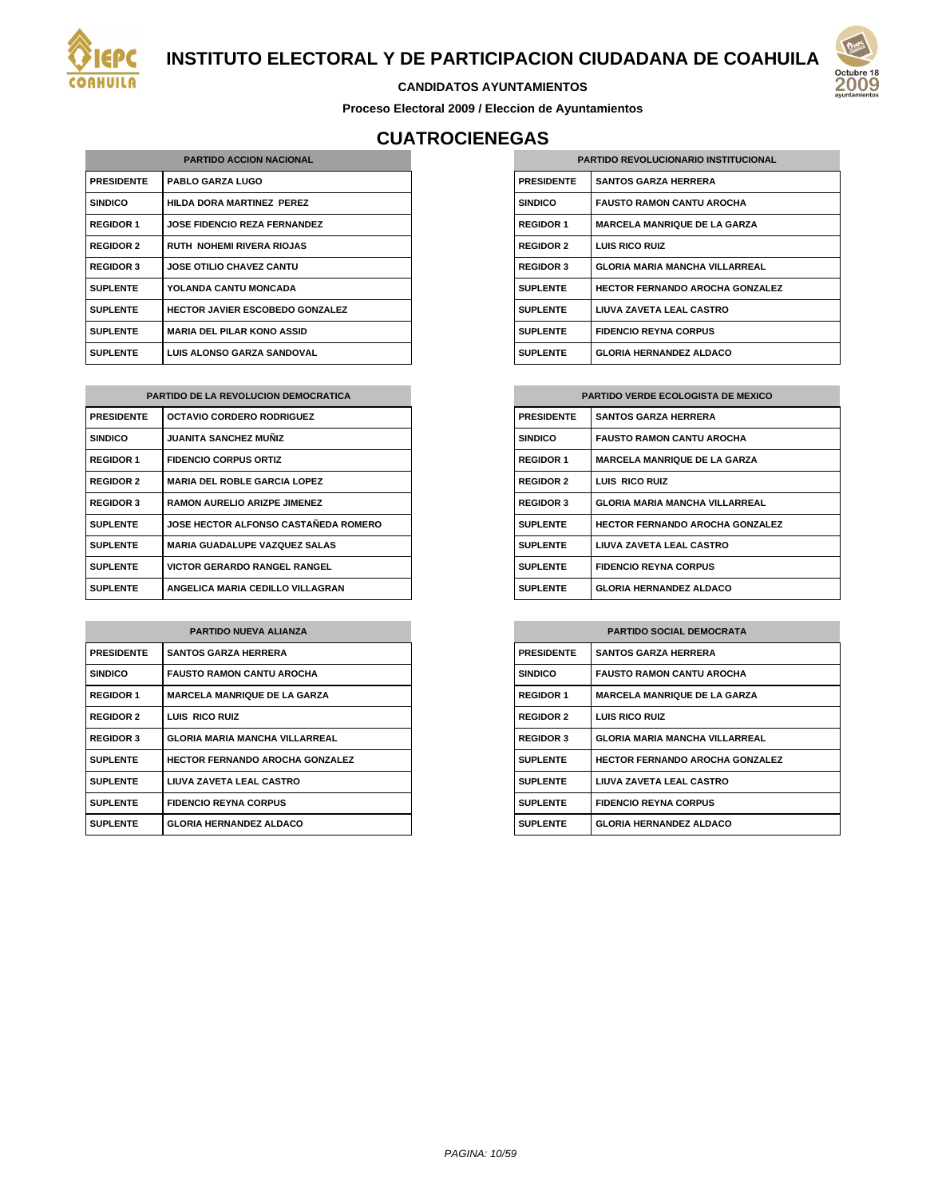# INSTITUTO ELECTORAL Y DE PARTICIPACION CIUDADANA DE COAHUILA

**CANDIDATOS AYUNTAMIENTOS**

**Proceso Electoral 2009 / Eleccion de Ayuntamientos**

## CUATROCIENEGAS

| PARTIDO ACCION NACIONAL | |
|---|---|
| PRESIDENTE | PABLO GARZA LUGO |
| SINDICO | HILDA DORA MARTINEZ PEREZ |
| REGIDOR 1 | JOSE FIDENCIO REZA FERNANDEZ |
| REGIDOR 2 | RUTH NOHEMI RIVERA RIOJAS |
| REGIDOR 3 | JOSE OTILIO CHAVEZ CANTU |
| SUPLENTE | YOLANDA CANTU MONCADA |
| SUPLENTE | HECTOR JAVIER ESCOBEDO GONZALEZ |
| SUPLENTE | MARIA DEL PILAR KONO ASSID |
| SUPLENTE | LUIS ALONSO GARZA SANDOVAL |

| PARTIDO REVOLUCIONARIO INSTITUCIONAL | |
|---|---|
| PRESIDENTE | SANTOS GARZA HERRERA |
| SINDICO | FAUSTO RAMON CANTU AROCHA |
| REGIDOR 1 | MARCELA MANRIQUE DE LA GARZA |
| REGIDOR 2 | LUIS RICO RUIZ |
| REGIDOR 3 | GLORIA MARIA MANCHA VILLARREAL |
| SUPLENTE | HECTOR FERNANDO AROCHA GONZALEZ |
| SUPLENTE | LIUVA ZAVETA LEAL CASTRO |
| SUPLENTE | FIDENCIO REYNA CORPUS |
| SUPLENTE | GLORIA HERNANDEZ ALDACO |

| PARTIDO DE LA REVOLUCION DEMOCRATICA | |
|---|---|
| PRESIDENTE | OCTAVIO CORDERO RODRIGUEZ |
| SINDICO | JUANITA SANCHEZ MUÑIZ |
| REGIDOR 1 | FIDENCIO CORPUS ORTIZ |
| REGIDOR 2 | MARIA DEL ROBLE GARCIA LOPEZ |
| REGIDOR 3 | RAMON AURELIO ARIZPE JIMENEZ |
| SUPLENTE | JOSE HECTOR ALFONSO CASTAÑEDA ROMERO |
| SUPLENTE | MARIA GUADALUPE VAZQUEZ SALAS |
| SUPLENTE | VICTOR GERARDO RANGEL RANGEL |
| SUPLENTE | ANGELICA MARIA CEDILLO VILLAGRAN |

| PARTIDO VERDE ECOLOGISTA DE MEXICO | |
|---|---|
| PRESIDENTE | SANTOS GARZA HERRERA |
| SINDICO | FAUSTO RAMON CANTU AROCHA |
| REGIDOR 1 | MARCELA MANRIQUE DE LA GARZA |
| REGIDOR 2 | LUIS RICO RUIZ |
| REGIDOR 3 | GLORIA MARIA MANCHA VILLARREAL |
| SUPLENTE | HECTOR FERNANDO AROCHA GONZALEZ |
| SUPLENTE | LIUVA ZAVETA LEAL CASTRO |
| SUPLENTE | FIDENCIO REYNA CORPUS |
| SUPLENTE | GLORIA HERNANDEZ ALDACO |

| PARTIDO NUEVA ALIANZA | |
|---|---|
| PRESIDENTE | SANTOS GARZA HERRERA |
| SINDICO | FAUSTO RAMON CANTU AROCHA |
| REGIDOR 1 | MARCELA MANRIQUE DE LA GARZA |
| REGIDOR 2 | LUIS RICO RUIZ |
| REGIDOR 3 | GLORIA MARIA MANCHA VILLARREAL |
| SUPLENTE | HECTOR FERNANDO AROCHA GONZALEZ |
| SUPLENTE | LIUVA ZAVETA LEAL CASTRO |
| SUPLENTE | FIDENCIO REYNA CORPUS |
| SUPLENTE | GLORIA HERNANDEZ ALDACO |

| PARTIDO SOCIAL DEMOCRATA | |
|---|---|
| PRESIDENTE | SANTOS GARZA HERRERA |
| SINDICO | FAUSTO RAMON CANTU AROCHA |
| REGIDOR 1 | MARCELA MANRIQUE DE LA GARZA |
| REGIDOR 2 | LUIS RICO RUIZ |
| REGIDOR 3 | GLORIA MARIA MANCHA VILLARREAL |
| SUPLENTE | HECTOR FERNANDO AROCHA GONZALEZ |
| SUPLENTE | LIUVA ZAVETA LEAL CASTRO |
| SUPLENTE | FIDENCIO REYNA CORPUS |
| SUPLENTE | GLORIA HERNANDEZ ALDACO |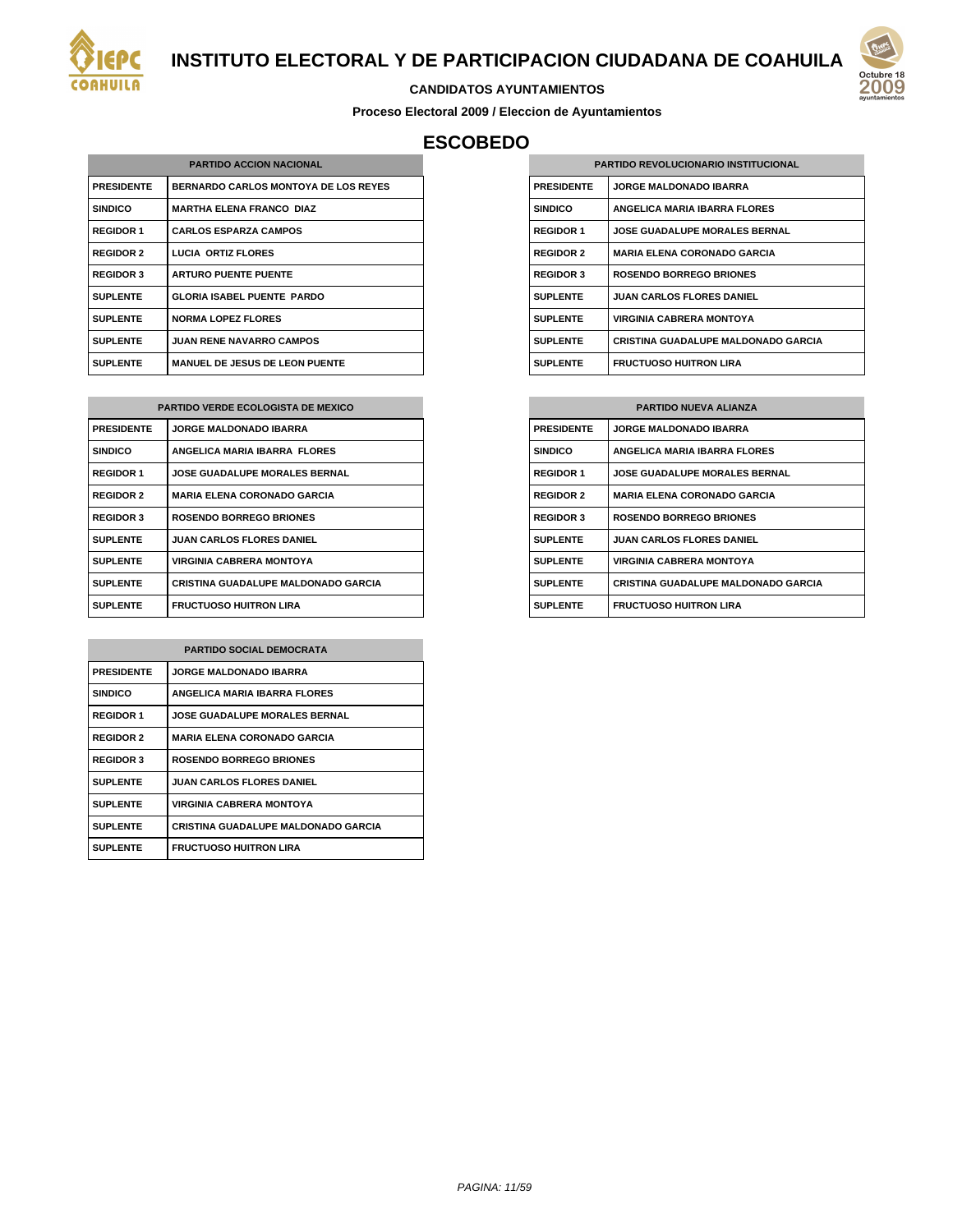# INSTITUTO ELECTORAL Y DE PARTICIPACION CIUDADANA DE COAHUILA

**CANDIDATOS AYUNTAMIENTOS**

**Proceso Electoral 2009 / Eleccion de Ayuntamientos**

## ESCOBEDO

| PARTIDO ACCION NACIONAL | |
|---|---|
| PRESIDENTE | BERNARDO CARLOS MONTOYA DE LOS REYES |
| SINDICO | MARTHA ELENA FRANCO DIAZ |
| REGIDOR 1 | CARLOS ESPARZA CAMPOS |
| REGIDOR 2 | LUCIA ORTIZ FLORES |
| REGIDOR 3 | ARTURO PUENTE PUENTE |
| SUPLENTE | GLORIA ISABEL PUENTE PARDO |
| SUPLENTE | NORMA LOPEZ FLORES |
| SUPLENTE | JUAN RENE NAVARRO CAMPOS |
| SUPLENTE | MANUEL DE JESUS DE LEON PUENTE |

| PARTIDO REVOLUCIONARIO INSTITUCIONAL | |
|---|---|
| PRESIDENTE | JORGE MALDONADO IBARRA |
| SINDICO | ANGELICA MARIA IBARRA FLORES |
| REGIDOR 1 | JOSE GUADALUPE MORALES BERNAL |
| REGIDOR 2 | MARIA ELENA CORONADO GARCIA |
| REGIDOR 3 | ROSENDO BORREGO BRIONES |
| SUPLENTE | JUAN CARLOS FLORES DANIEL |
| SUPLENTE | VIRGINIA CABRERA MONTOYA |
| SUPLENTE | CRISTINA GUADALUPE MALDONADO GARCIA |
| SUPLENTE | FRUCTUOSO HUITRON LIRA |

| PARTIDO VERDE ECOLOGISTA DE MEXICO | |
|---|---|
| PRESIDENTE | JORGE MALDONADO IBARRA |
| SINDICO | ANGELICA MARIA IBARRA FLORES |
| REGIDOR 1 | JOSE GUADALUPE MORALES BERNAL |
| REGIDOR 2 | MARIA ELENA CORONADO GARCIA |
| REGIDOR 3 | ROSENDO BORREGO BRIONES |
| SUPLENTE | JUAN CARLOS FLORES DANIEL |
| SUPLENTE | VIRGINIA CABRERA MONTOYA |
| SUPLENTE | CRISTINA GUADALUPE MALDONADO GARCIA |
| SUPLENTE | FRUCTUOSO HUITRON LIRA |

| PARTIDO NUEVA ALIANZA | |
|---|---|
| PRESIDENTE | JORGE MALDONADO IBARRA |
| SINDICO | ANGELICA MARIA IBARRA FLORES |
| REGIDOR 1 | JOSE GUADALUPE MORALES BERNAL |
| REGIDOR 2 | MARIA ELENA CORONADO GARCIA |
| REGIDOR 3 | ROSENDO BORREGO BRIONES |
| SUPLENTE | JUAN CARLOS FLORES DANIEL |
| SUPLENTE | VIRGINIA CABRERA MONTOYA |
| SUPLENTE | CRISTINA GUADALUPE MALDONADO GARCIA |
| SUPLENTE | FRUCTUOSO HUITRON LIRA |

| PARTIDO SOCIAL DEMOCRATA | |
|---|---|
| PRESIDENTE | JORGE MALDONADO IBARRA |
| SINDICO | ANGELICA MARIA IBARRA FLORES |
| REGIDOR 1 | JOSE GUADALUPE MORALES BERNAL |
| REGIDOR 2 | MARIA ELENA CORONADO GARCIA |
| REGIDOR 3 | ROSENDO BORREGO BRIONES |
| SUPLENTE | JUAN CARLOS FLORES DANIEL |
| SUPLENTE | VIRGINIA CABRERA MONTOYA |
| SUPLENTE | CRISTINA GUADALUPE MALDONADO GARCIA |
| SUPLENTE | FRUCTUOSO HUITRON LIRA |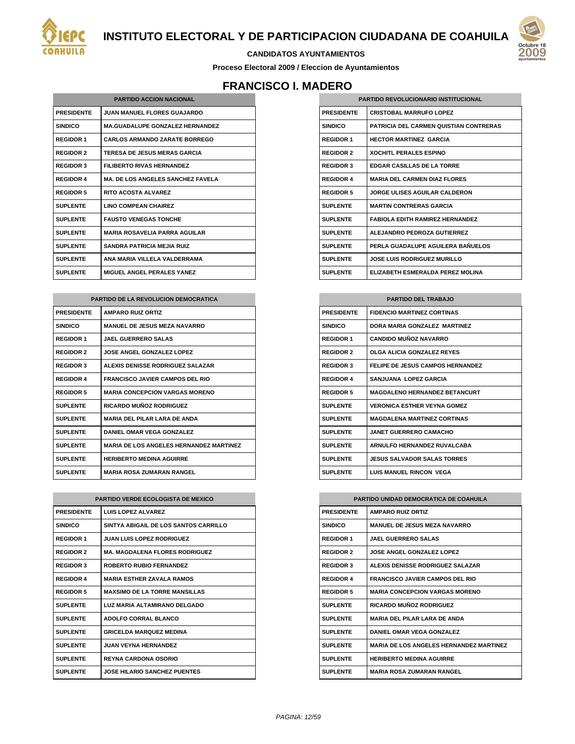# INSTITUTO ELECTORAL Y DE PARTICIPACION CIUDADANA DE COAHUILA

**CANDIDATOS AYUNTAMIENTOS**

**Proceso Electoral 2009 / Eleccion de Ayuntamientos**

## FRANCISCO I. MADERO

| PARTIDO ACCION NACIONAL | |
|---|---|
| PRESIDENTE | JUAN MANUEL FLORES GUAJARDO |
| SINDICO | MA.GUADALUPE GONZALEZ HERNANDEZ |
| REGIDOR 1 | CARLOS ARMANDO ZARATE BORREGO |
| REGIDOR 2 | TERESA DE JESUS MERAS GARCIA |
| REGIDOR 3 | FILIBERTO RIVAS HERNANDEZ |
| REGIDOR 4 | MA. DE LOS ANGELES SANCHEZ FAVELA |
| REGIDOR 5 | RITO ACOSTA ALVAREZ |
| SUPLENTE | LINO COMPEAN CHAIREZ |
| SUPLENTE | FAUSTO VENEGAS TONCHE |
| SUPLENTE | MARIA ROSAVELIA PARRA AGUILAR |
| SUPLENTE | SANDRA PATRICIA MEJIA RUIZ |
| SUPLENTE | ANA MARIA VILLELA VALDERRAMA |
| SUPLENTE | MIGUEL ANGEL PERALES YANEZ |

| PARTIDO REVOLUCIONARIO INSTITUCIONAL | |
|---|---|
| PRESIDENTE | CRISTOBAL MARRUFO LOPEZ |
| SINDICO | PATRICIA DEL CARMEN QUISTIAN CONTRERAS |
| REGIDOR 1 | HECTOR MARTINEZ GARCIA |
| REGIDOR 2 | XOCHITL PERALES ESPINO |
| REGIDOR 3 | EDGAR CASILLAS DE LA TORRE |
| REGIDOR 4 | MARIA DEL CARMEN DIAZ FLORES |
| REGIDOR 5 | JORGE ULISES AGUILAR CALDERON |
| SUPLENTE | MARTIN CONTRERAS GARCIA |
| SUPLENTE | FABIOLA EDITH RAMIREZ HERNANDEZ |
| SUPLENTE | ALEJANDRO PEDROZA GUTIERREZ |
| SUPLENTE | PERLA GUADALUPE AGUILERA BAÑUELOS |
| SUPLENTE | JOSE LUIS RODRIGUEZ MURILLO |
| SUPLENTE | ELIZABETH ESMERALDA PEREZ MOLINA |

| PARTIDO DE LA REVOLUCION DEMOCRATICA | |
|---|---|
| PRESIDENTE | AMPARO RUIZ ORTIZ |
| SINDICO | MANUEL DE JESUS MEZA NAVARRO |
| REGIDOR 1 | JAEL GUERRERO SALAS |
| REGIDOR 2 | JOSE ANGEL GONZALEZ LOPEZ |
| REGIDOR 3 | ALEXIS DENISSE RODRIGUEZ SALAZAR |
| REGIDOR 4 | FRANCISCO JAVIER CAMPOS DEL RIO |
| REGIDOR 5 | MARIA CONCEPCION VARGAS MORENO |
| SUPLENTE | RICARDO MUÑOZ RODRIGUEZ |
| SUPLENTE | MARIA DEL PILAR LARA DE ANDA |
| SUPLENTE | DANIEL OMAR VEGA GONZALEZ |
| SUPLENTE | MARIA DE LOS ANGELES HERNANDEZ MARTINEZ |
| SUPLENTE | HERIBERTO MEDINA AGUIRRE |
| SUPLENTE | MARIA ROSA ZUMARAN RANGEL |

| PARTIDO DEL TRABAJO | |
|---|---|
| PRESIDENTE | FIDENCIO MARTINEZ CORTINAS |
| SINDICO | DORA MARIA GONZALEZ MARTINEZ |
| REGIDOR 1 | CANDIDO MUÑOZ NAVARRO |
| REGIDOR 2 | OLGA ALICIA GONZALEZ REYES |
| REGIDOR 3 | FELIPE DE JESUS CAMPOS HERNANDEZ |
| REGIDOR 4 | SANJUANA LOPEZ GARCIA |
| REGIDOR 5 | MAGDALENO HERNANDEZ BETANCURT |
| SUPLENTE | VERONICA ESTHER VEYNA GOMEZ |
| SUPLENTE | MAGDALENA MARTINEZ CORTINAS |
| SUPLENTE | JANET GUERRERO CAMACHO |
| SUPLENTE | ARNULFO HERNANDEZ RUVALCABA |
| SUPLENTE | JESUS SALVADOR SALAS TORRES |
| SUPLENTE | LUIS MANUEL RINCON VEGA |

| PARTIDO VERDE ECOLOGISTA DE MEXICO | |
|---|---|
| PRESIDENTE | LUIS LOPEZ ALVAREZ |
| SINDICO | SINTYA ABIGAIL DE LOS SANTOS CARRILLO |
| REGIDOR 1 | JUAN LUIS LOPEZ RODRIGUEZ |
| REGIDOR 2 | MA. MAGDALENA FLORES RODRIGUEZ |
| REGIDOR 3 | ROBERTO RUBIO FERNANDEZ |
| REGIDOR 4 | MARIA ESTHER ZAVALA RAMOS |
| REGIDOR 5 | MAXSIMO DE LA TORRE MANSILLAS |
| SUPLENTE | LUZ MARIA ALTAMIRANO DELGADO |
| SUPLENTE | ADOLFO CORRAL BLANCO |
| SUPLENTE | GRICELDA MARQUEZ MEDINA |
| SUPLENTE | JUAN VEYNA HERNANDEZ |
| SUPLENTE | REYNA CARDONA OSORIO |
| SUPLENTE | JOSE HILARIO SANCHEZ PUENTES |

| PARTIDO UNIDAD DEMOCRATICA DE COAHUILA | |
|---|---|
| PRESIDENTE | AMPARO RUIZ ORTIZ |
| SINDICO | MANUEL DE JESUS MEZA NAVARRO |
| REGIDOR 1 | JAEL GUERRERO SALAS |
| REGIDOR 2 | JOSE ANGEL GONZALEZ LOPEZ |
| REGIDOR 3 | ALEXIS DENISSE RODRIGUEZ SALAZAR |
| REGIDOR 4 | FRANCISCO JAVIER CAMPOS DEL RIO |
| REGIDOR 5 | MARIA CONCEPCION VARGAS MORENO |
| SUPLENTE | RICARDO MUÑOZ RODRIGUEZ |
| SUPLENTE | MARIA DEL PILAR LARA DE ANDA |
| SUPLENTE | DANIEL OMAR VEGA GONZALEZ |
| SUPLENTE | MARIA DE LOS ANGELES HERNANDEZ MARTINEZ |
| SUPLENTE | HERIBERTO MEDINA AGUIRRE |
| SUPLENTE | MARIA ROSA ZUMARAN RANGEL |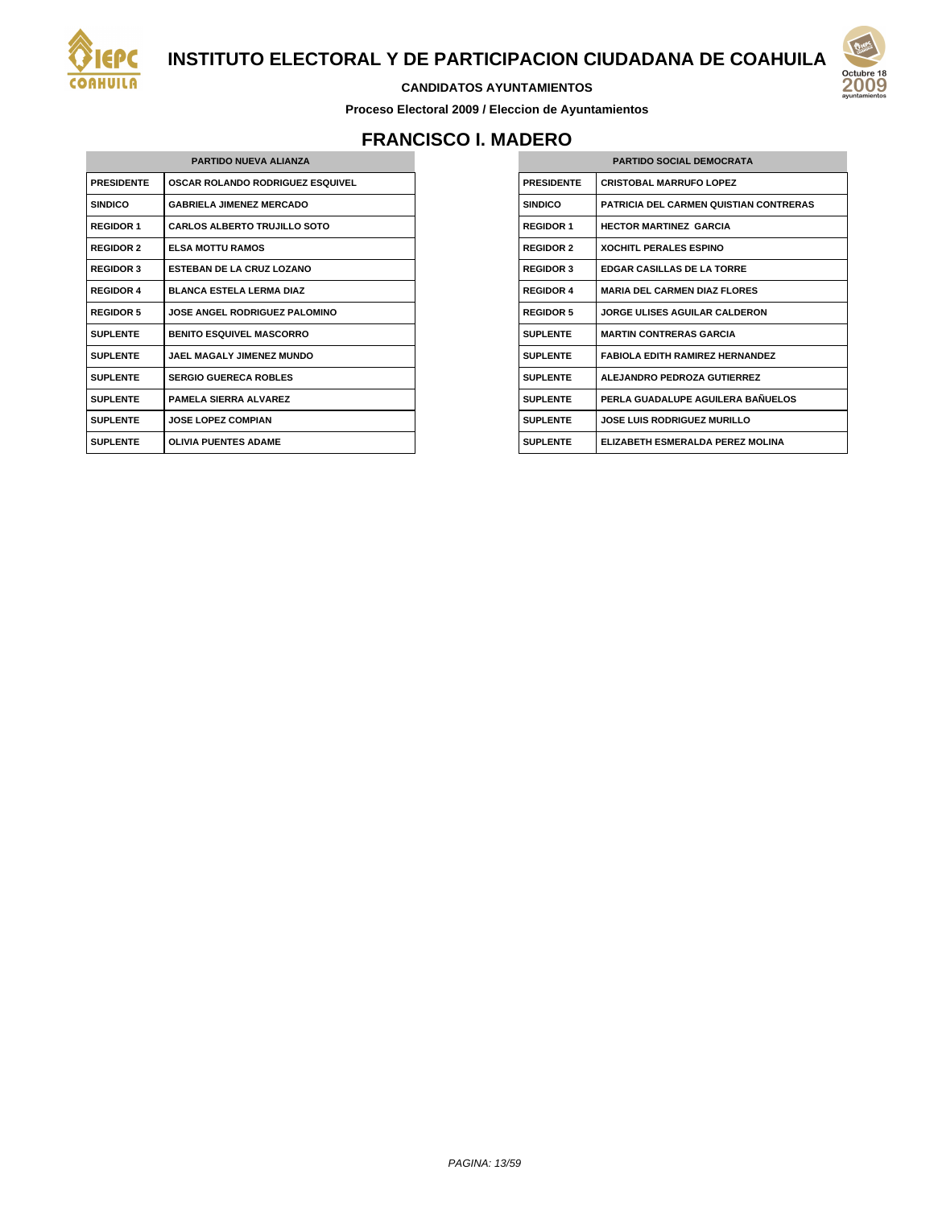# INSTITUTO ELECTORAL Y DE PARTICIPACION CIUDADANA DE COAHUILA

**CANDIDATOS AYUNTAMIENTOS**

**Proceso Electoral 2009 / Eleccion de Ayuntamientos**

## FRANCISCO I. MADERO

| PARTIDO NUEVA ALIANZA | |
|---|---|
| PRESIDENTE | OSCAR ROLANDO RODRIGUEZ ESQUIVEL |
| SINDICO | GABRIELA JIMENEZ MERCADO |
| REGIDOR 1 | CARLOS ALBERTO TRUJILLO SOTO |
| REGIDOR 2 | ELSA MOTTU RAMOS |
| REGIDOR 3 | ESTEBAN DE LA CRUZ LOZANO |
| REGIDOR 4 | BLANCA ESTELA LERMA DIAZ |
| REGIDOR 5 | JOSE ANGEL RODRIGUEZ PALOMINO |
| SUPLENTE | BENITO ESQUIVEL MASCORRO |
| SUPLENTE | JAEL MAGALY JIMENEZ MUNDO |
| SUPLENTE | SERGIO GUERECA ROBLES |
| SUPLENTE | PAMELA SIERRA ALVAREZ |
| SUPLENTE | JOSE LOPEZ COMPIAN |
| SUPLENTE | OLIVIA PUENTES ADAME |

| PARTIDO SOCIAL DEMOCRATA | |
|---|---|
| PRESIDENTE | CRISTOBAL MARRUFO LOPEZ |
| SINDICO | PATRICIA DEL CARMEN QUISTIAN CONTRERAS |
| REGIDOR 1 | HECTOR MARTINEZ GARCIA |
| REGIDOR 2 | XOCHITL PERALES ESPINO |
| REGIDOR 3 | EDGAR CASILLAS DE LA TORRE |
| REGIDOR 4 | MARIA DEL CARMEN DIAZ FLORES |
| REGIDOR 5 | JORGE ULISES AGUILAR CALDERON |
| SUPLENTE | MARTIN CONTRERAS GARCIA |
| SUPLENTE | FABIOLA EDITH RAMIREZ HERNANDEZ |
| SUPLENTE | ALEJANDRO PEDROZA GUTIERREZ |
| SUPLENTE | PERLA GUADALUPE AGUILERA BAÑUELOS |
| SUPLENTE | JOSE LUIS RODRIGUEZ MURILLO |
| SUPLENTE | ELIZABETH ESMERALDA PEREZ MOLINA |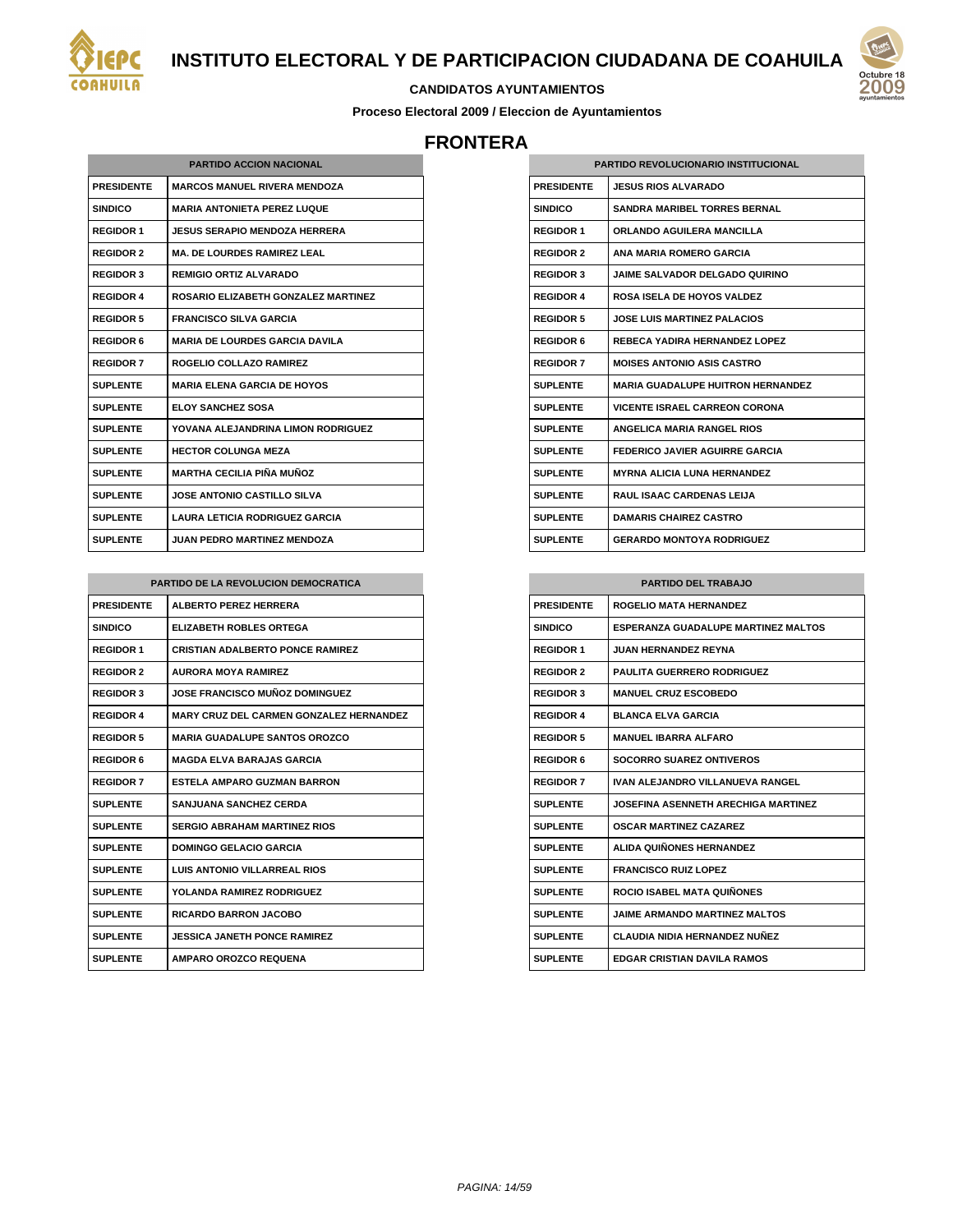# INSTITUTO ELECTORAL Y DE PARTICIPACION CIUDADANA DE COAHUILA

**CANDIDATOS AYUNTAMIENTOS**

**Proceso Electoral 2009 / Eleccion de Ayuntamientos**

## FRONTERA

| PARTIDO ACCION NACIONAL | |
|---|---|
| PRESIDENTE | MARCOS MANUEL RIVERA MENDOZA |
| SINDICO | MARIA ANTONIETA PEREZ LUQUE |
| REGIDOR 1 | JESUS SERAPIO MENDOZA HERRERA |
| REGIDOR 2 | MA. DE LOURDES RAMIREZ LEAL |
| REGIDOR 3 | REMIGIO ORTIZ ALVARADO |
| REGIDOR 4 | ROSARIO ELIZABETH GONZALEZ MARTINEZ |
| REGIDOR 5 | FRANCISCO SILVA GARCIA |
| REGIDOR 6 | MARIA DE LOURDES GARCIA DAVILA |
| REGIDOR 7 | ROGELIO COLLAZO RAMIREZ |
| SUPLENTE | MARIA ELENA GARCIA DE HOYOS |
| SUPLENTE | ELOY SANCHEZ SOSA |
| SUPLENTE | YOVANA ALEJANDRINA LIMON RODRIGUEZ |
| SUPLENTE | HECTOR COLUNGA MEZA |
| SUPLENTE | MARTHA CECILIA PIÑA MUÑOZ |
| SUPLENTE | JOSE ANTONIO CASTILLO SILVA |
| SUPLENTE | LAURA LETICIA RODRIGUEZ GARCIA |
| SUPLENTE | JUAN PEDRO MARTINEZ MENDOZA |

| PARTIDO REVOLUCIONARIO INSTITUCIONAL | |
|---|---|
| PRESIDENTE | JESUS RIOS ALVARADO |
| SINDICO | SANDRA MARIBEL TORRES BERNAL |
| REGIDOR 1 | ORLANDO AGUILERA MANCILLA |
| REGIDOR 2 | ANA MARIA ROMERO GARCIA |
| REGIDOR 3 | JAIME SALVADOR DELGADO QUIRINO |
| REGIDOR 4 | ROSA ISELA DE HOYOS VALDEZ |
| REGIDOR 5 | JOSE LUIS MARTINEZ PALACIOS |
| REGIDOR 6 | REBECA YADIRA HERNANDEZ LOPEZ |
| REGIDOR 7 | MOISES ANTONIO ASIS CASTRO |
| SUPLENTE | MARIA GUADALUPE HUITRON HERNANDEZ |
| SUPLENTE | VICENTE ISRAEL CARREON CORONA |
| SUPLENTE | ANGELICA MARIA RANGEL RIOS |
| SUPLENTE | FEDERICO JAVIER AGUIRRE GARCIA |
| SUPLENTE | MYRNA ALICIA LUNA HERNANDEZ |
| SUPLENTE | RAUL ISAAC CARDENAS LEIJA |
| SUPLENTE | DAMARIS CHAIREZ CASTRO |
| SUPLENTE | GERARDO MONTOYA RODRIGUEZ |

| PARTIDO DE LA REVOLUCION DEMOCRATICA | |
|---|---|
| PRESIDENTE | ALBERTO PEREZ HERRERA |
| SINDICO | ELIZABETH ROBLES ORTEGA |
| REGIDOR 1 | CRISTIAN ADALBERTO PONCE RAMIREZ |
| REGIDOR 2 | AURORA MOYA RAMIREZ |
| REGIDOR 3 | JOSE FRANCISCO MUÑOZ DOMINGUEZ |
| REGIDOR 4 | MARY CRUZ DEL CARMEN GONZALEZ HERNANDEZ |
| REGIDOR 5 | MARIA GUADALUPE SANTOS OROZCO |
| REGIDOR 6 | MAGDA ELVA BARAJAS GARCIA |
| REGIDOR 7 | ESTELA AMPARO GUZMAN BARRON |
| SUPLENTE | SANJUANA SANCHEZ CERDA |
| SUPLENTE | SERGIO ABRAHAM MARTINEZ RIOS |
| SUPLENTE | DOMINGO GELACIO GARCIA |
| SUPLENTE | LUIS ANTONIO VILLARREAL RIOS |
| SUPLENTE | YOLANDA RAMIREZ RODRIGUEZ |
| SUPLENTE | RICARDO BARRON JACOBO |
| SUPLENTE | JESSICA JANETH PONCE RAMIREZ |
| SUPLENTE | AMPARO OROZCO REQUENA |

| PARTIDO DEL TRABAJO | |
|---|---|
| PRESIDENTE | ROGELIO MATA HERNANDEZ |
| SINDICO | ESPERANZA GUADALUPE MARTINEZ MALTOS |
| REGIDOR 1 | JUAN HERNANDEZ REYNA |
| REGIDOR 2 | PAULITA GUERRERO RODRIGUEZ |
| REGIDOR 3 | MANUEL CRUZ ESCOBEDO |
| REGIDOR 4 | BLANCA ELVA GARCIA |
| REGIDOR 5 | MANUEL IBARRA ALFARO |
| REGIDOR 6 | SOCORRO SUAREZ ONTIVEROS |
| REGIDOR 7 | IVAN ALEJANDRO VILLANUEVA RANGEL |
| SUPLENTE | JOSEFINA ASENNETH ARECHIGA MARTINEZ |
| SUPLENTE | OSCAR MARTINEZ CAZAREZ |
| SUPLENTE | ALIDA QUIÑONES HERNANDEZ |
| SUPLENTE | FRANCISCO RUIZ LOPEZ |
| SUPLENTE | ROCIO ISABEL MATA QUIÑONES |
| SUPLENTE | JAIME ARMANDO MARTINEZ MALTOS |
| SUPLENTE | CLAUDIA NIDIA HERNANDEZ NUÑEZ |
| SUPLENTE | EDGAR CRISTIAN DAVILA RAMOS |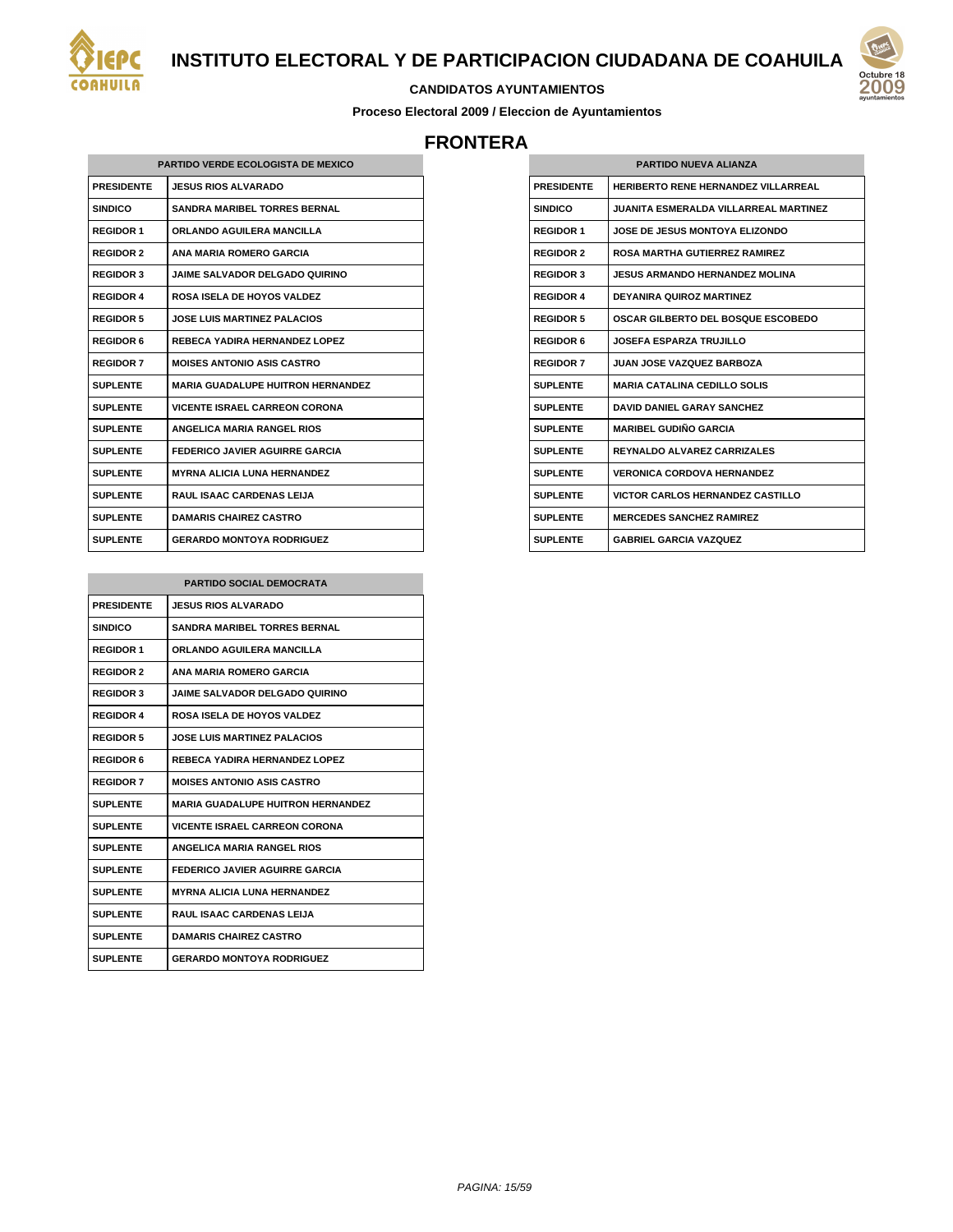# INSTITUTO ELECTORAL Y DE PARTICIPACION CIUDADANA DE COAHUILA

**CANDIDATOS AYUNTAMIENTOS**

**Proceso Electoral 2009 / Eleccion de Ayuntamientos**

## FRONTERA

| PARTIDO VERDE ECOLOGISTA DE MEXICO | |
|---|---|
| PRESIDENTE | JESUS RIOS ALVARADO |
| SINDICO | SANDRA MARIBEL TORRES BERNAL |
| REGIDOR 1 | ORLANDO AGUILERA MANCILLA |
| REGIDOR 2 | ANA MARIA ROMERO GARCIA |
| REGIDOR 3 | JAIME SALVADOR DELGADO QUIRINO |
| REGIDOR 4 | ROSA ISELA DE HOYOS VALDEZ |
| REGIDOR 5 | JOSE LUIS MARTINEZ PALACIOS |
| REGIDOR 6 | REBECA YADIRA HERNANDEZ LOPEZ |
| REGIDOR 7 | MOISES ANTONIO ASIS CASTRO |
| SUPLENTE | MARIA GUADALUPE HUITRON HERNANDEZ |
| SUPLENTE | VICENTE ISRAEL CARREON CORONA |
| SUPLENTE | ANGELICA MARIA RANGEL RIOS |
| SUPLENTE | FEDERICO JAVIER AGUIRRE GARCIA |
| SUPLENTE | MYRNA ALICIA LUNA HERNANDEZ |
| SUPLENTE | RAUL ISAAC CARDENAS LEIJA |
| SUPLENTE | DAMARIS CHAIREZ CASTRO |
| SUPLENTE | GERARDO MONTOYA RODRIGUEZ |

| PARTIDO SOCIAL DEMOCRATA | |
|---|---|
| PRESIDENTE | JESUS RIOS ALVARADO |
| SINDICO | SANDRA MARIBEL TORRES BERNAL |
| REGIDOR 1 | ORLANDO AGUILERA MANCILLA |
| REGIDOR 2 | ANA MARIA ROMERO GARCIA |
| REGIDOR 3 | JAIME SALVADOR DELGADO QUIRINO |
| REGIDOR 4 | ROSA ISELA DE HOYOS VALDEZ |
| REGIDOR 5 | JOSE LUIS MARTINEZ PALACIOS |
| REGIDOR 6 | REBECA YADIRA HERNANDEZ LOPEZ |
| REGIDOR 7 | MOISES ANTONIO ASIS CASTRO |
| SUPLENTE | MARIA GUADALUPE HUITRON HERNANDEZ |
| SUPLENTE | VICENTE ISRAEL CARREON CORONA |
| SUPLENTE | ANGELICA MARIA RANGEL RIOS |
| SUPLENTE | FEDERICO JAVIER AGUIRRE GARCIA |
| SUPLENTE | MYRNA ALICIA LUNA HERNANDEZ |
| SUPLENTE | RAUL ISAAC CARDENAS LEIJA |
| SUPLENTE | DAMARIS CHAIREZ CASTRO |
| SUPLENTE | GERARDO MONTOYA RODRIGUEZ |

| PARTIDO NUEVA ALIANZA | |
|---|---|
| PRESIDENTE | HERIBERTO RENE HERNANDEZ VILLARREAL |
| SINDICO | JUANITA ESMERALDA VILLARREAL MARTINEZ |
| REGIDOR 1 | JOSE DE JESUS MONTOYA ELIZONDO |
| REGIDOR 2 | ROSA MARTHA GUTIERREZ RAMIREZ |
| REGIDOR 3 | JESUS ARMANDO HERNANDEZ MOLINA |
| REGIDOR 4 | DEYANIRA QUIROZ MARTINEZ |
| REGIDOR 5 | OSCAR GILBERTO DEL BOSQUE ESCOBEDO |
| REGIDOR 6 | JOSEFA ESPARZA TRUJILLO |
| REGIDOR 7 | JUAN JOSE VAZQUEZ BARBOZA |
| SUPLENTE | MARIA CATALINA CEDILLO SOLIS |
| SUPLENTE | DAVID DANIEL GARAY SANCHEZ |
| SUPLENTE | MARIBEL GUDIÑO GARCIA |
| SUPLENTE | REYNALDO ALVAREZ CARRIZALES |
| SUPLENTE | VERONICA CORDOVA HERNANDEZ |
| SUPLENTE | VICTOR CARLOS HERNANDEZ CASTILLO |
| SUPLENTE | MERCEDES SANCHEZ RAMIREZ |
| SUPLENTE | GABRIEL GARCIA VAZQUEZ |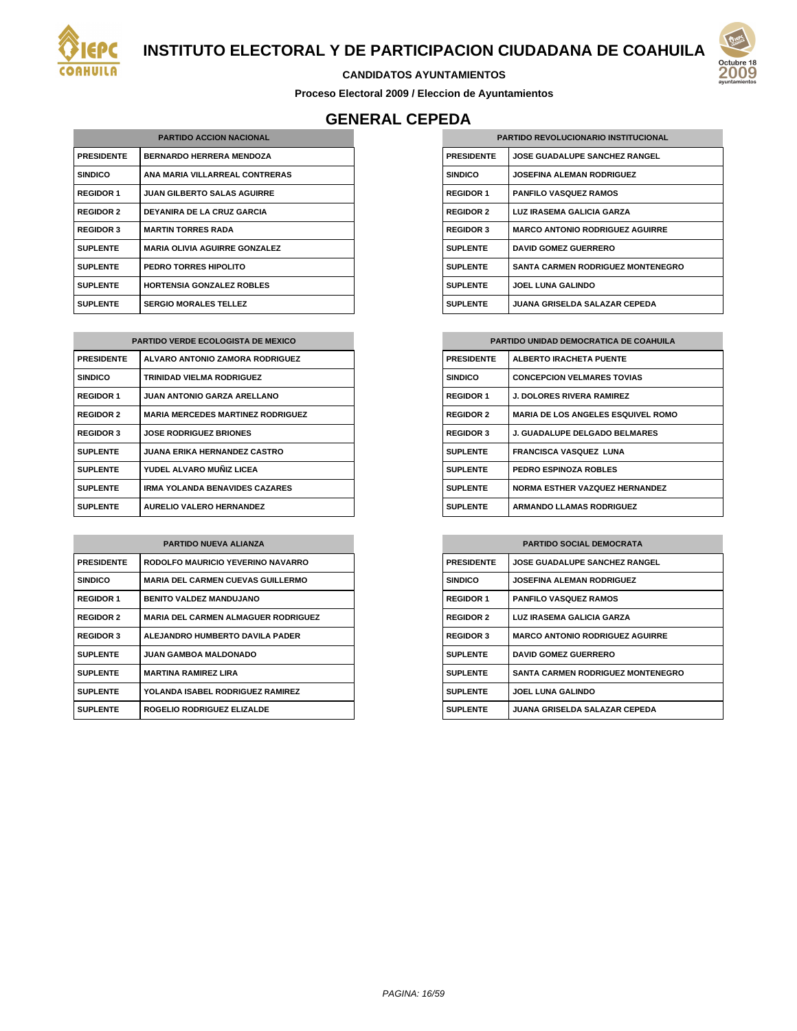# INSTITUTO ELECTORAL Y DE PARTICIPACION CIUDADANA DE COAHUILA

**CANDIDATOS AYUNTAMIENTOS**

**Proceso Electoral 2009 / Eleccion de Ayuntamientos**

## GENERAL CEPEDA

| PARTIDO ACCION NACIONAL | |
|---|---|
| PRESIDENTE | BERNARDO HERRERA MENDOZA |
| SINDICO | ANA MARIA VILLARREAL CONTRERAS |
| REGIDOR 1 | JUAN GILBERTO SALAS AGUIRRE |
| REGIDOR 2 | DEYANIRA DE LA CRUZ GARCIA |
| REGIDOR 3 | MARTIN TORRES RADA |
| SUPLENTE | MARIA OLIVIA AGUIRRE GONZALEZ |
| SUPLENTE | PEDRO TORRES HIPOLITO |
| SUPLENTE | HORTENSIA GONZALEZ ROBLES |
| SUPLENTE | SERGIO MORALES TELLEZ |

| PARTIDO REVOLUCIONARIO INSTITUCIONAL | |
|---|---|
| PRESIDENTE | JOSE GUADALUPE SANCHEZ RANGEL |
| SINDICO | JOSEFINA ALEMAN RODRIGUEZ |
| REGIDOR 1 | PANFILO VASQUEZ RAMOS |
| REGIDOR 2 | LUZ IRASEMA GALICIA GARZA |
| REGIDOR 3 | MARCO ANTONIO RODRIGUEZ AGUIRRE |
| SUPLENTE | DAVID GOMEZ GUERRERO |
| SUPLENTE | SANTA CARMEN RODRIGUEZ MONTENEGRO |
| SUPLENTE | JOEL LUNA GALINDO |
| SUPLENTE | JUANA GRISELDA SALAZAR CEPEDA |

| PARTIDO VERDE ECOLOGISTA DE MEXICO | |
|---|---|
| PRESIDENTE | ALVARO ANTONIO ZAMORA RODRIGUEZ |
| SINDICO | TRINIDAD VIELMA RODRIGUEZ |
| REGIDOR 1 | JUAN ANTONIO GARZA ARELLANO |
| REGIDOR 2 | MARIA MERCEDES MARTINEZ RODRIGUEZ |
| REGIDOR 3 | JOSE RODRIGUEZ BRIONES |
| SUPLENTE | JUANA ERIKA HERNANDEZ CASTRO |
| SUPLENTE | YUDEL ALVARO MUÑIZ LICEA |
| SUPLENTE | IRMA YOLANDA BENAVIDES CAZARES |
| SUPLENTE | AURELIO VALERO HERNANDEZ |

| PARTIDO UNIDAD DEMOCRATICA DE COAHUILA | |
|---|---|
| PRESIDENTE | ALBERTO IRACHETA PUENTE |
| SINDICO | CONCEPCION VELMARES TOVIAS |
| REGIDOR 1 | J. DOLORES RIVERA RAMIREZ |
| REGIDOR 2 | MARIA DE LOS ANGELES ESQUIVEL ROMO |
| REGIDOR 3 | J. GUADALUPE DELGADO BELMARES |
| SUPLENTE | FRANCISCA VASQUEZ LUNA |
| SUPLENTE | PEDRO ESPINOZA ROBLES |
| SUPLENTE | NORMA ESTHER VAZQUEZ HERNANDEZ |
| SUPLENTE | ARMANDO LLAMAS RODRIGUEZ |

| PARTIDO NUEVA ALIANZA | |
|---|---|
| PRESIDENTE | RODOLFO MAURICIO YEVERINO NAVARRO |
| SINDICO | MARIA DEL CARMEN CUEVAS GUILLERMO |
| REGIDOR 1 | BENITO VALDEZ MANDUJANO |
| REGIDOR 2 | MARIA DEL CARMEN ALMAGUER RODRIGUEZ |
| REGIDOR 3 | ALEJANDRO HUMBERTO DAVILA PADER |
| SUPLENTE | JUAN GAMBOA MALDONADO |
| SUPLENTE | MARTINA RAMIREZ LIRA |
| SUPLENTE | YOLANDA ISABEL RODRIGUEZ RAMIREZ |
| SUPLENTE | ROGELIO RODRIGUEZ ELIZALDE |

| PARTIDO SOCIAL DEMOCRATA | |
|---|---|
| PRESIDENTE | JOSE GUADALUPE SANCHEZ RANGEL |
| SINDICO | JOSEFINA ALEMAN RODRIGUEZ |
| REGIDOR 1 | PANFILO VASQUEZ RAMOS |
| REGIDOR 2 | LUZ IRASEMA GALICIA GARZA |
| REGIDOR 3 | MARCO ANTONIO RODRIGUEZ AGUIRRE |
| SUPLENTE | DAVID GOMEZ GUERRERO |
| SUPLENTE | SANTA CARMEN RODRIGUEZ MONTENEGRO |
| SUPLENTE | JOEL LUNA GALINDO |
| SUPLENTE | JUANA GRISELDA SALAZAR CEPEDA |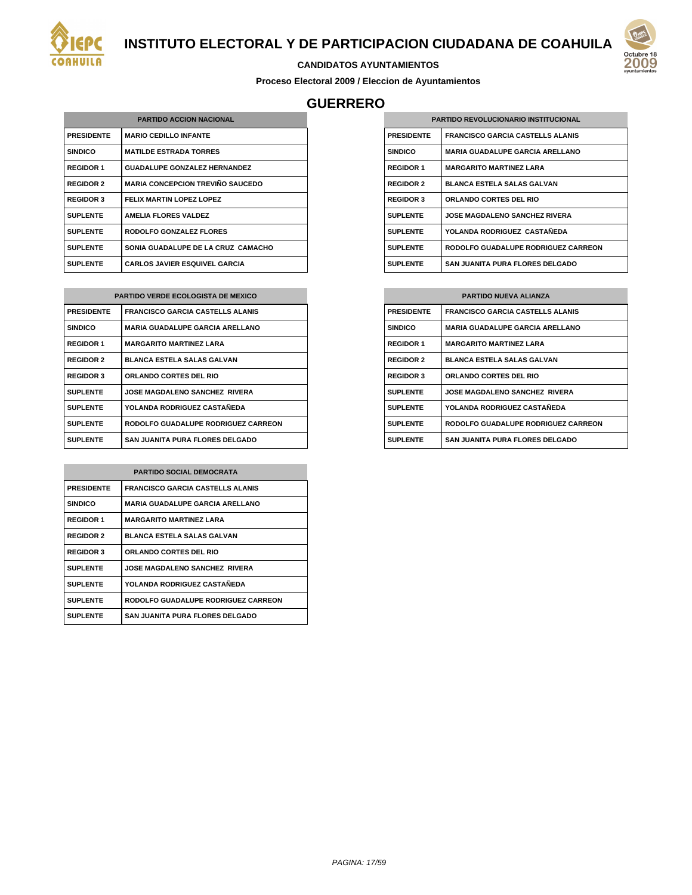# INSTITUTO ELECTORAL Y DE PARTICIPACION CIUDADANA DE COAHUILA

**CANDIDATOS AYUNTAMIENTOS**

**Proceso Electoral 2009 / Eleccion de Ayuntamientos**

## GUERRERO

| PARTIDO ACCION NACIONAL | |
|---|---|
| PRESIDENTE | MARIO CEDILLO INFANTE |
| SINDICO | MATILDE ESTRADA TORRES |
| REGIDOR 1 | GUADALUPE GONZALEZ HERNANDEZ |
| REGIDOR 2 | MARIA CONCEPCION TREVIÑO SAUCEDO |
| REGIDOR 3 | FELIX MARTIN LOPEZ LOPEZ |
| SUPLENTE | AMELIA FLORES VALDEZ |
| SUPLENTE | RODOLFO GONZALEZ FLORES |
| SUPLENTE | SONIA GUADALUPE DE LA CRUZ CAMACHO |
| SUPLENTE | CARLOS JAVIER ESQUIVEL GARCIA |

| PARTIDO REVOLUCIONARIO INSTITUCIONAL | |
|---|---|
| PRESIDENTE | FRANCISCO GARCIA CASTELLS ALANIS |
| SINDICO | MARIA GUADALUPE GARCIA ARELLANO |
| REGIDOR 1 | MARGARITO MARTINEZ LARA |
| REGIDOR 2 | BLANCA ESTELA SALAS GALVAN |
| REGIDOR 3 | ORLANDO CORTES DEL RIO |
| SUPLENTE | JOSE MAGDALENO SANCHEZ RIVERA |
| SUPLENTE | YOLANDA RODRIGUEZ CASTAÑEDA |
| SUPLENTE | RODOLFO GUADALUPE RODRIGUEZ CARREON |
| SUPLENTE | SAN JUANITA PURA FLORES DELGADO |

| PARTIDO VERDE ECOLOGISTA DE MEXICO | |
|---|---|
| PRESIDENTE | FRANCISCO GARCIA CASTELLS ALANIS |
| SINDICO | MARIA GUADALUPE GARCIA ARELLANO |
| REGIDOR 1 | MARGARITO MARTINEZ LARA |
| REGIDOR 2 | BLANCA ESTELA SALAS GALVAN |
| REGIDOR 3 | ORLANDO CORTES DEL RIO |
| SUPLENTE | JOSE MAGDALENO SANCHEZ RIVERA |
| SUPLENTE | YOLANDA RODRIGUEZ CASTAÑEDA |
| SUPLENTE | RODOLFO GUADALUPE RODRIGUEZ CARREON |
| SUPLENTE | SAN JUANITA PURA FLORES DELGADO |

| PARTIDO NUEVA ALIANZA | |
|---|---|
| PRESIDENTE | FRANCISCO GARCIA CASTELLS ALANIS |
| SINDICO | MARIA GUADALUPE GARCIA ARELLANO |
| REGIDOR 1 | MARGARITO MARTINEZ LARA |
| REGIDOR 2 | BLANCA ESTELA SALAS GALVAN |
| REGIDOR 3 | ORLANDO CORTES DEL RIO |
| SUPLENTE | JOSE MAGDALENO SANCHEZ RIVERA |
| SUPLENTE | YOLANDA RODRIGUEZ CASTAÑEDA |
| SUPLENTE | RODOLFO GUADALUPE RODRIGUEZ CARREON |
| SUPLENTE | SAN JUANITA PURA FLORES DELGADO |

| PARTIDO SOCIAL DEMOCRATA | |
|---|---|
| PRESIDENTE | FRANCISCO GARCIA CASTELLS ALANIS |
| SINDICO | MARIA GUADALUPE GARCIA ARELLANO |
| REGIDOR 1 | MARGARITO MARTINEZ LARA |
| REGIDOR 2 | BLANCA ESTELA SALAS GALVAN |
| REGIDOR 3 | ORLANDO CORTES DEL RIO |
| SUPLENTE | JOSE MAGDALENO SANCHEZ RIVERA |
| SUPLENTE | YOLANDA RODRIGUEZ CASTAÑEDA |
| SUPLENTE | RODOLFO GUADALUPE RODRIGUEZ CARREON |
| SUPLENTE | SAN JUANITA PURA FLORES DELGADO |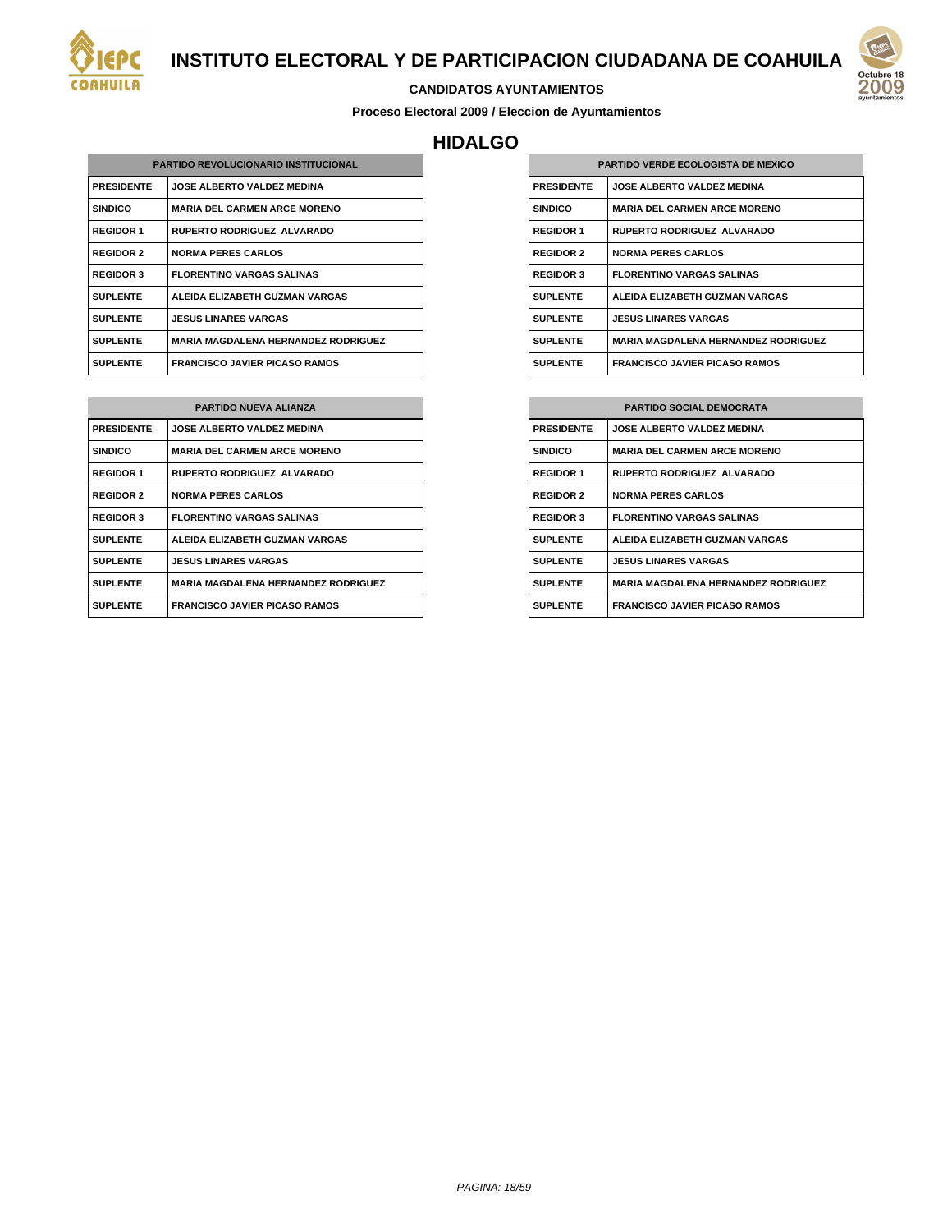# INSTITUTO ELECTORAL Y DE PARTICIPACION CIUDADANA DE COAHUILA

**CANDIDATOS AYUNTAMIENTOS**

**Proceso Electoral 2009 / Eleccion de Ayuntamientos**

## HIDALGO

| PARTIDO REVOLUCIONARIO INSTITUCIONAL | |
|---|---|
| PRESIDENTE | JOSE ALBERTO VALDEZ MEDINA |
| SINDICO | MARIA DEL CARMEN ARCE MORENO |
| REGIDOR 1 | RUPERTO RODRIGUEZ ALVARADO |
| REGIDOR 2 | NORMA PERES CARLOS |
| REGIDOR 3 | FLORENTINO VARGAS SALINAS |
| SUPLENTE | ALEIDA ELIZABETH GUZMAN VARGAS |
| SUPLENTE | JESUS LINARES VARGAS |
| SUPLENTE | MARIA MAGDALENA HERNANDEZ RODRIGUEZ |
| SUPLENTE | FRANCISCO JAVIER PICASO RAMOS |

| PARTIDO VERDE ECOLOGISTA DE MEXICO | |
|---|---|
| PRESIDENTE | JOSE ALBERTO VALDEZ MEDINA |
| SINDICO | MARIA DEL CARMEN ARCE MORENO |
| REGIDOR 1 | RUPERTO RODRIGUEZ ALVARADO |
| REGIDOR 2 | NORMA PERES CARLOS |
| REGIDOR 3 | FLORENTINO VARGAS SALINAS |
| SUPLENTE | ALEIDA ELIZABETH GUZMAN VARGAS |
| SUPLENTE | JESUS LINARES VARGAS |
| SUPLENTE | MARIA MAGDALENA HERNANDEZ RODRIGUEZ |
| SUPLENTE | FRANCISCO JAVIER PICASO RAMOS |

| PARTIDO NUEVA ALIANZA | |
|---|---|
| PRESIDENTE | JOSE ALBERTO VALDEZ MEDINA |
| SINDICO | MARIA DEL CARMEN ARCE MORENO |
| REGIDOR 1 | RUPERTO RODRIGUEZ ALVARADO |
| REGIDOR 2 | NORMA PERES CARLOS |
| REGIDOR 3 | FLORENTINO VARGAS SALINAS |
| SUPLENTE | ALEIDA ELIZABETH GUZMAN VARGAS |
| SUPLENTE | JESUS LINARES VARGAS |
| SUPLENTE | MARIA MAGDALENA HERNANDEZ RODRIGUEZ |
| SUPLENTE | FRANCISCO JAVIER PICASO RAMOS |

| PARTIDO SOCIAL DEMOCRATA | |
|---|---|
| PRESIDENTE | JOSE ALBERTO VALDEZ MEDINA |
| SINDICO | MARIA DEL CARMEN ARCE MORENO |
| REGIDOR 1 | RUPERTO RODRIGUEZ ALVARADO |
| REGIDOR 2 | NORMA PERES CARLOS |
| REGIDOR 3 | FLORENTINO VARGAS SALINAS |
| SUPLENTE | ALEIDA ELIZABETH GUZMAN VARGAS |
| SUPLENTE | JESUS LINARES VARGAS |
| SUPLENTE | MARIA MAGDALENA HERNANDEZ RODRIGUEZ |
| SUPLENTE | FRANCISCO JAVIER PICASO RAMOS |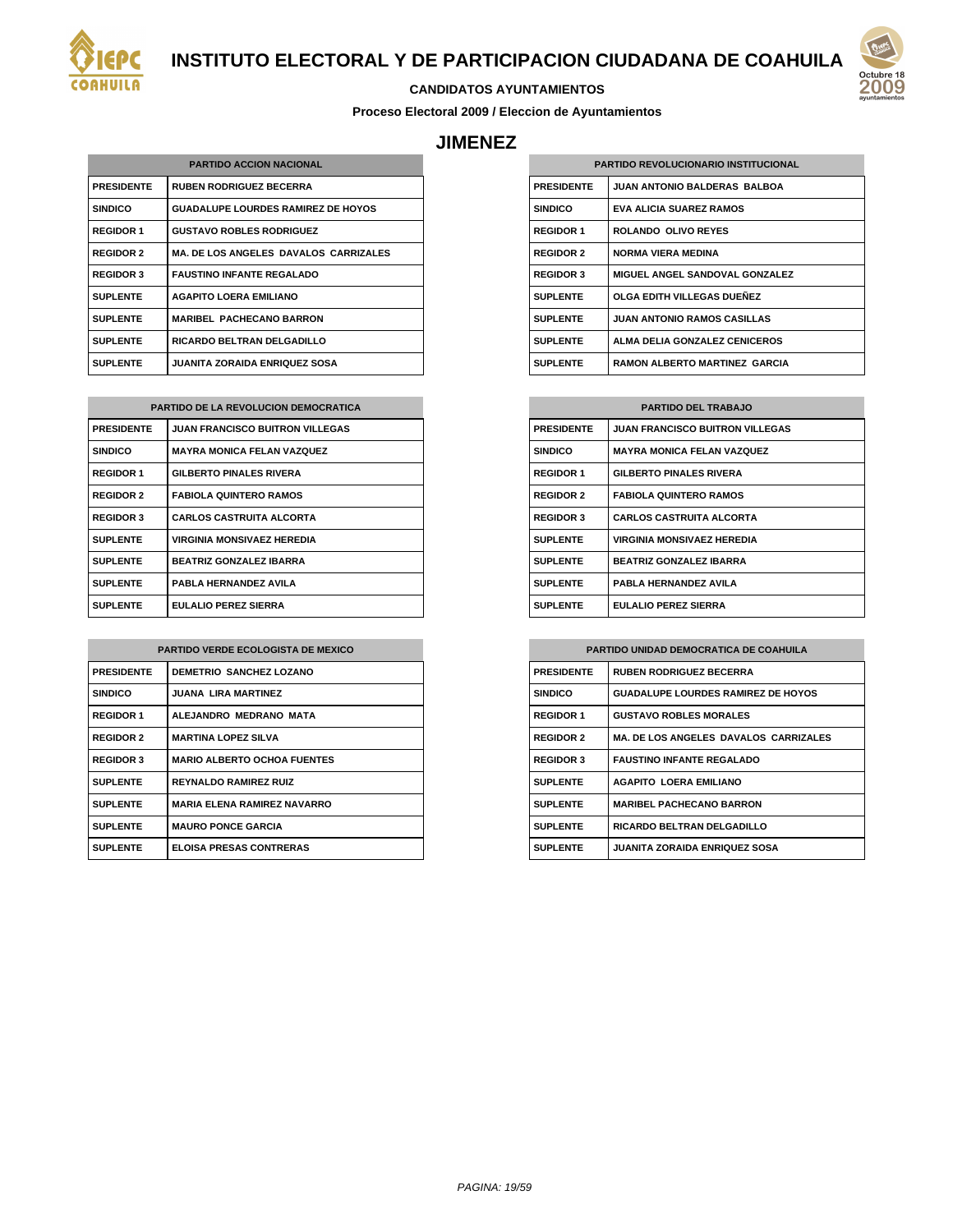# INSTITUTO ELECTORAL Y DE PARTICIPACION CIUDADANA DE COAHUILA

**CANDIDATOS AYUNTAMIENTOS**

**Proceso Electoral 2009 / Eleccion de Ayuntamientos**

## JIMENEZ

| PARTIDO ACCION NACIONAL | |
|---|---|
| PRESIDENTE | RUBEN RODRIGUEZ BECERRA |
| SINDICO | GUADALUPE LOURDES RAMIREZ DE HOYOS |
| REGIDOR 1 | GUSTAVO ROBLES RODRIGUEZ |
| REGIDOR 2 | MA. DE LOS ANGELES DAVALOS CARRIZALES |
| REGIDOR 3 | FAUSTINO INFANTE REGALADO |
| SUPLENTE | AGAPITO LOERA EMILIANO |
| SUPLENTE | MARIBEL PACHECANO BARRON |
| SUPLENTE | RICARDO BELTRAN DELGADILLO |
| SUPLENTE | JUANITA ZORAIDA ENRIQUEZ SOSA |

| PARTIDO REVOLUCIONARIO INSTITUCIONAL | |
|---|---|
| PRESIDENTE | JUAN ANTONIO BALDERAS BALBOA |
| SINDICO | EVA ALICIA SUAREZ RAMOS |
| REGIDOR 1 | ROLANDO OLIVO REYES |
| REGIDOR 2 | NORMA VIERA MEDINA |
| REGIDOR 3 | MIGUEL ANGEL SANDOVAL GONZALEZ |
| SUPLENTE | OLGA EDITH VILLEGAS DUEÑEZ |
| SUPLENTE | JUAN ANTONIO RAMOS CASILLAS |
| SUPLENTE | ALMA DELIA GONZALEZ CENICEROS |
| SUPLENTE | RAMON ALBERTO MARTINEZ GARCIA |

| PARTIDO DE LA REVOLUCION DEMOCRATICA | |
|---|---|
| PRESIDENTE | JUAN FRANCISCO BUITRON VILLEGAS |
| SINDICO | MAYRA MONICA FELAN VAZQUEZ |
| REGIDOR 1 | GILBERTO PINALES RIVERA |
| REGIDOR 2 | FABIOLA QUINTERO RAMOS |
| REGIDOR 3 | CARLOS CASTRUITA ALCORTA |
| SUPLENTE | VIRGINIA MONSIVAEZ HEREDIA |
| SUPLENTE | BEATRIZ GONZALEZ IBARRA |
| SUPLENTE | PABLA HERNANDEZ AVILA |
| SUPLENTE | EULALIO PEREZ SIERRA |

| PARTIDO DEL TRABAJO | |
|---|---|
| PRESIDENTE | JUAN FRANCISCO BUITRON VILLEGAS |
| SINDICO | MAYRA MONICA FELAN VAZQUEZ |
| REGIDOR 1 | GILBERTO PINALES RIVERA |
| REGIDOR 2 | FABIOLA QUINTERO RAMOS |
| REGIDOR 3 | CARLOS CASTRUITA ALCORTA |
| SUPLENTE | VIRGINIA MONSIVAEZ HEREDIA |
| SUPLENTE | BEATRIZ GONZALEZ IBARRA |
| SUPLENTE | PABLA HERNANDEZ AVILA |
| SUPLENTE | EULALIO PEREZ SIERRA |

| PARTIDO VERDE ECOLOGISTA DE MEXICO | |
|---|---|
| PRESIDENTE | DEMETRIO SANCHEZ LOZANO |
| SINDICO | JUANA LIRA MARTINEZ |
| REGIDOR 1 | ALEJANDRO MEDRANO MATA |
| REGIDOR 2 | MARTINA LOPEZ SILVA |
| REGIDOR 3 | MARIO ALBERTO OCHOA FUENTES |
| SUPLENTE | REYNALDO RAMIREZ RUIZ |
| SUPLENTE | MARIA ELENA RAMIREZ NAVARRO |
| SUPLENTE | MAURO PONCE GARCIA |
| SUPLENTE | ELOISA PRESAS CONTRERAS |

| PARTIDO UNIDAD DEMOCRATICA DE COAHUILA | |
|---|---|
| PRESIDENTE | RUBEN RODRIGUEZ BECERRA |
| SINDICO | GUADALUPE LOURDES RAMIREZ DE HOYOS |
| REGIDOR 1 | GUSTAVO ROBLES MORALES |
| REGIDOR 2 | MA. DE LOS ANGELES DAVALOS CARRIZALES |
| REGIDOR 3 | FAUSTINO INFANTE REGALADO |
| SUPLENTE | AGAPITO LOERA EMILIANO |
| SUPLENTE | MARIBEL PACHECANO BARRON |
| SUPLENTE | RICARDO BELTRAN DELGADILLO |
| SUPLENTE | JUANITA ZORAIDA ENRIQUEZ SOSA |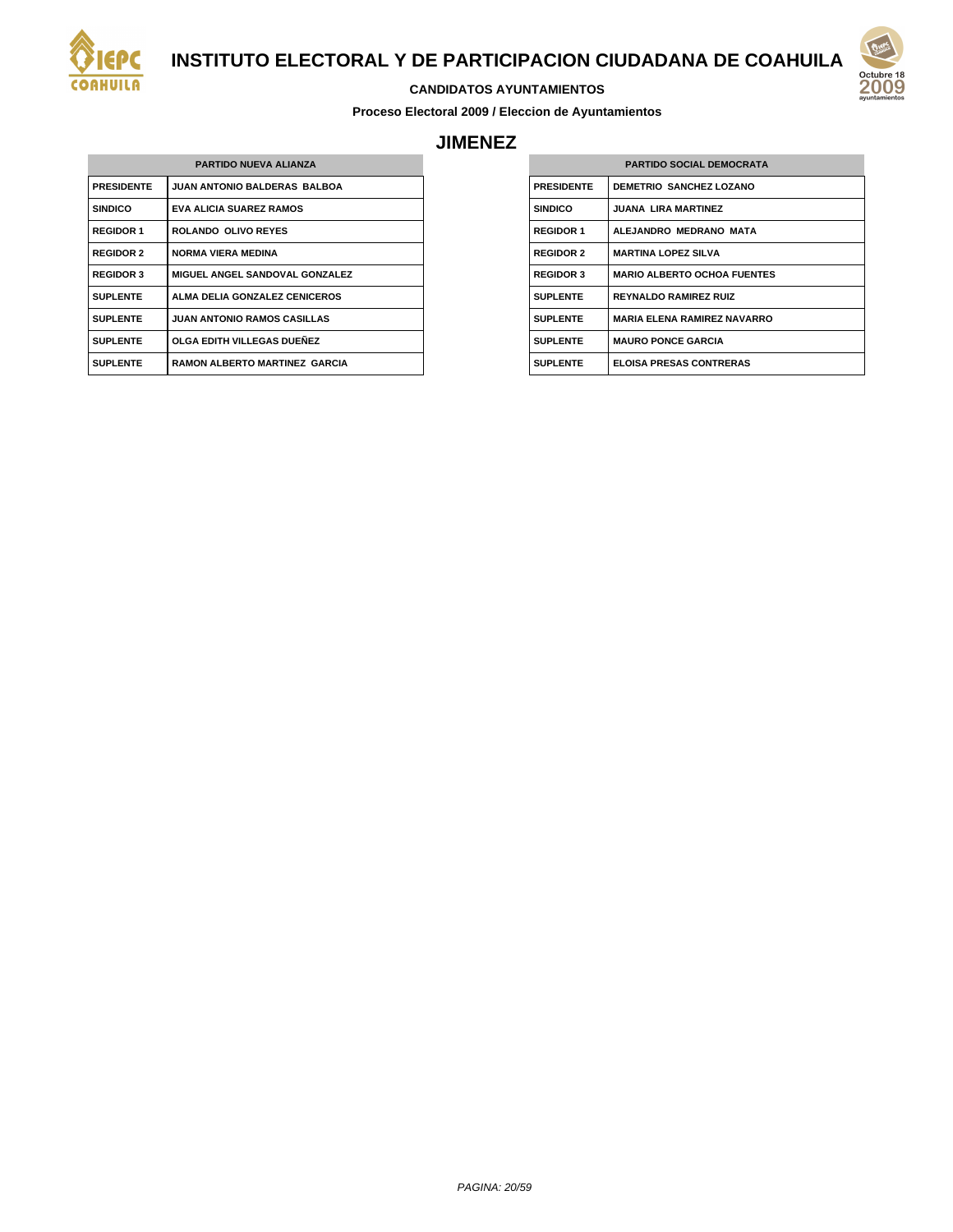# INSTITUTO ELECTORAL Y DE PARTICIPACION CIUDADANA DE COAHUILA

**CANDIDATOS AYUNTAMIENTOS**

**Proceso Electoral 2009 / Eleccion de Ayuntamientos**

## JIMENEZ

| PARTIDO NUEVA ALIANZA | |
|---|---|
| PRESIDENTE | JUAN ANTONIO BALDERAS BALBOA |
| SINDICO | EVA ALICIA SUAREZ RAMOS |
| REGIDOR 1 | ROLANDO OLIVO REYES |
| REGIDOR 2 | NORMA VIERA MEDINA |
| REGIDOR 3 | MIGUEL ANGEL SANDOVAL GONZALEZ |
| SUPLENTE | ALMA DELIA GONZALEZ CENICEROS |
| SUPLENTE | JUAN ANTONIO RAMOS CASILLAS |
| SUPLENTE | OLGA EDITH VILLEGAS DUEÑEZ |
| SUPLENTE | RAMON ALBERTO MARTINEZ GARCIA |

| PARTIDO SOCIAL DEMOCRATA | |
|---|---|
| PRESIDENTE | DEMETRIO SANCHEZ LOZANO |
| SINDICO | JUANA LIRA MARTINEZ |
| REGIDOR 1 | ALEJANDRO MEDRANO MATA |
| REGIDOR 2 | MARTINA LOPEZ SILVA |
| REGIDOR 3 | MARIO ALBERTO OCHOA FUENTES |
| SUPLENTE | REYNALDO RAMIREZ RUIZ |
| SUPLENTE | MARIA ELENA RAMIREZ NAVARRO |
| SUPLENTE | MAURO PONCE GARCIA |
| SUPLENTE | ELOISA PRESAS CONTRERAS |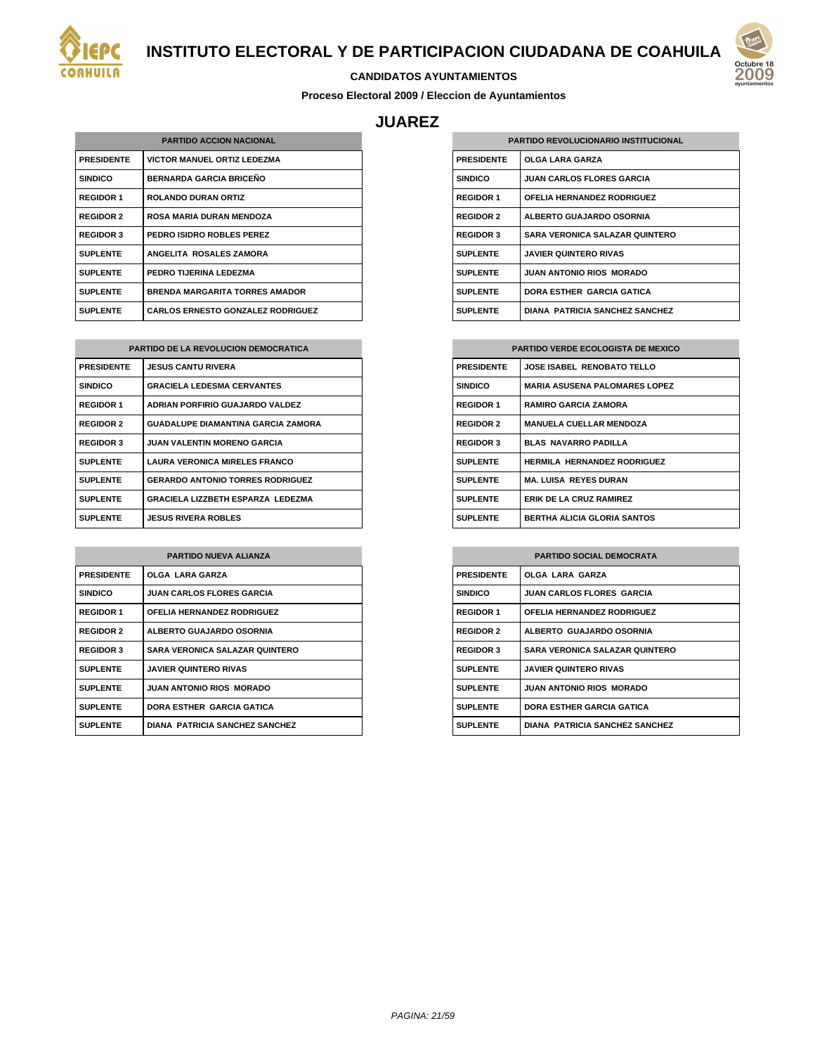# INSTITUTO ELECTORAL Y DE PARTICIPACION CIUDADANA DE COAHUILA

**CANDIDATOS AYUNTAMIENTOS**

**Proceso Electoral 2009 / Eleccion de Ayuntamientos**

## JUAREZ

| PARTIDO ACCION NACIONAL | |
|---|---|
| PRESIDENTE | VICTOR MANUEL ORTIZ LEDEZMA |
| SINDICO | BERNARDA GARCIA BRICEÑO |
| REGIDOR 1 | ROLANDO DURAN ORTIZ |
| REGIDOR 2 | ROSA MARIA DURAN MENDOZA |
| REGIDOR 3 | PEDRO ISIDRO ROBLES PEREZ |
| SUPLENTE | ANGELITA ROSALES ZAMORA |
| SUPLENTE | PEDRO TIJERINA LEDEZMA |
| SUPLENTE | BRENDA MARGARITA TORRES AMADOR |
| SUPLENTE | CARLOS ERNESTO GONZALEZ RODRIGUEZ |

| PARTIDO REVOLUCIONARIO INSTITUCIONAL | |
|---|---|
| PRESIDENTE | OLGA LARA GARZA |
| SINDICO | JUAN CARLOS FLORES GARCIA |
| REGIDOR 1 | OFELIA HERNANDEZ RODRIGUEZ |
| REGIDOR 2 | ALBERTO GUAJARDO OSORNIA |
| REGIDOR 3 | SARA VERONICA SALAZAR QUINTERO |
| SUPLENTE | JAVIER QUINTERO RIVAS |
| SUPLENTE | JUAN ANTONIO RIOS MORADO |
| SUPLENTE | DORA ESTHER GARCIA GATICA |
| SUPLENTE | DIANA PATRICIA SANCHEZ SANCHEZ |

| PARTIDO DE LA REVOLUCION DEMOCRATICA | |
|---|---|
| PRESIDENTE | JESUS CANTU RIVERA |
| SINDICO | GRACIELA LEDESMA CERVANTES |
| REGIDOR 1 | ADRIAN PORFIRIO GUAJARDO VALDEZ |
| REGIDOR 2 | GUADALUPE DIAMANTINA GARCIA ZAMORA |
| REGIDOR 3 | JUAN VALENTIN MORENO GARCIA |
| SUPLENTE | LAURA VERONICA MIRELES FRANCO |
| SUPLENTE | GERARDO ANTONIO TORRES RODRIGUEZ |
| SUPLENTE | GRACIELA LIZZBETH ESPARZA LEDEZMA |
| SUPLENTE | JESUS RIVERA ROBLES |

| PARTIDO VERDE ECOLOGISTA DE MEXICO | |
|---|---|
| PRESIDENTE | JOSE ISABEL RENOBATO TELLO |
| SINDICO | MARIA ASUSENA PALOMARES LOPEZ |
| REGIDOR 1 | RAMIRO GARCIA ZAMORA |
| REGIDOR 2 | MANUELA CUELLAR MENDOZA |
| REGIDOR 3 | BLAS NAVARRO PADILLA |
| SUPLENTE | HERMILA HERNANDEZ RODRIGUEZ |
| SUPLENTE | MA. LUISA REYES DURAN |
| SUPLENTE | ERIK DE LA CRUZ RAMIREZ |
| SUPLENTE | BERTHA ALICIA GLORIA SANTOS |

| PARTIDO NUEVA ALIANZA | |
|---|---|
| PRESIDENTE | OLGA LARA GARZA |
| SINDICO | JUAN CARLOS FLORES GARCIA |
| REGIDOR 1 | OFELIA HERNANDEZ RODRIGUEZ |
| REGIDOR 2 | ALBERTO GUAJARDO OSORNIA |
| REGIDOR 3 | SARA VERONICA SALAZAR QUINTERO |
| SUPLENTE | JAVIER QUINTERO RIVAS |
| SUPLENTE | JUAN ANTONIO RIOS MORADO |
| SUPLENTE | DORA ESTHER GARCIA GATICA |
| SUPLENTE | DIANA PATRICIA SANCHEZ SANCHEZ |

| PARTIDO SOCIAL DEMOCRATA | |
|---|---|
| PRESIDENTE | OLGA LARA GARZA |
| SINDICO | JUAN CARLOS FLORES GARCIA |
| REGIDOR 1 | OFELIA HERNANDEZ RODRIGUEZ |
| REGIDOR 2 | ALBERTO GUAJARDO OSORNIA |
| REGIDOR 3 | SARA VERONICA SALAZAR QUINTERO |
| SUPLENTE | JAVIER QUINTERO RIVAS |
| SUPLENTE | JUAN ANTONIO RIOS MORADO |
| SUPLENTE | DORA ESTHER GARCIA GATICA |
| SUPLENTE | DIANA PATRICIA SANCHEZ SANCHEZ |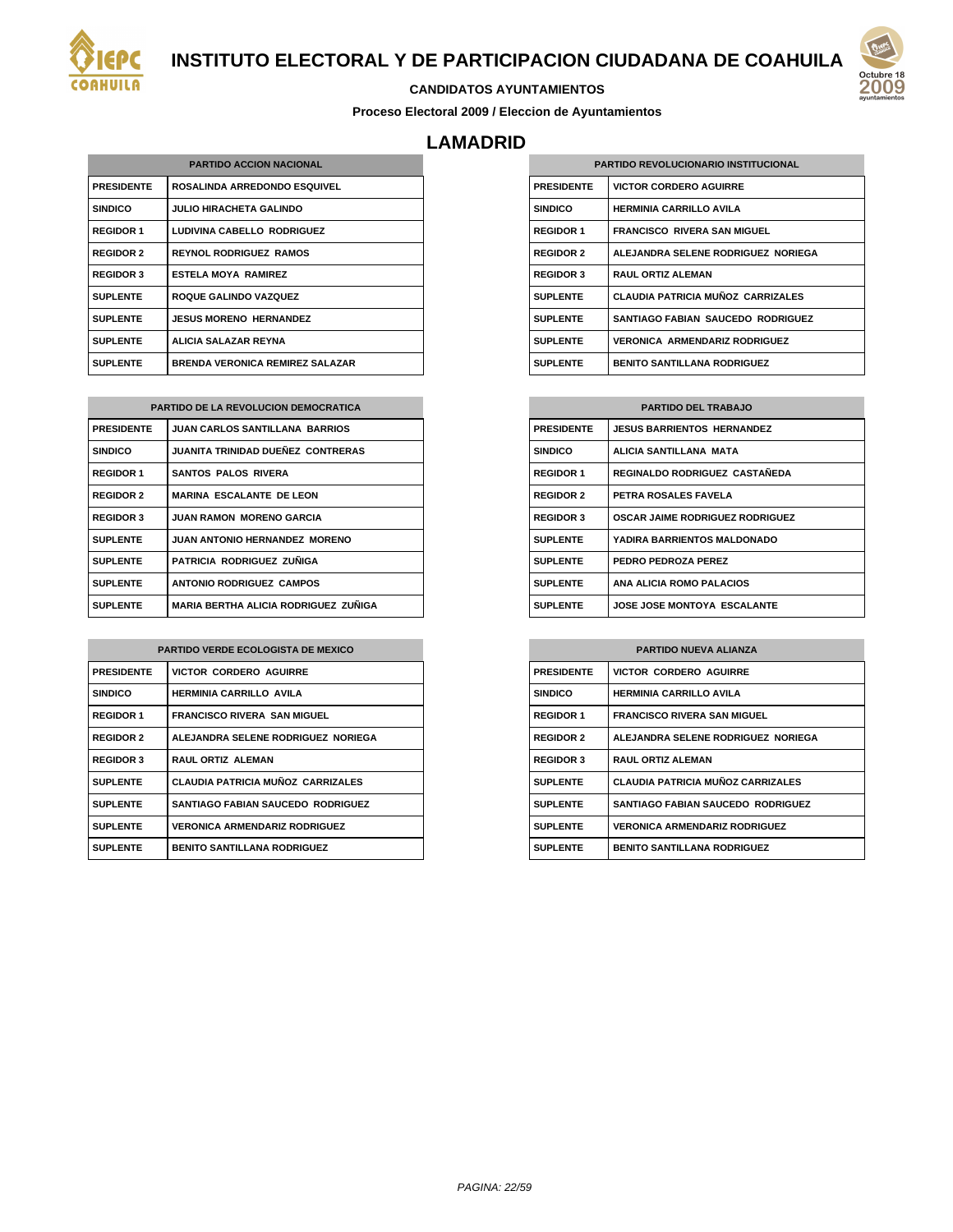# INSTITUTO ELECTORAL Y DE PARTICIPACION CIUDADANA DE COAHUILA

**CANDIDATOS AYUNTAMIENTOS**

**Proceso Electoral 2009 / Eleccion de Ayuntamientos**

## LAMADRID

| PARTIDO ACCION NACIONAL | |
|---|---|
| PRESIDENTE | ROSALINDA ARREDONDO ESQUIVEL |
| SINDICO | JULIO HIRACHETA GALINDO |
| REGIDOR 1 | LUDIVINA CABELLO RODRIGUEZ |
| REGIDOR 2 | REYNOL RODRIGUEZ RAMOS |
| REGIDOR 3 | ESTELA MOYA RAMIREZ |
| SUPLENTE | ROQUE GALINDO VAZQUEZ |
| SUPLENTE | JESUS MORENO HERNANDEZ |
| SUPLENTE | ALICIA SALAZAR REYNA |
| SUPLENTE | BRENDA VERONICA REMIREZ SALAZAR |

| PARTIDO REVOLUCIONARIO INSTITUCIONAL | |
|---|---|
| PRESIDENTE | VICTOR CORDERO AGUIRRE |
| SINDICO | HERMINIA CARRILLO AVILA |
| REGIDOR 1 | FRANCISCO RIVERA SAN MIGUEL |
| REGIDOR 2 | ALEJANDRA SELENE RODRIGUEZ NORIEGA |
| REGIDOR 3 | RAUL ORTIZ ALEMAN |
| SUPLENTE | CLAUDIA PATRICIA MUÑOZ CARRIZALES |
| SUPLENTE | SANTIAGO FABIAN SAUCEDO RODRIGUEZ |
| SUPLENTE | VERONICA ARMENDARIZ RODRIGUEZ |
| SUPLENTE | BENITO SANTILLANA RODRIGUEZ |

| PARTIDO DE LA REVOLUCION DEMOCRATICA | |
|---|---|
| PRESIDENTE | JUAN CARLOS SANTILLANA BARRIOS |
| SINDICO | JUANITA TRINIDAD DUEÑEZ CONTRERAS |
| REGIDOR 1 | SANTOS PALOS RIVERA |
| REGIDOR 2 | MARINA ESCALANTE DE LEON |
| REGIDOR 3 | JUAN RAMON MORENO GARCIA |
| SUPLENTE | JUAN ANTONIO HERNANDEZ MORENO |
| SUPLENTE | PATRICIA RODRIGUEZ ZUÑIGA |
| SUPLENTE | ANTONIO RODRIGUEZ CAMPOS |
| SUPLENTE | MARIA BERTHA ALICIA RODRIGUEZ ZUÑIGA |

| PARTIDO DEL TRABAJO | |
|---|---|
| PRESIDENTE | JESUS BARRIENTOS HERNANDEZ |
| SINDICO | ALICIA SANTILLANA MATA |
| REGIDOR 1 | REGINALDO RODRIGUEZ CASTAÑEDA |
| REGIDOR 2 | PETRA ROSALES FAVELA |
| REGIDOR 3 | OSCAR JAIME RODRIGUEZ RODRIGUEZ |
| SUPLENTE | YADIRA BARRIENTOS MALDONADO |
| SUPLENTE | PEDRO PEDROZA PEREZ |
| SUPLENTE | ANA ALICIA ROMO PALACIOS |
| SUPLENTE | JOSE JOSE MONTOYA ESCALANTE |

| PARTIDO VERDE ECOLOGISTA DE MEXICO | |
|---|---|
| PRESIDENTE | VICTOR CORDERO AGUIRRE |
| SINDICO | HERMINIA CARRILLO AVILA |
| REGIDOR 1 | FRANCISCO RIVERA SAN MIGUEL |
| REGIDOR 2 | ALEJANDRA SELENE RODRIGUEZ NORIEGA |
| REGIDOR 3 | RAUL ORTIZ ALEMAN |
| SUPLENTE | CLAUDIA PATRICIA MUÑOZ CARRIZALES |
| SUPLENTE | SANTIAGO FABIAN SAUCEDO RODRIGUEZ |
| SUPLENTE | VERONICA ARMENDARIZ RODRIGUEZ |
| SUPLENTE | BENITO SANTILLANA RODRIGUEZ |

| PARTIDO NUEVA ALIANZA | |
|---|---|
| PRESIDENTE | VICTOR CORDERO AGUIRRE |
| SINDICO | HERMINIA CARRILLO AVILA |
| REGIDOR 1 | FRANCISCO RIVERA SAN MIGUEL |
| REGIDOR 2 | ALEJANDRA SELENE RODRIGUEZ NORIEGA |
| REGIDOR 3 | RAUL ORTIZ ALEMAN |
| SUPLENTE | CLAUDIA PATRICIA MUÑOZ CARRIZALES |
| SUPLENTE | SANTIAGO FABIAN SAUCEDO RODRIGUEZ |
| SUPLENTE | VERONICA ARMENDARIZ RODRIGUEZ |
| SUPLENTE | BENITO SANTILLANA RODRIGUEZ |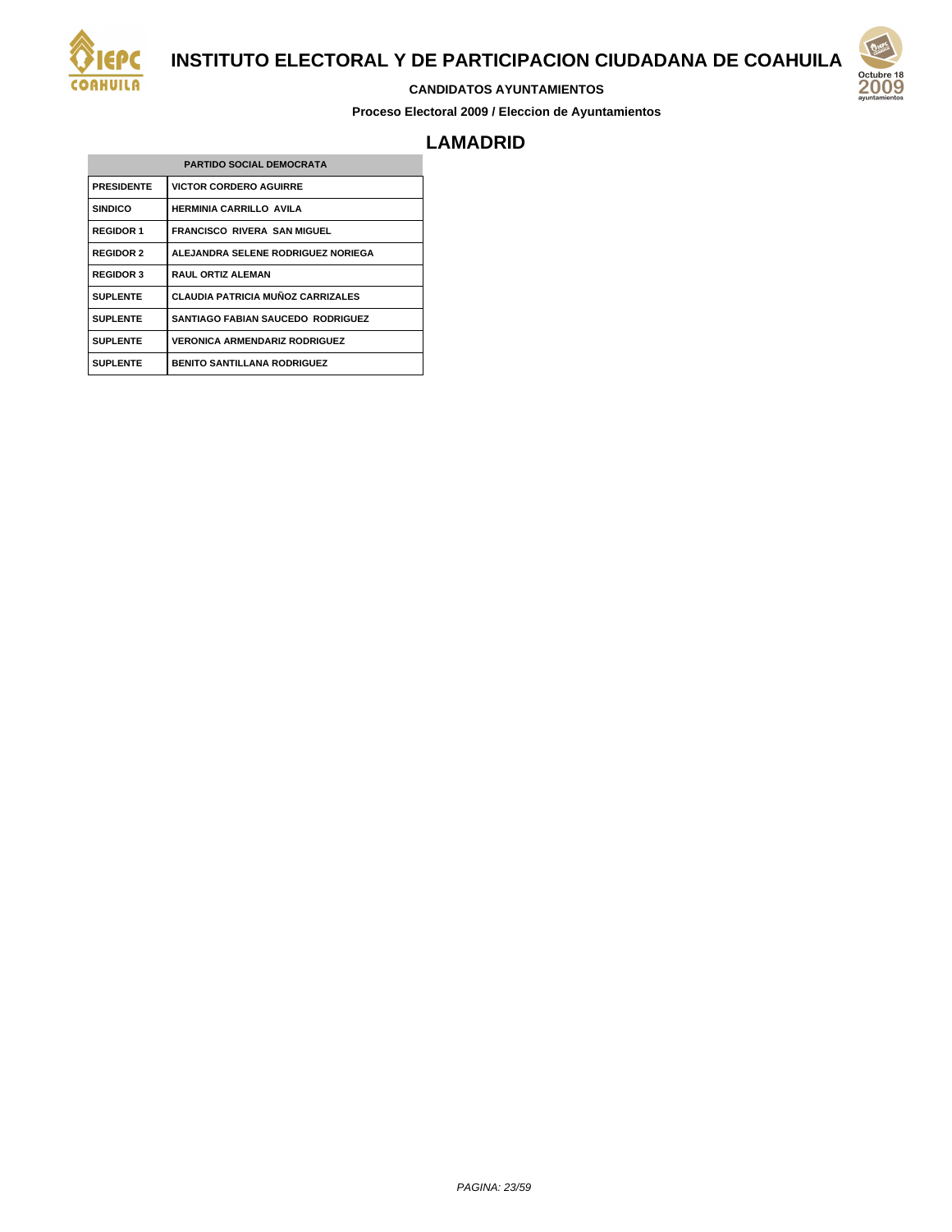# INSTITUTO ELECTORAL Y DE PARTICIPACION CIUDADANA DE COAHUILA

**CANDIDATOS AYUNTAMIENTOS**

**Proceso Electoral 2009 / Eleccion de Ayuntamientos**

## LAMADRID

| PARTIDO SOCIAL DEMOCRATA | |
|---|---|
| PRESIDENTE | VICTOR CORDERO AGUIRRE |
| SINDICO | HERMINIA CARRILLO AVILA |
| REGIDOR 1 | FRANCISCO RIVERA SAN MIGUEL |
| REGIDOR 2 | ALEJANDRA SELENE RODRIGUEZ NORIEGA |
| REGIDOR 3 | RAUL ORTIZ ALEMAN |
| SUPLENTE | CLAUDIA PATRICIA MUÑOZ CARRIZALES |
| SUPLENTE | SANTIAGO FABIAN SAUCEDO RODRIGUEZ |
| SUPLENTE | VERONICA ARMENDARIZ RODRIGUEZ |
| SUPLENTE | BENITO SANTILLANA RODRIGUEZ |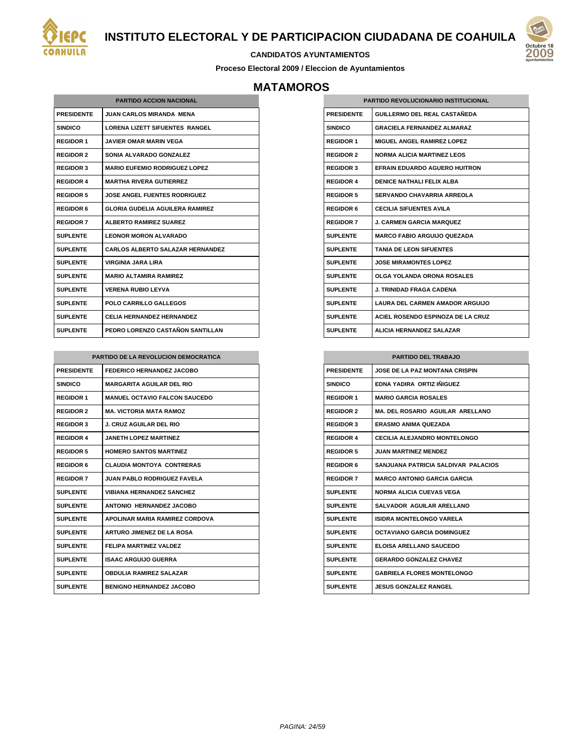# INSTITUTO ELECTORAL Y DE PARTICIPACION CIUDADANA DE COAHUILA

**CANDIDATOS AYUNTAMIENTOS**

**Proceso Electoral 2009 / Eleccion de Ayuntamientos**

## MATAMOROS

| PARTIDO ACCION NACIONAL | |
|---|---|
| PRESIDENTE | JUAN CARLOS MIRANDA MENA |
| SINDICO | LORENA LIZETT SIFUENTES RANGEL |
| REGIDOR 1 | JAVIER OMAR MARIN VEGA |
| REGIDOR 2 | SONIA ALVARADO GONZALEZ |
| REGIDOR 3 | MARIO EUFEMIO RODRIGUEZ LOPEZ |
| REGIDOR 4 | MARTHA RIVERA GUTIERREZ |
| REGIDOR 5 | JOSE ANGEL FUENTES RODRIGUEZ |
| REGIDOR 6 | GLORIA GUDELIA AGUILERA RAMIREZ |
| REGIDOR 7 | ALBERTO RAMIREZ SUAREZ |
| SUPLENTE | LEONOR MORON ALVARADO |
| SUPLENTE | CARLOS ALBERTO SALAZAR HERNANDEZ |
| SUPLENTE | VIRGINIA JARA LIRA |
| SUPLENTE | MARIO ALTAMIRA RAMIREZ |
| SUPLENTE | VERENA RUBIO LEYVA |
| SUPLENTE | POLO CARRILLO GALLEGOS |
| SUPLENTE | CELIA HERNANDEZ HERNANDEZ |
| SUPLENTE | PEDRO LORENZO CASTAÑON SANTILLAN |

| PARTIDO REVOLUCIONARIO INSTITUCIONAL | |
|---|---|
| PRESIDENTE | GUILLERMO DEL REAL CASTAÑEDA |
| SINDICO | GRACIELA FERNANDEZ ALMARAZ |
| REGIDOR 1 | MIGUEL ANGEL RAMIREZ LOPEZ |
| REGIDOR 2 | NORMA ALICIA MARTINEZ LEOS |
| REGIDOR 3 | EFRAIN EDUARDO AGUERO HUITRON |
| REGIDOR 4 | DENICE NATHALI FELIX ALBA |
| REGIDOR 5 | SERVANDO CHAVARRIA ARREOLA |
| REGIDOR 6 | CECILIA SIFUENTES AVILA |
| REGIDOR 7 | J. CARMEN GARCIA MARQUEZ |
| SUPLENTE | MARCO FABIO ARGUIJO QUEZADA |
| SUPLENTE | TANIA DE LEON SIFUENTES |
| SUPLENTE | JOSE MIRAMONTES LOPEZ |
| SUPLENTE | OLGA YOLANDA ORONA ROSALES |
| SUPLENTE | J. TRINIDAD FRAGA CADENA |
| SUPLENTE | LAURA DEL CARMEN AMADOR ARGUIJO |
| SUPLENTE | ACIEL ROSENDO ESPINOZA DE LA CRUZ |
| SUPLENTE | ALICIA HERNANDEZ SALAZAR |

| PARTIDO DE LA REVOLUCION DEMOCRATICA | |
|---|---|
| PRESIDENTE | FEDERICO HERNANDEZ JACOBO |
| SINDICO | MARGARITA AGUILAR DEL RIO |
| REGIDOR 1 | MANUEL OCTAVIO FALCON SAUCEDO |
| REGIDOR 2 | MA. VICTORIA MATA RAMOZ |
| REGIDOR 3 | J. CRUZ AGUILAR DEL RIO |
| REGIDOR 4 | JANETH LOPEZ MARTINEZ |
| REGIDOR 5 | HOMERO SANTOS MARTINEZ |
| REGIDOR 6 | CLAUDIA MONTOYA CONTRERAS |
| REGIDOR 7 | JUAN PABLO RODRIGUEZ FAVELA |
| SUPLENTE | VIBIANA HERNANDEZ SANCHEZ |
| SUPLENTE | ANTONIO HERNANDEZ JACOBO |
| SUPLENTE | APOLINAR MARIA RAMIREZ CORDOVA |
| SUPLENTE | ARTURO JIMENEZ DE LA ROSA |
| SUPLENTE | FELIPA MARTINEZ VALDEZ |
| SUPLENTE | ISAAC ARGUIJO GUERRA |
| SUPLENTE | OBDULIA RAMIREZ SALAZAR |
| SUPLENTE | BENIGNO HERNANDEZ JACOBO |

| PARTIDO DEL TRABAJO | |
|---|---|
| PRESIDENTE | JOSE DE LA PAZ MONTANA CRISPIN |
| SINDICO | EDNA YADIRA ORTIZ IÑIGUEZ |
| REGIDOR 1 | MARIO GARCIA ROSALES |
| REGIDOR 2 | MA. DEL ROSARIO AGUILAR ARELLANO |
| REGIDOR 3 | ERASMO ANIMA QUEZADA |
| REGIDOR 4 | CECILIA ALEJANDRO MONTELONGO |
| REGIDOR 5 | JUAN MARTINEZ MENDEZ |
| REGIDOR 6 | SANJUANA PATRICIA SALDIVAR PALACIOS |
| REGIDOR 7 | MARCO ANTONIO GARCIA GARCIA |
| SUPLENTE | NORMA ALICIA CUEVAS VEGA |
| SUPLENTE | SALVADOR AGUILAR ARELLANO |
| SUPLENTE | ISIDRA MONTELONGO VARELA |
| SUPLENTE | OCTAVIANO GARCIA DOMINGUEZ |
| SUPLENTE | ELOISA ARELLANO SAUCEDO |
| SUPLENTE | GERARDO GONZALEZ CHAVEZ |
| SUPLENTE | GABRIELA FLORES MONTELONGO |
| SUPLENTE | JESUS GONZALEZ RANGEL |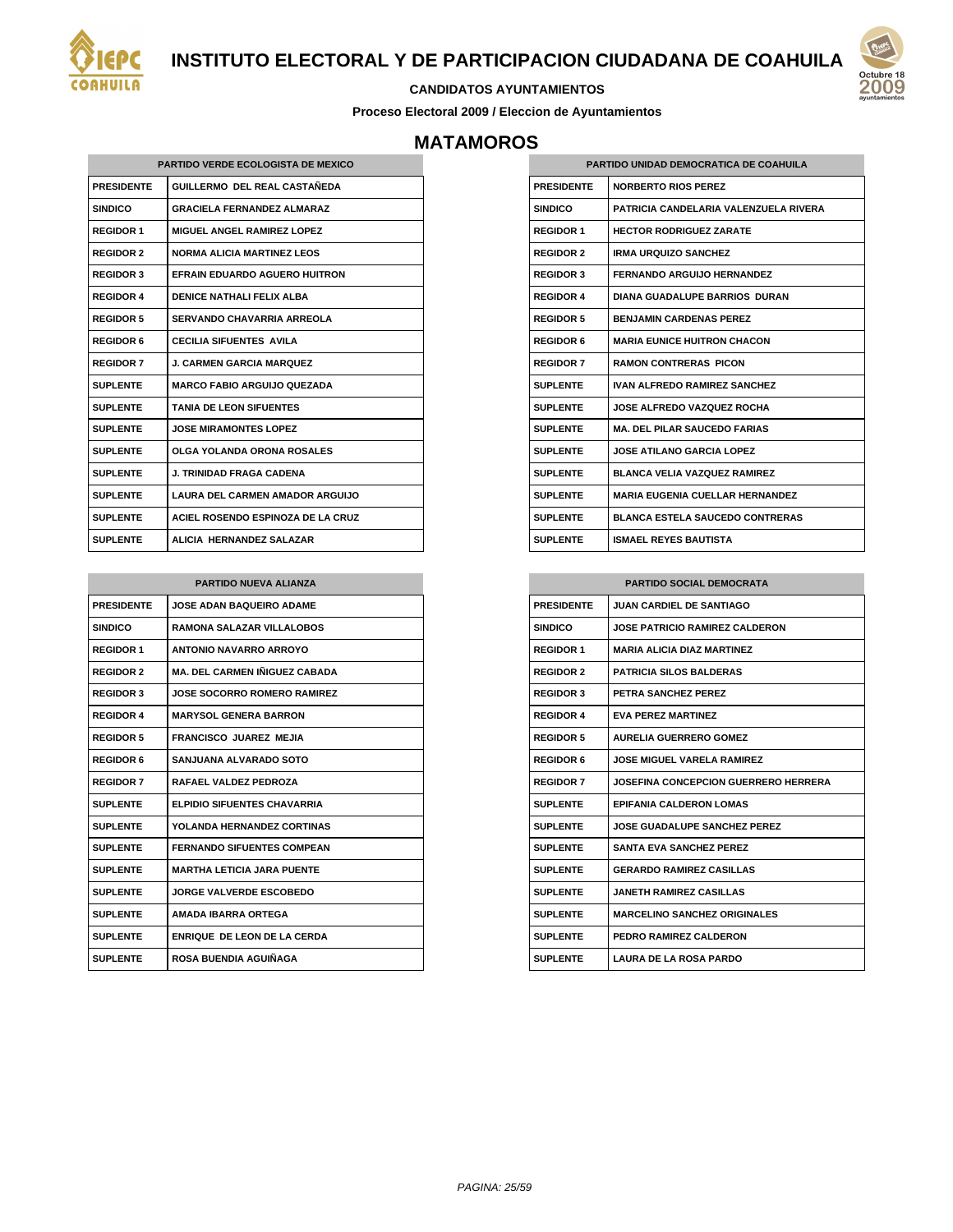# INSTITUTO ELECTORAL Y DE PARTICIPACION CIUDADANA DE COAHUILA

**CANDIDATOS AYUNTAMIENTOS**

**Proceso Electoral 2009 / Eleccion de Ayuntamientos**

## MATAMOROS

| PARTIDO VERDE ECOLOGISTA DE MEXICO | |
|---|---|
| PRESIDENTE | GUILLERMO DEL REAL CASTAÑEDA |
| SINDICO | GRACIELA FERNANDEZ ALMARAZ |
| REGIDOR 1 | MIGUEL ANGEL RAMIREZ LOPEZ |
| REGIDOR 2 | NORMA ALICIA MARTINEZ LEOS |
| REGIDOR 3 | EFRAIN EDUARDO AGUERO HUITRON |
| REGIDOR 4 | DENICE NATHALI FELIX ALBA |
| REGIDOR 5 | SERVANDO CHAVARRIA ARREOLA |
| REGIDOR 6 | CECILIA SIFUENTES AVILA |
| REGIDOR 7 | J. CARMEN GARCIA MARQUEZ |
| SUPLENTE | MARCO FABIO ARGUIJO QUEZADA |
| SUPLENTE | TANIA DE LEON SIFUENTES |
| SUPLENTE | JOSE MIRAMONTES LOPEZ |
| SUPLENTE | OLGA YOLANDA ORONA ROSALES |
| SUPLENTE | J. TRINIDAD FRAGA CADENA |
| SUPLENTE | LAURA DEL CARMEN AMADOR ARGUIJO |
| SUPLENTE | ACIEL ROSENDO ESPINOZA DE LA CRUZ |
| SUPLENTE | ALICIA HERNANDEZ SALAZAR |

| PARTIDO UNIDAD DEMOCRATICA DE COAHUILA | |
|---|---|
| PRESIDENTE | NORBERTO RIOS PEREZ |
| SINDICO | PATRICIA CANDELARIA VALENZUELA RIVERA |
| REGIDOR 1 | HECTOR RODRIGUEZ ZARATE |
| REGIDOR 2 | IRMA URQUIZO SANCHEZ |
| REGIDOR 3 | FERNANDO ARGUIJO HERNANDEZ |
| REGIDOR 4 | DIANA GUADALUPE BARRIOS DURAN |
| REGIDOR 5 | BENJAMIN CARDENAS PEREZ |
| REGIDOR 6 | MARIA EUNICE HUITRON CHACON |
| REGIDOR 7 | RAMON CONTRERAS PICON |
| SUPLENTE | IVAN ALFREDO RAMIREZ SANCHEZ |
| SUPLENTE | JOSE ALFREDO VAZQUEZ ROCHA |
| SUPLENTE | MA. DEL PILAR SAUCEDO FARIAS |
| SUPLENTE | JOSE ATILANO GARCIA LOPEZ |
| SUPLENTE | BLANCA VELIA VAZQUEZ RAMIREZ |
| SUPLENTE | MARIA EUGENIA CUELLAR HERNANDEZ |
| SUPLENTE | BLANCA ESTELA SAUCEDO CONTRERAS |
| SUPLENTE | ISMAEL REYES BAUTISTA |

| PARTIDO NUEVA ALIANZA | |
|---|---|
| PRESIDENTE | JOSE ADAN BAQUEIRO ADAME |
| SINDICO | RAMONA SALAZAR VILLALOBOS |
| REGIDOR 1 | ANTONIO NAVARRO ARROYO |
| REGIDOR 2 | MA. DEL CARMEN IÑIGUEZ CABADA |
| REGIDOR 3 | JOSE SOCORRO ROMERO RAMIREZ |
| REGIDOR 4 | MARYSOL GENERA BARRON |
| REGIDOR 5 | FRANCISCO JUAREZ MEJIA |
| REGIDOR 6 | SANJUANA ALVARADO SOTO |
| REGIDOR 7 | RAFAEL VALDEZ PEDROZA |
| SUPLENTE | ELPIDIO SIFUENTES CHAVARRIA |
| SUPLENTE | YOLANDA HERNANDEZ CORTINAS |
| SUPLENTE | FERNANDO SIFUENTES COMPEAN |
| SUPLENTE | MARTHA LETICIA JARA PUENTE |
| SUPLENTE | JORGE VALVERDE ESCOBEDO |
| SUPLENTE | AMADA IBARRA ORTEGA |
| SUPLENTE | ENRIQUE DE LEON DE LA CERDA |
| SUPLENTE | ROSA BUENDIA AGUIÑAGA |

| PARTIDO SOCIAL DEMOCRATA | |
|---|---|
| PRESIDENTE | JUAN CARDIEL DE SANTIAGO |
| SINDICO | JOSE PATRICIO RAMIREZ CALDERON |
| REGIDOR 1 | MARIA ALICIA DIAZ MARTINEZ |
| REGIDOR 2 | PATRICIA SILOS BALDERAS |
| REGIDOR 3 | PETRA SANCHEZ PEREZ |
| REGIDOR 4 | EVA PEREZ MARTINEZ |
| REGIDOR 5 | AURELIA GUERRERO GOMEZ |
| REGIDOR 6 | JOSE MIGUEL VARELA RAMIREZ |
| REGIDOR 7 | JOSEFINA CONCEPCION GUERRERO HERRERA |
| SUPLENTE | EPIFANIA CALDERON LOMAS |
| SUPLENTE | JOSE GUADALUPE SANCHEZ PEREZ |
| SUPLENTE | SANTA EVA SANCHEZ PEREZ |
| SUPLENTE | GERARDO RAMIREZ CASILLAS |
| SUPLENTE | JANETH RAMIREZ CASILLAS |
| SUPLENTE | MARCELINO SANCHEZ ORIGINALES |
| SUPLENTE | PEDRO RAMIREZ CALDERON |
| SUPLENTE | LAURA DE LA ROSA PARDO |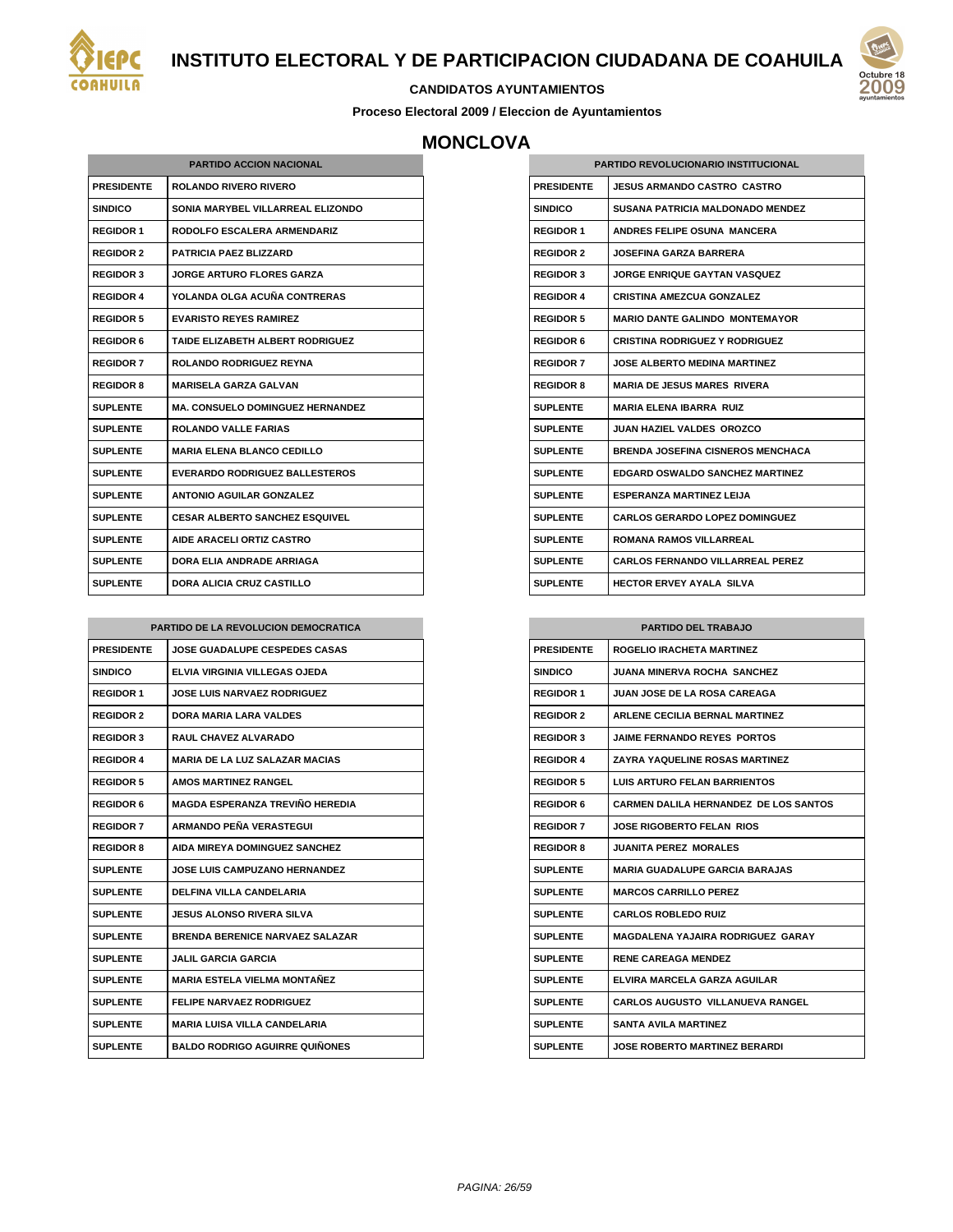# INSTITUTO ELECTORAL Y DE PARTICIPACION CIUDADANA DE COAHUILA

**CANDIDATOS AYUNTAMIENTOS**

**Proceso Electoral 2009 / Eleccion de Ayuntamientos**

## MONCLOVA

| PARTIDO ACCION NACIONAL | |
|---|---|
| PRESIDENTE | ROLANDO RIVERO RIVERO |
| SINDICO | SONIA MARYBEL VILLARREAL ELIZONDO |
| REGIDOR 1 | RODOLFO ESCALERA ARMENDARIZ |
| REGIDOR 2 | PATRICIA PAEZ BLIZZARD |
| REGIDOR 3 | JORGE ARTURO FLORES GARZA |
| REGIDOR 4 | YOLANDA OLGA ACUÑA CONTRERAS |
| REGIDOR 5 | EVARISTO REYES RAMIREZ |
| REGIDOR 6 | TAIDE ELIZABETH ALBERT RODRIGUEZ |
| REGIDOR 7 | ROLANDO RODRIGUEZ REYNA |
| REGIDOR 8 | MARISELA GARZA GALVAN |
| SUPLENTE | MA. CONSUELO DOMINGUEZ HERNANDEZ |
| SUPLENTE | ROLANDO VALLE FARIAS |
| SUPLENTE | MARIA ELENA BLANCO CEDILLO |
| SUPLENTE | EVERARDO RODRIGUEZ BALLESTEROS |
| SUPLENTE | ANTONIO AGUILAR GONZALEZ |
| SUPLENTE | CESAR ALBERTO SANCHEZ ESQUIVEL |
| SUPLENTE | AIDE ARACELI ORTIZ CASTRO |
| SUPLENTE | DORA ELIA ANDRADE ARRIAGA |
| SUPLENTE | DORA ALICIA CRUZ CASTILLO |

| PARTIDO REVOLUCIONARIO INSTITUCIONAL | |
|---|---|
| PRESIDENTE | JESUS ARMANDO CASTRO CASTRO |
| SINDICO | SUSANA PATRICIA MALDONADO MENDEZ |
| REGIDOR 1 | ANDRES FELIPE OSUNA MANCERA |
| REGIDOR 2 | JOSEFINA GARZA BARRERA |
| REGIDOR 3 | JORGE ENRIQUE GAYTAN VASQUEZ |
| REGIDOR 4 | CRISTINA AMEZCUA GONZALEZ |
| REGIDOR 5 | MARIO DANTE GALINDO MONTEMAYOR |
| REGIDOR 6 | CRISTINA RODRIGUEZ Y RODRIGUEZ |
| REGIDOR 7 | JOSE ALBERTO MEDINA MARTINEZ |
| REGIDOR 8 | MARIA DE JESUS MARES RIVERA |
| SUPLENTE | MARIA ELENA IBARRA RUIZ |
| SUPLENTE | JUAN HAZIEL VALDES OROZCO |
| SUPLENTE | BRENDA JOSEFINA CISNEROS MENCHACA |
| SUPLENTE | EDGARD OSWALDO SANCHEZ MARTINEZ |
| SUPLENTE | ESPERANZA MARTINEZ LEIJA |
| SUPLENTE | CARLOS GERARDO LOPEZ DOMINGUEZ |
| SUPLENTE | ROMANA RAMOS VILLARREAL |
| SUPLENTE | CARLOS FERNANDO VILLARREAL PEREZ |
| SUPLENTE | HECTOR ERVEY AYALA SILVA |

| PARTIDO DE LA REVOLUCION DEMOCRATICA | |
|---|---|
| PRESIDENTE | JOSE GUADALUPE CESPEDES CASAS |
| SINDICO | ELVIA VIRGINIA VILLEGAS OJEDA |
| REGIDOR 1 | JOSE LUIS NARVAEZ RODRIGUEZ |
| REGIDOR 2 | DORA MARIA LARA VALDES |
| REGIDOR 3 | RAUL CHAVEZ ALVARADO |
| REGIDOR 4 | MARIA DE LA LUZ SALAZAR MACIAS |
| REGIDOR 5 | AMOS MARTINEZ RANGEL |
| REGIDOR 6 | MAGDA ESPERANZA TREVIÑO HEREDIA |
| REGIDOR 7 | ARMANDO PEÑA VERASTEGUI |
| REGIDOR 8 | AIDA MIREYA DOMINGUEZ SANCHEZ |
| SUPLENTE | JOSE LUIS CAMPUZANO HERNANDEZ |
| SUPLENTE | DELFINA VILLA CANDELARIA |
| SUPLENTE | JESUS ALONSO RIVERA SILVA |
| SUPLENTE | BRENDA BERENICE NARVAEZ SALAZAR |
| SUPLENTE | JALIL GARCIA GARCIA |
| SUPLENTE | MARIA ESTELA VIELMA MONTAÑEZ |
| SUPLENTE | FELIPE NARVAEZ RODRIGUEZ |
| SUPLENTE | MARIA LUISA VILLA CANDELARIA |
| SUPLENTE | BALDO RODRIGO AGUIRRE QUIÑONES |

| PARTIDO DEL TRABAJO | |
|---|---|
| PRESIDENTE | ROGELIO IRACHETA MARTINEZ |
| SINDICO | JUANA MINERVA ROCHA SANCHEZ |
| REGIDOR 1 | JUAN JOSE DE LA ROSA CAREAGA |
| REGIDOR 2 | ARLENE CECILIA BERNAL MARTINEZ |
| REGIDOR 3 | JAIME FERNANDO REYES PORTOS |
| REGIDOR 4 | ZAYRA YAQUELINE ROSAS MARTINEZ |
| REGIDOR 5 | LUIS ARTURO FELAN BARRIENTOS |
| REGIDOR 6 | CARMEN DALILA HERNANDEZ DE LOS SANTOS |
| REGIDOR 7 | JOSE RIGOBERTO FELAN RIOS |
| REGIDOR 8 | JUANITA PEREZ MORALES |
| SUPLENTE | MARIA GUADALUPE GARCIA BARAJAS |
| SUPLENTE | MARCOS CARRILLO PEREZ |
| SUPLENTE | CARLOS ROBLEDO RUIZ |
| SUPLENTE | MAGDALENA YAJAIRA RODRIGUEZ GARAY |
| SUPLENTE | RENE CAREAGA MENDEZ |
| SUPLENTE | ELVIRA MARCELA GARZA AGUILAR |
| SUPLENTE | CARLOS AUGUSTO VILLANUEVA RANGEL |
| SUPLENTE | SANTA AVILA MARTINEZ |
| SUPLENTE | JOSE ROBERTO MARTINEZ BERARDI |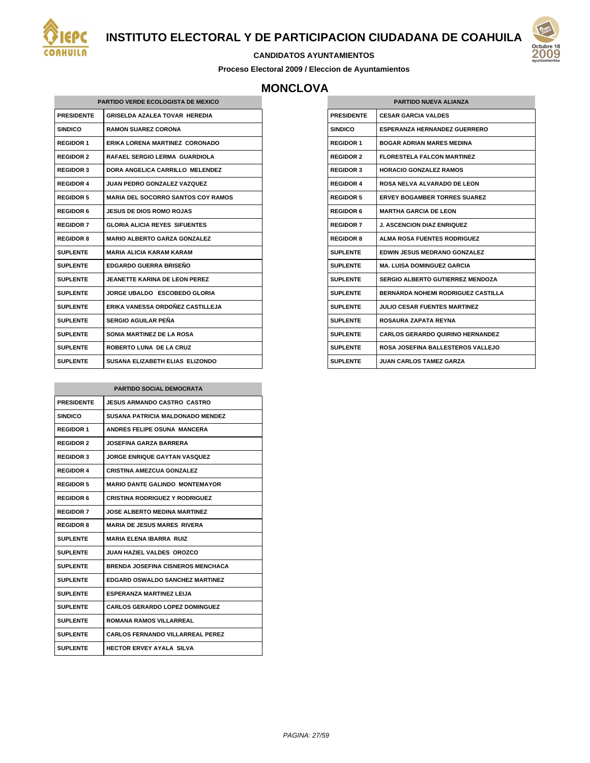# INSTITUTO ELECTORAL Y DE PARTICIPACION CIUDADANA DE COAHUILA

**CANDIDATOS AYUNTAMIENTOS**

**Proceso Electoral 2009 / Eleccion de Ayuntamientos**

## MONCLOVA

| PARTIDO VERDE ECOLOGISTA DE MEXICO | |
|---|---|
| PRESIDENTE | GRISELDA AZALEA TOVAR HEREDIA |
| SINDICO | RAMON SUAREZ CORONA |
| REGIDOR 1 | ERIKA LORENA MARTINEZ CORONADO |
| REGIDOR 2 | RAFAEL SERGIO LERMA GUARDIOLA |
| REGIDOR 3 | DORA ANGELICA CARRILLO MELENDEZ |
| REGIDOR 4 | JUAN PEDRO GONZALEZ VAZQUEZ |
| REGIDOR 5 | MARIA DEL SOCORRO SANTOS COY RAMOS |
| REGIDOR 6 | JESUS DE DIOS ROMO ROJAS |
| REGIDOR 7 | GLORIA ALICIA REYES SIFUENTES |
| REGIDOR 8 | MARIO ALBERTO GARZA GONZALEZ |
| SUPLENTE | MARIA ALICIA KARAM KARAM |
| SUPLENTE | EDGARDO GUERRA BRISEÑO |
| SUPLENTE | JEANETTE KARINA DE LEON PEREZ |
| SUPLENTE | JORGE UBALDO ESCOBEDO GLORIA |
| SUPLENTE | ERIKA VANESSA ORDOÑEZ CASTILLEJA |
| SUPLENTE | SERGIO AGUILAR PEÑA |
| SUPLENTE | SONIA MARTINEZ DE LA ROSA |
| SUPLENTE | ROBERTO LUNA DE LA CRUZ |
| SUPLENTE | SUSANA ELIZABETH ELIAS ELIZONDO |

| PARTIDO SOCIAL DEMOCRATA | |
|---|---|
| PRESIDENTE | JESUS ARMANDO CASTRO CASTRO |
| SINDICO | SUSANA PATRICIA MALDONADO MENDEZ |
| REGIDOR 1 | ANDRES FELIPE OSUNA MANCERA |
| REGIDOR 2 | JOSEFINA GARZA BARRERA |
| REGIDOR 3 | JORGE ENRIQUE GAYTAN VASQUEZ |
| REGIDOR 4 | CRISTINA AMEZCUA GONZALEZ |
| REGIDOR 5 | MARIO DANTE GALINDO MONTEMAYOR |
| REGIDOR 6 | CRISTINA RODRIGUEZ Y RODRIGUEZ |
| REGIDOR 7 | JOSE ALBERTO MEDINA MARTINEZ |
| REGIDOR 8 | MARIA DE JESUS MARES RIVERA |
| SUPLENTE | MARIA ELENA IBARRA RUIZ |
| SUPLENTE | JUAN HAZIEL VALDES OROZCO |
| SUPLENTE | BRENDA JOSEFINA CISNEROS MENCHACA |
| SUPLENTE | EDGARD OSWALDO SANCHEZ MARTINEZ |
| SUPLENTE | ESPERANZA MARTINEZ LEIJA |
| SUPLENTE | CARLOS GERARDO LOPEZ DOMINGUEZ |
| SUPLENTE | ROMANA RAMOS VILLARREAL |
| SUPLENTE | CARLOS FERNANDO VILLARREAL PEREZ |
| SUPLENTE | HECTOR ERVEY AYALA SILVA |

| PARTIDO NUEVA ALIANZA | |
|---|---|
| PRESIDENTE | CESAR GARCIA VALDES |
| SINDICO | ESPERANZA HERNANDEZ GUERRERO |
| REGIDOR 1 | BOGAR ADRIAN MARES MEDINA |
| REGIDOR 2 | FLORESTELA FALCON MARTINEZ |
| REGIDOR 3 | HORACIO GONZALEZ RAMOS |
| REGIDOR 4 | ROSA NELVA ALVARADO DE LEON |
| REGIDOR 5 | ERVEY BOGAMBER TORRES SUAREZ |
| REGIDOR 6 | MARTHA GARCIA DE LEON |
| REGIDOR 7 | J. ASCENCION DIAZ ENRIQUEZ |
| REGIDOR 8 | ALMA ROSA FUENTES RODRIGUEZ |
| SUPLENTE | EDWIN JESUS MEDRANO GONZALEZ |
| SUPLENTE | MA. LUISA DOMINGUEZ GARCIA |
| SUPLENTE | SERGIO ALBERTO GUTIERREZ MENDOZA |
| SUPLENTE | BERNARDA NOHEMI RODRIGUEZ CASTILLA |
| SUPLENTE | JULIO CESAR FUENTES MARTINEZ |
| SUPLENTE | ROSAURA ZAPATA REYNA |
| SUPLENTE | CARLOS GERARDO QUIRINO HERNANDEZ |
| SUPLENTE | ROSA JOSEFINA BALLESTEROS VALLEJO |
| SUPLENTE | JUAN CARLOS TAMEZ GARZA |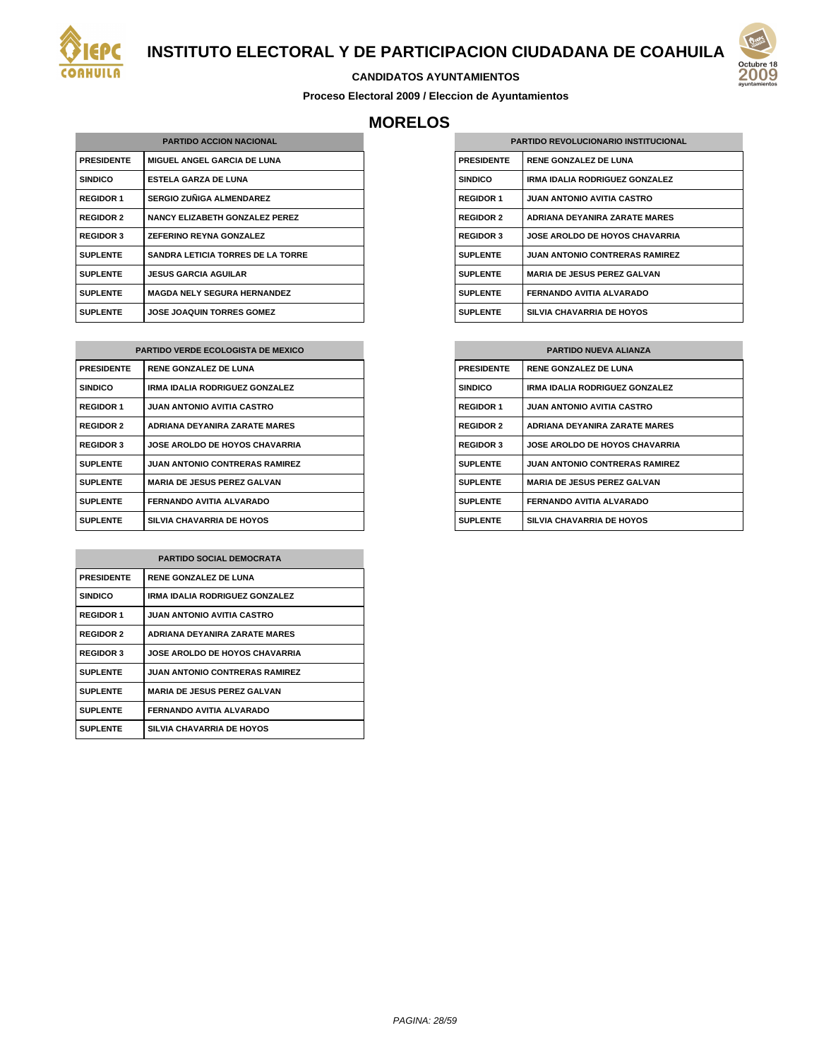# INSTITUTO ELECTORAL Y DE PARTICIPACION CIUDADANA DE COAHUILA

**CANDIDATOS AYUNTAMIENTOS**

**Proceso Electoral 2009 / Eleccion de Ayuntamientos**

## MORELOS

| PARTIDO ACCION NACIONAL | |
|---|---|
| PRESIDENTE | MIGUEL ANGEL GARCIA DE LUNA |
| SINDICO | ESTELA GARZA DE LUNA |
| REGIDOR 1 | SERGIO ZUÑIGA ALMENDAREZ |
| REGIDOR 2 | NANCY ELIZABETH GONZALEZ PEREZ |
| REGIDOR 3 | ZEFERINO REYNA GONZALEZ |
| SUPLENTE | SANDRA LETICIA TORRES DE LA TORRE |
| SUPLENTE | JESUS GARCIA AGUILAR |
| SUPLENTE | MAGDA NELY SEGURA HERNANDEZ |
| SUPLENTE | JOSE JOAQUIN TORRES GOMEZ |

| PARTIDO REVOLUCIONARIO INSTITUCIONAL | |
|---|---|
| PRESIDENTE | RENE GONZALEZ DE LUNA |
| SINDICO | IRMA IDALIA RODRIGUEZ GONZALEZ |
| REGIDOR 1 | JUAN ANTONIO AVITIA CASTRO |
| REGIDOR 2 | ADRIANA DEYANIRA ZARATE MARES |
| REGIDOR 3 | JOSE AROLDO DE HOYOS CHAVARRIA |
| SUPLENTE | JUAN ANTONIO CONTRERAS RAMIREZ |
| SUPLENTE | MARIA DE JESUS PEREZ GALVAN |
| SUPLENTE | FERNANDO AVITIA ALVARADO |
| SUPLENTE | SILVIA CHAVARRIA DE HOYOS |

| PARTIDO VERDE ECOLOGISTA DE MEXICO | |
|---|---|
| PRESIDENTE | RENE GONZALEZ DE LUNA |
| SINDICO | IRMA IDALIA RODRIGUEZ GONZALEZ |
| REGIDOR 1 | JUAN ANTONIO AVITIA CASTRO |
| REGIDOR 2 | ADRIANA DEYANIRA ZARATE MARES |
| REGIDOR 3 | JOSE AROLDO DE HOYOS CHAVARRIA |
| SUPLENTE | JUAN ANTONIO CONTRERAS RAMIREZ |
| SUPLENTE | MARIA DE JESUS PEREZ GALVAN |
| SUPLENTE | FERNANDO AVITIA ALVARADO |
| SUPLENTE | SILVIA CHAVARRIA DE HOYOS |

| PARTIDO NUEVA ALIANZA | |
|---|---|
| PRESIDENTE | RENE GONZALEZ DE LUNA |
| SINDICO | IRMA IDALIA RODRIGUEZ GONZALEZ |
| REGIDOR 1 | JUAN ANTONIO AVITIA CASTRO |
| REGIDOR 2 | ADRIANA DEYANIRA ZARATE MARES |
| REGIDOR 3 | JOSE AROLDO DE HOYOS CHAVARRIA |
| SUPLENTE | JUAN ANTONIO CONTRERAS RAMIREZ |
| SUPLENTE | MARIA DE JESUS PEREZ GALVAN |
| SUPLENTE | FERNANDO AVITIA ALVARADO |
| SUPLENTE | SILVIA CHAVARRIA DE HOYOS |

| PARTIDO SOCIAL DEMOCRATA | |
|---|---|
| PRESIDENTE | RENE GONZALEZ DE LUNA |
| SINDICO | IRMA IDALIA RODRIGUEZ GONZALEZ |
| REGIDOR 1 | JUAN ANTONIO AVITIA CASTRO |
| REGIDOR 2 | ADRIANA DEYANIRA ZARATE MARES |
| REGIDOR 3 | JOSE AROLDO DE HOYOS CHAVARRIA |
| SUPLENTE | JUAN ANTONIO CONTRERAS RAMIREZ |
| SUPLENTE | MARIA DE JESUS PEREZ GALVAN |
| SUPLENTE | FERNANDO AVITIA ALVARADO |
| SUPLENTE | SILVIA CHAVARRIA DE HOYOS |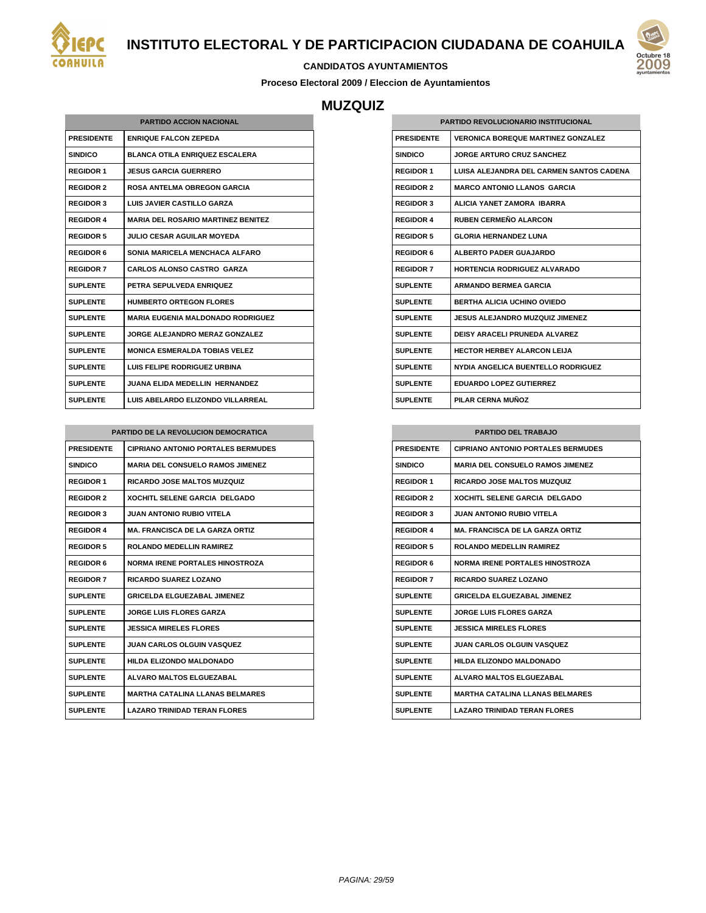# INSTITUTO ELECTORAL Y DE PARTICIPACION CIUDADANA DE COAHUILA

**CANDIDATOS AYUNTAMIENTOS**

**Proceso Electoral 2009 / Eleccion de Ayuntamientos**

## MUZQUIZ

| PARTIDO ACCION NACIONAL | |
|---|---|
| PRESIDENTE | ENRIQUE FALCON ZEPEDA |
| SINDICO | BLANCA OTILA ENRIQUEZ ESCALERA |
| REGIDOR 1 | JESUS GARCIA GUERRERO |
| REGIDOR 2 | ROSA ANTELMA OBREGON GARCIA |
| REGIDOR 3 | LUIS JAVIER CASTILLO GARZA |
| REGIDOR 4 | MARIA DEL ROSARIO MARTINEZ BENITEZ |
| REGIDOR 5 | JULIO CESAR AGUILAR MOYEDA |
| REGIDOR 6 | SONIA MARICELA MENCHACA ALFARO |
| REGIDOR 7 | CARLOS ALONSO CASTRO GARZA |
| SUPLENTE | PETRA SEPULVEDA ENRIQUEZ |
| SUPLENTE | HUMBERTO ORTEGON FLORES |
| SUPLENTE | MARIA EUGENIA MALDONADO RODRIGUEZ |
| SUPLENTE | JORGE ALEJANDRO MERAZ GONZALEZ |
| SUPLENTE | MONICA ESMERALDA TOBIAS VELEZ |
| SUPLENTE | LUIS FELIPE RODRIGUEZ URBINA |
| SUPLENTE | JUANA ELIDA MEDELLIN HERNANDEZ |
| SUPLENTE | LUIS ABELARDO ELIZONDO VILLARREAL |

| PARTIDO REVOLUCIONARIO INSTITUCIONAL | |
|---|---|
| PRESIDENTE | VERONICA BOREQUE MARTINEZ GONZALEZ |
| SINDICO | JORGE ARTURO CRUZ SANCHEZ |
| REGIDOR 1 | LUISA ALEJANDRA DEL CARMEN SANTOS CADENA |
| REGIDOR 2 | MARCO ANTONIO LLANOS GARCIA |
| REGIDOR 3 | ALICIA YANET ZAMORA IBARRA |
| REGIDOR 4 | RUBEN CERMEÑO ALARCON |
| REGIDOR 5 | GLORIA HERNANDEZ LUNA |
| REGIDOR 6 | ALBERTO PADER GUAJARDO |
| REGIDOR 7 | HORTENCIA RODRIGUEZ ALVARADO |
| SUPLENTE | ARMANDO BERMEA GARCIA |
| SUPLENTE | BERTHA ALICIA UCHINO OVIEDO |
| SUPLENTE | JESUS ALEJANDRO MUZQUIZ JIMENEZ |
| SUPLENTE | DEISY ARACELI PRUNEDA ALVAREZ |
| SUPLENTE | HECTOR HERBEY ALARCON LEIJA |
| SUPLENTE | NYDIA ANGELICA BUENTELLO RODRIGUEZ |
| SUPLENTE | EDUARDO LOPEZ GUTIERREZ |
| SUPLENTE | PILAR CERNA MUÑOZ |

| PARTIDO DE LA REVOLUCION DEMOCRATICA | |
|---|---|
| PRESIDENTE | CIPRIANO ANTONIO PORTALES BERMUDES |
| SINDICO | MARIA DEL CONSUELO RAMOS JIMENEZ |
| REGIDOR 1 | RICARDO JOSE MALTOS MUZQUIZ |
| REGIDOR 2 | XOCHITL SELENE GARCIA DELGADO |
| REGIDOR 3 | JUAN ANTONIO RUBIO VITELA |
| REGIDOR 4 | MA. FRANCISCA DE LA GARZA ORTIZ |
| REGIDOR 5 | ROLANDO MEDELLIN RAMIREZ |
| REGIDOR 6 | NORMA IRENE PORTALES HINOSTROZA |
| REGIDOR 7 | RICARDO SUAREZ LOZANO |
| SUPLENTE | GRICELDA ELGUEZABAL JIMENEZ |
| SUPLENTE | JORGE LUIS FLORES GARZA |
| SUPLENTE | JESSICA MIRELES FLORES |
| SUPLENTE | JUAN CARLOS OLGUIN VASQUEZ |
| SUPLENTE | HILDA ELIZONDO MALDONADO |
| SUPLENTE | ALVARO MALTOS ELGUEZABAL |
| SUPLENTE | MARTHA CATALINA LLANAS BELMARES |
| SUPLENTE | LAZARO TRINIDAD TERAN FLORES |

| PARTIDO DEL TRABAJO | |
|---|---|
| PRESIDENTE | CIPRIANO ANTONIO PORTALES BERMUDES |
| SINDICO | MARIA DEL CONSUELO RAMOS JIMENEZ |
| REGIDOR 1 | RICARDO JOSE MALTOS MUZQUIZ |
| REGIDOR 2 | XOCHITL SELENE GARCIA DELGADO |
| REGIDOR 3 | JUAN ANTONIO RUBIO VITELA |
| REGIDOR 4 | MA. FRANCISCA DE LA GARZA ORTIZ |
| REGIDOR 5 | ROLANDO MEDELLIN RAMIREZ |
| REGIDOR 6 | NORMA IRENE PORTALES HINOSTROZA |
| REGIDOR 7 | RICARDO SUAREZ LOZANO |
| SUPLENTE | GRICELDA ELGUEZABAL JIMENEZ |
| SUPLENTE | JORGE LUIS FLORES GARZA |
| SUPLENTE | JESSICA MIRELES FLORES |
| SUPLENTE | JUAN CARLOS OLGUIN VASQUEZ |
| SUPLENTE | HILDA ELIZONDO MALDONADO |
| SUPLENTE | ALVARO MALTOS ELGUEZABAL |
| SUPLENTE | MARTHA CATALINA LLANAS BELMARES |
| SUPLENTE | LAZARO TRINIDAD TERAN FLORES |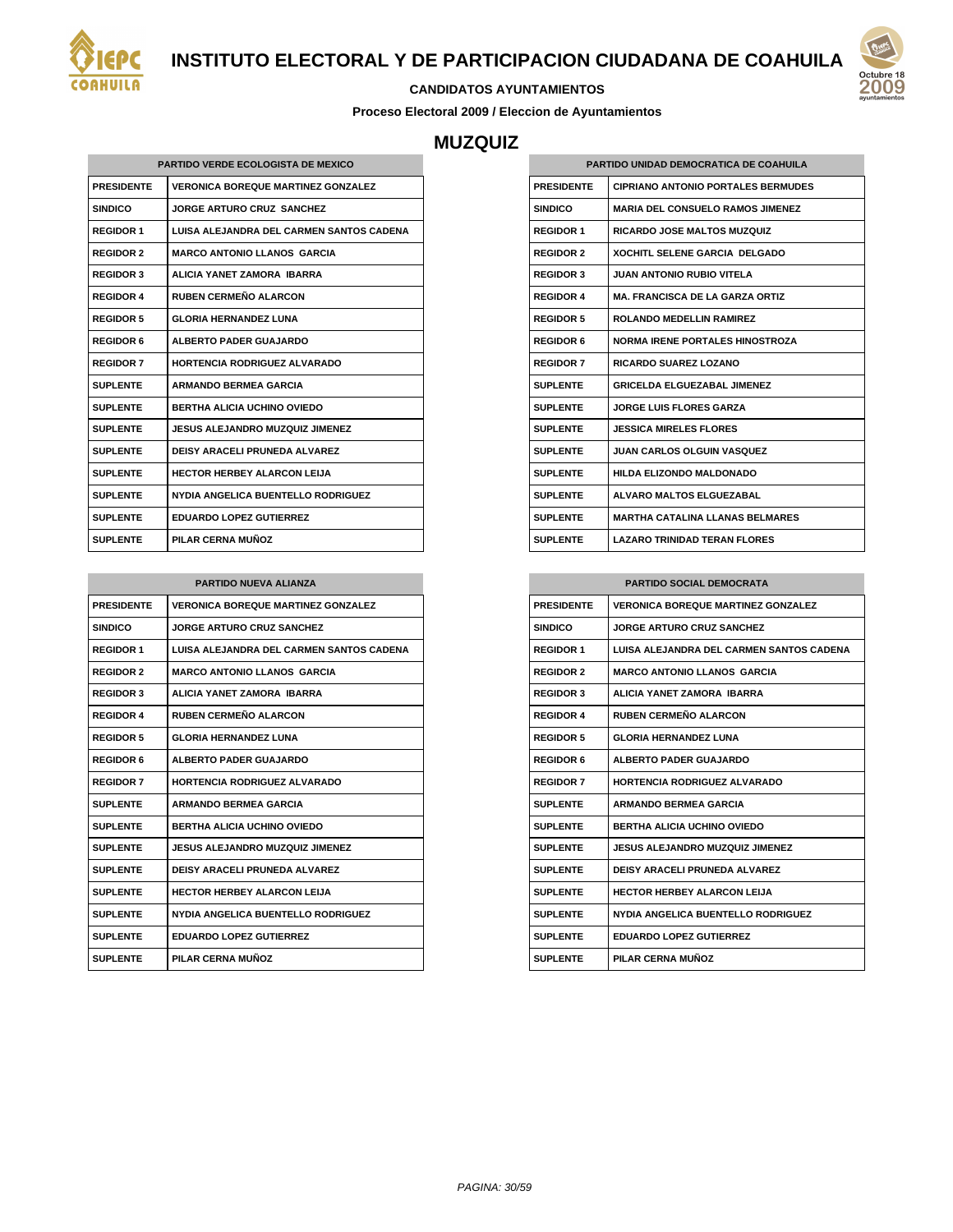# INSTITUTO ELECTORAL Y DE PARTICIPACION CIUDADANA DE COAHUILA

**CANDIDATOS AYUNTAMIENTOS**

**Proceso Electoral 2009 / Eleccion de Ayuntamientos**

## MUZQUIZ

| PARTIDO VERDE ECOLOGISTA DE MEXICO | |
|---|---|
| PRESIDENTE | VERONICA BOREQUE MARTINEZ GONZALEZ |
| SINDICO | JORGE ARTURO CRUZ SANCHEZ |
| REGIDOR 1 | LUISA ALEJANDRA DEL CARMEN SANTOS CADENA |
| REGIDOR 2 | MARCO ANTONIO LLANOS GARCIA |
| REGIDOR 3 | ALICIA YANET ZAMORA IBARRA |
| REGIDOR 4 | RUBEN CERMEÑO ALARCON |
| REGIDOR 5 | GLORIA HERNANDEZ LUNA |
| REGIDOR 6 | ALBERTO PADER GUAJARDO |
| REGIDOR 7 | HORTENCIA RODRIGUEZ ALVARADO |
| SUPLENTE | ARMANDO BERMEA GARCIA |
| SUPLENTE | BERTHA ALICIA UCHINO OVIEDO |
| SUPLENTE | JESUS ALEJANDRO MUZQUIZ JIMENEZ |
| SUPLENTE | DEISY ARACELI PRUNEDA ALVAREZ |
| SUPLENTE | HECTOR HERBEY ALARCON LEIJA |
| SUPLENTE | NYDIA ANGELICA BUENTELLO RODRIGUEZ |
| SUPLENTE | EDUARDO LOPEZ GUTIERREZ |
| SUPLENTE | PILAR CERNA MUÑOZ |

| PARTIDO UNIDAD DEMOCRATICA DE COAHUILA | |
|---|---|
| PRESIDENTE | CIPRIANO ANTONIO PORTALES BERMUDES |
| SINDICO | MARIA DEL CONSUELO RAMOS JIMENEZ |
| REGIDOR 1 | RICARDO JOSE MALTOS MUZQUIZ |
| REGIDOR 2 | XOCHITL SELENE GARCIA DELGADO |
| REGIDOR 3 | JUAN ANTONIO RUBIO VITELA |
| REGIDOR 4 | MA. FRANCISCA DE LA GARZA ORTIZ |
| REGIDOR 5 | ROLANDO MEDELLIN RAMIREZ |
| REGIDOR 6 | NORMA IRENE PORTALES HINOSTROZA |
| REGIDOR 7 | RICARDO SUAREZ LOZANO |
| SUPLENTE | GRICELDA ELGUEZABAL JIMENEZ |
| SUPLENTE | JORGE LUIS FLORES GARZA |
| SUPLENTE | JESSICA MIRELES FLORES |
| SUPLENTE | JUAN CARLOS OLGUIN VASQUEZ |
| SUPLENTE | HILDA ELIZONDO MALDONADO |
| SUPLENTE | ALVARO MALTOS ELGUEZABAL |
| SUPLENTE | MARTHA CATALINA LLANAS BELMARES |
| SUPLENTE | LAZARO TRINIDAD TERAN FLORES |

| PARTIDO NUEVA ALIANZA | |
|---|---|
| PRESIDENTE | VERONICA BOREQUE MARTINEZ GONZALEZ |
| SINDICO | JORGE ARTURO CRUZ SANCHEZ |
| REGIDOR 1 | LUISA ALEJANDRA DEL CARMEN SANTOS CADENA |
| REGIDOR 2 | MARCO ANTONIO LLANOS GARCIA |
| REGIDOR 3 | ALICIA YANET ZAMORA IBARRA |
| REGIDOR 4 | RUBEN CERMEÑO ALARCON |
| REGIDOR 5 | GLORIA HERNANDEZ LUNA |
| REGIDOR 6 | ALBERTO PADER GUAJARDO |
| REGIDOR 7 | HORTENCIA RODRIGUEZ ALVARADO |
| SUPLENTE | ARMANDO BERMEA GARCIA |
| SUPLENTE | BERTHA ALICIA UCHINO OVIEDO |
| SUPLENTE | JESUS ALEJANDRO MUZQUIZ JIMENEZ |
| SUPLENTE | DEISY ARACELI PRUNEDA ALVAREZ |
| SUPLENTE | HECTOR HERBEY ALARCON LEIJA |
| SUPLENTE | NYDIA ANGELICA BUENTELLO RODRIGUEZ |
| SUPLENTE | EDUARDO LOPEZ GUTIERREZ |
| SUPLENTE | PILAR CERNA MUÑOZ |

| PARTIDO SOCIAL DEMOCRATA | |
|---|---|
| PRESIDENTE | VERONICA BOREQUE MARTINEZ GONZALEZ |
| SINDICO | JORGE ARTURO CRUZ SANCHEZ |
| REGIDOR 1 | LUISA ALEJANDRA DEL CARMEN SANTOS CADENA |
| REGIDOR 2 | MARCO ANTONIO LLANOS GARCIA |
| REGIDOR 3 | ALICIA YANET ZAMORA IBARRA |
| REGIDOR 4 | RUBEN CERMEÑO ALARCON |
| REGIDOR 5 | GLORIA HERNANDEZ LUNA |
| REGIDOR 6 | ALBERTO PADER GUAJARDO |
| REGIDOR 7 | HORTENCIA RODRIGUEZ ALVARADO |
| SUPLENTE | ARMANDO BERMEA GARCIA |
| SUPLENTE | BERTHA ALICIA UCHINO OVIEDO |
| SUPLENTE | JESUS ALEJANDRO MUZQUIZ JIMENEZ |
| SUPLENTE | DEISY ARACELI PRUNEDA ALVAREZ |
| SUPLENTE | HECTOR HERBEY ALARCON LEIJA |
| SUPLENTE | NYDIA ANGELICA BUENTELLO RODRIGUEZ |
| SUPLENTE | EDUARDO LOPEZ GUTIERREZ |
| SUPLENTE | PILAR CERNA MUÑOZ |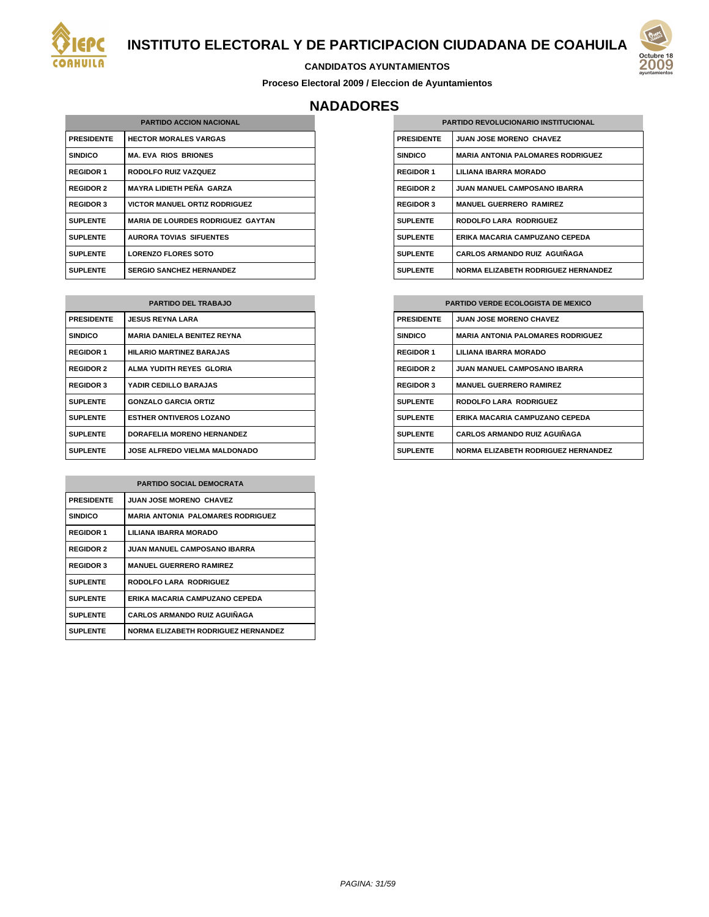# INSTITUTO ELECTORAL Y DE PARTICIPACION CIUDADANA DE COAHUILA

**CANDIDATOS AYUNTAMIENTOS**

**Proceso Electoral 2009 / Eleccion de Ayuntamientos**

## NADADORES

| PARTIDO ACCION NACIONAL | |
|---|---|
| PRESIDENTE | HECTOR MORALES VARGAS |
| SINDICO | MA. EVA RIOS BRIONES |
| REGIDOR 1 | RODOLFO RUIZ VAZQUEZ |
| REGIDOR 2 | MAYRA LIDIETH PEÑA GARZA |
| REGIDOR 3 | VICTOR MANUEL ORTIZ RODRIGUEZ |
| SUPLENTE | MARIA DE LOURDES RODRIGUEZ GAYTAN |
| SUPLENTE | AURORA TOVIAS SIFUENTES |
| SUPLENTE | LORENZO FLORES SOTO |
| SUPLENTE | SERGIO SANCHEZ HERNANDEZ |

| PARTIDO REVOLUCIONARIO INSTITUCIONAL | |
|---|---|
| PRESIDENTE | JUAN JOSE MORENO CHAVEZ |
| SINDICO | MARIA ANTONIA PALOMARES RODRIGUEZ |
| REGIDOR 1 | LILIANA IBARRA MORADO |
| REGIDOR 2 | JUAN MANUEL CAMPOSANO IBARRA |
| REGIDOR 3 | MANUEL GUERRERO RAMIREZ |
| SUPLENTE | RODOLFO LARA RODRIGUEZ |
| SUPLENTE | ERIKA MACARIA CAMPUZANO CEPEDA |
| SUPLENTE | CARLOS ARMANDO RUIZ AGUIÑAGA |
| SUPLENTE | NORMA ELIZABETH RODRIGUEZ HERNANDEZ |

| PARTIDO DEL TRABAJO | |
|---|---|
| PRESIDENTE | JESUS REYNA LARA |
| SINDICO | MARIA DANIELA BENITEZ REYNA |
| REGIDOR 1 | HILARIO MARTINEZ BARAJAS |
| REGIDOR 2 | ALMA YUDITH REYES GLORIA |
| REGIDOR 3 | YADIR CEDILLO BARAJAS |
| SUPLENTE | GONZALO GARCIA ORTIZ |
| SUPLENTE | ESTHER ONTIVEROS LOZANO |
| SUPLENTE | DORAFELIA MORENO HERNANDEZ |
| SUPLENTE | JOSE ALFREDO VIELMA MALDONADO |

| PARTIDO VERDE ECOLOGISTA DE MEXICO | |
|---|---|
| PRESIDENTE | JUAN JOSE MORENO CHAVEZ |
| SINDICO | MARIA ANTONIA PALOMARES RODRIGUEZ |
| REGIDOR 1 | LILIANA IBARRA MORADO |
| REGIDOR 2 | JUAN MANUEL CAMPOSANO IBARRA |
| REGIDOR 3 | MANUEL GUERRERO RAMIREZ |
| SUPLENTE | RODOLFO LARA RODRIGUEZ |
| SUPLENTE | ERIKA MACARIA CAMPUZANO CEPEDA |
| SUPLENTE | CARLOS ARMANDO RUIZ AGUIÑAGA |
| SUPLENTE | NORMA ELIZABETH RODRIGUEZ HERNANDEZ |

| PARTIDO SOCIAL DEMOCRATA | |
|---|---|
| PRESIDENTE | JUAN JOSE MORENO CHAVEZ |
| SINDICO | MARIA ANTONIA PALOMARES RODRIGUEZ |
| REGIDOR 1 | LILIANA IBARRA MORADO |
| REGIDOR 2 | JUAN MANUEL CAMPOSANO IBARRA |
| REGIDOR 3 | MANUEL GUERRERO RAMIREZ |
| SUPLENTE | RODOLFO LARA RODRIGUEZ |
| SUPLENTE | ERIKA MACARIA CAMPUZANO CEPEDA |
| SUPLENTE | CARLOS ARMANDO RUIZ AGUIÑAGA |
| SUPLENTE | NORMA ELIZABETH RODRIGUEZ HERNANDEZ |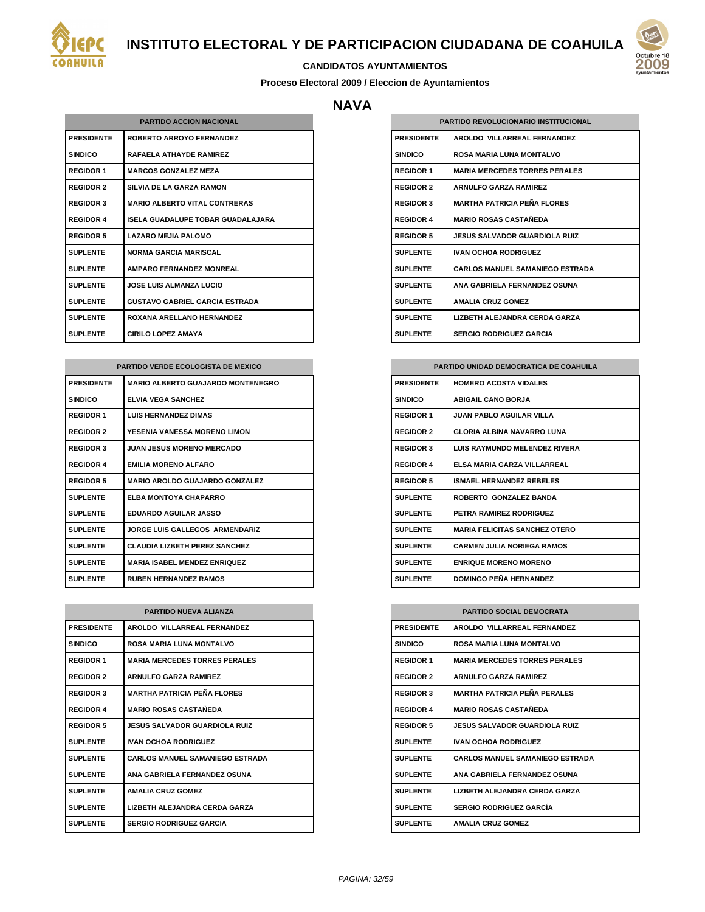# INSTITUTO ELECTORAL Y DE PARTICIPACION CIUDADANA DE COAHUILA

**CANDIDATOS AYUNTAMIENTOS**

**Proceso Electoral 2009 / Eleccion de Ayuntamientos**

## NAVA

| PARTIDO ACCION NACIONAL | |
|---|---|
| PRESIDENTE | ROBERTO ARROYO FERNANDEZ |
| SINDICO | RAFAELA ATHAYDE RAMIREZ |
| REGIDOR 1 | MARCOS GONZALEZ MEZA |
| REGIDOR 2 | SILVIA DE LA GARZA RAMON |
| REGIDOR 3 | MARIO ALBERTO VITAL CONTRERAS |
| REGIDOR 4 | ISELA GUADALUPE TOBAR GUADALAJARA |
| REGIDOR 5 | LAZARO MEJIA PALOMO |
| SUPLENTE | NORMA GARCIA MARISCAL |
| SUPLENTE | AMPARO FERNANDEZ MONREAL |
| SUPLENTE | JOSE LUIS ALMANZA LUCIO |
| SUPLENTE | GUSTAVO GABRIEL GARCIA ESTRADA |
| SUPLENTE | ROXANA ARELLANO HERNANDEZ |
| SUPLENTE | CIRILO LOPEZ AMAYA |

| PARTIDO REVOLUCIONARIO INSTITUCIONAL | |
|---|---|
| PRESIDENTE | AROLDO VILLARREAL FERNANDEZ |
| SINDICO | ROSA MARIA LUNA MONTALVO |
| REGIDOR 1 | MARIA MERCEDES TORRES PERALES |
| REGIDOR 2 | ARNULFO GARZA RAMIREZ |
| REGIDOR 3 | MARTHA PATRICIA PEÑA FLORES |
| REGIDOR 4 | MARIO ROSAS CASTAÑEDA |
| REGIDOR 5 | JESUS SALVADOR GUARDIOLA RUIZ |
| SUPLENTE | IVAN OCHOA RODRIGUEZ |
| SUPLENTE | CARLOS MANUEL SAMANIEGO ESTRADA |
| SUPLENTE | ANA GABRIELA FERNANDEZ OSUNA |
| SUPLENTE | AMALIA CRUZ GOMEZ |
| SUPLENTE | LIZBETH ALEJANDRA CERDA GARZA |
| SUPLENTE | SERGIO RODRIGUEZ GARCIA |

| PARTIDO VERDE ECOLOGISTA DE MEXICO | |
|---|---|
| PRESIDENTE | MARIO ALBERTO GUAJARDO MONTENEGRO |
| SINDICO | ELVIA VEGA SANCHEZ |
| REGIDOR 1 | LUIS HERNANDEZ DIMAS |
| REGIDOR 2 | YESENIA VANESSA MORENO LIMON |
| REGIDOR 3 | JUAN JESUS MORENO MERCADO |
| REGIDOR 4 | EMILIA MORENO ALFARO |
| REGIDOR 5 | MARIO AROLDO GUAJARDO GONZALEZ |
| SUPLENTE | ELBA MONTOYA CHAPARRO |
| SUPLENTE | EDUARDO AGUILAR JASSO |
| SUPLENTE | JORGE LUIS GALLEGOS ARMENDARIZ |
| SUPLENTE | CLAUDIA LIZBETH PEREZ SANCHEZ |
| SUPLENTE | MARIA ISABEL MENDEZ ENRIQUEZ |
| SUPLENTE | RUBEN HERNANDEZ RAMOS |

| PARTIDO UNIDAD DEMOCRATICA DE COAHUILA | |
|---|---|
| PRESIDENTE | HOMERO ACOSTA VIDALES |
| SINDICO | ABIGAIL CANO BORJA |
| REGIDOR 1 | JUAN PABLO AGUILAR VILLA |
| REGIDOR 2 | GLORIA ALBINA NAVARRO LUNA |
| REGIDOR 3 | LUIS RAYMUNDO MELENDEZ RIVERA |
| REGIDOR 4 | ELSA MARIA GARZA VILLARREAL |
| REGIDOR 5 | ISMAEL HERNANDEZ REBELES |
| SUPLENTE | ROBERTO GONZALEZ BANDA |
| SUPLENTE | PETRA RAMIREZ RODRIGUEZ |
| SUPLENTE | MARIA FELICITAS SANCHEZ OTERO |
| SUPLENTE | CARMEN JULIA NORIEGA RAMOS |
| SUPLENTE | ENRIQUE MORENO MORENO |
| SUPLENTE | DOMINGO PEÑA HERNANDEZ |

| PARTIDO NUEVA ALIANZA | |
|---|---|
| PRESIDENTE | AROLDO VILLARREAL FERNANDEZ |
| SINDICO | ROSA MARIA LUNA MONTALVO |
| REGIDOR 1 | MARIA MERCEDES TORRES PERALES |
| REGIDOR 2 | ARNULFO GARZA RAMIREZ |
| REGIDOR 3 | MARTHA PATRICIA PEÑA FLORES |
| REGIDOR 4 | MARIO ROSAS CASTAÑEDA |
| REGIDOR 5 | JESUS SALVADOR GUARDIOLA RUIZ |
| SUPLENTE | IVAN OCHOA RODRIGUEZ |
| SUPLENTE | CARLOS MANUEL SAMANIEGO ESTRADA |
| SUPLENTE | ANA GABRIELA FERNANDEZ OSUNA |
| SUPLENTE | AMALIA CRUZ GOMEZ |
| SUPLENTE | LIZBETH ALEJANDRA CERDA GARZA |
| SUPLENTE | SERGIO RODRIGUEZ GARCIA |

| PARTIDO SOCIAL DEMOCRATA | |
|---|---|
| PRESIDENTE | AROLDO VILLARREAL FERNANDEZ |
| SINDICO | ROSA MARIA LUNA MONTALVO |
| REGIDOR 1 | MARIA MERCEDES TORRES PERALES |
| REGIDOR 2 | ARNULFO GARZA RAMIREZ |
| REGIDOR 3 | MARTHA PATRICIA PEÑA PERALES |
| REGIDOR 4 | MARIO ROSAS CASTAÑEDA |
| REGIDOR 5 | JESUS SALVADOR GUARDIOLA RUIZ |
| SUPLENTE | IVAN OCHOA RODRIGUEZ |
| SUPLENTE | CARLOS MANUEL SAMANIEGO ESTRADA |
| SUPLENTE | ANA GABRIELA FERNANDEZ OSUNA |
| SUPLENTE | LIZBETH ALEJANDRA CERDA GARZA |
| SUPLENTE | SERGIO RODRIGUEZ GARCÍA |
| SUPLENTE | AMALIA CRUZ GOMEZ |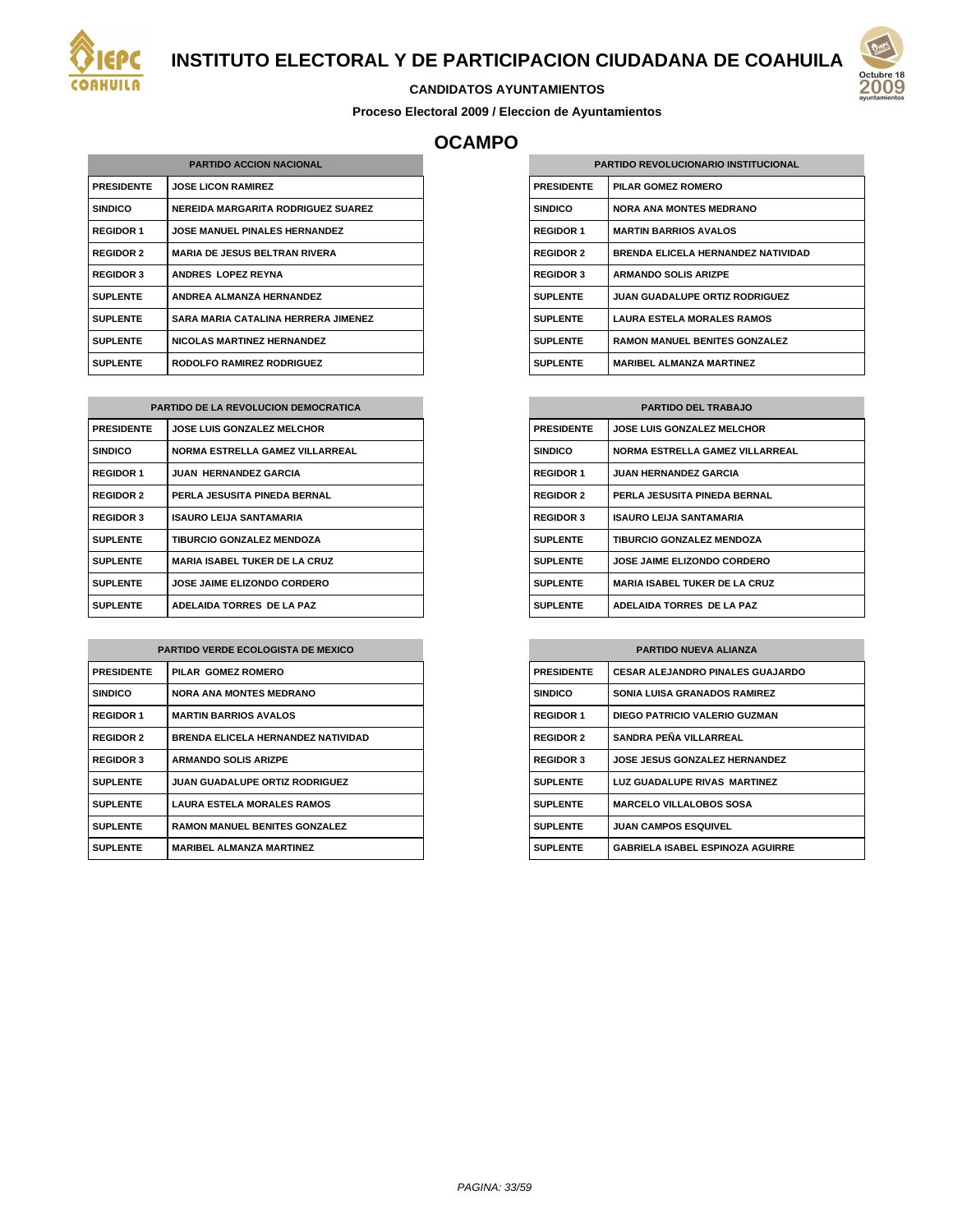# INSTITUTO ELECTORAL Y DE PARTICIPACION CIUDADANA DE COAHUILA

**CANDIDATOS AYUNTAMIENTOS**

**Proceso Electoral 2009 / Eleccion de Ayuntamientos**

## OCAMPO

| PARTIDO ACCION NACIONAL | |
|---|---|
| PRESIDENTE | JOSE LICON RAMIREZ |
| SINDICO | NEREIDA MARGARITA RODRIGUEZ SUAREZ |
| REGIDOR 1 | JOSE MANUEL PINALES HERNANDEZ |
| REGIDOR 2 | MARIA DE JESUS BELTRAN RIVERA |
| REGIDOR 3 | ANDRES LOPEZ REYNA |
| SUPLENTE | ANDREA ALMANZA HERNANDEZ |
| SUPLENTE | SARA MARIA CATALINA HERRERA JIMENEZ |
| SUPLENTE | NICOLAS MARTINEZ HERNANDEZ |
| SUPLENTE | RODOLFO RAMIREZ RODRIGUEZ |

| PARTIDO REVOLUCIONARIO INSTITUCIONAL | |
|---|---|
| PRESIDENTE | PILAR GOMEZ ROMERO |
| SINDICO | NORA ANA MONTES MEDRANO |
| REGIDOR 1 | MARTIN BARRIOS AVALOS |
| REGIDOR 2 | BRENDA ELICELA HERNANDEZ NATIVIDAD |
| REGIDOR 3 | ARMANDO SOLIS ARIZPE |
| SUPLENTE | JUAN GUADALUPE ORTIZ RODRIGUEZ |
| SUPLENTE | LAURA ESTELA MORALES RAMOS |
| SUPLENTE | RAMON MANUEL BENITES GONZALEZ |
| SUPLENTE | MARIBEL ALMANZA MARTINEZ |

| PARTIDO DE LA REVOLUCION DEMOCRATICA | |
|---|---|
| PRESIDENTE | JOSE LUIS GONZALEZ MELCHOR |
| SINDICO | NORMA ESTRELLA GAMEZ VILLARREAL |
| REGIDOR 1 | JUAN HERNANDEZ GARCIA |
| REGIDOR 2 | PERLA JESUSITA PINEDA BERNAL |
| REGIDOR 3 | ISAURO LEIJA SANTAMARIA |
| SUPLENTE | TIBURCIO GONZALEZ MENDOZA |
| SUPLENTE | MARIA ISABEL TUKER DE LA CRUZ |
| SUPLENTE | JOSE JAIME ELIZONDO CORDERO |
| SUPLENTE | ADELAIDA TORRES DE LA PAZ |

| PARTIDO DEL TRABAJO | |
|---|---|
| PRESIDENTE | JOSE LUIS GONZALEZ MELCHOR |
| SINDICO | NORMA ESTRELLA GAMEZ VILLARREAL |
| REGIDOR 1 | JUAN HERNANDEZ GARCIA |
| REGIDOR 2 | PERLA JESUSITA PINEDA BERNAL |
| REGIDOR 3 | ISAURO LEIJA SANTAMARIA |
| SUPLENTE | TIBURCIO GONZALEZ MENDOZA |
| SUPLENTE | JOSE JAIME ELIZONDO CORDERO |
| SUPLENTE | MARIA ISABEL TUKER DE LA CRUZ |
| SUPLENTE | ADELAIDA TORRES DE LA PAZ |

| PARTIDO VERDE ECOLOGISTA DE MEXICO | |
|---|---|
| PRESIDENTE | PILAR GOMEZ ROMERO |
| SINDICO | NORA ANA MONTES MEDRANO |
| REGIDOR 1 | MARTIN BARRIOS AVALOS |
| REGIDOR 2 | BRENDA ELICELA HERNANDEZ NATIVIDAD |
| REGIDOR 3 | ARMANDO SOLIS ARIZPE |
| SUPLENTE | JUAN GUADALUPE ORTIZ RODRIGUEZ |
| SUPLENTE | LAURA ESTELA MORALES RAMOS |
| SUPLENTE | RAMON MANUEL BENITES GONZALEZ |
| SUPLENTE | MARIBEL ALMANZA MARTINEZ |

| PARTIDO NUEVA ALIANZA | |
|---|---|
| PRESIDENTE | CESAR ALEJANDRO PINALES GUAJARDO |
| SINDICO | SONIA LUISA GRANADOS RAMIREZ |
| REGIDOR 1 | DIEGO PATRICIO VALERIO GUZMAN |
| REGIDOR 2 | SANDRA PEÑA VILLARREAL |
| REGIDOR 3 | JOSE JESUS GONZALEZ HERNANDEZ |
| SUPLENTE | LUZ GUADALUPE RIVAS MARTINEZ |
| SUPLENTE | MARCELO VILLALOBOS SOSA |
| SUPLENTE | JUAN CAMPOS ESQUIVEL |
| SUPLENTE | GABRIELA ISABEL ESPINOZA AGUIRRE |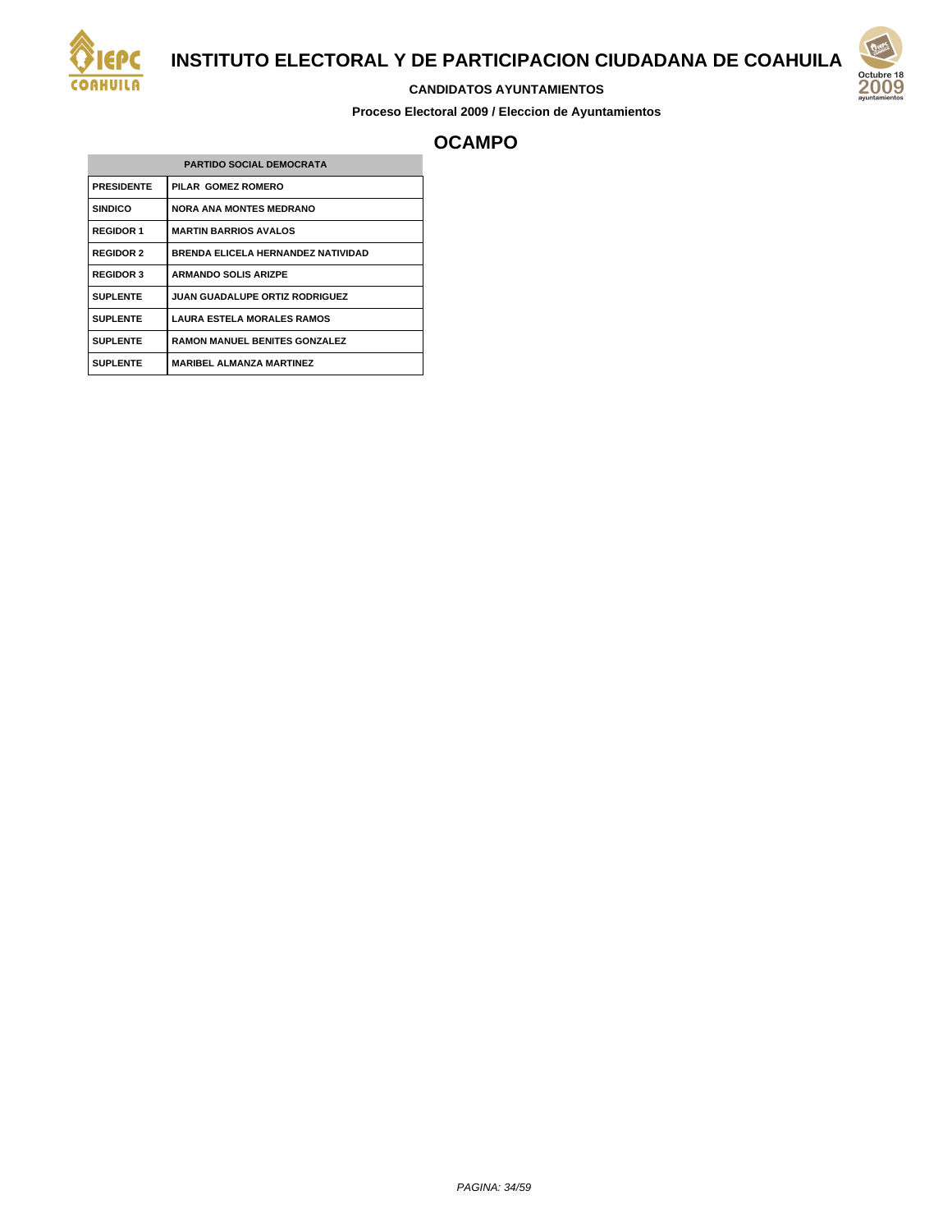# INSTITUTO ELECTORAL Y DE PARTICIPACION CIUDADANA DE COAHUILA

**CANDIDATOS AYUNTAMIENTOS**

**Proceso Electoral 2009 / Eleccion de Ayuntamientos**

## OCAMPO

| PARTIDO SOCIAL DEMOCRATA | |
|---|---|
| PRESIDENTE | PILAR GOMEZ ROMERO |
| SINDICO | NORA ANA MONTES MEDRANO |
| REGIDOR 1 | MARTIN BARRIOS AVALOS |
| REGIDOR 2 | BRENDA ELICELA HERNANDEZ NATIVIDAD |
| REGIDOR 3 | ARMANDO SOLIS ARIZPE |
| SUPLENTE | JUAN GUADALUPE ORTIZ RODRIGUEZ |
| SUPLENTE | LAURA ESTELA MORALES RAMOS |
| SUPLENTE | RAMON MANUEL BENITES GONZALEZ |
| SUPLENTE | MARIBEL ALMANZA MARTINEZ |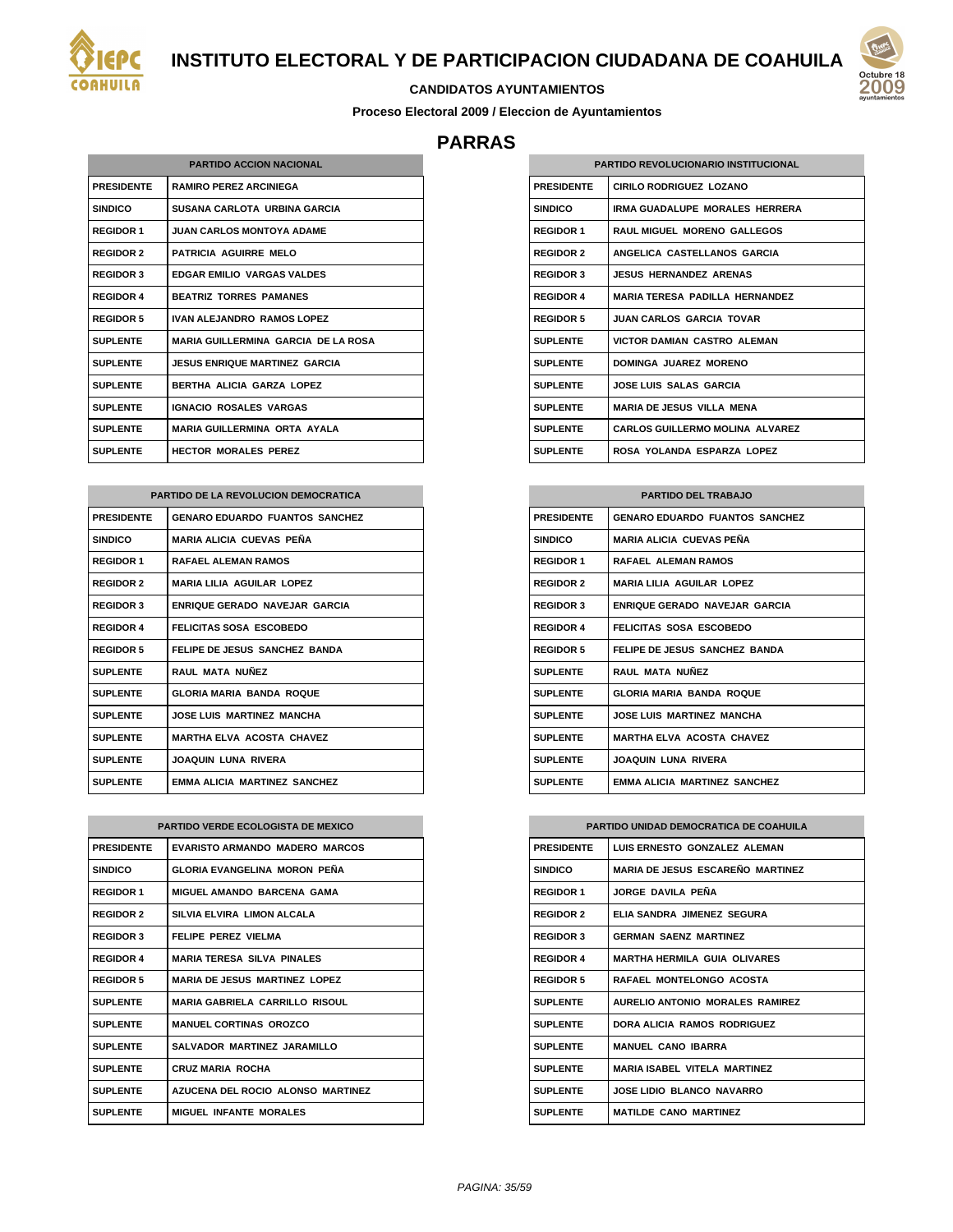# INSTITUTO ELECTORAL Y DE PARTICIPACION CIUDADANA DE COAHUILA

**CANDIDATOS AYUNTAMIENTOS**

**Proceso Electoral 2009 / Eleccion de Ayuntamientos**

## PARRAS

| PARTIDO ACCION NACIONAL | |
|---|---|
| PRESIDENTE | RAMIRO PEREZ ARCINIEGA |
| SINDICO | SUSANA CARLOTA URBINA GARCIA |
| REGIDOR 1 | JUAN CARLOS MONTOYA ADAME |
| REGIDOR 2 | PATRICIA AGUIRRE MELO |
| REGIDOR 3 | EDGAR EMILIO VARGAS VALDES |
| REGIDOR 4 | BEATRIZ TORRES PAMANES |
| REGIDOR 5 | IVAN ALEJANDRO RAMOS LOPEZ |
| SUPLENTE | MARIA GUILLERMINA GARCIA DE LA ROSA |
| SUPLENTE | JESUS ENRIQUE MARTINEZ GARCIA |
| SUPLENTE | BERTHA ALICIA GARZA LOPEZ |
| SUPLENTE | IGNACIO ROSALES VARGAS |
| SUPLENTE | MARIA GUILLERMINA ORTA AYALA |
| SUPLENTE | HECTOR MORALES PEREZ |

| PARTIDO REVOLUCIONARIO INSTITUCIONAL | |
|---|---|
| PRESIDENTE | CIRILO RODRIGUEZ LOZANO |
| SINDICO | IRMA GUADALUPE MORALES HERRERA |
| REGIDOR 1 | RAUL MIGUEL MORENO GALLEGOS |
| REGIDOR 2 | ANGELICA CASTELLANOS GARCIA |
| REGIDOR 3 | JESUS HERNANDEZ ARENAS |
| REGIDOR 4 | MARIA TERESA PADILLA HERNANDEZ |
| REGIDOR 5 | JUAN CARLOS GARCIA TOVAR |
| SUPLENTE | VICTOR DAMIAN CASTRO ALEMAN |
| SUPLENTE | DOMINGA JUAREZ MORENO |
| SUPLENTE | JOSE LUIS SALAS GARCIA |
| SUPLENTE | MARIA DE JESUS VILLA MENA |
| SUPLENTE | CARLOS GUILLERMO MOLINA ALVAREZ |
| SUPLENTE | ROSA YOLANDA ESPARZA LOPEZ |

| PARTIDO DE LA REVOLUCION DEMOCRATICA | |
|---|---|
| PRESIDENTE | GENARO EDUARDO FUANTOS SANCHEZ |
| SINDICO | MARIA ALICIA CUEVAS PEÑA |
| REGIDOR 1 | RAFAEL ALEMAN RAMOS |
| REGIDOR 2 | MARIA LILIA AGUILAR LOPEZ |
| REGIDOR 3 | ENRIQUE GERADO NAVEJAR GARCIA |
| REGIDOR 4 | FELICITAS SOSA ESCOBEDO |
| REGIDOR 5 | FELIPE DE JESUS SANCHEZ BANDA |
| SUPLENTE | RAUL MATA NUÑEZ |
| SUPLENTE | GLORIA MARIA BANDA ROQUE |
| SUPLENTE | JOSE LUIS MARTINEZ MANCHA |
| SUPLENTE | MARTHA ELVA ACOSTA CHAVEZ |
| SUPLENTE | JOAQUIN LUNA RIVERA |
| SUPLENTE | EMMA ALICIA MARTINEZ SANCHEZ |

| PARTIDO DEL TRABAJO | |
|---|---|
| PRESIDENTE | GENARO EDUARDO FUANTOS SANCHEZ |
| SINDICO | MARIA ALICIA CUEVAS PEÑA |
| REGIDOR 1 | RAFAEL ALEMAN RAMOS |
| REGIDOR 2 | MARIA LILIA AGUILAR LOPEZ |
| REGIDOR 3 | ENRIQUE GERADO NAVEJAR GARCIA |
| REGIDOR 4 | FELICITAS SOSA ESCOBEDO |
| REGIDOR 5 | FELIPE DE JESUS SANCHEZ BANDA |
| SUPLENTE | RAUL MATA NUÑEZ |
| SUPLENTE | GLORIA MARIA BANDA ROQUE |
| SUPLENTE | JOSE LUIS MARTINEZ MANCHA |
| SUPLENTE | MARTHA ELVA ACOSTA CHAVEZ |
| SUPLENTE | JOAQUIN LUNA RIVERA |
| SUPLENTE | EMMA ALICIA MARTINEZ SANCHEZ |

| PARTIDO VERDE ECOLOGISTA DE MEXICO | |
|---|---|
| PRESIDENTE | EVARISTO ARMANDO MADERO MARCOS |
| SINDICO | GLORIA EVANGELINA MORON PEÑA |
| REGIDOR 1 | MIGUEL AMANDO BARCENA GAMA |
| REGIDOR 2 | SILVIA ELVIRA LIMON ALCALA |
| REGIDOR 3 | FELIPE PEREZ VIELMA |
| REGIDOR 4 | MARIA TERESA SILVA PINALES |
| REGIDOR 5 | MARIA DE JESUS MARTINEZ LOPEZ |
| SUPLENTE | MARIA GABRIELA CARRILLO RISOUL |
| SUPLENTE | MANUEL CORTINAS OROZCO |
| SUPLENTE | SALVADOR MARTINEZ JARAMILLO |
| SUPLENTE | CRUZ MARIA ROCHA |
| SUPLENTE | AZUCENA DEL ROCIO ALONSO MARTINEZ |
| SUPLENTE | MIGUEL INFANTE MORALES |

| PARTIDO UNIDAD DEMOCRATICA DE COAHUILA | |
|---|---|
| PRESIDENTE | LUIS ERNESTO GONZALEZ ALEMAN |
| SINDICO | MARIA DE JESUS ESCAREÑO MARTINEZ |
| REGIDOR 1 | JORGE DAVILA PEÑA |
| REGIDOR 2 | ELIA SANDRA JIMENEZ SEGURA |
| REGIDOR 3 | GERMAN SAENZ MARTINEZ |
| REGIDOR 4 | MARTHA HERMILA GUIA OLIVARES |
| REGIDOR 5 | RAFAEL MONTELONGO ACOSTA |
| SUPLENTE | AURELIO ANTONIO MORALES RAMIREZ |
| SUPLENTE | DORA ALICIA RAMOS RODRIGUEZ |
| SUPLENTE | MANUEL CANO IBARRA |
| SUPLENTE | MARIA ISABEL VITELA MARTINEZ |
| SUPLENTE | JOSE LIDIO BLANCO NAVARRO |
| SUPLENTE | MATILDE CANO MARTINEZ |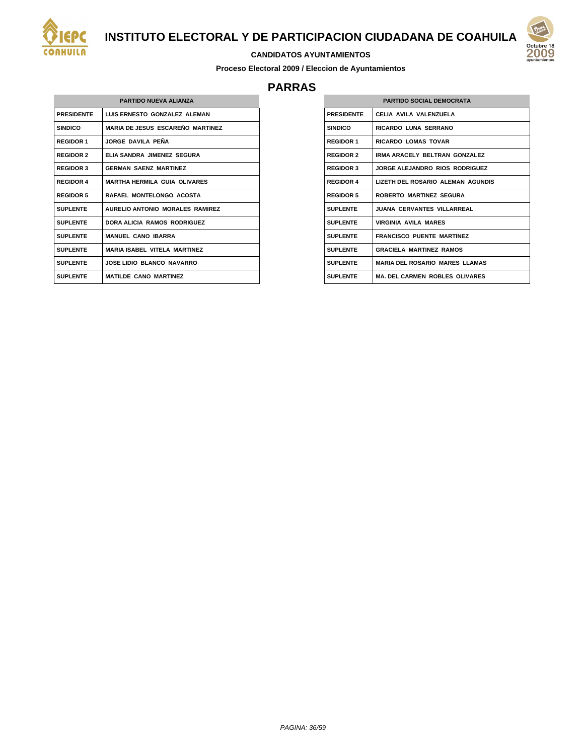# INSTITUTO ELECTORAL Y DE PARTICIPACION CIUDADANA DE COAHUILA

**CANDIDATOS AYUNTAMIENTOS**

**Proceso Electoral 2009 / Eleccion de Ayuntamientos**

## PARRAS

| PARTIDO NUEVA ALIANZA | |
|---|---|
| PRESIDENTE | LUIS ERNESTO GONZALEZ ALEMAN |
| SINDICO | MARIA DE JESUS ESCAREÑO MARTINEZ |
| REGIDOR 1 | JORGE DAVILA PEÑA |
| REGIDOR 2 | ELIA SANDRA JIMENEZ SEGURA |
| REGIDOR 3 | GERMAN SAENZ MARTINEZ |
| REGIDOR 4 | MARTHA HERMILA GUIA OLIVARES |
| REGIDOR 5 | RAFAEL MONTELONGO ACOSTA |
| SUPLENTE | AURELIO ANTONIO MORALES RAMIREZ |
| SUPLENTE | DORA ALICIA RAMOS RODRIGUEZ |
| SUPLENTE | MANUEL CANO IBARRA |
| SUPLENTE | MARIA ISABEL VITELA MARTINEZ |
| SUPLENTE | JOSE LIDIO BLANCO NAVARRO |
| SUPLENTE | MATILDE CANO MARTINEZ |

| PARTIDO SOCIAL DEMOCRATA | |
|---|---|
| PRESIDENTE | CELIA AVILA VALENZUELA |
| SINDICO | RICARDO LUNA SERRANO |
| REGIDOR 1 | RICARDO LOMAS TOVAR |
| REGIDOR 2 | IRMA ARACELY BELTRAN GONZALEZ |
| REGIDOR 3 | JORGE ALEJANDRO RIOS RODRIGUEZ |
| REGIDOR 4 | LIZETH DEL ROSARIO ALEMAN AGUNDIS |
| REGIDOR 5 | ROBERTO MARTINEZ SEGURA |
| SUPLENTE | JUANA CERVANTES VILLARREAL |
| SUPLENTE | VIRGINIA AVILA MARES |
| SUPLENTE | FRANCISCO PUENTE MARTINEZ |
| SUPLENTE | GRACIELA MARTINEZ RAMOS |
| SUPLENTE | MARIA DEL ROSARIO MARES LLAMAS |
| SUPLENTE | MA. DEL CARMEN ROBLES OLIVARES |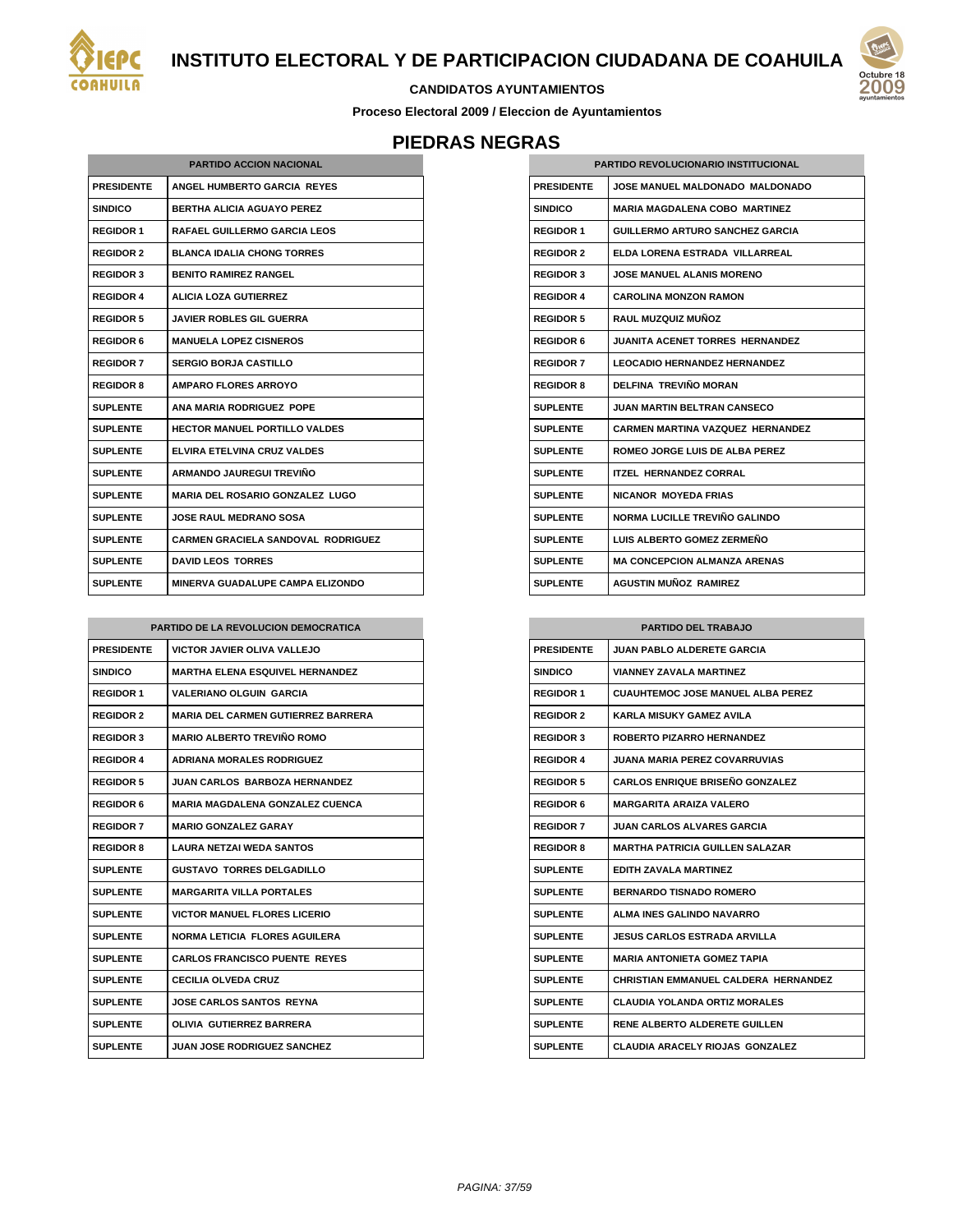# INSTITUTO ELECTORAL Y DE PARTICIPACION CIUDADANA DE COAHUILA

**CANDIDATOS AYUNTAMIENTOS**

**Proceso Electoral 2009 / Eleccion de Ayuntamientos**

## PIEDRAS NEGRAS

| PARTIDO ACCION NACIONAL | |
|---|---|
| PRESIDENTE | ANGEL HUMBERTO GARCIA REYES |
| SINDICO | BERTHA ALICIA AGUAYO PEREZ |
| REGIDOR 1 | RAFAEL GUILLERMO GARCIA LEOS |
| REGIDOR 2 | BLANCA IDALIA CHONG TORRES |
| REGIDOR 3 | BENITO RAMIREZ RANGEL |
| REGIDOR 4 | ALICIA LOZA GUTIERREZ |
| REGIDOR 5 | JAVIER ROBLES GIL GUERRA |
| REGIDOR 6 | MANUELA LOPEZ CISNEROS |
| REGIDOR 7 | SERGIO BORJA CASTILLO |
| REGIDOR 8 | AMPARO FLORES ARROYO |
| SUPLENTE | ANA MARIA RODRIGUEZ POPE |
| SUPLENTE | HECTOR MANUEL PORTILLO VALDES |
| SUPLENTE | ELVIRA ETELVINA CRUZ VALDES |
| SUPLENTE | ARMANDO JAUREGUI TREVIÑO |
| SUPLENTE | MARIA DEL ROSARIO GONZALEZ LUGO |
| SUPLENTE | JOSE RAUL MEDRANO SOSA |
| SUPLENTE | CARMEN GRACIELA SANDOVAL RODRIGUEZ |
| SUPLENTE | DAVID LEOS TORRES |
| SUPLENTE | MINERVA GUADALUPE CAMPA ELIZONDO |

| PARTIDO REVOLUCIONARIO INSTITUCIONAL | |
|---|---|
| PRESIDENTE | JOSE MANUEL MALDONADO MALDONADO |
| SINDICO | MARIA MAGDALENA COBO MARTINEZ |
| REGIDOR 1 | GUILLERMO ARTURO SANCHEZ GARCIA |
| REGIDOR 2 | ELDA LORENA ESTRADA VILLARREAL |
| REGIDOR 3 | JOSE MANUEL ALANIS MORENO |
| REGIDOR 4 | CAROLINA MONZON RAMON |
| REGIDOR 5 | RAUL MUZQUIZ MUÑOZ |
| REGIDOR 6 | JUANITA ACENET TORRES HERNANDEZ |
| REGIDOR 7 | LEOCADIO HERNANDEZ HERNANDEZ |
| REGIDOR 8 | DELFINA TREVIÑO MORAN |
| SUPLENTE | JUAN MARTIN BELTRAN CANSECO |
| SUPLENTE | CARMEN MARTINA VAZQUEZ HERNANDEZ |
| SUPLENTE | ROMEO JORGE LUIS DE ALBA PEREZ |
| SUPLENTE | ITZEL HERNANDEZ CORRAL |
| SUPLENTE | NICANOR MOYEDA FRIAS |
| SUPLENTE | NORMA LUCILLE TREVIÑO GALINDO |
| SUPLENTE | LUIS ALBERTO GOMEZ ZERMEÑO |
| SUPLENTE | MA CONCEPCION ALMANZA ARENAS |
| SUPLENTE | AGUSTIN MUÑOZ RAMIREZ |

| PARTIDO DE LA REVOLUCION DEMOCRATICA | |
|---|---|
| PRESIDENTE | VICTOR JAVIER OLIVA VALLEJO |
| SINDICO | MARTHA ELENA ESQUIVEL HERNANDEZ |
| REGIDOR 1 | VALERIANO OLGUIN GARCIA |
| REGIDOR 2 | MARIA DEL CARMEN GUTIERREZ BARRERA |
| REGIDOR 3 | MARIO ALBERTO TREVIÑO ROMO |
| REGIDOR 4 | ADRIANA MORALES RODRIGUEZ |
| REGIDOR 5 | JUAN CARLOS BARBOZA HERNANDEZ |
| REGIDOR 6 | MARIA MAGDALENA GONZALEZ CUENCA |
| REGIDOR 7 | MARIO GONZALEZ GARAY |
| REGIDOR 8 | LAURA NETZAI WEDA SANTOS |
| SUPLENTE | GUSTAVO TORRES DELGADILLO |
| SUPLENTE | MARGARITA VILLA PORTALES |
| SUPLENTE | VICTOR MANUEL FLORES LICERIO |
| SUPLENTE | NORMA LETICIA FLORES AGUILERA |
| SUPLENTE | CARLOS FRANCISCO PUENTE REYES |
| SUPLENTE | CECILIA OLVEDA CRUZ |
| SUPLENTE | JOSE CARLOS SANTOS REYNA |
| SUPLENTE | OLIVIA GUTIERREZ BARRERA |
| SUPLENTE | JUAN JOSE RODRIGUEZ SANCHEZ |

| PARTIDO DEL TRABAJO | |
|---|---|
| PRESIDENTE | JUAN PABLO ALDERETE GARCIA |
| SINDICO | VIANNEY ZAVALA MARTINEZ |
| REGIDOR 1 | CUAUHTEMOC JOSE MANUEL ALBA PEREZ |
| REGIDOR 2 | KARLA MISUKY GAMEZ AVILA |
| REGIDOR 3 | ROBERTO PIZARRO HERNANDEZ |
| REGIDOR 4 | JUANA MARIA PEREZ COVARRUVIAS |
| REGIDOR 5 | CARLOS ENRIQUE BRISEÑO GONZALEZ |
| REGIDOR 6 | MARGARITA ARAIZA VALERO |
| REGIDOR 7 | JUAN CARLOS ALVARES GARCIA |
| REGIDOR 8 | MARTHA PATRICIA GUILLEN SALAZAR |
| SUPLENTE | EDITH ZAVALA MARTINEZ |
| SUPLENTE | BERNARDO TISNADO ROMERO |
| SUPLENTE | ALMA INES GALINDO NAVARRO |
| SUPLENTE | JESUS CARLOS ESTRADA ARVILLA |
| SUPLENTE | MARIA ANTONIETA GOMEZ TAPIA |
| SUPLENTE | CHRISTIAN EMMANUEL CALDERA HERNANDEZ |
| SUPLENTE | CLAUDIA YOLANDA ORTIZ MORALES |
| SUPLENTE | RENE ALBERTO ALDERETE GUILLEN |
| SUPLENTE | CLAUDIA ARACELY RIOJAS GONZALEZ |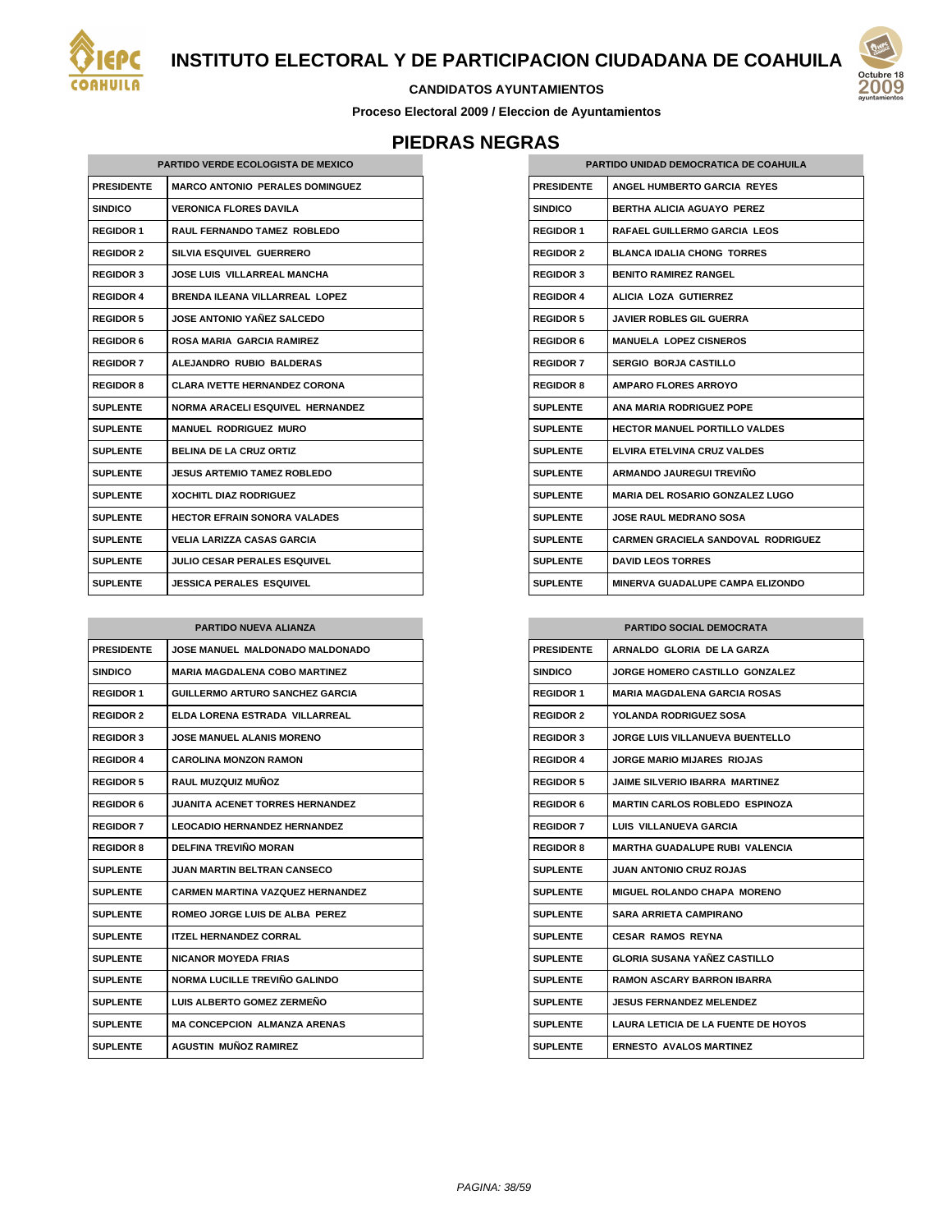# INSTITUTO ELECTORAL Y DE PARTICIPACION CIUDADANA DE COAHUILA

**CANDIDATOS AYUNTAMIENTOS**

**Proceso Electoral 2009 / Eleccion de Ayuntamientos**

## PIEDRAS NEGRAS

| PARTIDO VERDE ECOLOGISTA DE MEXICO | |
|---|---|
| PRESIDENTE | MARCO ANTONIO PERALES DOMINGUEZ |
| SINDICO | VERONICA FLORES DAVILA |
| REGIDOR 1 | RAUL FERNANDO TAMEZ ROBLEDO |
| REGIDOR 2 | SILVIA ESQUIVEL GUERRERO |
| REGIDOR 3 | JOSE LUIS VILLARREAL MANCHA |
| REGIDOR 4 | BRENDA ILEANA VILLARREAL LOPEZ |
| REGIDOR 5 | JOSE ANTONIO YAÑEZ SALCEDO |
| REGIDOR 6 | ROSA MARIA GARCIA RAMIREZ |
| REGIDOR 7 | ALEJANDRO RUBIO BALDERAS |
| REGIDOR 8 | CLARA IVETTE HERNANDEZ CORONA |
| SUPLENTE | NORMA ARACELI ESQUIVEL HERNANDEZ |
| SUPLENTE | MANUEL RODRIGUEZ MURO |
| SUPLENTE | BELINA DE LA CRUZ ORTIZ |
| SUPLENTE | JESUS ARTEMIO TAMEZ ROBLEDO |
| SUPLENTE | XOCHITL DIAZ RODRIGUEZ |
| SUPLENTE | HECTOR EFRAIN SONORA VALADES |
| SUPLENTE | VELIA LARIZZA CASAS GARCIA |
| SUPLENTE | JULIO CESAR PERALES ESQUIVEL |
| SUPLENTE | JESSICA PERALES ESQUIVEL |

| PARTIDO UNIDAD DEMOCRATICA DE COAHUILA | |
|---|---|
| PRESIDENTE | ANGEL HUMBERTO GARCIA REYES |
| SINDICO | BERTHA ALICIA AGUAYO PEREZ |
| REGIDOR 1 | RAFAEL GUILLERMO GARCIA LEOS |
| REGIDOR 2 | BLANCA IDALIA CHONG TORRES |
| REGIDOR 3 | BENITO RAMIREZ RANGEL |
| REGIDOR 4 | ALICIA LOZA GUTIERREZ |
| REGIDOR 5 | JAVIER ROBLES GIL GUERRA |
| REGIDOR 6 | MANUELA LOPEZ CISNEROS |
| REGIDOR 7 | SERGIO BORJA CASTILLO |
| REGIDOR 8 | AMPARO FLORES ARROYO |
| SUPLENTE | ANA MARIA RODRIGUEZ POPE |
| SUPLENTE | HECTOR MANUEL PORTILLO VALDES |
| SUPLENTE | ELVIRA ETELVINA CRUZ VALDES |
| SUPLENTE | ARMANDO JAUREGUI TREVIÑO |
| SUPLENTE | MARIA DEL ROSARIO GONZALEZ LUGO |
| SUPLENTE | JOSE RAUL MEDRANO SOSA |
| SUPLENTE | CARMEN GRACIELA SANDOVAL RODRIGUEZ |
| SUPLENTE | DAVID LEOS TORRES |
| SUPLENTE | MINERVA GUADALUPE CAMPA ELIZONDO |

| PARTIDO NUEVA ALIANZA | |
|---|---|
| PRESIDENTE | JOSE MANUEL MALDONADO MALDONADO |
| SINDICO | MARIA MAGDALENA COBO MARTINEZ |
| REGIDOR 1 | GUILLERMO ARTURO SANCHEZ GARCIA |
| REGIDOR 2 | ELDA LORENA ESTRADA VILLARREAL |
| REGIDOR 3 | JOSE MANUEL ALANIS MORENO |
| REGIDOR 4 | CAROLINA MONZON RAMON |
| REGIDOR 5 | RAUL MUZQUIZ MUÑOZ |
| REGIDOR 6 | JUANITA ACENET TORRES HERNANDEZ |
| REGIDOR 7 | LEOCADIO HERNANDEZ HERNANDEZ |
| REGIDOR 8 | DELFINA TREVIÑO MORAN |
| SUPLENTE | JUAN MARTIN BELTRAN CANSECO |
| SUPLENTE | CARMEN MARTINA VAZQUEZ HERNANDEZ |
| SUPLENTE | ROMEO JORGE LUIS DE ALBA PEREZ |
| SUPLENTE | ITZEL HERNANDEZ CORRAL |
| SUPLENTE | NICANOR MOYEDA FRIAS |
| SUPLENTE | NORMA LUCILLE TREVIÑO GALINDO |
| SUPLENTE | LUIS ALBERTO GOMEZ ZERMEÑO |
| SUPLENTE | MA CONCEPCION ALMANZA ARENAS |
| SUPLENTE | AGUSTIN MUÑOZ RAMIREZ |

| PARTIDO SOCIAL DEMOCRATA | |
|---|---|
| PRESIDENTE | ARNALDO GLORIA DE LA GARZA |
| SINDICO | JORGE HOMERO CASTILLO GONZALEZ |
| REGIDOR 1 | MARIA MAGDALENA GARCIA ROSAS |
| REGIDOR 2 | YOLANDA RODRIGUEZ SOSA |
| REGIDOR 3 | JORGE LUIS VILLANUEVA BUENTELLO |
| REGIDOR 4 | JORGE MARIO MIJARES RIOJAS |
| REGIDOR 5 | JAIME SILVERIO IBARRA MARTINEZ |
| REGIDOR 6 | MARTIN CARLOS ROBLEDO ESPINOZA |
| REGIDOR 7 | LUIS VILLANUEVA GARCIA |
| REGIDOR 8 | MARTHA GUADALUPE RUBI VALENCIA |
| SUPLENTE | JUAN ANTONIO CRUZ ROJAS |
| SUPLENTE | MIGUEL ROLANDO CHAPA MORENO |
| SUPLENTE | SARA ARRIETA CAMPIRANO |
| SUPLENTE | CESAR RAMOS REYNA |
| SUPLENTE | GLORIA SUSANA YAÑEZ CASTILLO |
| SUPLENTE | RAMON ASCARY BARRON IBARRA |
| SUPLENTE | JESUS FERNANDEZ MELENDEZ |
| SUPLENTE | LAURA LETICIA DE LA FUENTE DE HOYOS |
| SUPLENTE | ERNESTO AVALOS MARTINEZ |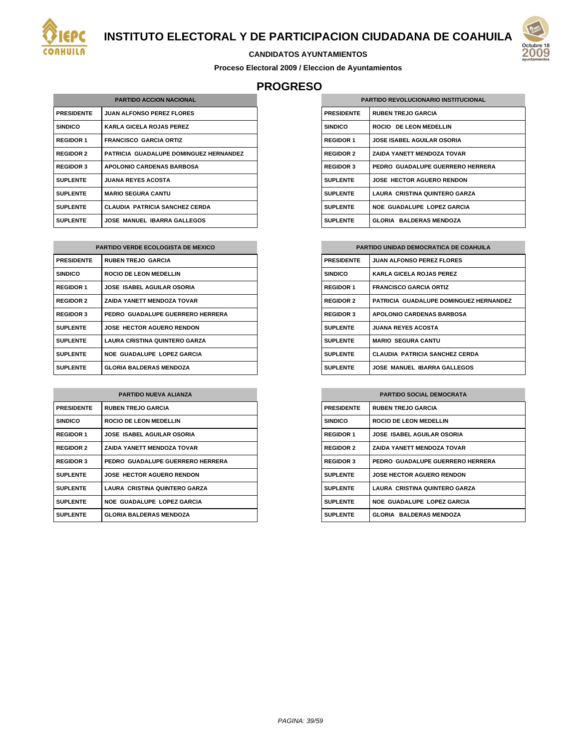# INSTITUTO ELECTORAL Y DE PARTICIPACION CIUDADANA DE COAHUILA

**CANDIDATOS AYUNTAMIENTOS**

**Proceso Electoral 2009 / Eleccion de Ayuntamientos**

## PROGRESO

| PARTIDO ACCION NACIONAL | |
|---|---|
| PRESIDENTE | JUAN ALFONSO PEREZ FLORES |
| SINDICO | KARLA GICELA ROJAS PEREZ |
| REGIDOR 1 | FRANCISCO GARCIA ORTIZ |
| REGIDOR 2 | PATRICIA GUADALUPE DOMINGUEZ HERNANDEZ |
| REGIDOR 3 | APOLONIO CARDENAS BARBOSA |
| SUPLENTE | JUANA REYES ACOSTA |
| SUPLENTE | MARIO SEGURA CANTU |
| SUPLENTE | CLAUDIA PATRICIA SANCHEZ CERDA |
| SUPLENTE | JOSE MANUEL IBARRA GALLEGOS |

| PARTIDO REVOLUCIONARIO INSTITUCIONAL | |
|---|---|
| PRESIDENTE | RUBEN TREJO GARCIA |
| SINDICO | ROCIO DE LEON MEDELLIN |
| REGIDOR 1 | JOSE ISABEL AGUILAR OSORIA |
| REGIDOR 2 | ZAIDA YANETT MENDOZA TOVAR |
| REGIDOR 3 | PEDRO GUADALUPE GUERRERO HERRERA |
| SUPLENTE | JOSE HECTOR AGUERO RENDON |
| SUPLENTE | LAURA CRISTINA QUINTERO GARZA |
| SUPLENTE | NOE GUADALUPE LOPEZ GARCIA |
| SUPLENTE | GLORIA BALDERAS MENDOZA |

| PARTIDO VERDE ECOLOGISTA DE MEXICO | |
|---|---|
| PRESIDENTE | RUBEN TREJO GARCIA |
| SINDICO | ROCIO DE LEON MEDELLIN |
| REGIDOR 1 | JOSE ISABEL AGUILAR OSORIA |
| REGIDOR 2 | ZAIDA YANETT MENDOZA TOVAR |
| REGIDOR 3 | PEDRO GUADALUPE GUERRERO HERRERA |
| SUPLENTE | JOSE HECTOR AGUERO RENDON |
| SUPLENTE | LAURA CRISTINA QUINTERO GARZA |
| SUPLENTE | NOE GUADALUPE LOPEZ GARCIA |
| SUPLENTE | GLORIA BALDERAS MENDOZA |

| PARTIDO UNIDAD DEMOCRATICA DE COAHUILA | |
|---|---|
| PRESIDENTE | JUAN ALFONSO PEREZ FLORES |
| SINDICO | KARLA GICELA ROJAS PEREZ |
| REGIDOR 1 | FRANCISCO GARCIA ORTIZ |
| REGIDOR 2 | PATRICIA GUADALUPE DOMINGUEZ HERNANDEZ |
| REGIDOR 3 | APOLONIO CARDENAS BARBOSA |
| SUPLENTE | JUANA REYES ACOSTA |
| SUPLENTE | MARIO SEGURA CANTU |
| SUPLENTE | CLAUDIA PATRICIA SANCHEZ CERDA |
| SUPLENTE | JOSE MANUEL IBARRA GALLEGOS |

| PARTIDO NUEVA ALIANZA | |
|---|---|
| PRESIDENTE | RUBEN TREJO GARCIA |
| SINDICO | ROCIO DE LEON MEDELLIN |
| REGIDOR 1 | JOSE ISABEL AGUILAR OSORIA |
| REGIDOR 2 | ZAIDA YANETT MENDOZA TOVAR |
| REGIDOR 3 | PEDRO GUADALUPE GUERRERO HERRERA |
| SUPLENTE | JOSE HECTOR AGUERO RENDON |
| SUPLENTE | LAURA CRISTINA QUINTERO GARZA |
| SUPLENTE | NOE GUADALUPE LOPEZ GARCIA |
| SUPLENTE | GLORIA BALDERAS MENDOZA |

| PARTIDO SOCIAL DEMOCRATA | |
|---|---|
| PRESIDENTE | RUBEN TREJO GARCIA |
| SINDICO | ROCIO DE LEON MEDELLIN |
| REGIDOR 1 | JOSE ISABEL AGUILAR OSORIA |
| REGIDOR 2 | ZAIDA YANETT MENDOZA TOVAR |
| REGIDOR 3 | PEDRO GUADALUPE GUERRERO HERRERA |
| SUPLENTE | JOSE HECTOR AGUERO RENDON |
| SUPLENTE | LAURA CRISTINA QUINTERO GARZA |
| SUPLENTE | NOE GUADALUPE LOPEZ GARCIA |
| SUPLENTE | GLORIA BALDERAS MENDOZA |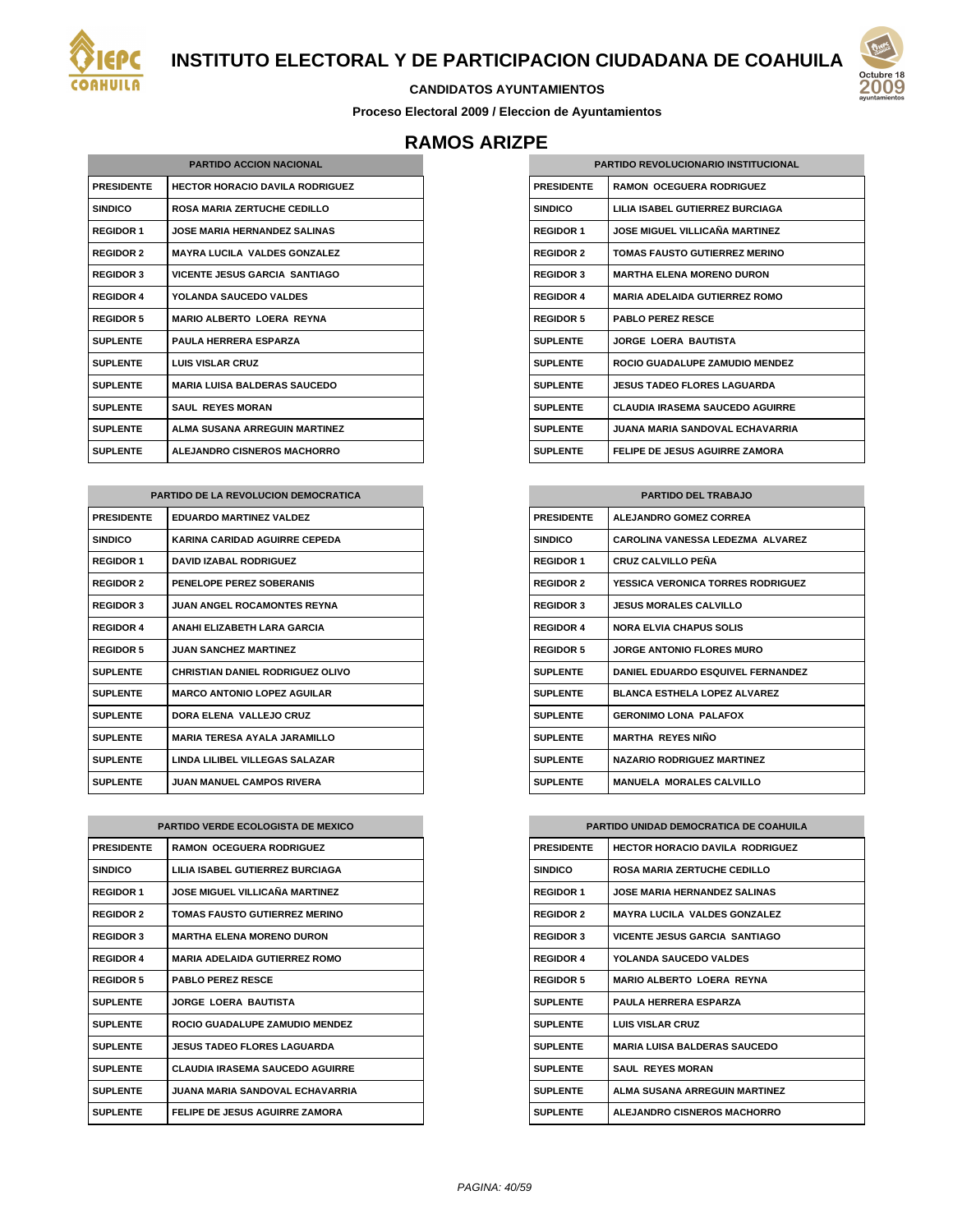# INSTITUTO ELECTORAL Y DE PARTICIPACION CIUDADANA DE COAHUILA

**CANDIDATOS AYUNTAMIENTOS**

**Proceso Electoral 2009 / Eleccion de Ayuntamientos**

## RAMOS ARIZPE

| PARTIDO ACCION NACIONAL | |
|---|---|
| PRESIDENTE | HECTOR HORACIO DAVILA RODRIGUEZ |
| SINDICO | ROSA MARIA ZERTUCHE CEDILLO |
| REGIDOR 1 | JOSE MARIA HERNANDEZ SALINAS |
| REGIDOR 2 | MAYRA LUCILA VALDES GONZALEZ |
| REGIDOR 3 | VICENTE JESUS GARCIA SANTIAGO |
| REGIDOR 4 | YOLANDA SAUCEDO VALDES |
| REGIDOR 5 | MARIO ALBERTO LOERA REYNA |
| SUPLENTE | PAULA HERRERA ESPARZA |
| SUPLENTE | LUIS VISLAR CRUZ |
| SUPLENTE | MARIA LUISA BALDERAS SAUCEDO |
| SUPLENTE | SAUL REYES MORAN |
| SUPLENTE | ALMA SUSANA ARREGUIN MARTINEZ |
| SUPLENTE | ALEJANDRO CISNEROS MACHORRO |

| PARTIDO REVOLUCIONARIO INSTITUCIONAL | |
|---|---|
| PRESIDENTE | RAMON OCEGUERA RODRIGUEZ |
| SINDICO | LILIA ISABEL GUTIERREZ BURCIAGA |
| REGIDOR 1 | JOSE MIGUEL VILLICAÑA MARTINEZ |
| REGIDOR 2 | TOMAS FAUSTO GUTIERREZ MERINO |
| REGIDOR 3 | MARTHA ELENA MORENO DURON |
| REGIDOR 4 | MARIA ADELAIDA GUTIERREZ ROMO |
| REGIDOR 5 | PABLO PEREZ RESCE |
| SUPLENTE | JORGE LOERA BAUTISTA |
| SUPLENTE | ROCIO GUADALUPE ZAMUDIO MENDEZ |
| SUPLENTE | JESUS TADEO FLORES LAGUARDA |
| SUPLENTE | CLAUDIA IRASEMA SAUCEDO AGUIRRE |
| SUPLENTE | JUANA MARIA SANDOVAL ECHAVARRIA |
| SUPLENTE | FELIPE DE JESUS AGUIRRE ZAMORA |

| PARTIDO DE LA REVOLUCION DEMOCRATICA | |
|---|---|
| PRESIDENTE | EDUARDO MARTINEZ VALDEZ |
| SINDICO | KARINA CARIDAD AGUIRRE CEPEDA |
| REGIDOR 1 | DAVID IZABAL RODRIGUEZ |
| REGIDOR 2 | PENELOPE PEREZ SOBERANIS |
| REGIDOR 3 | JUAN ANGEL ROCAMONTES REYNA |
| REGIDOR 4 | ANAHI ELIZABETH LARA GARCIA |
| REGIDOR 5 | JUAN SANCHEZ MARTINEZ |
| SUPLENTE | CHRISTIAN DANIEL RODRIGUEZ OLIVO |
| SUPLENTE | MARCO ANTONIO LOPEZ AGUILAR |
| SUPLENTE | DORA ELENA VALLEJO CRUZ |
| SUPLENTE | MARIA TERESA AYALA JARAMILLO |
| SUPLENTE | LINDA LILIBEL VILLEGAS SALAZAR |
| SUPLENTE | JUAN MANUEL CAMPOS RIVERA |

| PARTIDO DEL TRABAJO | |
|---|---|
| PRESIDENTE | ALEJANDRO GOMEZ CORREA |
| SINDICO | CAROLINA VANESSA LEDEZMA ALVAREZ |
| REGIDOR 1 | CRUZ CALVILLO PEÑA |
| REGIDOR 2 | YESSICA VERONICA TORRES RODRIGUEZ |
| REGIDOR 3 | JESUS MORALES CALVILLO |
| REGIDOR 4 | NORA ELVIA CHAPUS SOLIS |
| REGIDOR 5 | JORGE ANTONIO FLORES MURO |
| SUPLENTE | DANIEL EDUARDO ESQUIVEL FERNANDEZ |
| SUPLENTE | BLANCA ESTHELA LOPEZ ALVAREZ |
| SUPLENTE | GERONIMO LONA PALAFOX |
| SUPLENTE | MARTHA REYES NIÑO |
| SUPLENTE | NAZARIO RODRIGUEZ MARTINEZ |
| SUPLENTE | MANUELA MORALES CALVILLO |

| PARTIDO VERDE ECOLOGISTA DE MEXICO | |
|---|---|
| PRESIDENTE | RAMON OCEGUERA RODRIGUEZ |
| SINDICO | LILIA ISABEL GUTIERREZ BURCIAGA |
| REGIDOR 1 | JOSE MIGUEL VILLICAÑA MARTINEZ |
| REGIDOR 2 | TOMAS FAUSTO GUTIERREZ MERINO |
| REGIDOR 3 | MARTHA ELENA MORENO DURON |
| REGIDOR 4 | MARIA ADELAIDA GUTIERREZ ROMO |
| REGIDOR 5 | PABLO PEREZ RESCE |
| SUPLENTE | JORGE LOERA BAUTISTA |
| SUPLENTE | ROCIO GUADALUPE ZAMUDIO MENDEZ |
| SUPLENTE | JESUS TADEO FLORES LAGUARDA |
| SUPLENTE | CLAUDIA IRASEMA SAUCEDO AGUIRRE |
| SUPLENTE | JUANA MARIA SANDOVAL ECHAVARRIA |
| SUPLENTE | FELIPE DE JESUS AGUIRRE ZAMORA |

| PARTIDO UNIDAD DEMOCRATICA DE COAHUILA | |
|---|---|
| PRESIDENTE | HECTOR HORACIO DAVILA RODRIGUEZ |
| SINDICO | ROSA MARIA ZERTUCHE CEDILLO |
| REGIDOR 1 | JOSE MARIA HERNANDEZ SALINAS |
| REGIDOR 2 | MAYRA LUCILA VALDES GONZALEZ |
| REGIDOR 3 | VICENTE JESUS GARCIA SANTIAGO |
| REGIDOR 4 | YOLANDA SAUCEDO VALDES |
| REGIDOR 5 | MARIO ALBERTO LOERA REYNA |
| SUPLENTE | PAULA HERRERA ESPARZA |
| SUPLENTE | LUIS VISLAR CRUZ |
| SUPLENTE | MARIA LUISA BALDERAS SAUCEDO |
| SUPLENTE | SAUL REYES MORAN |
| SUPLENTE | ALMA SUSANA ARREGUIN MARTINEZ |
| SUPLENTE | ALEJANDRO CISNEROS MACHORRO |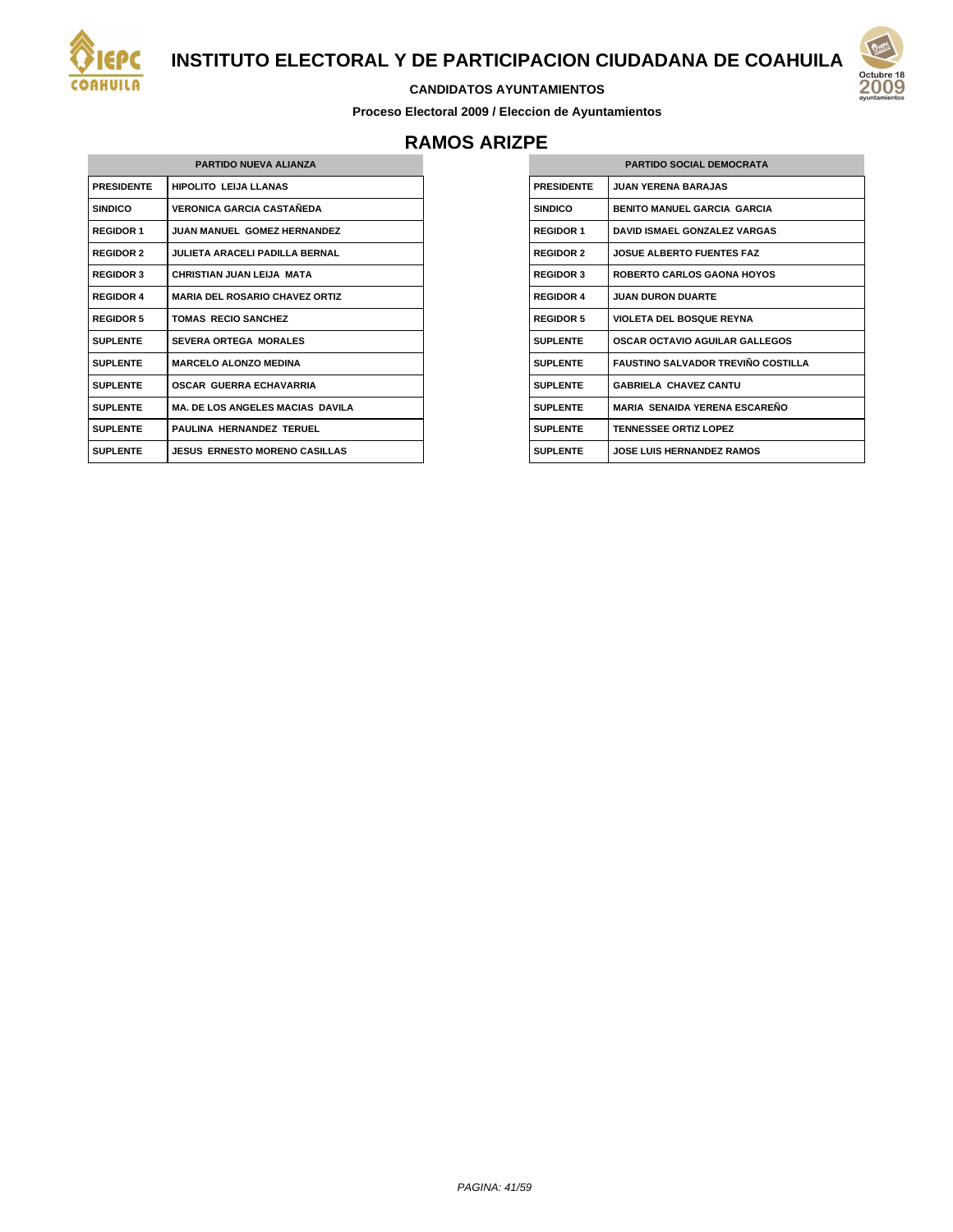# INSTITUTO ELECTORAL Y DE PARTICIPACION CIUDADANA DE COAHUILA

**CANDIDATOS AYUNTAMIENTOS**

**Proceso Electoral 2009 / Eleccion de Ayuntamientos**

## RAMOS ARIZPE

| PARTIDO NUEVA ALIANZA | |
|---|---|
| PRESIDENTE | HIPOLITO LEIJA LLANAS |
| SINDICO | VERONICA GARCIA CASTAÑEDA |
| REGIDOR 1 | JUAN MANUEL GOMEZ HERNANDEZ |
| REGIDOR 2 | JULIETA ARACELI PADILLA BERNAL |
| REGIDOR 3 | CHRISTIAN JUAN LEIJA MATA |
| REGIDOR 4 | MARIA DEL ROSARIO CHAVEZ ORTIZ |
| REGIDOR 5 | TOMAS RECIO SANCHEZ |
| SUPLENTE | SEVERA ORTEGA MORALES |
| SUPLENTE | MARCELO ALONZO MEDINA |
| SUPLENTE | OSCAR GUERRA ECHAVARRIA |
| SUPLENTE | MA. DE LOS ANGELES MACIAS DAVILA |
| SUPLENTE | PAULINA HERNANDEZ TERUEL |
| SUPLENTE | JESUS ERNESTO MORENO CASILLAS |

| PARTIDO SOCIAL DEMOCRATA | |
|---|---|
| PRESIDENTE | JUAN YERENA BARAJAS |
| SINDICO | BENITO MANUEL GARCIA GARCIA |
| REGIDOR 1 | DAVID ISMAEL GONZALEZ VARGAS |
| REGIDOR 2 | JOSUE ALBERTO FUENTES FAZ |
| REGIDOR 3 | ROBERTO CARLOS GAONA HOYOS |
| REGIDOR 4 | JUAN DURON DUARTE |
| REGIDOR 5 | VIOLETA DEL BOSQUE REYNA |
| SUPLENTE | OSCAR OCTAVIO AGUILAR GALLEGOS |
| SUPLENTE | FAUSTINO SALVADOR TREVIÑO COSTILLA |
| SUPLENTE | GABRIELA CHAVEZ CANTU |
| SUPLENTE | MARIA SENAIDA YERENA ESCAREÑO |
| SUPLENTE | TENNESSEE ORTIZ LOPEZ |
| SUPLENTE | JOSE LUIS HERNANDEZ RAMOS |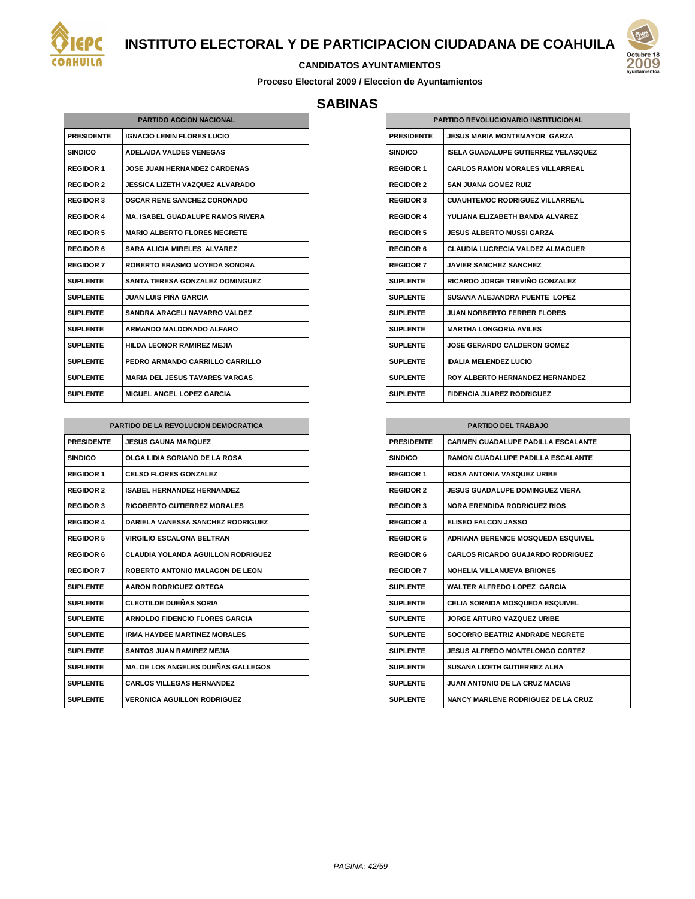# INSTITUTO ELECTORAL Y DE PARTICIPACION CIUDADANA DE COAHUILA

**CANDIDATOS AYUNTAMIENTOS**

**Proceso Electoral 2009 / Eleccion de Ayuntamientos**

## SABINAS

| PARTIDO ACCION NACIONAL | |
|---|---|
| PRESIDENTE | IGNACIO LENIN FLORES LUCIO |
| SINDICO | ADELAIDA VALDES VENEGAS |
| REGIDOR 1 | JOSE JUAN HERNANDEZ CARDENAS |
| REGIDOR 2 | JESSICA LIZETH VAZQUEZ ALVARADO |
| REGIDOR 3 | OSCAR RENE SANCHEZ CORONADO |
| REGIDOR 4 | MA. ISABEL GUADALUPE RAMOS RIVERA |
| REGIDOR 5 | MARIO ALBERTO FLORES NEGRETE |
| REGIDOR 6 | SARA ALICIA MIRELES ALVAREZ |
| REGIDOR 7 | ROBERTO ERASMO MOYEDA SONORA |
| SUPLENTE | SANTA TERESA GONZALEZ DOMINGUEZ |
| SUPLENTE | JUAN LUIS PIÑA GARCIA |
| SUPLENTE | SANDRA ARACELI NAVARRO VALDEZ |
| SUPLENTE | ARMANDO MALDONADO ALFARO |
| SUPLENTE | HILDA LEONOR RAMIREZ MEJIA |
| SUPLENTE | PEDRO ARMANDO CARRILLO CARRILLO |
| SUPLENTE | MARIA DEL JESUS TAVARES VARGAS |
| SUPLENTE | MIGUEL ANGEL LOPEZ GARCIA |

| PARTIDO REVOLUCIONARIO INSTITUCIONAL | |
|---|---|
| PRESIDENTE | JESUS MARIA MONTEMAYOR GARZA |
| SINDICO | ISELA GUADALUPE GUTIERREZ VELASQUEZ |
| REGIDOR 1 | CARLOS RAMON MORALES VILLARREAL |
| REGIDOR 2 | SAN JUANA GOMEZ RUIZ |
| REGIDOR 3 | CUAUHTEMOC RODRIGUEZ VILLARREAL |
| REGIDOR 4 | YULIANA ELIZABETH BANDA ALVAREZ |
| REGIDOR 5 | JESUS ALBERTO MUSSI GARZA |
| REGIDOR 6 | CLAUDIA LUCRECIA VALDEZ ALMAGUER |
| REGIDOR 7 | JAVIER SANCHEZ SANCHEZ |
| SUPLENTE | RICARDO JORGE TREVIÑO GONZALEZ |
| SUPLENTE | SUSANA ALEJANDRA PUENTE LOPEZ |
| SUPLENTE | JUAN NORBERTO FERRER FLORES |
| SUPLENTE | MARTHA LONGORIA AVILES |
| SUPLENTE | JOSE GERARDO CALDERON GOMEZ |
| SUPLENTE | IDALIA MELENDEZ LUCIO |
| SUPLENTE | ROY ALBERTO HERNANDEZ HERNANDEZ |
| SUPLENTE | FIDENCIA JUAREZ RODRIGUEZ |

| PARTIDO DE LA REVOLUCION DEMOCRATICA | |
|---|---|
| PRESIDENTE | JESUS GAUNA MARQUEZ |
| SINDICO | OLGA LIDIA SORIANO DE LA ROSA |
| REGIDOR 1 | CELSO FLORES GONZALEZ |
| REGIDOR 2 | ISABEL HERNANDEZ HERNANDEZ |
| REGIDOR 3 | RIGOBERTO GUTIERREZ MORALES |
| REGIDOR 4 | DARIELA VANESSA SANCHEZ RODRIGUEZ |
| REGIDOR 5 | VIRGILIO ESCALONA BELTRAN |
| REGIDOR 6 | CLAUDIA YOLANDA AGUILLON RODRIGUEZ |
| REGIDOR 7 | ROBERTO ANTONIO MALAGON DE LEON |
| SUPLENTE | AARON RODRIGUEZ ORTEGA |
| SUPLENTE | CLEOTILDE DUEÑAS SORIA |
| SUPLENTE | ARNOLDO FIDENCIO FLORES GARCIA |
| SUPLENTE | IRMA HAYDEE MARTINEZ MORALES |
| SUPLENTE | SANTOS JUAN RAMIREZ MEJIA |
| SUPLENTE | MA. DE LOS ANGELES DUEÑAS GALLEGOS |
| SUPLENTE | CARLOS VILLEGAS HERNANDEZ |
| SUPLENTE | VERONICA AGUILLON RODRIGUEZ |

| PARTIDO DEL TRABAJO | |
|---|---|
| PRESIDENTE | CARMEN GUADALUPE PADILLA ESCALANTE |
| SINDICO | RAMON GUADALUPE PADILLA ESCALANTE |
| REGIDOR 1 | ROSA ANTONIA VASQUEZ URIBE |
| REGIDOR 2 | JESUS GUADALUPE DOMINGUEZ VIERA |
| REGIDOR 3 | NORA ERENDIDA RODRIGUEZ RIOS |
| REGIDOR 4 | ELISEO FALCON JASSO |
| REGIDOR 5 | ADRIANA BERENICE MOSQUEDA ESQUIVEL |
| REGIDOR 6 | CARLOS RICARDO GUAJARDO RODRIGUEZ |
| REGIDOR 7 | NOHELIA VILLANUEVA BRIONES |
| SUPLENTE | WALTER ALFREDO LOPEZ GARCIA |
| SUPLENTE | CELIA SORAIDA MOSQUEDA ESQUIVEL |
| SUPLENTE | JORGE ARTURO VAZQUEZ URIBE |
| SUPLENTE | SOCORRO BEATRIZ ANDRADE NEGRETE |
| SUPLENTE | JESUS ALFREDO MONTELONGO CORTEZ |
| SUPLENTE | SUSANA LIZETH GUTIERREZ ALBA |
| SUPLENTE | JUAN ANTONIO DE LA CRUZ MACIAS |
| SUPLENTE | NANCY MARLENE RODRIGUEZ DE LA CRUZ |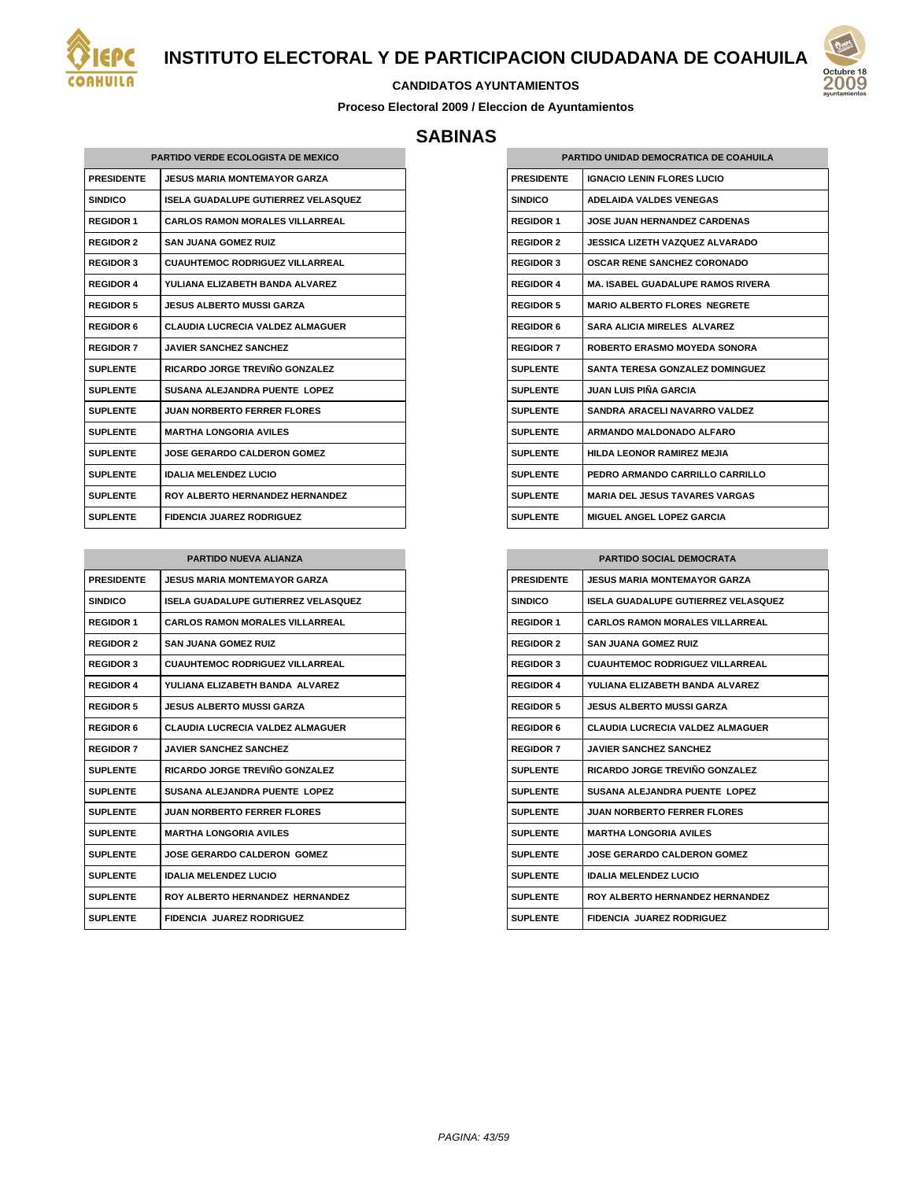# INSTITUTO ELECTORAL Y DE PARTICIPACION CIUDADANA DE COAHUILA

**CANDIDATOS AYUNTAMIENTOS**

**Proceso Electoral 2009 / Eleccion de Ayuntamientos**

## SABINAS

| PARTIDO VERDE ECOLOGISTA DE MEXICO | |
|---|---|
| PRESIDENTE | JESUS MARIA MONTEMAYOR GARZA |
| SINDICO | ISELA GUADALUPE GUTIERREZ VELASQUEZ |
| REGIDOR 1 | CARLOS RAMON MORALES VILLARREAL |
| REGIDOR 2 | SAN JUANA GOMEZ RUIZ |
| REGIDOR 3 | CUAUHTEMOC RODRIGUEZ VILLARREAL |
| REGIDOR 4 | YULIANA ELIZABETH BANDA ALVAREZ |
| REGIDOR 5 | JESUS ALBERTO MUSSI GARZA |
| REGIDOR 6 | CLAUDIA LUCRECIA VALDEZ ALMAGUER |
| REGIDOR 7 | JAVIER SANCHEZ SANCHEZ |
| SUPLENTE | RICARDO JORGE TREVIÑO GONZALEZ |
| SUPLENTE | SUSANA ALEJANDRA PUENTE LOPEZ |
| SUPLENTE | JUAN NORBERTO FERRER FLORES |
| SUPLENTE | MARTHA LONGORIA AVILES |
| SUPLENTE | JOSE GERARDO CALDERON GOMEZ |
| SUPLENTE | IDALIA MELENDEZ LUCIO |
| SUPLENTE | ROY ALBERTO HERNANDEZ HERNANDEZ |
| SUPLENTE | FIDENCIA JUAREZ RODRIGUEZ |

| PARTIDO UNIDAD DEMOCRATICA DE COAHUILA | |
|---|---|
| PRESIDENTE | IGNACIO LENIN FLORES LUCIO |
| SINDICO | ADELAIDA VALDES VENEGAS |
| REGIDOR 1 | JOSE JUAN HERNANDEZ CARDENAS |
| REGIDOR 2 | JESSICA LIZETH VAZQUEZ ALVARADO |
| REGIDOR 3 | OSCAR RENE SANCHEZ CORONADO |
| REGIDOR 4 | MA. ISABEL GUADALUPE RAMOS RIVERA |
| REGIDOR 5 | MARIO ALBERTO FLORES NEGRETE |
| REGIDOR 6 | SARA ALICIA MIRELES ALVAREZ |
| REGIDOR 7 | ROBERTO ERASMO MOYEDA SONORA |
| SUPLENTE | SANTA TERESA GONZALEZ DOMINGUEZ |
| SUPLENTE | JUAN LUIS PIÑA GARCIA |
| SUPLENTE | SANDRA ARACELI NAVARRO VALDEZ |
| SUPLENTE | ARMANDO MALDONADO ALFARO |
| SUPLENTE | HILDA LEONOR RAMIREZ MEJIA |
| SUPLENTE | PEDRO ARMANDO CARRILLO CARRILLO |
| SUPLENTE | MARIA DEL JESUS TAVARES VARGAS |
| SUPLENTE | MIGUEL ANGEL LOPEZ GARCIA |

| PARTIDO NUEVA ALIANZA | |
|---|---|
| PRESIDENTE | JESUS MARIA MONTEMAYOR GARZA |
| SINDICO | ISELA GUADALUPE GUTIERREZ VELASQUEZ |
| REGIDOR 1 | CARLOS RAMON MORALES VILLARREAL |
| REGIDOR 2 | SAN JUANA GOMEZ RUIZ |
| REGIDOR 3 | CUAUHTEMOC RODRIGUEZ VILLARREAL |
| REGIDOR 4 | YULIANA ELIZABETH BANDA ALVAREZ |
| REGIDOR 5 | JESUS ALBERTO MUSSI GARZA |
| REGIDOR 6 | CLAUDIA LUCRECIA VALDEZ ALMAGUER |
| REGIDOR 7 | JAVIER SANCHEZ SANCHEZ |
| SUPLENTE | RICARDO JORGE TREVIÑO GONZALEZ |
| SUPLENTE | SUSANA ALEJANDRA PUENTE LOPEZ |
| SUPLENTE | JUAN NORBERTO FERRER FLORES |
| SUPLENTE | MARTHA LONGORIA AVILES |
| SUPLENTE | JOSE GERARDO CALDERON GOMEZ |
| SUPLENTE | IDALIA MELENDEZ LUCIO |
| SUPLENTE | ROY ALBERTO HERNANDEZ HERNANDEZ |
| SUPLENTE | FIDENCIA JUAREZ RODRIGUEZ |

| PARTIDO SOCIAL DEMOCRATA | |
|---|---|
| PRESIDENTE | JESUS MARIA MONTEMAYOR GARZA |
| SINDICO | ISELA GUADALUPE GUTIERREZ VELASQUEZ |
| REGIDOR 1 | CARLOS RAMON MORALES VILLARREAL |
| REGIDOR 2 | SAN JUANA GOMEZ RUIZ |
| REGIDOR 3 | CUAUHTEMOC RODRIGUEZ VILLARREAL |
| REGIDOR 4 | YULIANA ELIZABETH BANDA ALVAREZ |
| REGIDOR 5 | JESUS ALBERTO MUSSI GARZA |
| REGIDOR 6 | CLAUDIA LUCRECIA VALDEZ ALMAGUER |
| REGIDOR 7 | JAVIER SANCHEZ SANCHEZ |
| SUPLENTE | RICARDO JORGE TREVIÑO GONZALEZ |
| SUPLENTE | SUSANA ALEJANDRA PUENTE LOPEZ |
| SUPLENTE | JUAN NORBERTO FERRER FLORES |
| SUPLENTE | MARTHA LONGORIA AVILES |
| SUPLENTE | JOSE GERARDO CALDERON GOMEZ |
| SUPLENTE | IDALIA MELENDEZ LUCIO |
| SUPLENTE | ROY ALBERTO HERNANDEZ HERNANDEZ |
| SUPLENTE | FIDENCIA JUAREZ RODRIGUEZ |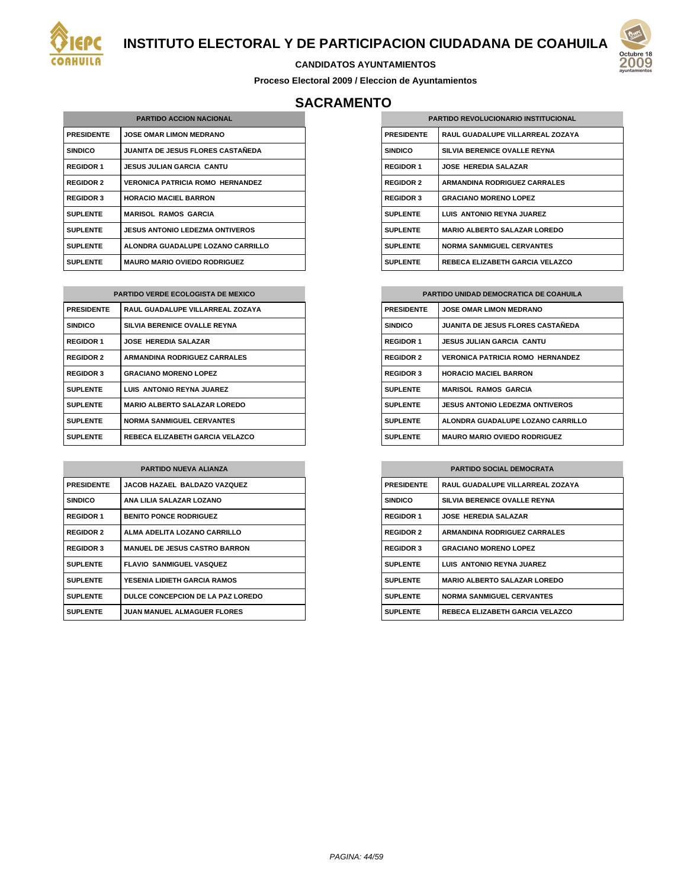# INSTITUTO ELECTORAL Y DE PARTICIPACION CIUDADANA DE COAHUILA

**CANDIDATOS AYUNTAMIENTOS**

**Proceso Electoral 2009 / Eleccion de Ayuntamientos**

## SACRAMENTO

| PARTIDO ACCION NACIONAL | |
|---|---|
| PRESIDENTE | JOSE OMAR LIMON MEDRANO |
| SINDICO | JUANITA DE JESUS FLORES CASTAÑEDA |
| REGIDOR 1 | JESUS JULIAN GARCIA CANTU |
| REGIDOR 2 | VERONICA PATRICIA ROMO HERNANDEZ |
| REGIDOR 3 | HORACIO MACIEL BARRON |
| SUPLENTE | MARISOL RAMOS GARCIA |
| SUPLENTE | JESUS ANTONIO LEDEZMA ONTIVEROS |
| SUPLENTE | ALONDRA GUADALUPE LOZANO CARRILLO |
| SUPLENTE | MAURO MARIO OVIEDO RODRIGUEZ |

| PARTIDO REVOLUCIONARIO INSTITUCIONAL | |
|---|---|
| PRESIDENTE | RAUL GUADALUPE VILLARREAL ZOZAYA |
| SINDICO | SILVIA BERENICE OVALLE REYNA |
| REGIDOR 1 | JOSE HEREDIA SALAZAR |
| REGIDOR 2 | ARMANDINA RODRIGUEZ CARRALES |
| REGIDOR 3 | GRACIANO MORENO LOPEZ |
| SUPLENTE | LUIS ANTONIO REYNA JUAREZ |
| SUPLENTE | MARIO ALBERTO SALAZAR LOREDO |
| SUPLENTE | NORMA SANMIGUEL CERVANTES |
| SUPLENTE | REBECA ELIZABETH GARCIA VELAZCO |

| PARTIDO VERDE ECOLOGISTA DE MEXICO | |
|---|---|
| PRESIDENTE | RAUL GUADALUPE VILLARREAL ZOZAYA |
| SINDICO | SILVIA BERENICE OVALLE REYNA |
| REGIDOR 1 | JOSE HEREDIA SALAZAR |
| REGIDOR 2 | ARMANDINA RODRIGUEZ CARRALES |
| REGIDOR 3 | GRACIANO MORENO LOPEZ |
| SUPLENTE | LUIS ANTONIO REYNA JUAREZ |
| SUPLENTE | MARIO ALBERTO SALAZAR LOREDO |
| SUPLENTE | NORMA SANMIGUEL CERVANTES |
| SUPLENTE | REBECA ELIZABETH GARCIA VELAZCO |

| PARTIDO UNIDAD DEMOCRATICA DE COAHUILA | |
|---|---|
| PRESIDENTE | JOSE OMAR LIMON MEDRANO |
| SINDICO | JUANITA DE JESUS FLORES CASTAÑEDA |
| REGIDOR 1 | JESUS JULIAN GARCIA CANTU |
| REGIDOR 2 | VERONICA PATRICIA ROMO HERNANDEZ |
| REGIDOR 3 | HORACIO MACIEL BARRON |
| SUPLENTE | MARISOL RAMOS GARCIA |
| SUPLENTE | JESUS ANTONIO LEDEZMA ONTIVEROS |
| SUPLENTE | ALONDRA GUADALUPE LOZANO CARRILLO |
| SUPLENTE | MAURO MARIO OVIEDO RODRIGUEZ |

| PARTIDO NUEVA ALIANZA | |
|---|---|
| PRESIDENTE | JACOB HAZAEL BALDAZO VAZQUEZ |
| SINDICO | ANA LILIA SALAZAR LOZANO |
| REGIDOR 1 | BENITO PONCE RODRIGUEZ |
| REGIDOR 2 | ALMA ADELITA LOZANO CARRILLO |
| REGIDOR 3 | MANUEL DE JESUS CASTRO BARRON |
| SUPLENTE | FLAVIO SANMIGUEL VASQUEZ |
| SUPLENTE | YESENIA LIDIETH GARCIA RAMOS |
| SUPLENTE | DULCE CONCEPCION DE LA PAZ LOREDO |
| SUPLENTE | JUAN MANUEL ALMAGUER FLORES |

| PARTIDO SOCIAL DEMOCRATA | |
|---|---|
| PRESIDENTE | RAUL GUADALUPE VILLARREAL ZOZAYA |
| SINDICO | SILVIA BERENICE OVALLE REYNA |
| REGIDOR 1 | JOSE HEREDIA SALAZAR |
| REGIDOR 2 | ARMANDINA RODRIGUEZ CARRALES |
| REGIDOR 3 | GRACIANO MORENO LOPEZ |
| SUPLENTE | LUIS ANTONIO REYNA JUAREZ |
| SUPLENTE | MARIO ALBERTO SALAZAR LOREDO |
| SUPLENTE | NORMA SANMIGUEL CERVANTES |
| SUPLENTE | REBECA ELIZABETH GARCIA VELAZCO |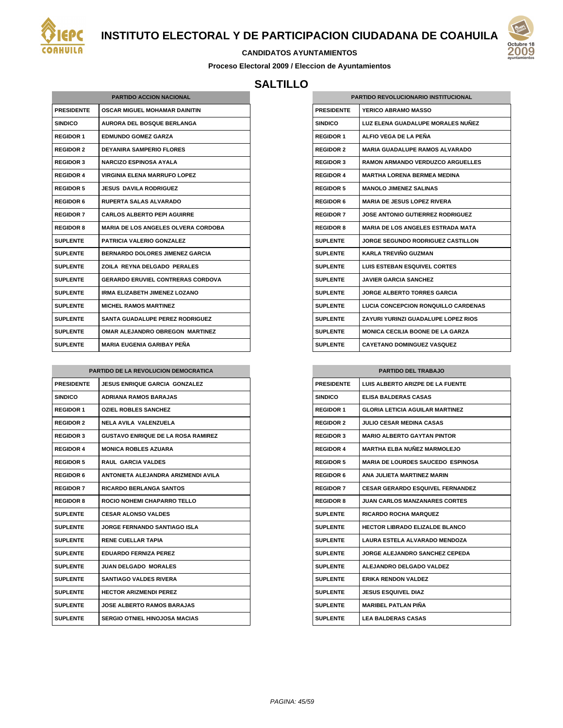# INSTITUTO ELECTORAL Y DE PARTICIPACION CIUDADANA DE COAHUILA

**CANDIDATOS AYUNTAMIENTOS**

**Proceso Electoral 2009 / Eleccion de Ayuntamientos**

## SALTILLO

| PARTIDO ACCION NACIONAL | |
|---|---|
| PRESIDENTE | OSCAR MIGUEL MOHAMAR DAINITIN |
| SINDICO | AURORA DEL BOSQUE BERLANGA |
| REGIDOR 1 | EDMUNDO GOMEZ GARZA |
| REGIDOR 2 | DEYANIRA SAMPERIO FLORES |
| REGIDOR 3 | NARCIZO ESPINOSA AYALA |
| REGIDOR 4 | VIRGINIA ELENA MARRUFO LOPEZ |
| REGIDOR 5 | JESUS DAVILA RODRIGUEZ |
| REGIDOR 6 | RUPERTA SALAS ALVARADO |
| REGIDOR 7 | CARLOS ALBERTO PEPI AGUIRRE |
| REGIDOR 8 | MARIA DE LOS ANGELES OLVERA CORDOBA |
| SUPLENTE | PATRICIA VALERIO GONZALEZ |
| SUPLENTE | BERNARDO DOLORES JIMENEZ GARCIA |
| SUPLENTE | ZOILA REYNA DELGADO PERALES |
| SUPLENTE | GERARDO ERUVIEL CONTRERAS CORDOVA |
| SUPLENTE | IRMA ELIZABETH JIMENEZ LOZANO |
| SUPLENTE | MICHEL RAMOS MARTINEZ |
| SUPLENTE | SANTA GUADALUPE PEREZ RODRIGUEZ |
| SUPLENTE | OMAR ALEJANDRO OBREGON MARTINEZ |
| SUPLENTE | MARIA EUGENIA GARIBAY PEÑA |

| PARTIDO REVOLUCIONARIO INSTITUCIONAL | |
|---|---|
| PRESIDENTE | YERICO ABRAMO MASSO |
| SINDICO | LUZ ELENA GUADALUPE MORALES NUÑEZ |
| REGIDOR 1 | ALFIO VEGA DE LA PEÑA |
| REGIDOR 2 | MARIA GUADALUPE RAMOS ALVARADO |
| REGIDOR 3 | RAMON ARMANDO VERDUZCO ARGUELLES |
| REGIDOR 4 | MARTHA LORENA BERMEA MEDINA |
| REGIDOR 5 | MANOLO JIMENEZ SALINAS |
| REGIDOR 6 | MARIA DE JESUS LOPEZ RIVERA |
| REGIDOR 7 | JOSE ANTONIO GUTIERREZ RODRIGUEZ |
| REGIDOR 8 | MARIA DE LOS ANGELES ESTRADA MATA |
| SUPLENTE | JORGE SEGUNDO RODRIGUEZ CASTILLON |
| SUPLENTE | KARLA TREVIÑO GUZMAN |
| SUPLENTE | LUIS ESTEBAN ESQUIVEL CORTES |
| SUPLENTE | JAVIER GARCIA SANCHEZ |
| SUPLENTE | JORGE ALBERTO TORRES GARCIA |
| SUPLENTE | LUCIA CONCEPCION RONQUILLO CARDENAS |
| SUPLENTE | ZAYURI YURINZI GUADALUPE LOPEZ RIOS |
| SUPLENTE | MONICA CECILIA BOONE DE LA GARZA |
| SUPLENTE | CAYETANO DOMINGUEZ VASQUEZ |

| PARTIDO DE LA REVOLUCION DEMOCRATICA | |
|---|---|
| PRESIDENTE | JESUS ENRIQUE GARCIA GONZALEZ |
| SINDICO | ADRIANA RAMOS BARAJAS |
| REGIDOR 1 | OZIEL ROBLES SANCHEZ |
| REGIDOR 2 | NELA AVILA VALENZUELA |
| REGIDOR 3 | GUSTAVO ENRIQUE DE LA ROSA RAMIREZ |
| REGIDOR 4 | MONICA ROBLES AZUARA |
| REGIDOR 5 | RAUL GARCIA VALDES |
| REGIDOR 6 | ANTONIETA ALEJANDRA ARIZMENDI AVILA |
| REGIDOR 7 | RICARDO BERLANGA SANTOS |
| REGIDOR 8 | ROCIO NOHEMI CHAPARRO TELLO |
| SUPLENTE | CESAR ALONSO VALDES |
| SUPLENTE | JORGE FERNANDO SANTIAGO ISLA |
| SUPLENTE | RENE CUELLAR TAPIA |
| SUPLENTE | EDUARDO FERNIZA PEREZ |
| SUPLENTE | JUAN DELGADO MORALES |
| SUPLENTE | SANTIAGO VALDES RIVERA |
| SUPLENTE | HECTOR ARIZMENDI PEREZ |
| SUPLENTE | JOSE ALBERTO RAMOS BARAJAS |
| SUPLENTE | SERGIO OTNIEL HINOJOSA MACIAS |

| PARTIDO DEL TRABAJO | |
|---|---|
| PRESIDENTE | LUIS ALBERTO ARIZPE DE LA FUENTE |
| SINDICO | ELISA BALDERAS CASAS |
| REGIDOR 1 | GLORIA LETICIA AGUILAR MARTINEZ |
| REGIDOR 2 | JULIO CESAR MEDINA CASAS |
| REGIDOR 3 | MARIO ALBERTO GAYTAN PINTOR |
| REGIDOR 4 | MARTHA ELBA NUÑEZ MARMOLEJO |
| REGIDOR 5 | MARIA DE LOURDES SAUCEDO ESPINOSA |
| REGIDOR 6 | ANA JULIETA MARTINEZ MARIN |
| REGIDOR 7 | CESAR GERARDO ESQUIVEL FERNANDEZ |
| REGIDOR 8 | JUAN CARLOS MANZANARES CORTES |
| SUPLENTE | RICARDO ROCHA MARQUEZ |
| SUPLENTE | HECTOR LIBRADO ELIZALDE BLANCO |
| SUPLENTE | LAURA ESTELA ALVARADO MENDOZA |
| SUPLENTE | JORGE ALEJANDRO SANCHEZ CEPEDA |
| SUPLENTE | ALEJANDRO DELGADO VALDEZ |
| SUPLENTE | ERIKA RENDON VALDEZ |
| SUPLENTE | JESUS ESQUIVEL DIAZ |
| SUPLENTE | MARIBEL PATLAN PIÑA |
| SUPLENTE | LEA BALDERAS CASAS |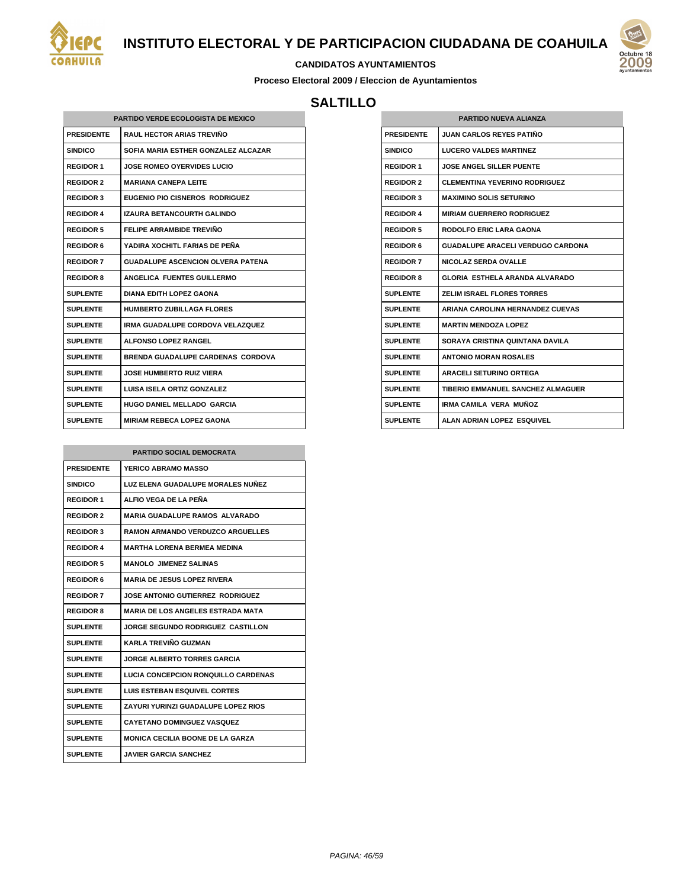# INSTITUTO ELECTORAL Y DE PARTICIPACION CIUDADANA DE COAHUILA

**CANDIDATOS AYUNTAMIENTOS**

**Proceso Electoral 2009 / Eleccion de Ayuntamientos**

## SALTILLO

| PARTIDO VERDE ECOLOGISTA DE MEXICO | |
|---|---|
| PRESIDENTE | RAUL HECTOR ARIAS TREVIÑO |
| SINDICO | SOFIA MARIA ESTHER GONZALEZ ALCAZAR |
| REGIDOR 1 | JOSE ROMEO OYERVIDES LUCIO |
| REGIDOR 2 | MARIANA CANEPA LEITE |
| REGIDOR 3 | EUGENIO PIO CISNEROS RODRIGUEZ |
| REGIDOR 4 | IZAURA BETANCOURTH GALINDO |
| REGIDOR 5 | FELIPE ARRAMBIDE TREVIÑO |
| REGIDOR 6 | YADIRA XOCHITL FARIAS DE PEÑA |
| REGIDOR 7 | GUADALUPE ASCENCION OLVERA PATENA |
| REGIDOR 8 | ANGELICA FUENTES GUILLERMO |
| SUPLENTE | DIANA EDITH LOPEZ GAONA |
| SUPLENTE | HUMBERTO ZUBILLAGA FLORES |
| SUPLENTE | IRMA GUADALUPE CORDOVA VELAZQUEZ |
| SUPLENTE | ALFONSO LOPEZ RANGEL |
| SUPLENTE | BRENDA GUADALUPE CARDENAS CORDOVA |
| SUPLENTE | JOSE HUMBERTO RUIZ VIERA |
| SUPLENTE | LUISA ISELA ORTIZ GONZALEZ |
| SUPLENTE | HUGO DANIEL MELLADO GARCIA |
| SUPLENTE | MIRIAM REBECA LOPEZ GAONA |

| PARTIDO SOCIAL DEMOCRATA | |
|---|---|
| PRESIDENTE | YERICO ABRAMO MASSO |
| SINDICO | LUZ ELENA GUADALUPE MORALES NUÑEZ |
| REGIDOR 1 | ALFIO VEGA DE LA PEÑA |
| REGIDOR 2 | MARIA GUADALUPE RAMOS ALVARADO |
| REGIDOR 3 | RAMON ARMANDO VERDUZCO ARGUELLES |
| REGIDOR 4 | MARTHA LORENA BERMEA MEDINA |
| REGIDOR 5 | MANOLO JIMENEZ SALINAS |
| REGIDOR 6 | MARIA DE JESUS LOPEZ RIVERA |
| REGIDOR 7 | JOSE ANTONIO GUTIERREZ RODRIGUEZ |
| REGIDOR 8 | MARIA DE LOS ANGELES ESTRADA MATA |
| SUPLENTE | JORGE SEGUNDO RODRIGUEZ CASTILLON |
| SUPLENTE | KARLA TREVIÑO GUZMAN |
| SUPLENTE | JORGE ALBERTO TORRES GARCIA |
| SUPLENTE | LUCIA CONCEPCION RONQUILLO CARDENAS |
| SUPLENTE | LUIS ESTEBAN ESQUIVEL CORTES |
| SUPLENTE | ZAYURI YURINZI GUADALUPE LOPEZ RIOS |
| SUPLENTE | CAYETANO DOMINGUEZ VASQUEZ |
| SUPLENTE | MONICA CECILIA BOONE DE LA GARZA |
| SUPLENTE | JAVIER GARCIA SANCHEZ |

| PARTIDO NUEVA ALIANZA | |
|---|---|
| PRESIDENTE | JUAN CARLOS REYES PATIÑO |
| SINDICO | LUCERO VALDES MARTINEZ |
| REGIDOR 1 | JOSE ANGEL SILLER PUENTE |
| REGIDOR 2 | CLEMENTINA YEVERINO RODRIGUEZ |
| REGIDOR 3 | MAXIMINO SOLIS SETURINO |
| REGIDOR 4 | MIRIAM GUERRERO RODRIGUEZ |
| REGIDOR 5 | RODOLFO ERIC LARA GAONA |
| REGIDOR 6 | GUADALUPE ARACELI VERDUGO CARDONA |
| REGIDOR 7 | NICOLAZ SERDA OVALLE |
| REGIDOR 8 | GLORIA ESTHELA ARANDA ALVARADO |
| SUPLENTE | ZELIM ISRAEL FLORES TORRES |
| SUPLENTE | ARIANA CAROLINA HERNANDEZ CUEVAS |
| SUPLENTE | MARTIN MENDOZA LOPEZ |
| SUPLENTE | SORAYA CRISTINA QUINTANA DAVILA |
| SUPLENTE | ANTONIO MORAN ROSALES |
| SUPLENTE | ARACELI SETURINO ORTEGA |
| SUPLENTE | TIBERIO EMMANUEL SANCHEZ ALMAGUER |
| SUPLENTE | IRMA CAMILA VERA MUÑOZ |
| SUPLENTE | ALAN ADRIAN LOPEZ ESQUIVEL |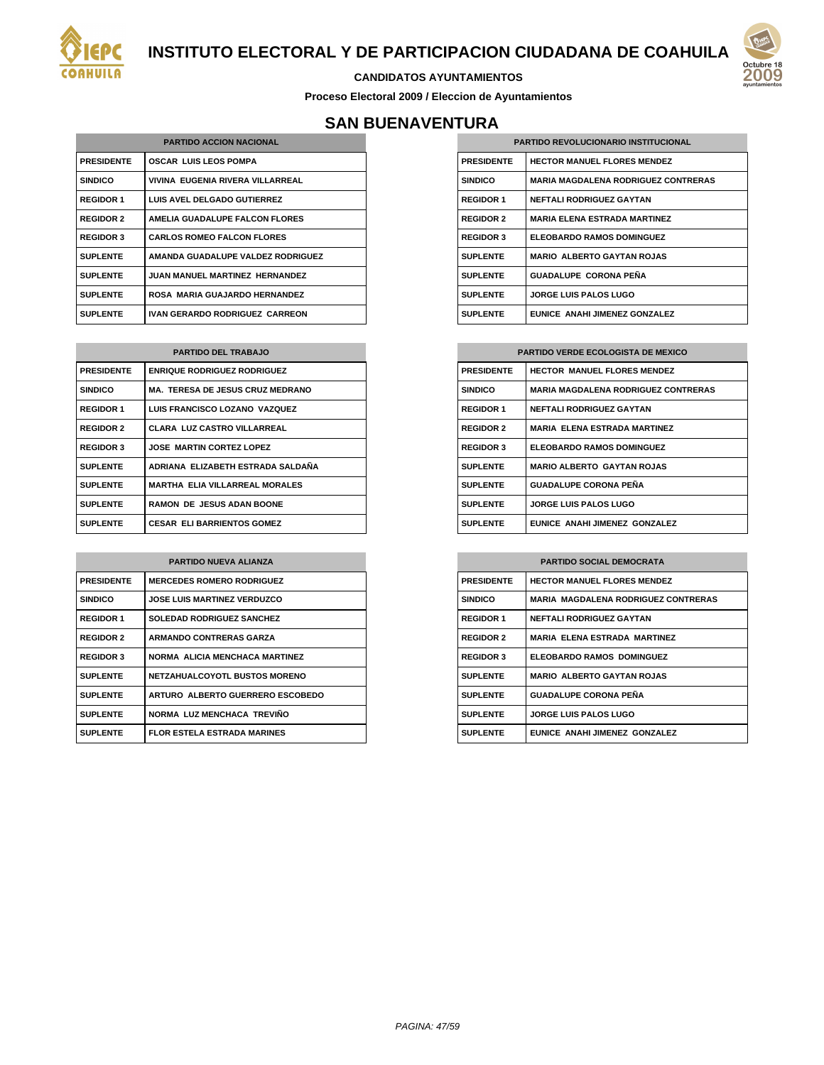# INSTITUTO ELECTORAL Y DE PARTICIPACION CIUDADANA DE COAHUILA

**CANDIDATOS AYUNTAMIENTOS**

**Proceso Electoral 2009 / Eleccion de Ayuntamientos**

## SAN BUENAVENTURA

| PARTIDO ACCION NACIONAL | |
|---|---|
| PRESIDENTE | OSCAR LUIS LEOS POMPA |
| SINDICO | VIVINA EUGENIA RIVERA VILLARREAL |
| REGIDOR 1 | LUIS AVEL DELGADO GUTIERREZ |
| REGIDOR 2 | AMELIA GUADALUPE FALCON FLORES |
| REGIDOR 3 | CARLOS ROMEO FALCON FLORES |
| SUPLENTE | AMANDA GUADALUPE VALDEZ RODRIGUEZ |
| SUPLENTE | JUAN MANUEL MARTINEZ HERNANDEZ |
| SUPLENTE | ROSA MARIA GUAJARDO HERNANDEZ |
| SUPLENTE | IVAN GERARDO RODRIGUEZ CARREON |

| PARTIDO REVOLUCIONARIO INSTITUCIONAL | |
|---|---|
| PRESIDENTE | HECTOR MANUEL FLORES MENDEZ |
| SINDICO | MARIA MAGDALENA RODRIGUEZ CONTRERAS |
| REGIDOR 1 | NEFTALI RODRIGUEZ GAYTAN |
| REGIDOR 2 | MARIA ELENA ESTRADA MARTINEZ |
| REGIDOR 3 | ELEOBARDO RAMOS DOMINGUEZ |
| SUPLENTE | MARIO ALBERTO GAYTAN ROJAS |
| SUPLENTE | GUADALUPE CORONA PEÑA |
| SUPLENTE | JORGE LUIS PALOS LUGO |
| SUPLENTE | EUNICE ANAHI JIMENEZ GONZALEZ |

| PARTIDO DEL TRABAJO | |
|---|---|
| PRESIDENTE | ENRIQUE RODRIGUEZ RODRIGUEZ |
| SINDICO | MA. TERESA DE JESUS CRUZ MEDRANO |
| REGIDOR 1 | LUIS FRANCISCO LOZANO VAZQUEZ |
| REGIDOR 2 | CLARA LUZ CASTRO VILLARREAL |
| REGIDOR 3 | JOSE MARTIN CORTEZ LOPEZ |
| SUPLENTE | ADRIANA ELIZABETH ESTRADA SALDAÑA |
| SUPLENTE | MARTHA ELIA VILLARREAL MORALES |
| SUPLENTE | RAMON DE JESUS ADAN BOONE |
| SUPLENTE | CESAR ELI BARRIENTOS GOMEZ |

| PARTIDO VERDE ECOLOGISTA DE MEXICO | |
|---|---|
| PRESIDENTE | HECTOR MANUEL FLORES MENDEZ |
| SINDICO | MARIA MAGDALENA RODRIGUEZ CONTRERAS |
| REGIDOR 1 | NEFTALI RODRIGUEZ GAYTAN |
| REGIDOR 2 | MARIA ELENA ESTRADA MARTINEZ |
| REGIDOR 3 | ELEOBARDO RAMOS DOMINGUEZ |
| SUPLENTE | MARIO ALBERTO GAYTAN ROJAS |
| SUPLENTE | GUADALUPE CORONA PEÑA |
| SUPLENTE | JORGE LUIS PALOS LUGO |
| SUPLENTE | EUNICE ANAHI JIMENEZ GONZALEZ |

| PARTIDO NUEVA ALIANZA | |
|---|---|
| PRESIDENTE | MERCEDES ROMERO RODRIGUEZ |
| SINDICO | JOSE LUIS MARTINEZ VERDUZCO |
| REGIDOR 1 | SOLEDAD RODRIGUEZ SANCHEZ |
| REGIDOR 2 | ARMANDO CONTRERAS GARZA |
| REGIDOR 3 | NORMA ALICIA MENCHACA MARTINEZ |
| SUPLENTE | NETZAHUALCOYOTL BUSTOS MORENO |
| SUPLENTE | ARTURO ALBERTO GUERRERO ESCOBEDO |
| SUPLENTE | NORMA LUZ MENCHACA TREVIÑO |
| SUPLENTE | FLOR ESTELA ESTRADA MARINES |

| PARTIDO SOCIAL DEMOCRATA | |
|---|---|
| PRESIDENTE | HECTOR MANUEL FLORES MENDEZ |
| SINDICO | MARIA MAGDALENA RODRIGUEZ CONTRERAS |
| REGIDOR 1 | NEFTALI RODRIGUEZ GAYTAN |
| REGIDOR 2 | MARIA ELENA ESTRADA MARTINEZ |
| REGIDOR 3 | ELEOBARDO RAMOS DOMINGUEZ |
| SUPLENTE | MARIO ALBERTO GAYTAN ROJAS |
| SUPLENTE | GUADALUPE CORONA PEÑA |
| SUPLENTE | JORGE LUIS PALOS LUGO |
| SUPLENTE | EUNICE ANAHI JIMENEZ GONZALEZ |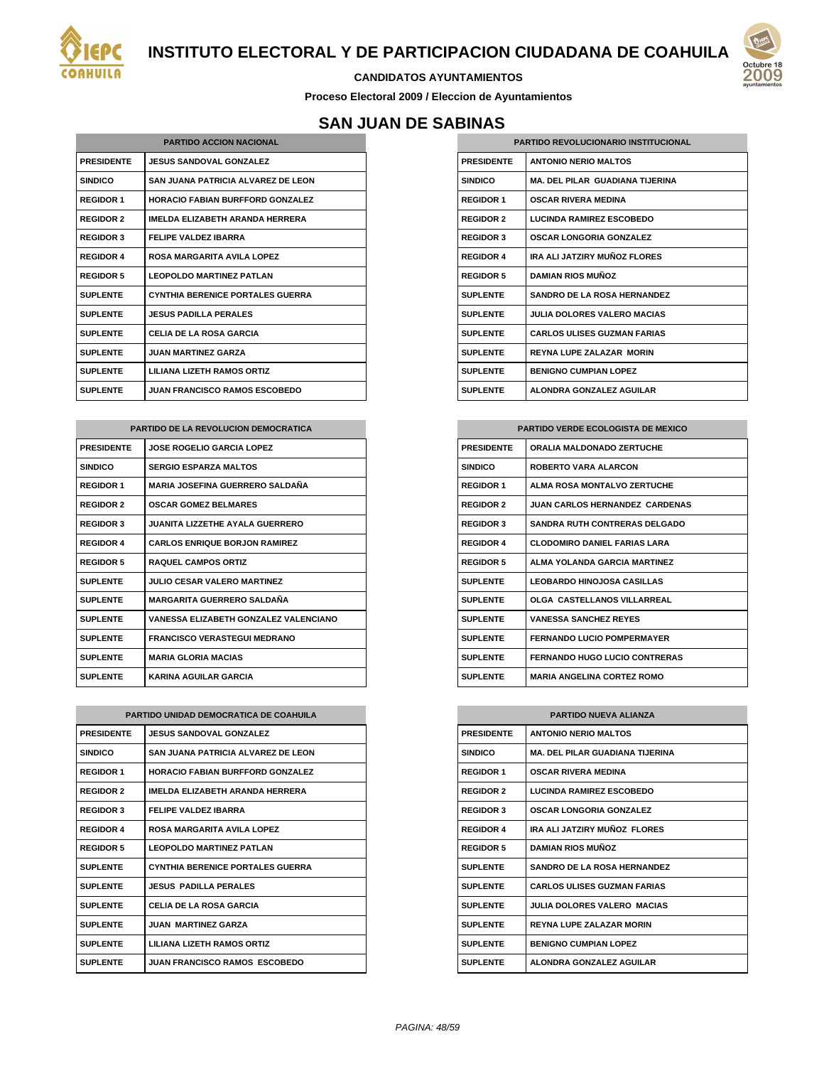# INSTITUTO ELECTORAL Y DE PARTICIPACION CIUDADANA DE COAHUILA

**CANDIDATOS AYUNTAMIENTOS**

**Proceso Electoral 2009 / Eleccion de Ayuntamientos**

## SAN JUAN DE SABINAS

| PARTIDO ACCION NACIONAL | |
|---|---|
| PRESIDENTE | JESUS SANDOVAL GONZALEZ |
| SINDICO | SAN JUANA PATRICIA ALVAREZ DE LEON |
| REGIDOR 1 | HORACIO FABIAN BURFFORD GONZALEZ |
| REGIDOR 2 | IMELDA ELIZABETH ARANDA HERRERA |
| REGIDOR 3 | FELIPE VALDEZ IBARRA |
| REGIDOR 4 | ROSA MARGARITA AVILA LOPEZ |
| REGIDOR 5 | LEOPOLDO MARTINEZ PATLAN |
| SUPLENTE | CYNTHIA BERENICE PORTALES GUERRA |
| SUPLENTE | JESUS PADILLA PERALES |
| SUPLENTE | CELIA DE LA ROSA GARCIA |
| SUPLENTE | JUAN MARTINEZ GARZA |
| SUPLENTE | LILIANA LIZETH RAMOS ORTIZ |
| SUPLENTE | JUAN FRANCISCO RAMOS ESCOBEDO |

| PARTIDO REVOLUCIONARIO INSTITUCIONAL | |
|---|---|
| PRESIDENTE | ANTONIO NERIO MALTOS |
| SINDICO | MA. DEL PILAR GUADIANA TIJERINA |
| REGIDOR 1 | OSCAR RIVERA MEDINA |
| REGIDOR 2 | LUCINDA RAMIREZ ESCOBEDO |
| REGIDOR 3 | OSCAR LONGORIA GONZALEZ |
| REGIDOR 4 | IRA ALI JATZIRY MUÑOZ FLORES |
| REGIDOR 5 | DAMIAN RIOS MUÑOZ |
| SUPLENTE | SANDRO DE LA ROSA HERNANDEZ |
| SUPLENTE | JULIA DOLORES VALERO MACIAS |
| SUPLENTE | CARLOS ULISES GUZMAN FARIAS |
| SUPLENTE | REYNA LUPE ZALAZAR MORIN |
| SUPLENTE | BENIGNO CUMPIAN LOPEZ |
| SUPLENTE | ALONDRA GONZALEZ AGUILAR |

| PARTIDO DE LA REVOLUCION DEMOCRATICA | |
|---|---|
| PRESIDENTE | JOSE ROGELIO GARCIA LOPEZ |
| SINDICO | SERGIO ESPARZA MALTOS |
| REGIDOR 1 | MARIA JOSEFINA GUERRERO SALDAÑA |
| REGIDOR 2 | OSCAR GOMEZ BELMARES |
| REGIDOR 3 | JUANITA LIZZETHE AYALA GUERRERO |
| REGIDOR 4 | CARLOS ENRIQUE BORJON RAMIREZ |
| REGIDOR 5 | RAQUEL CAMPOS ORTIZ |
| SUPLENTE | JULIO CESAR VALERO MARTINEZ |
| SUPLENTE | MARGARITA GUERRERO SALDAÑA |
| SUPLENTE | VANESSA ELIZABETH GONZALEZ VALENCIANO |
| SUPLENTE | FRANCISCO VERASTEGUI MEDRANO |
| SUPLENTE | MARIA GLORIA MACIAS |
| SUPLENTE | KARINA AGUILAR GARCIA |

| PARTIDO VERDE ECOLOGISTA DE MEXICO | |
|---|---|
| PRESIDENTE | ORALIA MALDONADO ZERTUCHE |
| SINDICO | ROBERTO VARA ALARCON |
| REGIDOR 1 | ALMA ROSA MONTALVO ZERTUCHE |
| REGIDOR 2 | JUAN CARLOS HERNANDEZ CARDENAS |
| REGIDOR 3 | SANDRA RUTH CONTRERAS DELGADO |
| REGIDOR 4 | CLODOMIRO DANIEL FARIAS LARA |
| REGIDOR 5 | ALMA YOLANDA GARCIA MARTINEZ |
| SUPLENTE | LEOBARDO HINOJOSA CASILLAS |
| SUPLENTE | OLGA CASTELLANOS VILLARREAL |
| SUPLENTE | VANESSA SANCHEZ REYES |
| SUPLENTE | FERNANDO LUCIO POMPERMAYER |
| SUPLENTE | FERNANDO HUGO LUCIO CONTRERAS |
| SUPLENTE | MARIA ANGELINA CORTEZ ROMO |

| PARTIDO UNIDAD DEMOCRATICA DE COAHUILA | |
|---|---|
| PRESIDENTE | JESUS SANDOVAL GONZALEZ |
| SINDICO | SAN JUANA PATRICIA ALVAREZ DE LEON |
| REGIDOR 1 | HORACIO FABIAN BURFFORD GONZALEZ |
| REGIDOR 2 | IMELDA ELIZABETH ARANDA HERRERA |
| REGIDOR 3 | FELIPE VALDEZ IBARRA |
| REGIDOR 4 | ROSA MARGARITA AVILA LOPEZ |
| REGIDOR 5 | LEOPOLDO MARTINEZ PATLAN |
| SUPLENTE | CYNTHIA BERENICE PORTALES GUERRA |
| SUPLENTE | JESUS PADILLA PERALES |
| SUPLENTE | CELIA DE LA ROSA GARCIA |
| SUPLENTE | JUAN MARTINEZ GARZA |
| SUPLENTE | LILIANA LIZETH RAMOS ORTIZ |
| SUPLENTE | JUAN FRANCISCO RAMOS ESCOBEDO |

| PARTIDO NUEVA ALIANZA | |
|---|---|
| PRESIDENTE | ANTONIO NERIO MALTOS |
| SINDICO | MA. DEL PILAR GUADIANA TIJERINA |
| REGIDOR 1 | OSCAR RIVERA MEDINA |
| REGIDOR 2 | LUCINDA RAMIREZ ESCOBEDO |
| REGIDOR 3 | OSCAR LONGORIA GONZALEZ |
| REGIDOR 4 | IRA ALI JATZIRY MUÑOZ FLORES |
| REGIDOR 5 | DAMIAN RIOS MUÑOZ |
| SUPLENTE | SANDRO DE LA ROSA HERNANDEZ |
| SUPLENTE | CARLOS ULISES GUZMAN FARIAS |
| SUPLENTE | JULIA DOLORES VALERO MACIAS |
| SUPLENTE | REYNA LUPE ZALAZAR MORIN |
| SUPLENTE | BENIGNO CUMPIAN LOPEZ |
| SUPLENTE | ALONDRA GONZALEZ AGUILAR |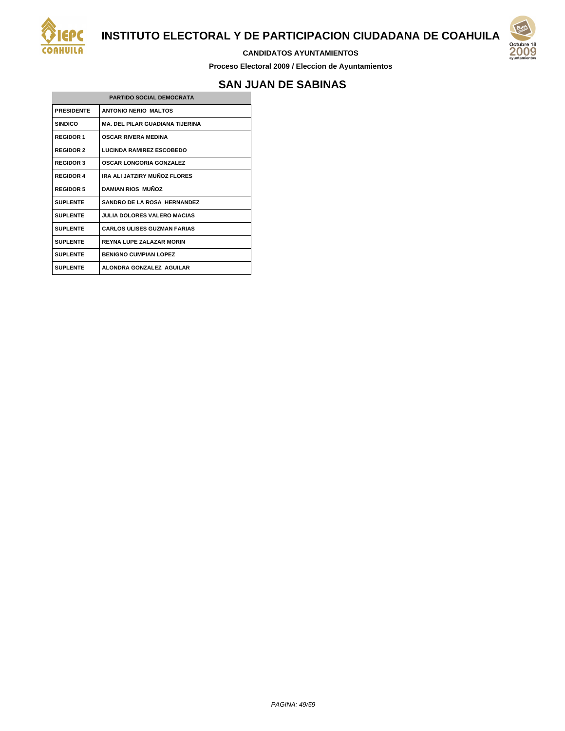# INSTITUTO ELECTORAL Y DE PARTICIPACION CIUDADANA DE COAHUILA

**CANDIDATOS AYUNTAMIENTOS**

**Proceso Electoral 2009 / Eleccion de Ayuntamientos**

## SAN JUAN DE SABINAS

| PARTIDO SOCIAL DEMOCRATA | |
|---|---|
| PRESIDENTE | ANTONIO NERIO MALTOS |
| SINDICO | MA. DEL PILAR GUADIANA TIJERINA |
| REGIDOR 1 | OSCAR RIVERA MEDINA |
| REGIDOR 2 | LUCINDA RAMIREZ ESCOBEDO |
| REGIDOR 3 | OSCAR LONGORIA GONZALEZ |
| REGIDOR 4 | IRA ALI JATZIRY MUÑOZ FLORES |
| REGIDOR 5 | DAMIAN RIOS MUÑOZ |
| SUPLENTE | SANDRO DE LA ROSA HERNANDEZ |
| SUPLENTE | JULIA DOLORES VALERO MACIAS |
| SUPLENTE | CARLOS ULISES GUZMAN FARIAS |
| SUPLENTE | REYNA LUPE ZALAZAR MORIN |
| SUPLENTE | BENIGNO CUMPIAN LOPEZ |
| SUPLENTE | ALONDRA GONZALEZ AGUILAR |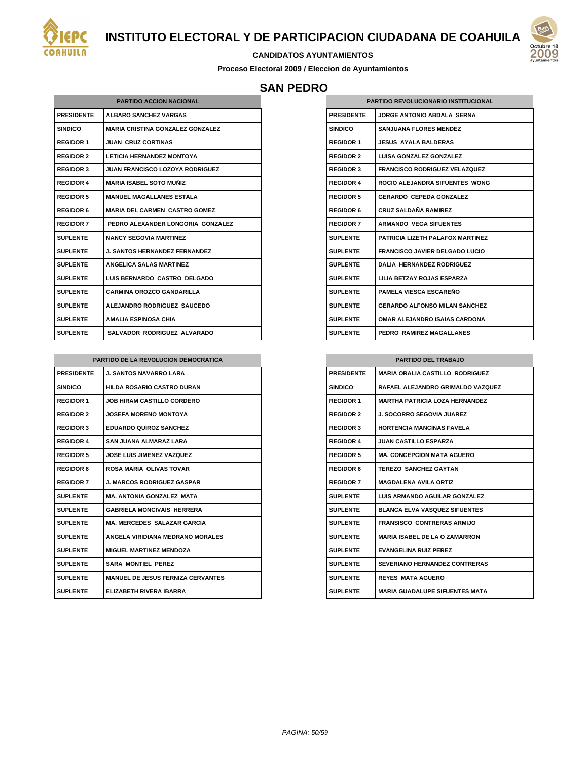# INSTITUTO ELECTORAL Y DE PARTICIPACION CIUDADANA DE COAHUILA

**CANDIDATOS AYUNTAMIENTOS**

**Proceso Electoral 2009 / Eleccion de Ayuntamientos**

## SAN PEDRO

| PARTIDO ACCION NACIONAL | |
|---|---|
| PRESIDENTE | ALBARO SANCHEZ VARGAS |
| SINDICO | MARIA CRISTINA GONZALEZ GONZALEZ |
| REGIDOR 1 | JUAN CRUZ CORTINAS |
| REGIDOR 2 | LETICIA HERNANDEZ MONTOYA |
| REGIDOR 3 | JUAN FRANCISCO LOZOYA RODRIGUEZ |
| REGIDOR 4 | MARIA ISABEL SOTO MUÑIZ |
| REGIDOR 5 | MANUEL MAGALLANES ESTALA |
| REGIDOR 6 | MARIA DEL CARMEN CASTRO GOMEZ |
| REGIDOR 7 | PEDRO ALEXANDER LONGORIA GONZALEZ |
| SUPLENTE | NANCY SEGOVIA MARTINEZ |
| SUPLENTE | J. SANTOS HERNANDEZ FERNANDEZ |
| SUPLENTE | ANGELICA SALAS MARTINEZ |
| SUPLENTE | LUIS BERNARDO CASTRO DELGADO |
| SUPLENTE | CARMINA OROZCO GANDARILLA |
| SUPLENTE | ALEJANDRO RODRIGUEZ SAUCEDO |
| SUPLENTE | AMALIA ESPINOSA CHIA |
| SUPLENTE | SALVADOR RODRIGUEZ ALVARADO |

| PARTIDO REVOLUCIONARIO INSTITUCIONAL | |
|---|---|
| PRESIDENTE | JORGE ANTONIO ABDALA SERNA |
| SINDICO | SANJUANA FLORES MENDEZ |
| REGIDOR 1 | JESUS AYALA BALDERAS |
| REGIDOR 2 | LUISA GONZALEZ GONZALEZ |
| REGIDOR 3 | FRANCISCO RODRIGUEZ VELAZQUEZ |
| REGIDOR 4 | ROCIO ALEJANDRA SIFUENTES WONG |
| REGIDOR 5 | GERARDO CEPEDA GONZALEZ |
| REGIDOR 6 | CRUZ SALDAÑA RAMIREZ |
| REGIDOR 7 | ARMANDO VEGA SIFUENTES |
| SUPLENTE | PATRICIA LIZETH PALAFOX MARTINEZ |
| SUPLENTE | FRANCISCO JAVIER DELGADO LUCIO |
| SUPLENTE | DALIA HERNANDEZ RODRIGUEZ |
| SUPLENTE | LILIA BETZAY ROJAS ESPARZA |
| SUPLENTE | PAMELA VIESCA ESCAREÑO |
| SUPLENTE | GERARDO ALFONSO MILAN SANCHEZ |
| SUPLENTE | OMAR ALEJANDRO ISAIAS CARDONA |
| SUPLENTE | PEDRO RAMIREZ MAGALLANES |

| PARTIDO DE LA REVOLUCION DEMOCRATICA | |
|---|---|
| PRESIDENTE | J. SANTOS NAVARRO LARA |
| SINDICO | HILDA ROSARIO CASTRO DURAN |
| REGIDOR 1 | JOB HIRAM CASTILLO CORDERO |
| REGIDOR 2 | JOSEFA MORENO MONTOYA |
| REGIDOR 3 | EDUARDO QUIROZ SANCHEZ |
| REGIDOR 4 | SAN JUANA ALMARAZ LARA |
| REGIDOR 5 | JOSE LUIS JIMENEZ VAZQUEZ |
| REGIDOR 6 | ROSA MARIA OLIVAS TOVAR |
| REGIDOR 7 | J. MARCOS RODRIGUEZ GASPAR |
| SUPLENTE | MA. ANTONIA GONZALEZ MATA |
| SUPLENTE | GABRIELA MONCIVAIS HERRERA |
| SUPLENTE | MA. MERCEDES SALAZAR GARCIA |
| SUPLENTE | ANGELA VIRIDIANA MEDRANO MORALES |
| SUPLENTE | MIGUEL MARTINEZ MENDOZA |
| SUPLENTE | SARA MONTIEL PEREZ |
| SUPLENTE | MANUEL DE JESUS FERNIZA CERVANTES |
| SUPLENTE | ELIZABETH RIVERA IBARRA |

| PARTIDO DEL TRABAJO | |
|---|---|
| PRESIDENTE | MARIA ORALIA CASTILLO RODRIGUEZ |
| SINDICO | RAFAEL ALEJANDRO GRIMALDO VAZQUEZ |
| REGIDOR 1 | MARTHA PATRICIA LOZA HERNANDEZ |
| REGIDOR 2 | J. SOCORRO SEGOVIA JUAREZ |
| REGIDOR 3 | HORTENCIA MANCINAS FAVELA |
| REGIDOR 4 | JUAN CASTILLO ESPARZA |
| REGIDOR 5 | MA. CONCEPCION MATA AGUERO |
| REGIDOR 6 | TEREZO SANCHEZ GAYTAN |
| REGIDOR 7 | MAGDALENA AVILA ORTIZ |
| SUPLENTE | LUIS ARMANDO AGUILAR GONZALEZ |
| SUPLENTE | BLANCA ELVA VASQUEZ SIFUENTES |
| SUPLENTE | FRANSISCO CONTRERAS ARMIJO |
| SUPLENTE | MARIA ISABEL DE LA O ZAMARRON |
| SUPLENTE | EVANGELINA RUIZ PEREZ |
| SUPLENTE | SEVERIANO HERNANDEZ CONTRERAS |
| SUPLENTE | REYES MATA AGUERO |
| SUPLENTE | MARIA GUADALUPE SIFUENTES MATA |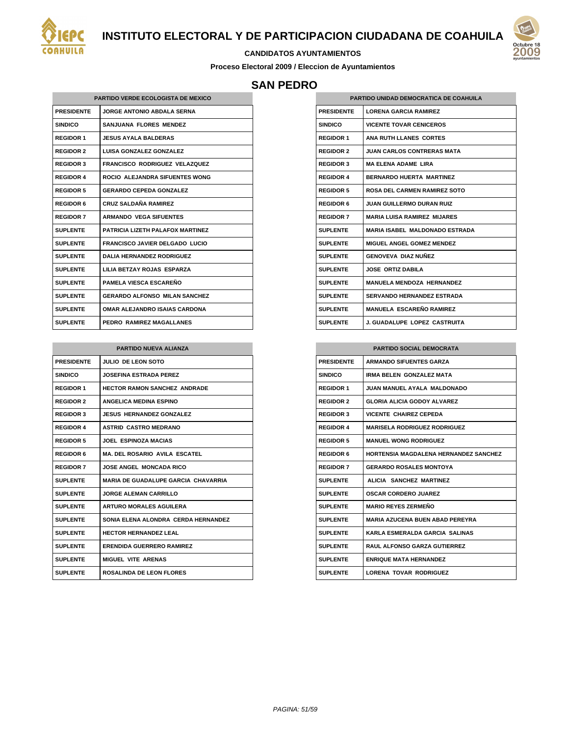# INSTITUTO ELECTORAL Y DE PARTICIPACION CIUDADANA DE COAHUILA

**CANDIDATOS AYUNTAMIENTOS**

**Proceso Electoral 2009 / Eleccion de Ayuntamientos**

## SAN PEDRO

| PARTIDO VERDE ECOLOGISTA DE MEXICO | |
|---|---|
| PRESIDENTE | JORGE ANTONIO ABDALA SERNA |
| SINDICO | SANJUANA FLORES MENDEZ |
| REGIDOR 1 | JESUS AYALA BALDERAS |
| REGIDOR 2 | LUISA GONZALEZ GONZALEZ |
| REGIDOR 3 | FRANCISCO RODRIGUEZ VELAZQUEZ |
| REGIDOR 4 | ROCIO ALEJANDRA SIFUENTES WONG |
| REGIDOR 5 | GERARDO CEPEDA GONZALEZ |
| REGIDOR 6 | CRUZ SALDAÑA RAMIREZ |
| REGIDOR 7 | ARMANDO VEGA SIFUENTES |
| SUPLENTE | PATRICIA LIZETH PALAFOX MARTINEZ |
| SUPLENTE | FRANCISCO JAVIER DELGADO LUCIO |
| SUPLENTE | DALIA HERNANDEZ RODRIGUEZ |
| SUPLENTE | LILIA BETZAY ROJAS ESPARZA |
| SUPLENTE | PAMELA VIESCA ESCAREÑO |
| SUPLENTE | GERARDO ALFONSO MILAN SANCHEZ |
| SUPLENTE | OMAR ALEJANDRO ISAIAS CARDONA |
| SUPLENTE | PEDRO RAMIREZ MAGALLANES |

| PARTIDO UNIDAD DEMOCRATICA DE COAHUILA | |
|---|---|
| PRESIDENTE | LORENA GARCIA RAMIREZ |
| SINDICO | VICENTE TOVAR CENICEROS |
| REGIDOR 1 | ANA RUTH LLANES CORTES |
| REGIDOR 2 | JUAN CARLOS CONTRERAS MATA |
| REGIDOR 3 | MA ELENA ADAME LIRA |
| REGIDOR 4 | BERNARDO HUERTA MARTINEZ |
| REGIDOR 5 | ROSA DEL CARMEN RAMIREZ SOTO |
| REGIDOR 6 | JUAN GUILLERMO DURAN RUIZ |
| REGIDOR 7 | MARIA LUISA RAMIREZ MIJARES |
| SUPLENTE | MARIA ISABEL MALDONADO ESTRADA |
| SUPLENTE | MIGUEL ANGEL GOMEZ MENDEZ |
| SUPLENTE | GENOVEVA DIAZ NUÑEZ |
| SUPLENTE | JOSE ORTIZ DABILA |
| SUPLENTE | MANUELA MENDOZA HERNANDEZ |
| SUPLENTE | SERVANDO HERNANDEZ ESTRADA |
| SUPLENTE | MANUELA ESCAREÑO RAMIREZ |
| SUPLENTE | J. GUADALUPE LOPEZ CASTRUITA |

| PARTIDO NUEVA ALIANZA | |
|---|---|
| PRESIDENTE | JULIO DE LEON SOTO |
| SINDICO | JOSEFINA ESTRADA PEREZ |
| REGIDOR 1 | HECTOR RAMON SANCHEZ ANDRADE |
| REGIDOR 2 | ANGELICA MEDINA ESPINO |
| REGIDOR 3 | JESUS HERNANDEZ GONZALEZ |
| REGIDOR 4 | ASTRID CASTRO MEDRANO |
| REGIDOR 5 | JOEL ESPINOZA MACIAS |
| REGIDOR 6 | MA. DEL ROSARIO AVILA ESCATEL |
| REGIDOR 7 | JOSE ANGEL MONCADA RICO |
| SUPLENTE | MARIA DE GUADALUPE GARCIA CHAVARRIA |
| SUPLENTE | JORGE ALEMAN CARRILLO |
| SUPLENTE | ARTURO MORALES AGUILERA |
| SUPLENTE | SONIA ELENA ALONDRA CERDA HERNANDEZ |
| SUPLENTE | HECTOR HERNANDEZ LEAL |
| SUPLENTE | ERENDIDA GUERRERO RAMIREZ |
| SUPLENTE | MIGUEL VITE ARENAS |
| SUPLENTE | ROSALINDA DE LEON FLORES |

| PARTIDO SOCIAL DEMOCRATA | |
|---|---|
| PRESIDENTE | ARMANDO SIFUENTES GARZA |
| SINDICO | IRMA BELEN GONZALEZ MATA |
| REGIDOR 1 | JUAN MANUEL AYALA MALDONADO |
| REGIDOR 2 | GLORIA ALICIA GODOY ALVAREZ |
| REGIDOR 3 | VICENTE CHAIREZ CEPEDA |
| REGIDOR 4 | MARISELA RODRIGUEZ RODRIGUEZ |
| REGIDOR 5 | MANUEL WONG RODRIGUEZ |
| REGIDOR 6 | HORTENSIA MAGDALENA HERNANDEZ SANCHEZ |
| REGIDOR 7 | GERARDO ROSALES MONTOYA |
| SUPLENTE | ALICIA SANCHEZ MARTINEZ |
| SUPLENTE | OSCAR CORDERO JUAREZ |
| SUPLENTE | MARIO REYES ZERMEÑO |
| SUPLENTE | MARIA AZUCENA BUEN ABAD PEREYRA |
| SUPLENTE | KARLA ESMERALDA GARCIA SALINAS |
| SUPLENTE | RAUL ALFONSO GARZA GUTIERREZ |
| SUPLENTE | ENRIQUE MATA HERNANDEZ |
| SUPLENTE | LORENA TOVAR RODRIGUEZ |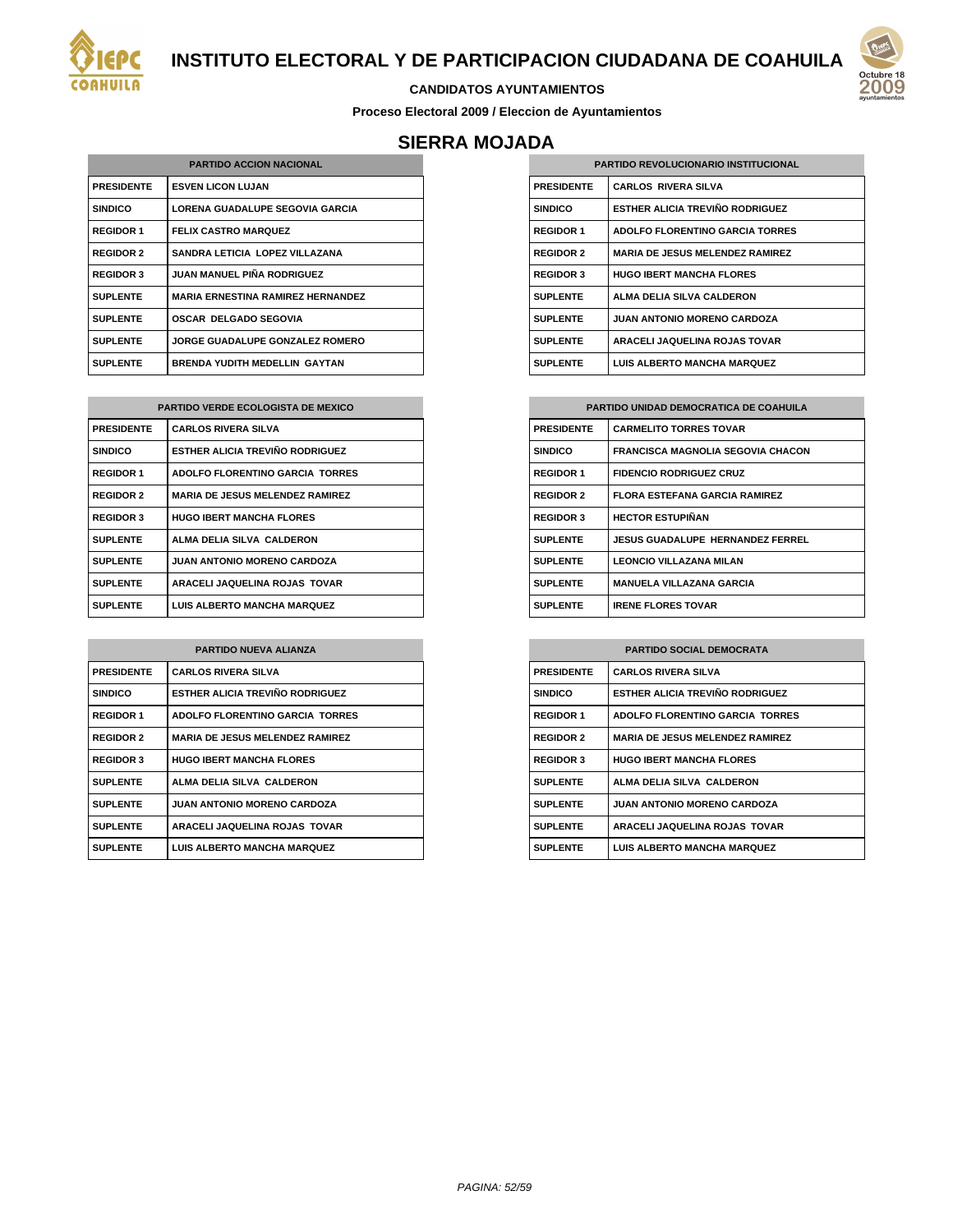# INSTITUTO ELECTORAL Y DE PARTICIPACION CIUDADANA DE COAHUILA

**CANDIDATOS AYUNTAMIENTOS**

**Proceso Electoral 2009 / Eleccion de Ayuntamientos**

## SIERRA MOJADA

| PARTIDO ACCION NACIONAL | |
|---|---|
| PRESIDENTE | ESVEN LICON LUJAN |
| SINDICO | LORENA GUADALUPE SEGOVIA GARCIA |
| REGIDOR 1 | FELIX CASTRO MARQUEZ |
| REGIDOR 2 | SANDRA LETICIA LOPEZ VILLAZANA |
| REGIDOR 3 | JUAN MANUEL PIÑA RODRIGUEZ |
| SUPLENTE | MARIA ERNESTINA RAMIREZ HERNANDEZ |
| SUPLENTE | OSCAR DELGADO SEGOVIA |
| SUPLENTE | JORGE GUADALUPE GONZALEZ ROMERO |
| SUPLENTE | BRENDA YUDITH MEDELLIN GAYTAN |

| PARTIDO REVOLUCIONARIO INSTITUCIONAL | |
|---|---|
| PRESIDENTE | CARLOS RIVERA SILVA |
| SINDICO | ESTHER ALICIA TREVIÑO RODRIGUEZ |
| REGIDOR 1 | ADOLFO FLORENTINO GARCIA TORRES |
| REGIDOR 2 | MARIA DE JESUS MELENDEZ RAMIREZ |
| REGIDOR 3 | HUGO IBERT MANCHA FLORES |
| SUPLENTE | ALMA DELIA SILVA CALDERON |
| SUPLENTE | JUAN ANTONIO MORENO CARDOZA |
| SUPLENTE | ARACELI JAQUELINA ROJAS TOVAR |
| SUPLENTE | LUIS ALBERTO MANCHA MARQUEZ |

| PARTIDO VERDE ECOLOGISTA DE MEXICO | |
|---|---|
| PRESIDENTE | CARLOS RIVERA SILVA |
| SINDICO | ESTHER ALICIA TREVIÑO RODRIGUEZ |
| REGIDOR 1 | ADOLFO FLORENTINO GARCIA TORRES |
| REGIDOR 2 | MARIA DE JESUS MELENDEZ RAMIREZ |
| REGIDOR 3 | HUGO IBERT MANCHA FLORES |
| SUPLENTE | ALMA DELIA SILVA CALDERON |
| SUPLENTE | JUAN ANTONIO MORENO CARDOZA |
| SUPLENTE | ARACELI JAQUELINA ROJAS TOVAR |
| SUPLENTE | LUIS ALBERTO MANCHA MARQUEZ |

| PARTIDO UNIDAD DEMOCRATICA DE COAHUILA | |
|---|---|
| PRESIDENTE | CARMELITO TORRES TOVAR |
| SINDICO | FRANCISCA MAGNOLIA SEGOVIA CHACON |
| REGIDOR 1 | FIDENCIO RODRIGUEZ CRUZ |
| REGIDOR 2 | FLORA ESTEFANA GARCIA RAMIREZ |
| REGIDOR 3 | HECTOR ESTUPIÑAN |
| SUPLENTE | JESUS GUADALUPE HERNANDEZ FERREL |
| SUPLENTE | LEONCIO VILLAZANA MILAN |
| SUPLENTE | MANUELA VILLAZANA GARCIA |
| SUPLENTE | IRENE FLORES TOVAR |

| PARTIDO NUEVA ALIANZA | |
|---|---|
| PRESIDENTE | CARLOS RIVERA SILVA |
| SINDICO | ESTHER ALICIA TREVIÑO RODRIGUEZ |
| REGIDOR 1 | ADOLFO FLORENTINO GARCIA TORRES |
| REGIDOR 2 | MARIA DE JESUS MELENDEZ RAMIREZ |
| REGIDOR 3 | HUGO IBERT MANCHA FLORES |
| SUPLENTE | ALMA DELIA SILVA CALDERON |
| SUPLENTE | JUAN ANTONIO MORENO CARDOZA |
| SUPLENTE | ARACELI JAQUELINA ROJAS TOVAR |
| SUPLENTE | LUIS ALBERTO MANCHA MARQUEZ |

| PARTIDO SOCIAL DEMOCRATA | |
|---|---|
| PRESIDENTE | CARLOS RIVERA SILVA |
| SINDICO | ESTHER ALICIA TREVIÑO RODRIGUEZ |
| REGIDOR 1 | ADOLFO FLORENTINO GARCIA TORRES |
| REGIDOR 2 | MARIA DE JESUS MELENDEZ RAMIREZ |
| REGIDOR 3 | HUGO IBERT MANCHA FLORES |
| SUPLENTE | ALMA DELIA SILVA CALDERON |
| SUPLENTE | JUAN ANTONIO MORENO CARDOZA |
| SUPLENTE | ARACELI JAQUELINA ROJAS TOVAR |
| SUPLENTE | LUIS ALBERTO MANCHA MARQUEZ |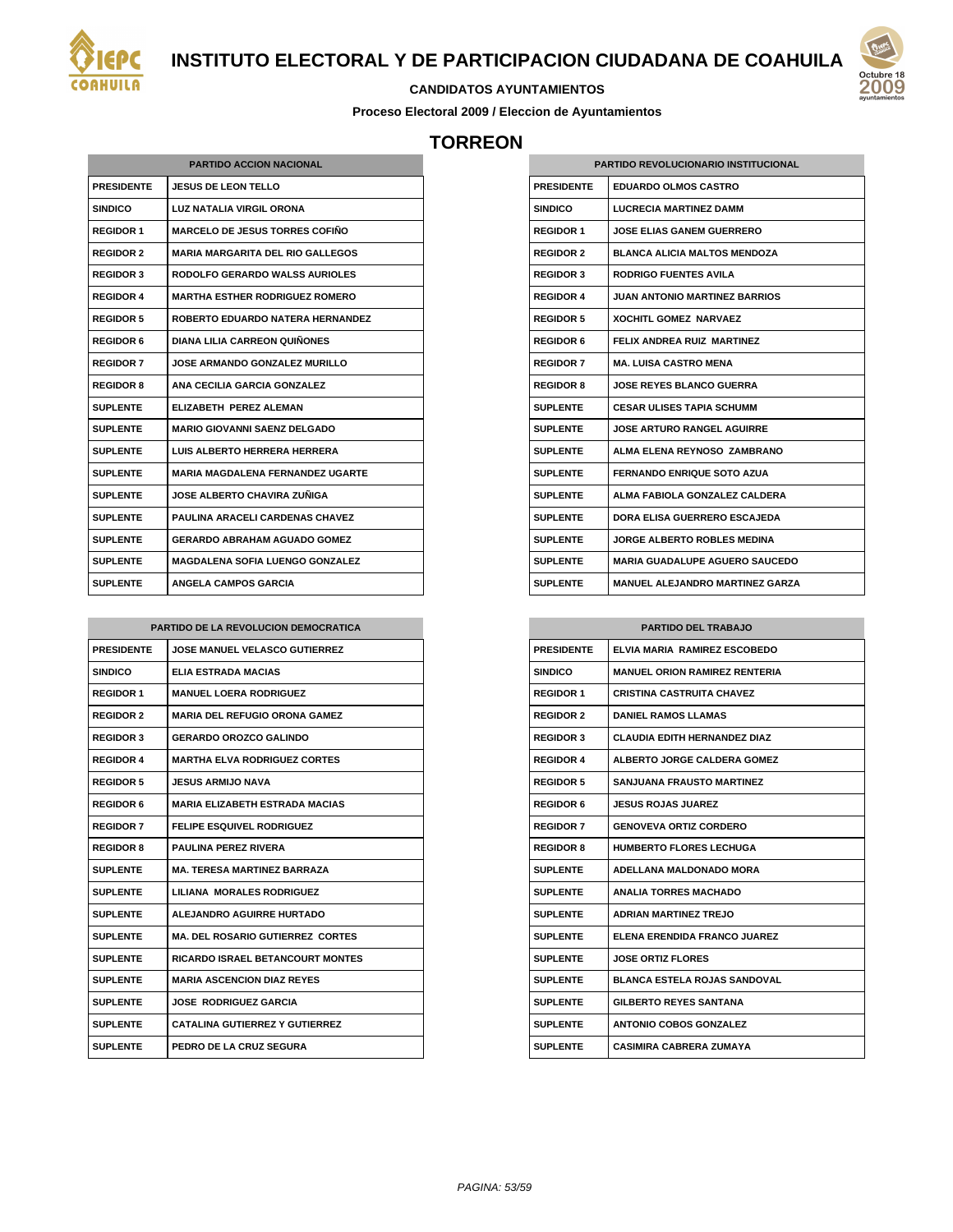# INSTITUTO ELECTORAL Y DE PARTICIPACION CIUDADANA DE COAHUILA

**CANDIDATOS AYUNTAMIENTOS**

**Proceso Electoral 2009 / Eleccion de Ayuntamientos**

## TORREON

| PARTIDO ACCION NACIONAL | |
|---|---|
| PRESIDENTE | JESUS DE LEON TELLO |
| SINDICO | LUZ NATALIA VIRGIL ORONA |
| REGIDOR 1 | MARCELO DE JESUS TORRES COFIÑO |
| REGIDOR 2 | MARIA MARGARITA DEL RIO GALLEGOS |
| REGIDOR 3 | RODOLFO GERARDO WALSS AURIOLES |
| REGIDOR 4 | MARTHA ESTHER RODRIGUEZ ROMERO |
| REGIDOR 5 | ROBERTO EDUARDO NATERA HERNANDEZ |
| REGIDOR 6 | DIANA LILIA CARREON QUIÑONES |
| REGIDOR 7 | JOSE ARMANDO GONZALEZ MURILLO |
| REGIDOR 8 | ANA CECILIA GARCIA GONZALEZ |
| SUPLENTE | ELIZABETH PEREZ ALEMAN |
| SUPLENTE | MARIO GIOVANNI SAENZ DELGADO |
| SUPLENTE | LUIS ALBERTO HERRERA HERRERA |
| SUPLENTE | MARIA MAGDALENA FERNANDEZ UGARTE |
| SUPLENTE | JOSE ALBERTO CHAVIRA ZUÑIGA |
| SUPLENTE | PAULINA ARACELI CARDENAS CHAVEZ |
| SUPLENTE | GERARDO ABRAHAM AGUADO GOMEZ |
| SUPLENTE | MAGDALENA SOFIA LUENGO GONZALEZ |
| SUPLENTE | ANGELA CAMPOS GARCIA |

| PARTIDO REVOLUCIONARIO INSTITUCIONAL | |
|---|---|
| PRESIDENTE | EDUARDO OLMOS CASTRO |
| SINDICO | LUCRECIA MARTINEZ DAMM |
| REGIDOR 1 | JOSE ELIAS GANEM GUERRERO |
| REGIDOR 2 | BLANCA ALICIA MALTOS MENDOZA |
| REGIDOR 3 | RODRIGO FUENTES AVILA |
| REGIDOR 4 | JUAN ANTONIO MARTINEZ BARRIOS |
| REGIDOR 5 | XOCHITL GOMEZ NARVAEZ |
| REGIDOR 6 | FELIX ANDREA RUIZ MARTINEZ |
| REGIDOR 7 | MA. LUISA CASTRO MENA |
| REGIDOR 8 | JOSE REYES BLANCO GUERRA |
| SUPLENTE | CESAR ULISES TAPIA SCHUMM |
| SUPLENTE | JOSE ARTURO RANGEL AGUIRRE |
| SUPLENTE | ALMA ELENA REYNOSO ZAMBRANO |
| SUPLENTE | FERNANDO ENRIQUE SOTO AZUA |
| SUPLENTE | ALMA FABIOLA GONZALEZ CALDERA |
| SUPLENTE | DORA ELISA GUERRERO ESCAJEDA |
| SUPLENTE | JORGE ALBERTO ROBLES MEDINA |
| SUPLENTE | MARIA GUADALUPE AGUERO SAUCEDO |
| SUPLENTE | MANUEL ALEJANDRO MARTINEZ GARZA |

| PARTIDO DE LA REVOLUCION DEMOCRATICA | |
|---|---|
| PRESIDENTE | JOSE MANUEL VELASCO GUTIERREZ |
| SINDICO | ELIA ESTRADA MACIAS |
| REGIDOR 1 | MANUEL LOERA RODRIGUEZ |
| REGIDOR 2 | MARIA DEL REFUGIO ORONA GAMEZ |
| REGIDOR 3 | GERARDO OROZCO GALINDO |
| REGIDOR 4 | MARTHA ELVA RODRIGUEZ CORTES |
| REGIDOR 5 | JESUS ARMIJO NAVA |
| REGIDOR 6 | MARIA ELIZABETH ESTRADA MACIAS |
| REGIDOR 7 | FELIPE ESQUIVEL RODRIGUEZ |
| REGIDOR 8 | PAULINA PEREZ RIVERA |
| SUPLENTE | MA. TERESA MARTINEZ BARRAZA |
| SUPLENTE | LILIANA MORALES RODRIGUEZ |
| SUPLENTE | ALEJANDRO AGUIRRE HURTADO |
| SUPLENTE | MA. DEL ROSARIO GUTIERREZ CORTES |
| SUPLENTE | RICARDO ISRAEL BETANCOURT MONTES |
| SUPLENTE | MARIA ASCENCION DIAZ REYES |
| SUPLENTE | JOSE RODRIGUEZ GARCIA |
| SUPLENTE | CATALINA GUTIERREZ Y GUTIERREZ |
| SUPLENTE | PEDRO DE LA CRUZ SEGURA |

| PARTIDO DEL TRABAJO | |
|---|---|
| PRESIDENTE | ELVIA MARIA RAMIREZ ESCOBEDO |
| SINDICO | MANUEL ORION RAMIREZ RENTERIA |
| REGIDOR 1 | CRISTINA CASTRUITA CHAVEZ |
| REGIDOR 2 | DANIEL RAMOS LLAMAS |
| REGIDOR 3 | CLAUDIA EDITH HERNANDEZ DIAZ |
| REGIDOR 4 | ALBERTO JORGE CALDERA GOMEZ |
| REGIDOR 5 | SANJUANA FRAUSTO MARTINEZ |
| REGIDOR 6 | JESUS ROJAS JUAREZ |
| REGIDOR 7 | GENOVEVA ORTIZ CORDERO |
| REGIDOR 8 | HUMBERTO FLORES LECHUGA |
| SUPLENTE | ADELLANA MALDONADO MORA |
| SUPLENTE | ANALIA TORRES MACHADO |
| SUPLENTE | ADRIAN MARTINEZ TREJO |
| SUPLENTE | ELENA ERENDIDA FRANCO JUAREZ |
| SUPLENTE | JOSE ORTIZ FLORES |
| SUPLENTE | BLANCA ESTELA ROJAS SANDOVAL |
| SUPLENTE | GILBERTO REYES SANTANA |
| SUPLENTE | ANTONIO COBOS GONZALEZ |
| SUPLENTE | CASIMIRA CABRERA ZUMAYA |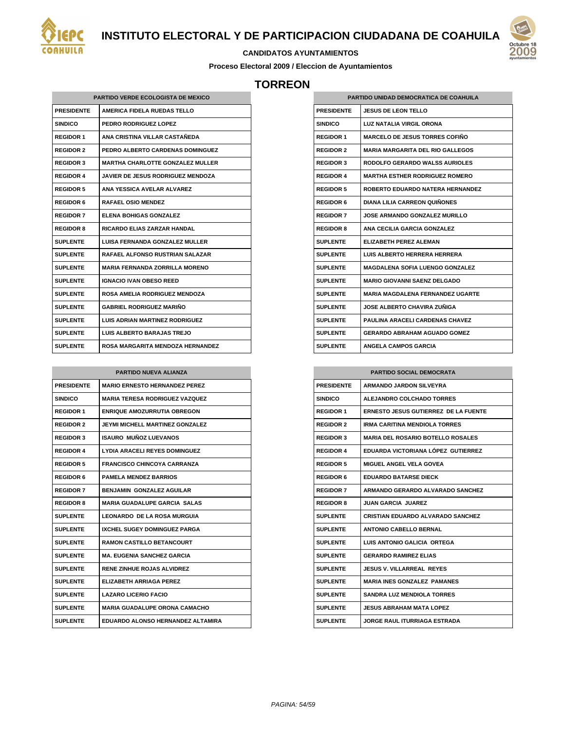# INSTITUTO ELECTORAL Y DE PARTICIPACION CIUDADANA DE COAHUILA

**CANDIDATOS AYUNTAMIENTOS**

**Proceso Electoral 2009 / Eleccion de Ayuntamientos**

## TORREON

| PARTIDO VERDE ECOLOGISTA DE MEXICO | |
|---|---|
| PRESIDENTE | AMERICA FIDELA RUEDAS TELLO |
| SINDICO | PEDRO RODRIGUEZ LOPEZ |
| REGIDOR 1 | ANA CRISTINA VILLAR CASTAÑEDA |
| REGIDOR 2 | PEDRO ALBERTO CARDENAS DOMINGUEZ |
| REGIDOR 3 | MARTHA CHARLOTTE GONZALEZ MULLER |
| REGIDOR 4 | JAVIER DE JESUS RODRIGUEZ MENDOZA |
| REGIDOR 5 | ANA YESSICA AVELAR ALVAREZ |
| REGIDOR 6 | RAFAEL OSIO MENDEZ |
| REGIDOR 7 | ELENA BOHIGAS GONZALEZ |
| REGIDOR 8 | RICARDO ELIAS ZARZAR HANDAL |
| SUPLENTE | LUISA FERNANDA GONZALEZ MULLER |
| SUPLENTE | RAFAEL ALFONSO RUSTRIAN SALAZAR |
| SUPLENTE | MARIA FERNANDA ZORRILLA MORENO |
| SUPLENTE | IGNACIO IVAN OBESO REED |
| SUPLENTE | ROSA AMELIA RODRIGUEZ MENDOZA |
| SUPLENTE | GABRIEL RODRIGUEZ MARIÑO |
| SUPLENTE | LUIS ADRIAN MARTINEZ RODRIGUEZ |
| SUPLENTE | LUIS ALBERTO BARAJAS TREJO |
| SUPLENTE | ROSA MARGARITA MENDOZA HERNANDEZ |

| PARTIDO UNIDAD DEMOCRATICA DE COAHUILA | |
|---|---|
| PRESIDENTE | JESUS DE LEON TELLO |
| SINDICO | LUZ NATALIA VIRGIL ORONA |
| REGIDOR 1 | MARCELO DE JESUS TORRES COFIÑO |
| REGIDOR 2 | MARIA MARGARITA DEL RIO GALLEGOS |
| REGIDOR 3 | RODOLFO GERARDO WALSS AURIOLES |
| REGIDOR 4 | MARTHA ESTHER RODRIGUEZ ROMERO |
| REGIDOR 5 | ROBERTO EDUARDO NATERA HERNANDEZ |
| REGIDOR 6 | DIANA LILIA CARREON QUIÑONES |
| REGIDOR 7 | JOSE ARMANDO GONZALEZ MURILLO |
| REGIDOR 8 | ANA CECILIA GARCIA GONZALEZ |
| SUPLENTE | ELIZABETH PEREZ ALEMAN |
| SUPLENTE | LUIS ALBERTO HERRERA HERRERA |
| SUPLENTE | MAGDALENA SOFIA LUENGO GONZALEZ |
| SUPLENTE | MARIO GIOVANNI SAENZ DELGADO |
| SUPLENTE | MARIA MAGDALENA FERNANDEZ UGARTE |
| SUPLENTE | JOSE ALBERTO CHAVIRA ZUÑIGA |
| SUPLENTE | PAULINA ARACELI CARDENAS CHAVEZ |
| SUPLENTE | GERARDO ABRAHAM AGUADO GOMEZ |
| SUPLENTE | ANGELA CAMPOS GARCIA |

| PARTIDO NUEVA ALIANZA | |
|---|---|
| PRESIDENTE | MARIO ERNESTO HERNANDEZ PEREZ |
| SINDICO | MARIA TERESA RODRIGUEZ VAZQUEZ |
| REGIDOR 1 | ENRIQUE AMOZURRUTIA OBREGON |
| REGIDOR 2 | JEYMI MICHELL MARTINEZ GONZALEZ |
| REGIDOR 3 | ISAURO MUÑOZ LUEVANOS |
| REGIDOR 4 | LYDIA ARACELI REYES DOMINGUEZ |
| REGIDOR 5 | FRANCISCO CHINCOYA CARRANZA |
| REGIDOR 6 | PAMELA MENDEZ BARRIOS |
| REGIDOR 7 | BENJAMIN GONZALEZ AGUILAR |
| REGIDOR 8 | MARIA GUADALUPE GARCIA SALAS |
| SUPLENTE | LEONARDO DE LA ROSA MURGUIA |
| SUPLENTE | IXCHEL SUGEY DOMINGUEZ PARGA |
| SUPLENTE | RAMON CASTILLO BETANCOURT |
| SUPLENTE | MA. EUGENIA SANCHEZ GARCIA |
| SUPLENTE | RENE ZINHUE ROJAS ALVIDREZ |
| SUPLENTE | ELIZABETH ARRIAGA PEREZ |
| SUPLENTE | LAZARO LICERIO FACIO |
| SUPLENTE | MARIA GUADALUPE ORONA CAMACHO |
| SUPLENTE | EDUARDO ALONSO HERNANDEZ ALTAMIRA |

| PARTIDO SOCIAL DEMOCRATA | |
|---|---|
| PRESIDENTE | ARMANDO JARDON SILVEYRA |
| SINDICO | ALEJANDRO COLCHADO TORRES |
| REGIDOR 1 | ERNESTO JESUS GUTIERREZ DE LA FUENTE |
| REGIDOR 2 | IRMA CARITINA MENDIOLA TORRES |
| REGIDOR 3 | MARIA DEL ROSARIO BOTELLO ROSALES |
| REGIDOR 4 | EDUARDA VICTORIANA LÓPEZ GUTIERREZ |
| REGIDOR 5 | MIGUEL ANGEL VELA GOVEA |
| REGIDOR 6 | EDUARDO BATARSE DIECK |
| REGIDOR 7 | ARMANDO GERARDO ALVARADO SANCHEZ |
| REGIDOR 8 | JUAN GARCIA JUAREZ |
| SUPLENTE | CRISTIAN EDUARDO ALVARADO SANCHEZ |
| SUPLENTE | ANTONIO CABELLO BERNAL |
| SUPLENTE | LUIS ANTONIO GALICIA ORTEGA |
| SUPLENTE | GERARDO RAMIREZ ELIAS |
| SUPLENTE | JESUS V. VILLARREAL REYES |
| SUPLENTE | MARIA INES GONZALEZ PAMANES |
| SUPLENTE | SANDRA LUZ MENDIOLA TORRES |
| SUPLENTE | JESUS ABRAHAM MATA LOPEZ |
| SUPLENTE | JORGE RAUL ITURRIAGA ESTRADA |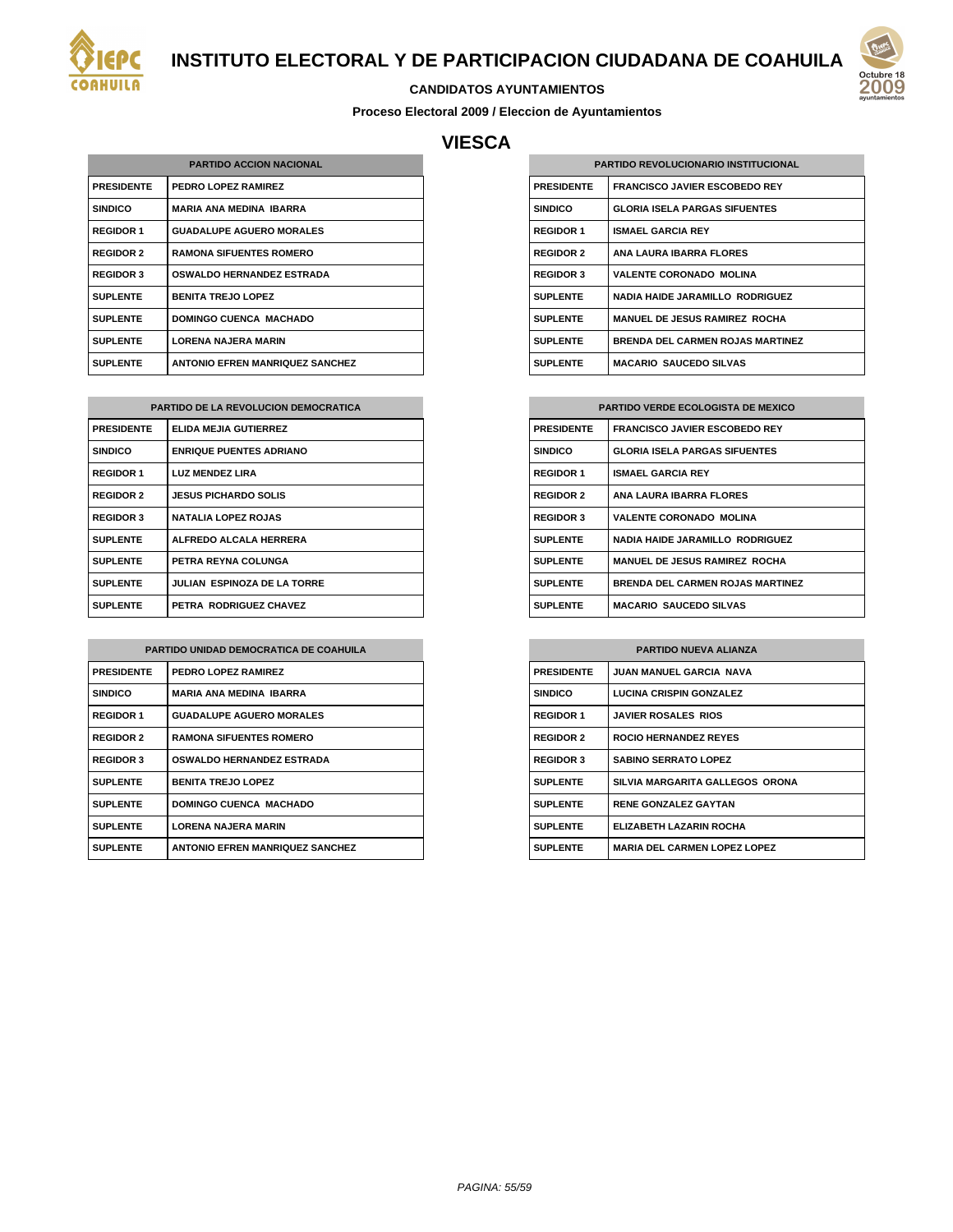# INSTITUTO ELECTORAL Y DE PARTICIPACION CIUDADANA DE COAHUILA

**CANDIDATOS AYUNTAMIENTOS**

**Proceso Electoral 2009 / Eleccion de Ayuntamientos**

## VIESCA

| PARTIDO ACCION NACIONAL | |
|---|---|
| PRESIDENTE | PEDRO LOPEZ RAMIREZ |
| SINDICO | MARIA ANA MEDINA IBARRA |
| REGIDOR 1 | GUADALUPE AGUERO MORALES |
| REGIDOR 2 | RAMONA SIFUENTES ROMERO |
| REGIDOR 3 | OSWALDO HERNANDEZ ESTRADA |
| SUPLENTE | BENITA TREJO LOPEZ |
| SUPLENTE | DOMINGO CUENCA MACHADO |
| SUPLENTE | LORENA NAJERA MARIN |
| SUPLENTE | ANTONIO EFREN MANRIQUEZ SANCHEZ |

| PARTIDO REVOLUCIONARIO INSTITUCIONAL | |
|---|---|
| PRESIDENTE | FRANCISCO JAVIER ESCOBEDO REY |
| SINDICO | GLORIA ISELA PARGAS SIFUENTES |
| REGIDOR 1 | ISMAEL GARCIA REY |
| REGIDOR 2 | ANA LAURA IBARRA FLORES |
| REGIDOR 3 | VALENTE CORONADO MOLINA |
| SUPLENTE | NADIA HAIDE JARAMILLO RODRIGUEZ |
| SUPLENTE | MANUEL DE JESUS RAMIREZ ROCHA |
| SUPLENTE | BRENDA DEL CARMEN ROJAS MARTINEZ |
| SUPLENTE | MACARIO SAUCEDO SILVAS |

| PARTIDO DE LA REVOLUCION DEMOCRATICA | |
|---|---|
| PRESIDENTE | ELIDA MEJIA GUTIERREZ |
| SINDICO | ENRIQUE PUENTES ADRIANO |
| REGIDOR 1 | LUZ MENDEZ LIRA |
| REGIDOR 2 | JESUS PICHARDO SOLIS |
| REGIDOR 3 | NATALIA LOPEZ ROJAS |
| SUPLENTE | ALFREDO ALCALA HERRERA |
| SUPLENTE | PETRA REYNA COLUNGA |
| SUPLENTE | JULIAN ESPINOZA DE LA TORRE |
| SUPLENTE | PETRA RODRIGUEZ CHAVEZ |

| PARTIDO VERDE ECOLOGISTA DE MEXICO | |
|---|---|
| PRESIDENTE | FRANCISCO JAVIER ESCOBEDO REY |
| SINDICO | GLORIA ISELA PARGAS SIFUENTES |
| REGIDOR 1 | ISMAEL GARCIA REY |
| REGIDOR 2 | ANA LAURA IBARRA FLORES |
| REGIDOR 3 | VALENTE CORONADO MOLINA |
| SUPLENTE | NADIA HAIDE JARAMILLO RODRIGUEZ |
| SUPLENTE | MANUEL DE JESUS RAMIREZ ROCHA |
| SUPLENTE | BRENDA DEL CARMEN ROJAS MARTINEZ |
| SUPLENTE | MACARIO SAUCEDO SILVAS |

| PARTIDO UNIDAD DEMOCRATICA DE COAHUILA | |
|---|---|
| PRESIDENTE | PEDRO LOPEZ RAMIREZ |
| SINDICO | MARIA ANA MEDINA IBARRA |
| REGIDOR 1 | GUADALUPE AGUERO MORALES |
| REGIDOR 2 | RAMONA SIFUENTES ROMERO |
| REGIDOR 3 | OSWALDO HERNANDEZ ESTRADA |
| SUPLENTE | BENITA TREJO LOPEZ |
| SUPLENTE | DOMINGO CUENCA MACHADO |
| SUPLENTE | LORENA NAJERA MARIN |
| SUPLENTE | ANTONIO EFREN MANRIQUEZ SANCHEZ |

| PARTIDO NUEVA ALIANZA | |
|---|---|
| PRESIDENTE | JUAN MANUEL GARCIA NAVA |
| SINDICO | LUCINA CRISPIN GONZALEZ |
| REGIDOR 1 | JAVIER ROSALES RIOS |
| REGIDOR 2 | ROCIO HERNANDEZ REYES |
| REGIDOR 3 | SABINO SERRATO LOPEZ |
| SUPLENTE | SILVIA MARGARITA GALLEGOS ORONA |
| SUPLENTE | RENE GONZALEZ GAYTAN |
| SUPLENTE | ELIZABETH LAZARIN ROCHA |
| SUPLENTE | MARIA DEL CARMEN LOPEZ LOPEZ |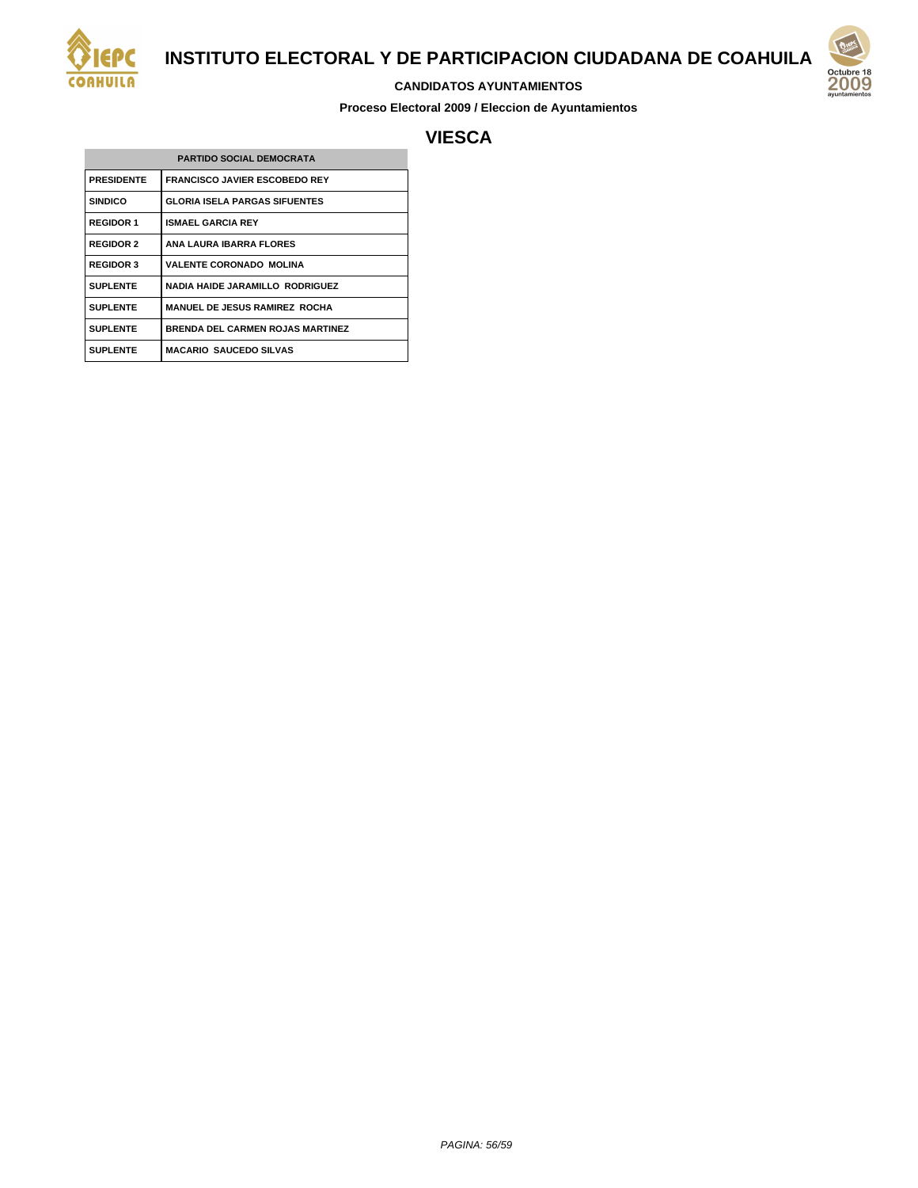# INSTITUTO ELECTORAL Y DE PARTICIPACION CIUDADANA DE COAHUILA

**CANDIDATOS AYUNTAMIENTOS**

**Proceso Electoral 2009 / Eleccion de Ayuntamientos**

## VIESCA

| PARTIDO SOCIAL DEMOCRATA | |
|---|---|
| PRESIDENTE | FRANCISCO JAVIER ESCOBEDO REY |
| SINDICO | GLORIA ISELA PARGAS SIFUENTES |
| REGIDOR 1 | ISMAEL GARCIA REY |
| REGIDOR 2 | ANA LAURA IBARRA FLORES |
| REGIDOR 3 | VALENTE CORONADO MOLINA |
| SUPLENTE | NADIA HAIDE JARAMILLO RODRIGUEZ |
| SUPLENTE | MANUEL DE JESUS RAMIREZ ROCHA |
| SUPLENTE | BRENDA DEL CARMEN ROJAS MARTINEZ |
| SUPLENTE | MACARIO SAUCEDO SILVAS |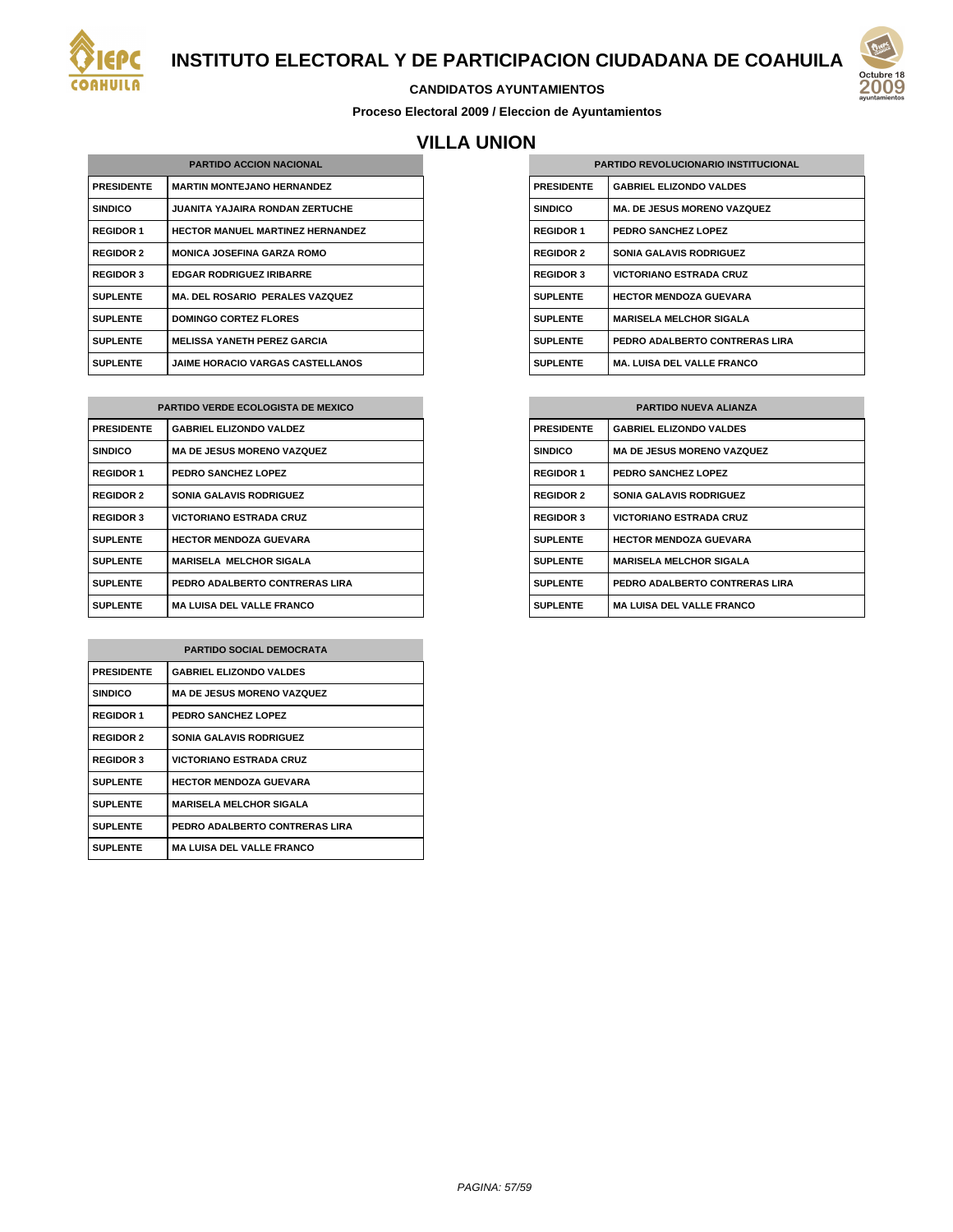# INSTITUTO ELECTORAL Y DE PARTICIPACION CIUDADANA DE COAHUILA

**CANDIDATOS AYUNTAMIENTOS**

**Proceso Electoral 2009 / Eleccion de Ayuntamientos**

## VILLA UNION

| PARTIDO ACCION NACIONAL | |
|---|---|
| PRESIDENTE | MARTIN MONTEJANO HERNANDEZ |
| SINDICO | JUANITA YAJAIRA RONDAN ZERTUCHE |
| REGIDOR 1 | HECTOR MANUEL MARTINEZ HERNANDEZ |
| REGIDOR 2 | MONICA JOSEFINA GARZA ROMO |
| REGIDOR 3 | EDGAR RODRIGUEZ IRIBARRE |
| SUPLENTE | MA. DEL ROSARIO PERALES VAZQUEZ |
| SUPLENTE | DOMINGO CORTEZ FLORES |
| SUPLENTE | MELISSA YANETH PEREZ GARCIA |
| SUPLENTE | JAIME HORACIO VARGAS CASTELLANOS |

| PARTIDO REVOLUCIONARIO INSTITUCIONAL | |
|---|---|
| PRESIDENTE | GABRIEL ELIZONDO VALDES |
| SINDICO | MA. DE JESUS MORENO VAZQUEZ |
| REGIDOR 1 | PEDRO SANCHEZ LOPEZ |
| REGIDOR 2 | SONIA GALAVIS RODRIGUEZ |
| REGIDOR 3 | VICTORIANO ESTRADA CRUZ |
| SUPLENTE | HECTOR MENDOZA GUEVARA |
| SUPLENTE | MARISELA MELCHOR SIGALA |
| SUPLENTE | PEDRO ADALBERTO CONTRERAS LIRA |
| SUPLENTE | MA. LUISA DEL VALLE FRANCO |

| PARTIDO VERDE ECOLOGISTA DE MEXICO | |
|---|---|
| PRESIDENTE | GABRIEL ELIZONDO VALDEZ |
| SINDICO | MA DE JESUS MORENO VAZQUEZ |
| REGIDOR 1 | PEDRO SANCHEZ LOPEZ |
| REGIDOR 2 | SONIA GALAVIS RODRIGUEZ |
| REGIDOR 3 | VICTORIANO ESTRADA CRUZ |
| SUPLENTE | HECTOR MENDOZA GUEVARA |
| SUPLENTE | MARISELA MELCHOR SIGALA |
| SUPLENTE | PEDRO ADALBERTO CONTRERAS LIRA |
| SUPLENTE | MA LUISA DEL VALLE FRANCO |

| PARTIDO NUEVA ALIANZA | |
|---|---|
| PRESIDENTE | GABRIEL ELIZONDO VALDES |
| SINDICO | MA DE JESUS MORENO VAZQUEZ |
| REGIDOR 1 | PEDRO SANCHEZ LOPEZ |
| REGIDOR 2 | SONIA GALAVIS RODRIGUEZ |
| REGIDOR 3 | VICTORIANO ESTRADA CRUZ |
| SUPLENTE | HECTOR MENDOZA GUEVARA |
| SUPLENTE | MARISELA MELCHOR SIGALA |
| SUPLENTE | PEDRO ADALBERTO CONTRERAS LIRA |
| SUPLENTE | MA LUISA DEL VALLE FRANCO |

| PARTIDO SOCIAL DEMOCRATA | |
|---|---|
| PRESIDENTE | GABRIEL ELIZONDO VALDES |
| SINDICO | MA DE JESUS MORENO VAZQUEZ |
| REGIDOR 1 | PEDRO SANCHEZ LOPEZ |
| REGIDOR 2 | SONIA GALAVIS RODRIGUEZ |
| REGIDOR 3 | VICTORIANO ESTRADA CRUZ |
| SUPLENTE | HECTOR MENDOZA GUEVARA |
| SUPLENTE | MARISELA MELCHOR SIGALA |
| SUPLENTE | PEDRO ADALBERTO CONTRERAS LIRA |
| SUPLENTE | MA LUISA DEL VALLE FRANCO |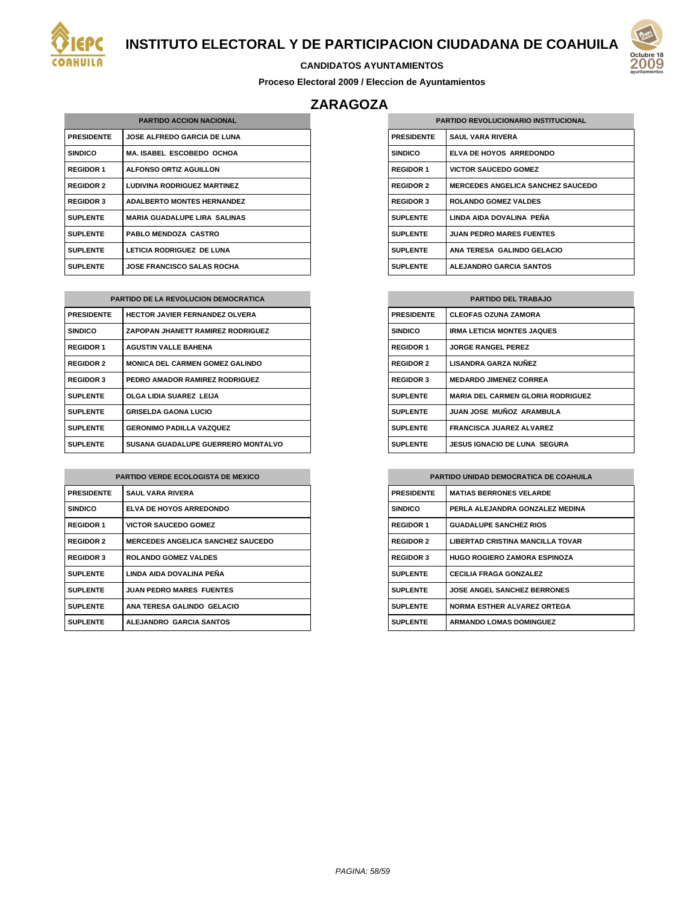# INSTITUTO ELECTORAL Y DE PARTICIPACION CIUDADANA DE COAHUILA

**CANDIDATOS AYUNTAMIENTOS**

**Proceso Electoral 2009 / Eleccion de Ayuntamientos**

## ZARAGOZA

| PARTIDO ACCION NACIONAL | |
|---|---|
| PRESIDENTE | JOSE ALFREDO GARCIA DE LUNA |
| SINDICO | MA. ISABEL ESCOBEDO OCHOA |
| REGIDOR 1 | ALFONSO ORTIZ AGUILLON |
| REGIDOR 2 | LUDIVINA RODRIGUEZ MARTINEZ |
| REGIDOR 3 | ADALBERTO MONTES HERNANDEZ |
| SUPLENTE | MARIA GUADALUPE LIRA SALINAS |
| SUPLENTE | PABLO MENDOZA CASTRO |
| SUPLENTE | LETICIA RODRIGUEZ DE LUNA |
| SUPLENTE | JOSE FRANCISCO SALAS ROCHA |

| PARTIDO REVOLUCIONARIO INSTITUCIONAL | |
|---|---|
| PRESIDENTE | SAUL VARA RIVERA |
| SINDICO | ELVA DE HOYOS ARREDONDO |
| REGIDOR 1 | VICTOR SAUCEDO GOMEZ |
| REGIDOR 2 | MERCEDES ANGELICA SANCHEZ SAUCEDO |
| REGIDOR 3 | ROLANDO GOMEZ VALDES |
| SUPLENTE | LINDA AIDA DOVALINA PEÑA |
| SUPLENTE | JUAN PEDRO MARES FUENTES |
| SUPLENTE | ANA TERESA GALINDO GELACIO |
| SUPLENTE | ALEJANDRO GARCIA SANTOS |

| PARTIDO DE LA REVOLUCION DEMOCRATICA | |
|---|---|
| PRESIDENTE | HECTOR JAVIER FERNANDEZ OLVERA |
| SINDICO | ZAPOPAN JHANETT RAMIREZ RODRIGUEZ |
| REGIDOR 1 | AGUSTIN VALLE BAHENA |
| REGIDOR 2 | MONICA DEL CARMEN GOMEZ GALINDO |
| REGIDOR 3 | PEDRO AMADOR RAMIREZ RODRIGUEZ |
| SUPLENTE | OLGA LIDIA SUAREZ LEIJA |
| SUPLENTE | GRISELDA GAONA LUCIO |
| SUPLENTE | GERONIMO PADILLA VAZQUEZ |
| SUPLENTE | SUSANA GUADALUPE GUERRERO MONTALVO |

| PARTIDO DEL TRABAJO | |
|---|---|
| PRESIDENTE | CLEOFAS OZUNA ZAMORA |
| SINDICO | IRMA LETICIA MONTES JAQUES |
| REGIDOR 1 | JORGE RANGEL PEREZ |
| REGIDOR 2 | LISANDRA GARZA NUÑEZ |
| REGIDOR 3 | MEDARDO JIMENEZ CORREA |
| SUPLENTE | MARIA DEL CARMEN GLORIA RODRIGUEZ |
| SUPLENTE | JUAN JOSE MUÑOZ ARAMBULA |
| SUPLENTE | FRANCISCA JUAREZ ALVAREZ |
| SUPLENTE | JESUS IGNACIO DE LUNA SEGURA |

| PARTIDO VERDE ECOLOGISTA DE MEXICO | |
|---|---|
| PRESIDENTE | SAUL VARA RIVERA |
| SINDICO | ELVA DE HOYOS ARREDONDO |
| REGIDOR 1 | VICTOR SAUCEDO GOMEZ |
| REGIDOR 2 | MERCEDES ANGELICA SANCHEZ SAUCEDO |
| REGIDOR 3 | ROLANDO GOMEZ VALDES |
| SUPLENTE | LINDA AIDA DOVALINA PEÑA |
| SUPLENTE | JUAN PEDRO MARES FUENTES |
| SUPLENTE | ANA TERESA GALINDO GELACIO |
| SUPLENTE | ALEJANDRO GARCIA SANTOS |

| PARTIDO UNIDAD DEMOCRATICA DE COAHUILA | |
|---|---|
| PRESIDENTE | MATIAS BERRONES VELARDE |
| SINDICO | PERLA ALEJANDRA GONZALEZ MEDINA |
| REGIDOR 1 | GUADALUPE SANCHEZ RIOS |
| REGIDOR 2 | LIBERTAD CRISTINA MANCILLA TOVAR |
| REGIDOR 3 | HUGO ROGIERO ZAMORA ESPINOZA |
| SUPLENTE | CECILIA FRAGA GONZALEZ |
| SUPLENTE | JOSE ANGEL SANCHEZ BERRONES |
| SUPLENTE | NORMA ESTHER ALVAREZ ORTEGA |
| SUPLENTE | ARMANDO LOMAS DOMINGUEZ |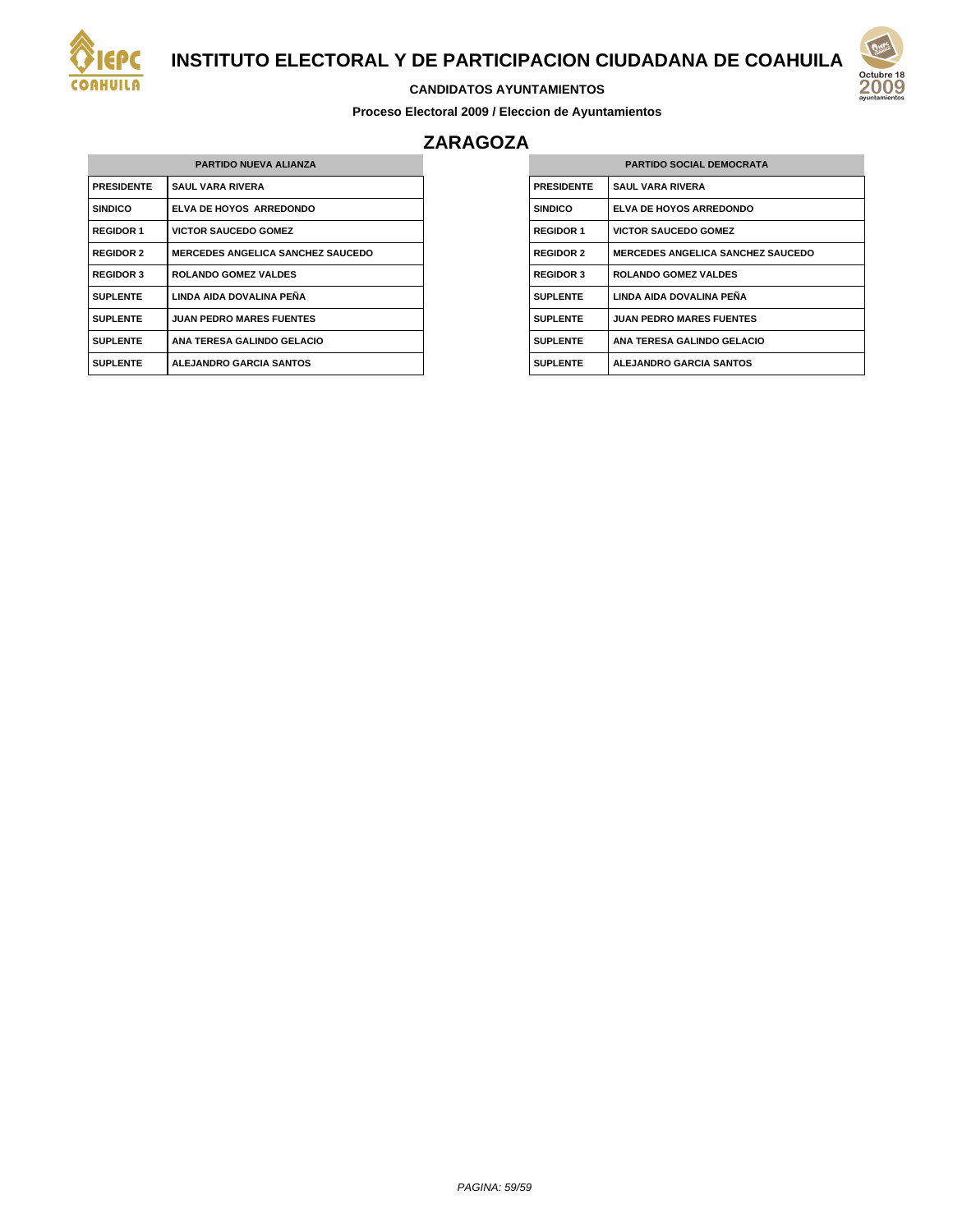# INSTITUTO ELECTORAL Y DE PARTICIPACION CIUDADANA DE COAHUILA

**CANDIDATOS AYUNTAMIENTOS**

**Proceso Electoral 2009 / Eleccion de Ayuntamientos**

## ZARAGOZA

| PARTIDO NUEVA ALIANZA | |
|---|---|
| PRESIDENTE | SAUL VARA RIVERA |
| SINDICO | ELVA DE HOYOS ARREDONDO |
| REGIDOR 1 | VICTOR SAUCEDO GOMEZ |
| REGIDOR 2 | MERCEDES ANGELICA SANCHEZ SAUCEDO |
| REGIDOR 3 | ROLANDO GOMEZ VALDES |
| SUPLENTE | LINDA AIDA DOVALINA PEÑA |
| SUPLENTE | JUAN PEDRO MARES FUENTES |
| SUPLENTE | ANA TERESA GALINDO GELACIO |
| SUPLENTE | ALEJANDRO GARCIA SANTOS |

| PARTIDO SOCIAL DEMOCRATA | |
|---|---|
| PRESIDENTE | SAUL VARA RIVERA |
| SINDICO | ELVA DE HOYOS ARREDONDO |
| REGIDOR 1 | VICTOR SAUCEDO GOMEZ |
| REGIDOR 2 | MERCEDES ANGELICA SANCHEZ SAUCEDO |
| REGIDOR 3 | ROLANDO GOMEZ VALDES |
| SUPLENTE | LINDA AIDA DOVALINA PEÑA |
| SUPLENTE | JUAN PEDRO MARES FUENTES |
| SUPLENTE | ANA TERESA GALINDO GELACIO |
| SUPLENTE | ALEJANDRO GARCIA SANTOS |